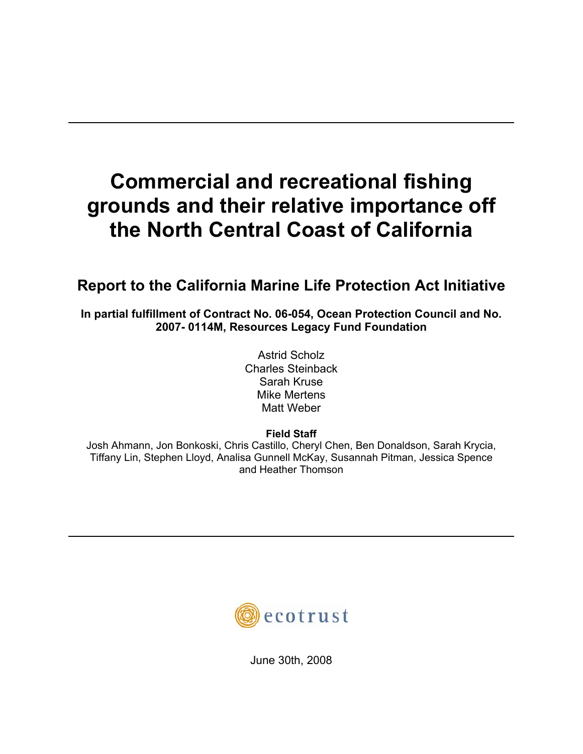# Commercial and recreational fishing grounds and their relative importance off the North Central Coast of California

## Report to the California Marine Life Protection Act Initiative

**In partial fulfillment of Contract No. 06-054, Ocean Protection Council and No. 2007- 0114M, Resources Legacy Fund Foundation**

Astrid Scholz
Charles Steinback
Sarah Kruse
Mike Mertens
Matt Weber

**Field Staff**

Josh Ahmann, Jon Bonkoski, Chris Castillo, Cheryl Chen, Ben Donaldson, Sarah Krycia, Tiffany Lin, Stephen Lloyd, Analisa Gunnell McKay, Susannah Pitman, Jessica Spence and Heather Thomson

ecotrust

June 30th, 2008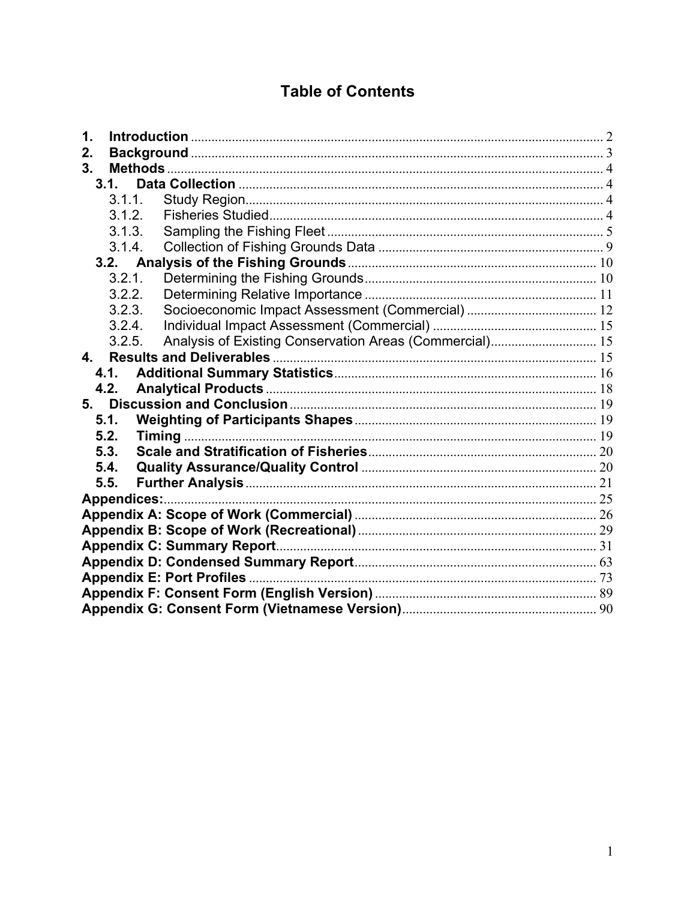# Table of Contents

1. **Introduction** ........................................................ 2
2. **Background** ........................................................ 3
3. **Methods** ........................................................ 4
   - **3.1. Data Collection** ........................................................ 4
     - 3.1.1. Study Region ........................................................ 4
     - 3.1.2. Fisheries Studied ........................................................ 4
     - 3.1.3. Sampling the Fishing Fleet ........................................................ 5
     - 3.1.4. Collection of Fishing Grounds Data ........................................................ 9
   - **3.2. Analysis of the Fishing Grounds** ........................................................ 10
     - 3.2.1. Determining the Fishing Grounds ........................................................ 10
     - 3.2.2. Determining Relative Importance ........................................................ 11
     - 3.2.3. Socioeconomic Impact Assessment (Commercial) ........................................................ 12
     - 3.2.4. Individual Impact Assessment (Commercial) ........................................................ 15
     - 3.2.5. Analysis of Existing Conservation Areas (Commercial) ........................................................ 15
4. **Results and Deliverables** ........................................................ 15
   - **4.1. Additional Summary Statistics** ........................................................ 16
   - **4.2. Analytical Products** ........................................................ 18
5. **Discussion and Conclusion** ........................................................ 19
   - **5.1. Weighting of Participants Shapes** ........................................................ 19
   - **5.2. Timing** ........................................................ 19
   - **5.3. Scale and Stratification of Fisheries** ........................................................ 20
   - **5.4. Quality Assurance/Quality Control** ........................................................ 20
   - **5.5. Further Analysis** ........................................................ 21

**Appendices:** ........................................................ 25

**Appendix A: Scope of Work (Commercial)** ........................................................ 26

**Appendix B: Scope of Work (Recreational)** ........................................................ 29

**Appendix C: Summary Report** ........................................................ 31

**Appendix D: Condensed Summary Report** ........................................................ 63

**Appendix E: Port Profiles** ........................................................ 73

**Appendix F: Consent Form (English Version)** ........................................................ 89

**Appendix G: Consent Form (Vietnamese Version)** ........................................................ 90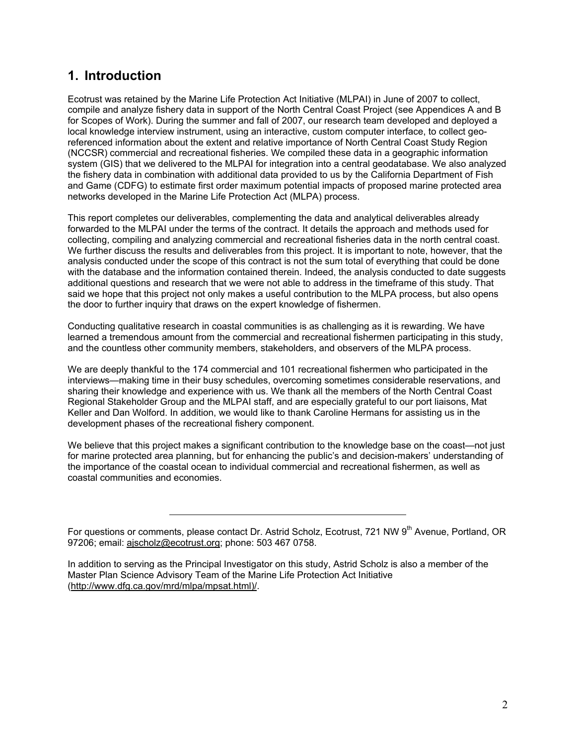# 1. Introduction

Ecotrust was retained by the Marine Life Protection Act Initiative (MLPAI) in June of 2007 to collect, compile and analyze fishery data in support of the North Central Coast Project (see Appendices A and B for Scopes of Work). During the summer and fall of 2007, our research team developed and deployed a local knowledge interview instrument, using an interactive, custom computer interface, to collect geo-referenced information about the extent and relative importance of North Central Coast Study Region (NCCSR) commercial and recreational fisheries. We compiled these data in a geographic information system (GIS) that we delivered to the MLPAI for integration into a central geodatabase. We also analyzed the fishery data in combination with additional data provided to us by the California Department of Fish and Game (CDFG) to estimate first order maximum potential impacts of proposed marine protected area networks developed in the Marine Life Protection Act (MLPA) process.

This report completes our deliverables, complementing the data and analytical deliverables already forwarded to the MLPAI under the terms of the contract. It details the approach and methods used for collecting, compiling and analyzing commercial and recreational fisheries data in the north central coast. We further discuss the results and deliverables from this project. It is important to note, however, that the analysis conducted under the scope of this contract is not the sum total of everything that could be done with the database and the information contained therein. Indeed, the analysis conducted to date suggests additional questions and research that we were not able to address in the timeframe of this study. That said we hope that this project not only makes a useful contribution to the MLPA process, but also opens the door to further inquiry that draws on the expert knowledge of fishermen.

Conducting qualitative research in coastal communities is as challenging as it is rewarding. We have learned a tremendous amount from the commercial and recreational fishermen participating in this study, and the countless other community members, stakeholders, and observers of the MLPA process.

We are deeply thankful to the 174 commercial and 101 recreational fishermen who participated in the interviews—making time in their busy schedules, overcoming sometimes considerable reservations, and sharing their knowledge and experience with us. We thank all the members of the North Central Coast Regional Stakeholder Group and the MLPAI staff, and are especially grateful to our port liaisons, Mat Keller and Dan Wolford. In addition, we would like to thank Caroline Hermans for assisting us in the development phases of the recreational fishery component.

We believe that this project makes a significant contribution to the knowledge base on the coast—not just for marine protected area planning, but for enhancing the public's and decision-makers' understanding of the importance of the coastal ocean to individual commercial and recreational fishermen, as well as coastal communities and economies.

---

For questions or comments, please contact Dr. Astrid Scholz, Ecotrust, 721 NW 9th Avenue, Portland, OR 97206; email: ajscholz@ecotrust.org; phone: 503 467 0758.

In addition to serving as the Principal Investigator on this study, Astrid Scholz is also a member of the Master Plan Science Advisory Team of the Marine Life Protection Act Initiative (http://www.dfg.ca.gov/mrd/mlpa/mpsat.html)/.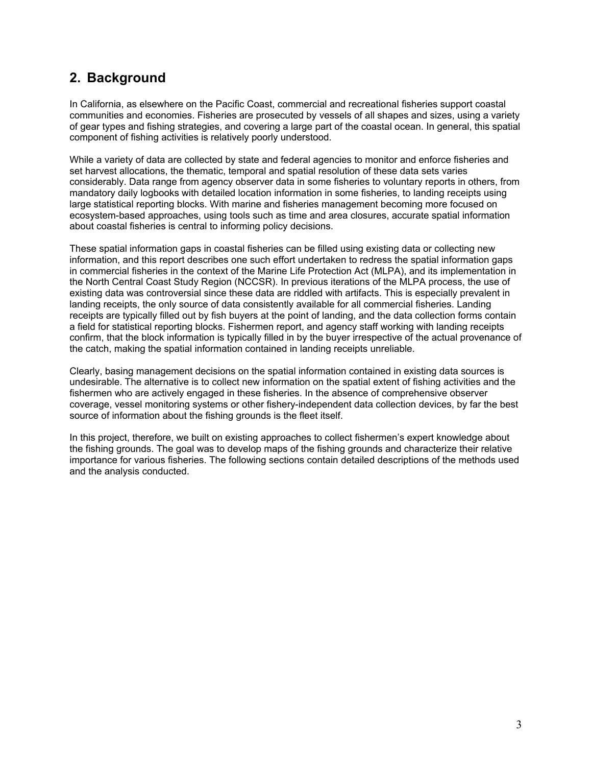## 2. Background

In California, as elsewhere on the Pacific Coast, commercial and recreational fisheries support coastal communities and economies. Fisheries are prosecuted by vessels of all shapes and sizes, using a variety of gear types and fishing strategies, and covering a large part of the coastal ocean. In general, this spatial component of fishing activities is relatively poorly understood.

While a variety of data are collected by state and federal agencies to monitor and enforce fisheries and set harvest allocations, the thematic, temporal and spatial resolution of these data sets varies considerably. Data range from agency observer data in some fisheries to voluntary reports in others, from mandatory daily logbooks with detailed location information in some fisheries, to landing receipts using large statistical reporting blocks. With marine and fisheries management becoming more focused on ecosystem-based approaches, using tools such as time and area closures, accurate spatial information about coastal fisheries is central to informing policy decisions.

These spatial information gaps in coastal fisheries can be filled using existing data or collecting new information, and this report describes one such effort undertaken to redress the spatial information gaps in commercial fisheries in the context of the Marine Life Protection Act (MLPA), and its implementation in the North Central Coast Study Region (NCCSR). In previous iterations of the MLPA process, the use of existing data was controversial since these data are riddled with artifacts. This is especially prevalent in landing receipts, the only source of data consistently available for all commercial fisheries. Landing receipts are typically filled out by fish buyers at the point of landing, and the data collection forms contain a field for statistical reporting blocks. Fishermen report, and agency staff working with landing receipts confirm, that the block information is typically filled in by the buyer irrespective of the actual provenance of the catch, making the spatial information contained in landing receipts unreliable.

Clearly, basing management decisions on the spatial information contained in existing data sources is undesirable. The alternative is to collect new information on the spatial extent of fishing activities and the fishermen who are actively engaged in these fisheries. In the absence of comprehensive observer coverage, vessel monitoring systems or other fishery-independent data collection devices, by far the best source of information about the fishing grounds is the fleet itself.

In this project, therefore, we built on existing approaches to collect fishermen's expert knowledge about the fishing grounds. The goal was to develop maps of the fishing grounds and characterize their relative importance for various fisheries. The following sections contain detailed descriptions of the methods used and the analysis conducted.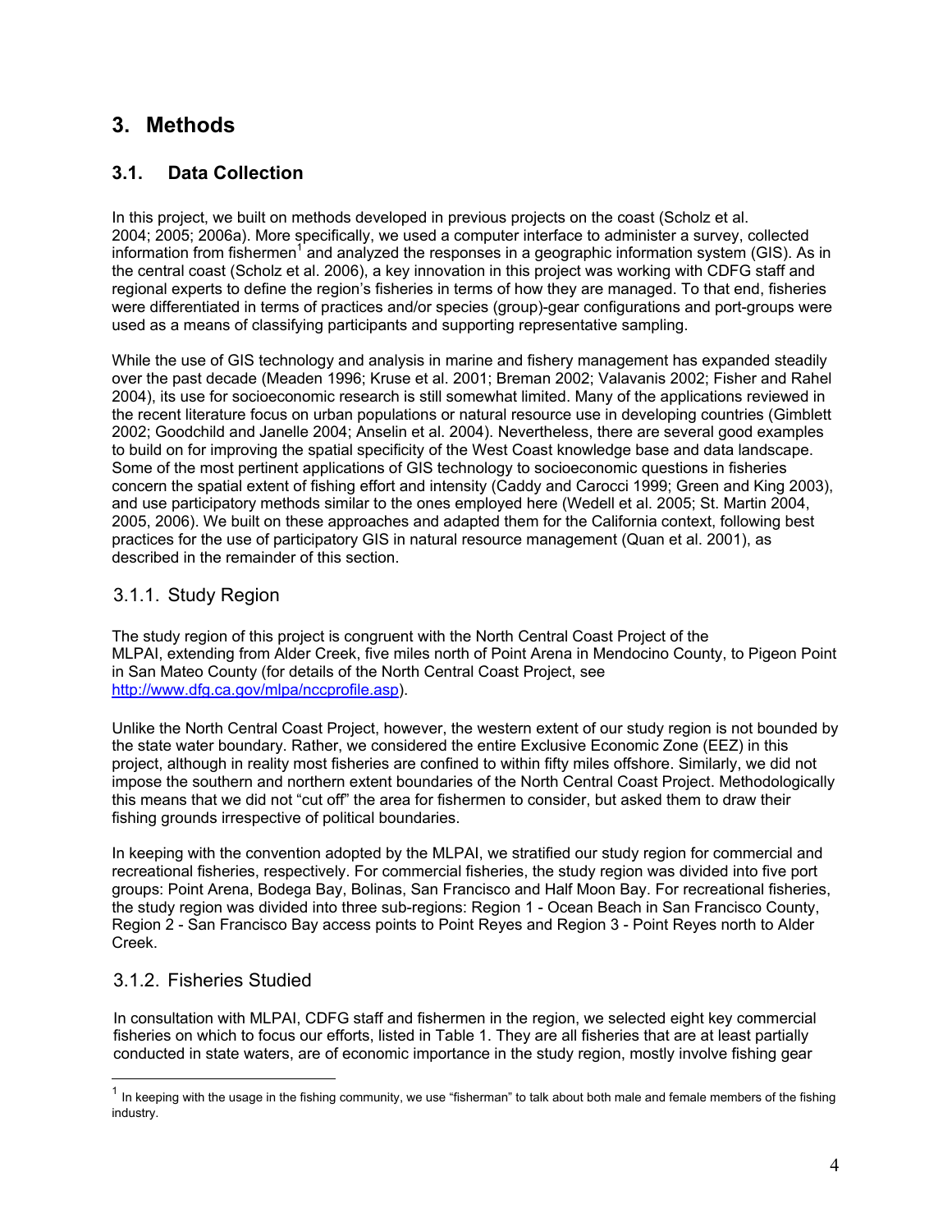# 3. Methods

## 3.1. Data Collection

In this project, we built on methods developed in previous projects on the coast (Scholz et al. 2004; 2005; 2006a). More specifically, we used a computer interface to administer a survey, collected information from fishermen[1] and analyzed the responses in a geographic information system (GIS). As in the central coast (Scholz et al. 2006), a key innovation in this project was working with CDFG staff and regional experts to define the region's fisheries in terms of how they are managed. To that end, fisheries were differentiated in terms of practices and/or species (group)-gear configurations and port-groups were used as a means of classifying participants and supporting representative sampling.

While the use of GIS technology and analysis in marine and fishery management has expanded steadily over the past decade (Meaden 1996; Kruse et al. 2001; Breman 2002; Valavanis 2002; Fisher and Rahel 2004), its use for socioeconomic research is still somewhat limited. Many of the applications reviewed in the recent literature focus on urban populations or natural resource use in developing countries (Gimblett 2002; Goodchild and Janelle 2004; Anselin et al. 2004). Nevertheless, there are several good examples to build on for improving the spatial specificity of the West Coast knowledge base and data landscape. Some of the most pertinent applications of GIS technology to socioeconomic questions in fisheries concern the spatial extent of fishing effort and intensity (Caddy and Carocci 1999; Green and King 2003), and use participatory methods similar to the ones employed here (Wedell et al. 2005; St. Martin 2004, 2005, 2006). We built on these approaches and adapted them for the California context, following best practices for the use of participatory GIS in natural resource management (Quan et al. 2001), as described in the remainder of this section.

### 3.1.1. Study Region

The study region of this project is congruent with the North Central Coast Project of the MLPAI, extending from Alder Creek, five miles north of Point Arena in Mendocino County, to Pigeon Point in San Mateo County (for details of the North Central Coast Project, see http://www.dfg.ca.gov/mlpa/nccprofile.asp).

Unlike the North Central Coast Project, however, the western extent of our study region is not bounded by the state water boundary. Rather, we considered the entire Exclusive Economic Zone (EEZ) in this project, although in reality most fisheries are confined to within fifty miles offshore. Similarly, we did not impose the southern and northern extent boundaries of the North Central Coast Project. Methodologically this means that we did not "cut off" the area for fishermen to consider, but asked them to draw their fishing grounds irrespective of political boundaries.

In keeping with the convention adopted by the MLPAI, we stratified our study region for commercial and recreational fisheries, respectively. For commercial fisheries, the study region was divided into five port groups: Point Arena, Bodega Bay, Bolinas, San Francisco and Half Moon Bay. For recreational fisheries, the study region was divided into three sub-regions: Region 1 - Ocean Beach in San Francisco County, Region 2 - San Francisco Bay access points to Point Reyes and Region 3 - Point Reyes north to Alder Creek.

### 3.1.2. Fisheries Studied

In consultation with MLPAI, CDFG staff and fishermen in the region, we selected eight key commercial fisheries on which to focus our efforts, listed in Table 1. They are all fisheries that are at least partially conducted in state waters, are of economic importance in the study region, mostly involve fishing gear

[1] In keeping with the usage in the fishing community, we use "fisherman" to talk about both male and female members of the fishing industry.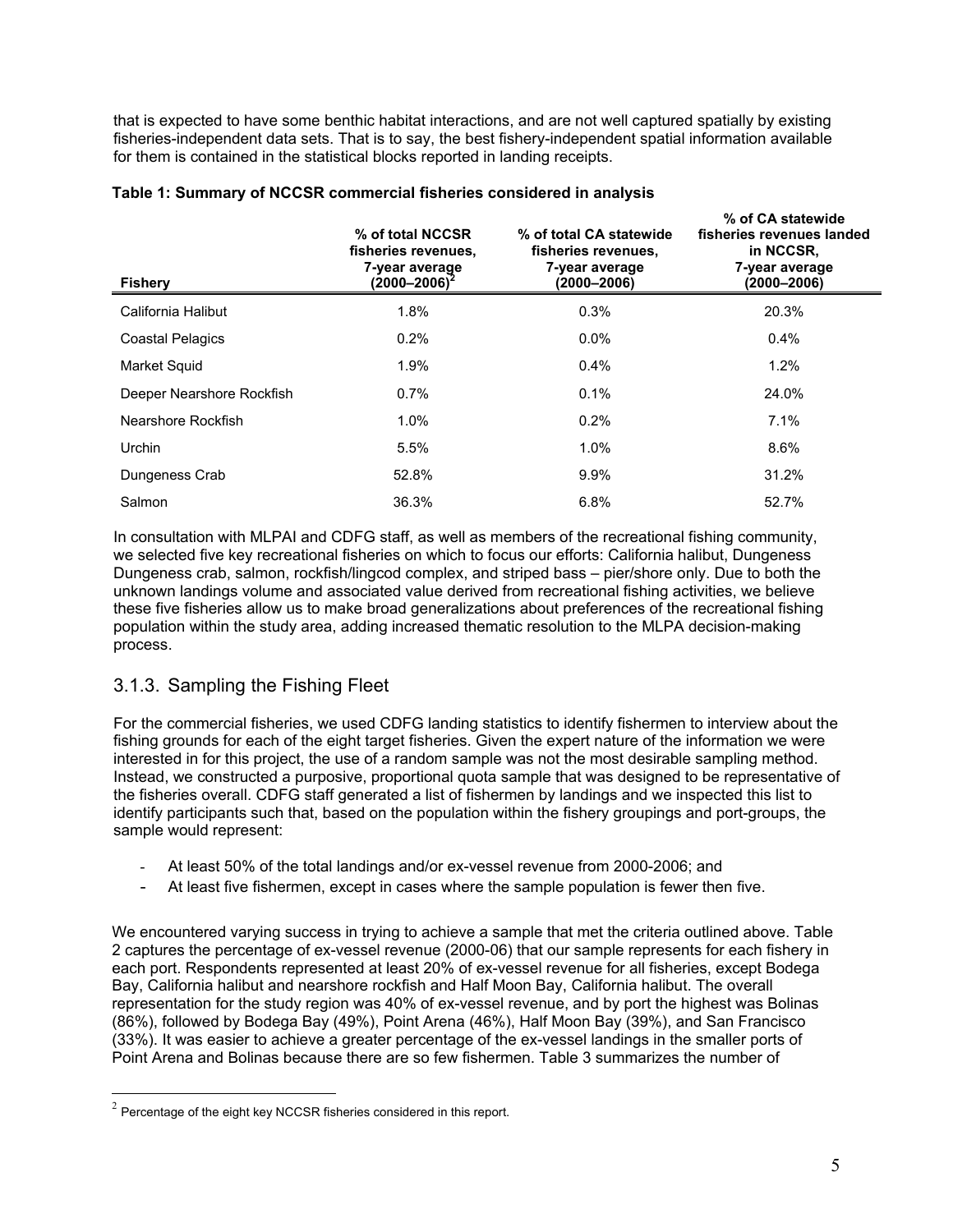that is expected to have some benthic habitat interactions, and are not well captured spatially by existing fisheries-independent data sets. That is to say, the best fishery-independent spatial information available for them is contained in the statistical blocks reported in landing receipts.

**Table 1: Summary of NCCSR commercial fisheries considered in analysis**

| Fishery | % of total NCCSR fisheries revenues, 7-year average (2000–2006)[2] | % of total CA statewide fisheries revenues, 7-year average (2000–2006) | % of CA statewide fisheries revenues landed in NCCSR, 7-year average (2000–2006) |
|---|---|---|---|
| California Halibut | 1.8% | 0.3% | 20.3% |
| Coastal Pelagics | 0.2% | 0.0% | 0.4% |
| Market Squid | 1.9% | 0.4% | 1.2% |
| Deeper Nearshore Rockfish | 0.7% | 0.1% | 24.0% |
| Nearshore Rockfish | 1.0% | 0.2% | 7.1% |
| Urchin | 5.5% | 1.0% | 8.6% |
| Dungeness Crab | 52.8% | 9.9% | 31.2% |
| Salmon | 36.3% | 6.8% | 52.7% |

In consultation with MLPAI and CDFG staff, as well as members of the recreational fishing community, we selected five key recreational fisheries on which to focus our efforts: California halibut, Dungeness Dungeness crab, salmon, rockfish/lingcod complex, and striped bass – pier/shore only. Due to both the unknown landings volume and associated value derived from recreational fishing activities, we believe these five fisheries allow us to make broad generalizations about preferences of the recreational fishing population within the study area, adding increased thematic resolution to the MLPA decision-making process.

## 3.1.3. Sampling the Fishing Fleet

For the commercial fisheries, we used CDFG landing statistics to identify fishermen to interview about the fishing grounds for each of the eight target fisheries. Given the expert nature of the information we were interested in for this project, the use of a random sample was not the most desirable sampling method. Instead, we constructed a purposive, proportional quota sample that was designed to be representative of the fisheries overall. CDFG staff generated a list of fishermen by landings and we inspected this list to identify participants such that, based on the population within the fishery groupings and port-groups, the sample would represent:

- At least 50% of the total landings and/or ex-vessel revenue from 2000-2006; and
- At least five fishermen, except in cases where the sample population is fewer then five.

We encountered varying success in trying to achieve a sample that met the criteria outlined above. Table 2 captures the percentage of ex-vessel revenue (2000-06) that our sample represents for each fishery in each port. Respondents represented at least 20% of ex-vessel revenue for all fisheries, except Bodega Bay, California halibut and nearshore rockfish and Half Moon Bay, California halibut. The overall representation for the study region was 40% of ex-vessel revenue, and by port the highest was Bolinas (86%), followed by Bodega Bay (49%), Point Arena (46%), Half Moon Bay (39%), and San Francisco (33%). It was easier to achieve a greater percentage of the ex-vessel landings in the smaller ports of Point Arena and Bolinas because there are so few fishermen. Table 3 summarizes the number of

[2] Percentage of the eight key NCCSR fisheries considered in this report.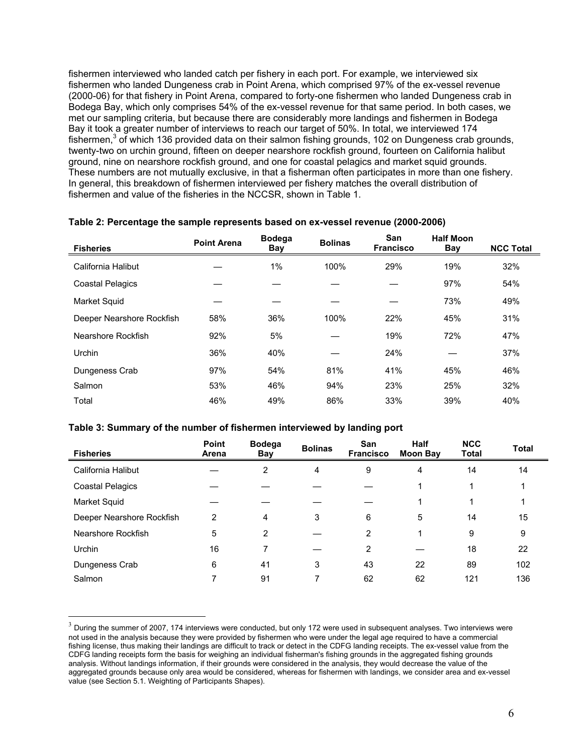fishermen interviewed who landed catch per fishery in each port. For example, we interviewed six fishermen who landed Dungeness crab in Point Arena, which comprised 97% of the ex-vessel revenue (2000-06) for that fishery in Point Arena, compared to forty-one fishermen who landed Dungeness crab in Bodega Bay, which only comprises 54% of the ex-vessel revenue for that same period. In both cases, we met our sampling criteria, but because there are considerably more landings and fishermen in Bodega Bay it took a greater number of interviews to reach our target of 50%. In total, we interviewed 174 fishermen,[3] of which 136 provided data on their salmon fishing grounds, 102 on Dungeness crab grounds, twenty-two on urchin ground, fifteen on deeper nearshore rockfish ground, fourteen on California halibut ground, nine on nearshore rockfish ground, and one for coastal pelagics and market squid grounds. These numbers are not mutually exclusive, in that a fisherman often participates in more than one fishery. In general, this breakdown of fishermen interviewed per fishery matches the overall distribution of fishermen and value of the fisheries in the NCCSR, shown in Table 1.

**Table 2: Percentage the sample represents based on ex-vessel revenue (2000-2006)**

| Fisheries | Point Arena | Bodega Bay | Bolinas | San Francisco | Half Moon Bay | NCC Total |
|---|---|---|---|---|---|---|
| California Halibut | — | 1% | 100% | 29% | 19% | 32% |
| Coastal Pelagics | — | — | — | — | 97% | 54% |
| Market Squid | — | — | — | — | 73% | 49% |
| Deeper Nearshore Rockfish | 58% | 36% | 100% | 22% | 45% | 31% |
| Nearshore Rockfish | 92% | 5% | — | 19% | 72% | 47% |
| Urchin | 36% | 40% | — | 24% | — | 37% |
| Dungeness Crab | 97% | 54% | 81% | 41% | 45% | 46% |
| Salmon | 53% | 46% | 94% | 23% | 25% | 32% |
| Total | 46% | 49% | 86% | 33% | 39% | 40% |

**Table 3: Summary of the number of fishermen interviewed by landing port**

| Fisheries | Point Arena | Bodega Bay | Bolinas | San Francisco | Half Moon Bay | NCC Total | Total |
|---|---|---|---|---|---|---|---|
| California Halibut | — | 2 | 4 | 9 | 4 | 14 | 14 |
| Coastal Pelagics | — | — | — | — | 1 | 1 | 1 |
| Market Squid | — | — | — | — | 1 | 1 | 1 |
| Deeper Nearshore Rockfish | 2 | 4 | 3 | 6 | 5 | 14 | 15 |
| Nearshore Rockfish | 5 | 2 | — | 2 | 1 | 9 | 9 |
| Urchin | 16 | 7 | — | 2 | — | 18 | 22 |
| Dungeness Crab | 6 | 41 | 3 | 43 | 22 | 89 | 102 |
| Salmon | 7 | 91 | 7 | 62 | 62 | 121 | 136 |

[3] During the summer of 2007, 174 interviews were conducted, but only 172 were used in subsequent analyses. Two interviews were not used in the analysis because they were provided by fishermen who were under the legal age required to have a commercial fishing license, thus making their landings are difficult to track or detect in the CDFG landing receipts. The ex-vessel value from the CDFG landing receipts form the basis for weighing an individual fisherman's fishing grounds in the aggregated fishing grounds analysis. Without landings information, if their grounds were considered in the analysis, they would decrease the value of the aggregated grounds because only area would be considered, whereas for fishermen with landings, we consider area and ex-vessel value (see Section 5.1. Weighting of Participants Shapes).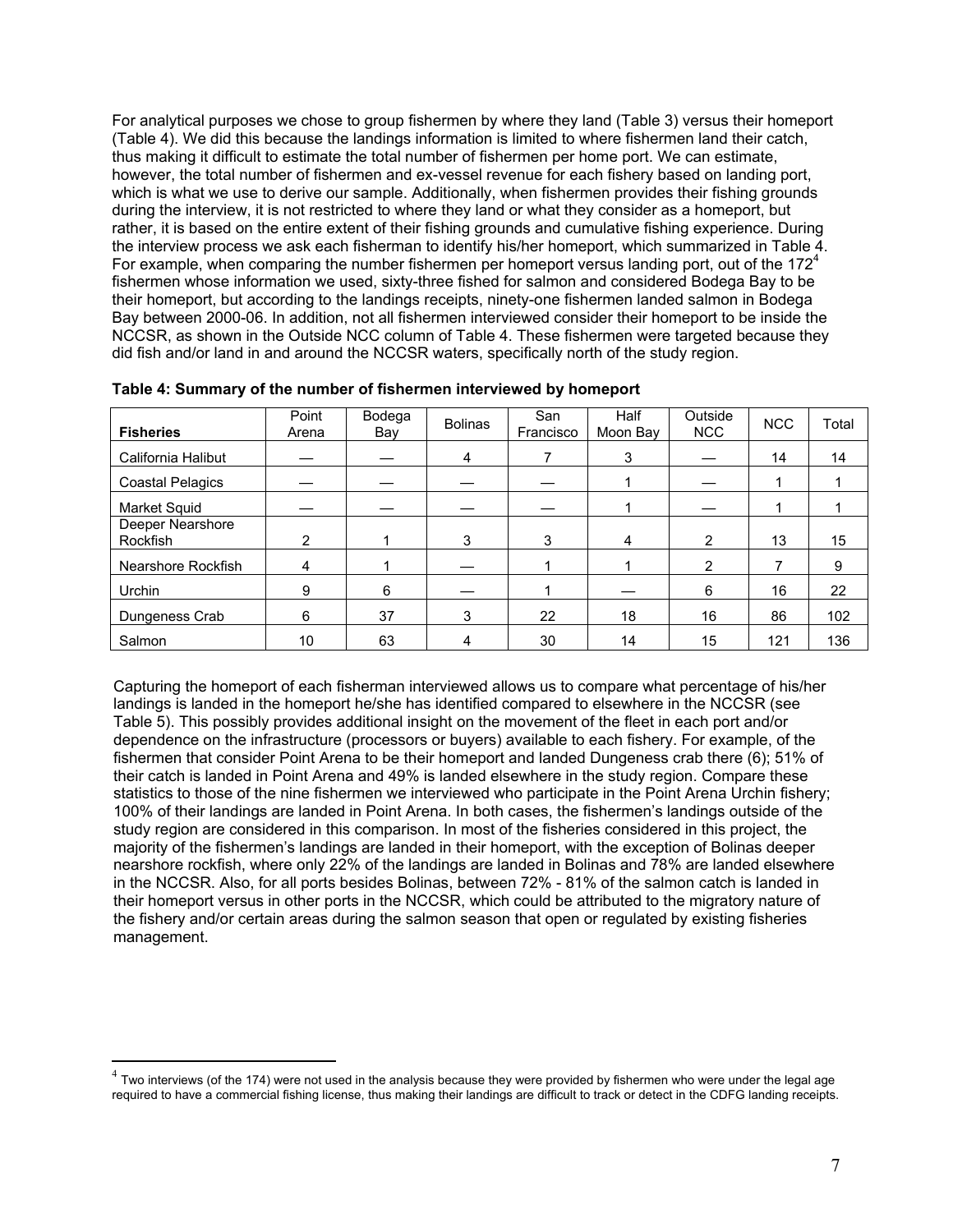For analytical purposes we chose to group fishermen by where they land (Table 3) versus their homeport (Table 4). We did this because the landings information is limited to where fishermen land their catch, thus making it difficult to estimate the total number of fishermen per home port. We can estimate, however, the total number of fishermen and ex-vessel revenue for each fishery based on landing port, which is what we use to derive our sample. Additionally, when fishermen provides their fishing grounds during the interview, it is not restricted to where they land or what they consider as a homeport, but rather, it is based on the entire extent of their fishing grounds and cumulative fishing experience. During the interview process we ask each fisherman to identify his/her homeport, which summarized in Table 4. For example, when comparing the number fishermen per homeport versus landing port, out of the 172[4] fishermen whose information we used, sixty-three fished for salmon and considered Bodega Bay to be their homeport, but according to the landings receipts, ninety-one fishermen landed salmon in Bodega Bay between 2000-06. In addition, not all fishermen interviewed consider their homeport to be inside the NCCSR, as shown in the Outside NCC column of Table 4. These fishermen were targeted because they did fish and/or land in and around the NCCSR waters, specifically north of the study region.

**Table 4: Summary of the number of fishermen interviewed by homeport**

| Fisheries | Point Arena | Bodega Bay | Bolinas | San Francisco | Half Moon Bay | Outside NCC | NCC | Total |
|---|---|---|---|---|---|---|---|---|
| California Halibut | — | — | 4 | 7 | 3 | — | 14 | 14 |
| Coastal Pelagics | — | — | — | — | 1 | — | 1 | 1 |
| Market Squid | — | — | — | — | 1 | — | 1 | 1 |
| Deeper Nearshore Rockfish | 2 | 1 | 3 | 3 | 4 | 2 | 13 | 15 |
| Nearshore Rockfish | 4 | 1 | — | 1 | 1 | 2 | 7 | 9 |
| Urchin | 9 | 6 | — | 1 | — | 6 | 16 | 22 |
| Dungeness Crab | 6 | 37 | 3 | 22 | 18 | 16 | 86 | 102 |
| Salmon | 10 | 63 | 4 | 30 | 14 | 15 | 121 | 136 |

Capturing the homeport of each fisherman interviewed allows us to compare what percentage of his/her landings is landed in the homeport he/she has identified compared to elsewhere in the NCCSR (see Table 5). This possibly provides additional insight on the movement of the fleet in each port and/or dependence on the infrastructure (processors or buyers) available to each fishery. For example, of the fishermen that consider Point Arena to be their homeport and landed Dungeness crab there (6); 51% of their catch is landed in Point Arena and 49% is landed elsewhere in the study region. Compare these statistics to those of the nine fishermen we interviewed who participate in the Point Arena Urchin fishery; 100% of their landings are landed in Point Arena. In both cases, the fishermen's landings outside of the study region are considered in this comparison. In most of the fisheries considered in this project, the majority of the fishermen's landings are landed in their homeport, with the exception of Bolinas deeper nearshore rockfish, where only 22% of the landings are landed in Bolinas and 78% are landed elsewhere in the NCCSR. Also, for all ports besides Bolinas, between 72% - 81% of the salmon catch is landed in their homeport versus in other ports in the NCCSR, which could be attributed to the migratory nature of the fishery and/or certain areas during the salmon season that open or regulated by existing fisheries management.

[4] Two interviews (of the 174) were not used in the analysis because they were provided by fishermen who were under the legal age required to have a commercial fishing license, thus making their landings are difficult to track or detect in the CDFG landing receipts.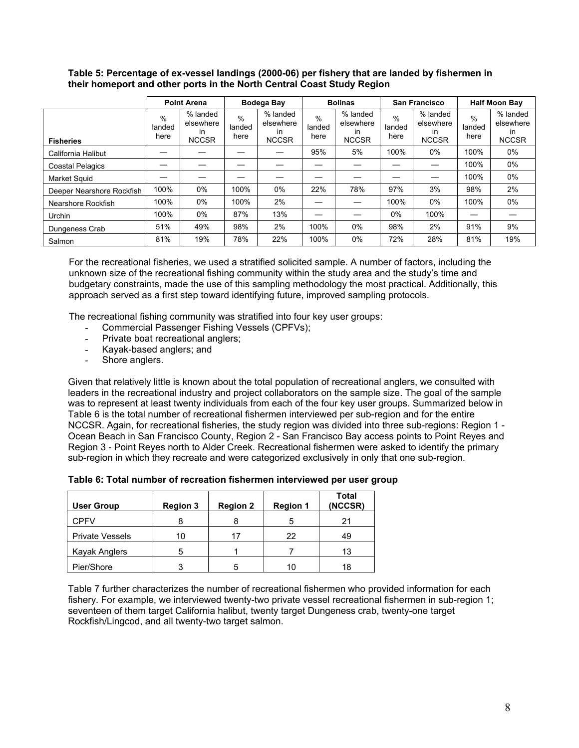**Table 5: Percentage of ex-vessel landings (2000-06) per fishery that are landed by fishermen in their homeport and other ports in the North Central Coast Study Region**

| | Point Arena | | Bodega Bay | | Bolinas | | San Francisco | | Half Moon Bay | |
|---|---|---|---|---|---|---|---|---|---|---|
| **Fisheries** | % landed here | % landed elsewhere in NCCSR | % landed here | % landed elsewhere in NCCSR | % landed here | % landed elsewhere in NCCSR | % landed here | % landed elsewhere in NCCSR | % landed here | % landed elsewhere in NCCSR |
| California Halibut | — | — | — | — | 95% | 5% | 100% | 0% | 100% | 0% |
| Coastal Pelagics | — | — | — | — | — | — | — | — | 100% | 0% |
| Market Squid | — | — | — | — | — | — | — | — | 100% | 0% |
| Deeper Nearshore Rockfish | 100% | 0% | 100% | 0% | 22% | 78% | 97% | 3% | 98% | 2% |
| Nearshore Rockfish | 100% | 0% | 100% | 2% | — | — | 100% | 0% | 100% | 0% |
| Urchin | 100% | 0% | 87% | 13% | — | — | 0% | 100% | — | — |
| Dungeness Crab | 51% | 49% | 98% | 2% | 100% | 0% | 98% | 2% | 91% | 9% |
| Salmon | 81% | 19% | 78% | 22% | 100% | 0% | 72% | 28% | 81% | 19% |

For the recreational fisheries, we used a stratified solicited sample. A number of factors, including the unknown size of the recreational fishing community within the study area and the study's time and budgetary constraints, made the use of this sampling methodology the most practical. Additionally, this approach served as a first step toward identifying future, improved sampling protocols.

The recreational fishing community was stratified into four key user groups:

- Commercial Passenger Fishing Vessels (CPFVs);
- Private boat recreational anglers;
- Kayak-based anglers; and
- Shore anglers.

Given that relatively little is known about the total population of recreational anglers, we consulted with leaders in the recreational industry and project collaborators on the sample size. The goal of the sample was to represent at least twenty individuals from each of the four key user groups. Summarized below in Table 6 is the total number of recreational fishermen interviewed per sub-region and for the entire NCCSR. Again, for recreational fisheries, the study region was divided into three sub-regions: Region 1 - Ocean Beach in San Francisco County, Region 2 - San Francisco Bay access points to Point Reyes and Region 3 - Point Reyes north to Alder Creek. Recreational fishermen were asked to identify the primary sub-region in which they recreate and were categorized exclusively in only that one sub-region.

**Table 6: Total number of recreation fishermen interviewed per user group**

| User Group | Region 3 | Region 2 | Region 1 | Total (NCCSR) |
|---|---|---|---|---|
| CPFV | 8 | 8 | 5 | 21 |
| Private Vessels | 10 | 17 | 22 | 49 |
| Kayak Anglers | 5 | 1 | 7 | 13 |
| Pier/Shore | 3 | 5 | 10 | 18 |

Table 7 further characterizes the number of recreational fishermen who provided information for each fishery. For example, we interviewed twenty-two private vessel recreational fishermen in sub-region 1; seventeen of them target California halibut, twenty target Dungeness crab, twenty-one target Rockfish/Lingcod, and all twenty-two target salmon.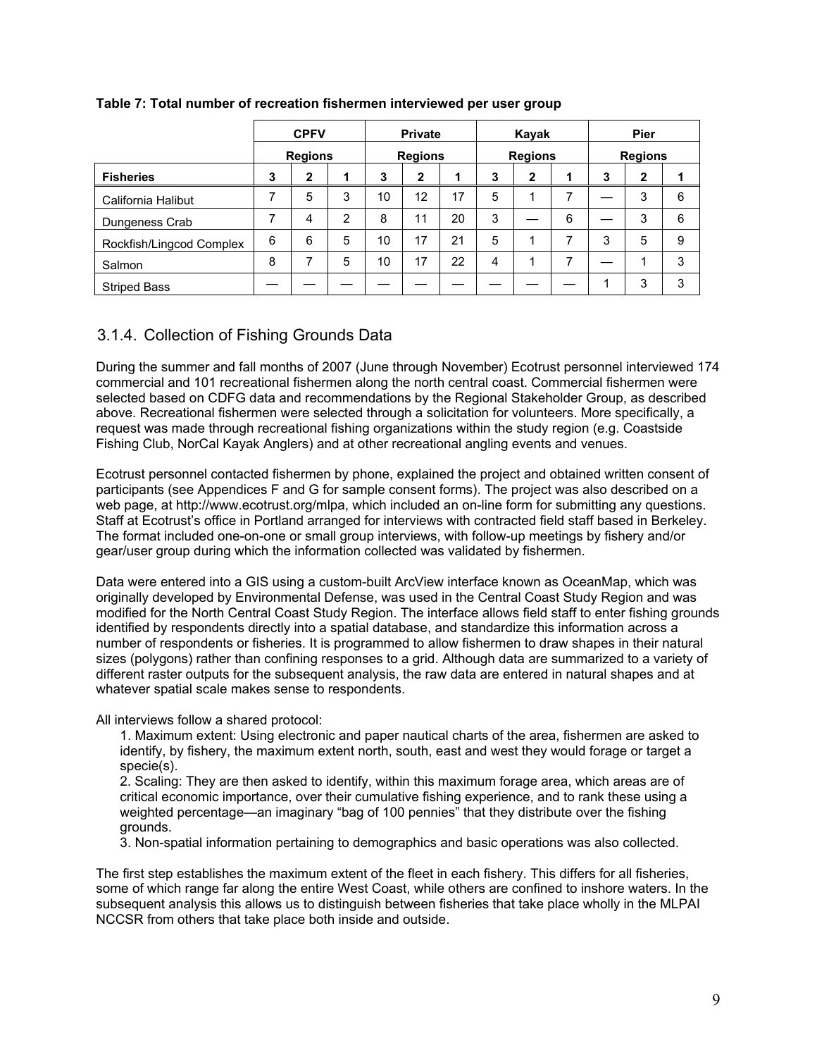**Table 7: Total number of recreation fishermen interviewed per user group**

| | CPFV | | | Private | | | Kayak | | | Pier | | |
|---|---|---|---|---|---|---|---|---|---|---|---|---|
| | Regions | | | Regions | | | Regions | | | Regions | | |
| **Fisheries** | **3** | **2** | **1** | **3** | **2** | **1** | **3** | **2** | **1** | **3** | **2** | **1** |
| California Halibut | 7 | 5 | 3 | 10 | 12 | 17 | 5 | 1 | 7 | — | 3 | 6 |
| Dungeness Crab | 7 | 4 | 2 | 8 | 11 | 20 | 3 | — | 6 | — | 3 | 6 |
| Rockfish/Lingcod Complex | 6 | 6 | 5 | 10 | 17 | 21 | 5 | 1 | 7 | 3 | 5 | 9 |
| Salmon | 8 | 7 | 5 | 10 | 17 | 22 | 4 | 1 | 7 | — | 1 | 3 |
| Striped Bass | — | — | — | — | — | — | — | — | — | 1 | 3 | 3 |

### 3.1.4. Collection of Fishing Grounds Data

During the summer and fall months of 2007 (June through November) Ecotrust personnel interviewed 174 commercial and 101 recreational fishermen along the north central coast. Commercial fishermen were selected based on CDFG data and recommendations by the Regional Stakeholder Group, as described above. Recreational fishermen were selected through a solicitation for volunteers. More specifically, a request was made through recreational fishing organizations within the study region (e.g. Coastside Fishing Club, NorCal Kayak Anglers) and at other recreational angling events and venues.

Ecotrust personnel contacted fishermen by phone, explained the project and obtained written consent of participants (see Appendices F and G for sample consent forms). The project was also described on a web page, at http://www.ecotrust.org/mlpa, which included an on-line form for submitting any questions. Staff at Ecotrust's office in Portland arranged for interviews with contracted field staff based in Berkeley. The format included one-on-one or small group interviews, with follow-up meetings by fishery and/or gear/user group during which the information collected was validated by fishermen.

Data were entered into a GIS using a custom-built ArcView interface known as OceanMap, which was originally developed by Environmental Defense, was used in the Central Coast Study Region and was modified for the North Central Coast Study Region. The interface allows field staff to enter fishing grounds identified by respondents directly into a spatial database, and standardize this information across a number of respondents or fisheries. It is programmed to allow fishermen to draw shapes in their natural sizes (polygons) rather than confining responses to a grid. Although data are summarized to a variety of different raster outputs for the subsequent analysis, the raw data are entered in natural shapes and at whatever spatial scale makes sense to respondents.

All interviews follow a shared protocol:

1. Maximum extent: Using electronic and paper nautical charts of the area, fishermen are asked to identify, by fishery, the maximum extent north, south, east and west they would forage or target a specie(s).
2. Scaling: They are then asked to identify, within this maximum forage area, which areas are of critical economic importance, over their cumulative fishing experience, and to rank these using a weighted percentage—an imaginary "bag of 100 pennies" that they distribute over the fishing grounds.
3. Non-spatial information pertaining to demographics and basic operations was also collected.

The first step establishes the maximum extent of the fleet in each fishery. This differs for all fisheries, some of which range far along the entire West Coast, while others are confined to inshore waters. In the subsequent analysis this allows us to distinguish between fisheries that take place wholly in the MLPAI NCCSR from others that take place both inside and outside.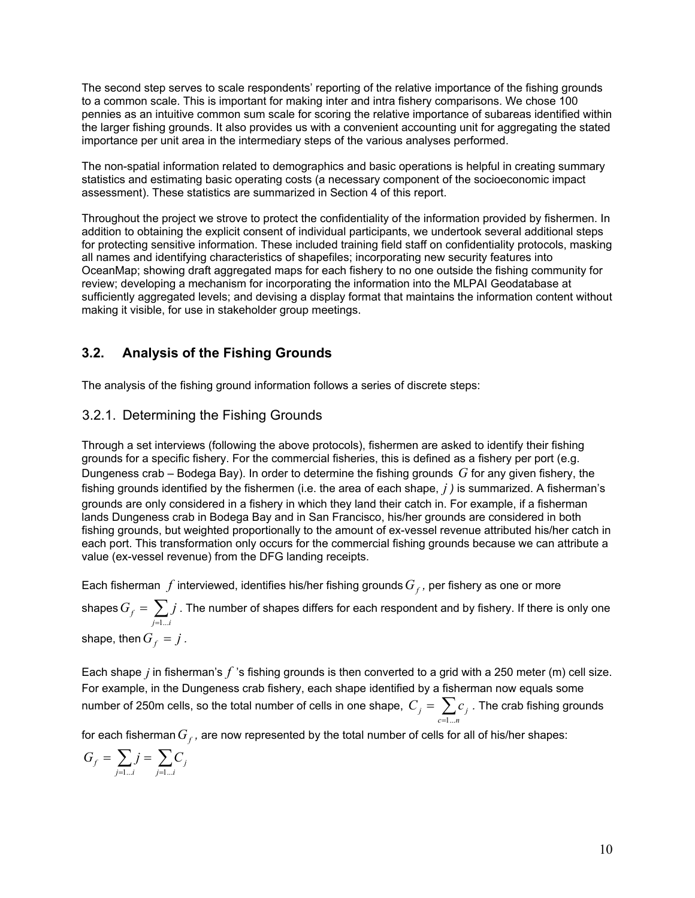The second step serves to scale respondents' reporting of the relative importance of the fishing grounds to a common scale. This is important for making inter and intra fishery comparisons. We chose 100 pennies as an intuitive common sum scale for scoring the relative importance of subareas identified within the larger fishing grounds. It also provides us with a convenient accounting unit for aggregating the stated importance per unit area in the intermediary steps of the various analyses performed.

The non-spatial information related to demographics and basic operations is helpful in creating summary statistics and estimating basic operating costs (a necessary component of the socioeconomic impact assessment). These statistics are summarized in Section 4 of this report.

Throughout the project we strove to protect the confidentiality of the information provided by fishermen. In addition to obtaining the explicit consent of individual participants, we undertook several additional steps for protecting sensitive information. These included training field staff on confidentiality protocols, masking all names and identifying characteristics of shapefiles; incorporating new security features into OceanMap; showing draft aggregated maps for each fishery to no one outside the fishing community for review; developing a mechanism for incorporating the information into the MLPAI Geodatabase at sufficiently aggregated levels; and devising a display format that maintains the information content without making it visible, for use in stakeholder group meetings.

## 3.2. Analysis of the Fishing Grounds

The analysis of the fishing ground information follows a series of discrete steps:

### 3.2.1. Determining the Fishing Grounds

Through a set interviews (following the above protocols), fishermen are asked to identify their fishing grounds for a specific fishery. For the commercial fisheries, this is defined as a fishery per port (e.g. Dungeness crab – Bodega Bay). In order to determine the fishing grounds $G$ for any given fishery, the fishing grounds identified by the fishermen (i.e. the area of each shape, $j$ ) is summarized. A fisherman's grounds are only considered in a fishery in which they land their catch in. For example, if a fisherman lands Dungeness crab in Bodega Bay and in San Francisco, his/her grounds are considered in both fishing grounds, but weighted proportionally to the amount of ex-vessel revenue attributed his/her catch in each port. This transformation only occurs for the commercial fishing grounds because we can attribute a value (ex-vessel revenue) from the DFG landing receipts.

Each fisherman $f$ interviewed, identifies his/her fishing grounds $G_f$, per fishery as one or more shapes $G_f = \sum_{j=1...i} j$. The number of shapes differs for each respondent and by fishery. If there is only one shape, then $G_f = j$.

Each shape $j$ in fisherman's $f$ 's fishing grounds is then converted to a grid with a 250 meter (m) cell size. For example, in the Dungeness crab fishery, each shape identified by a fisherman now equals some number of 250m cells, so the total number of cells in one shape, $C_j = \sum_{c=1...n} c_j$. The crab fishing grounds for each fisherman $G_f$, are now represented by the total number of cells for all of his/her shapes:

$$G_f = \sum_{j=1...i} j = \sum_{j=1...i} C_j$$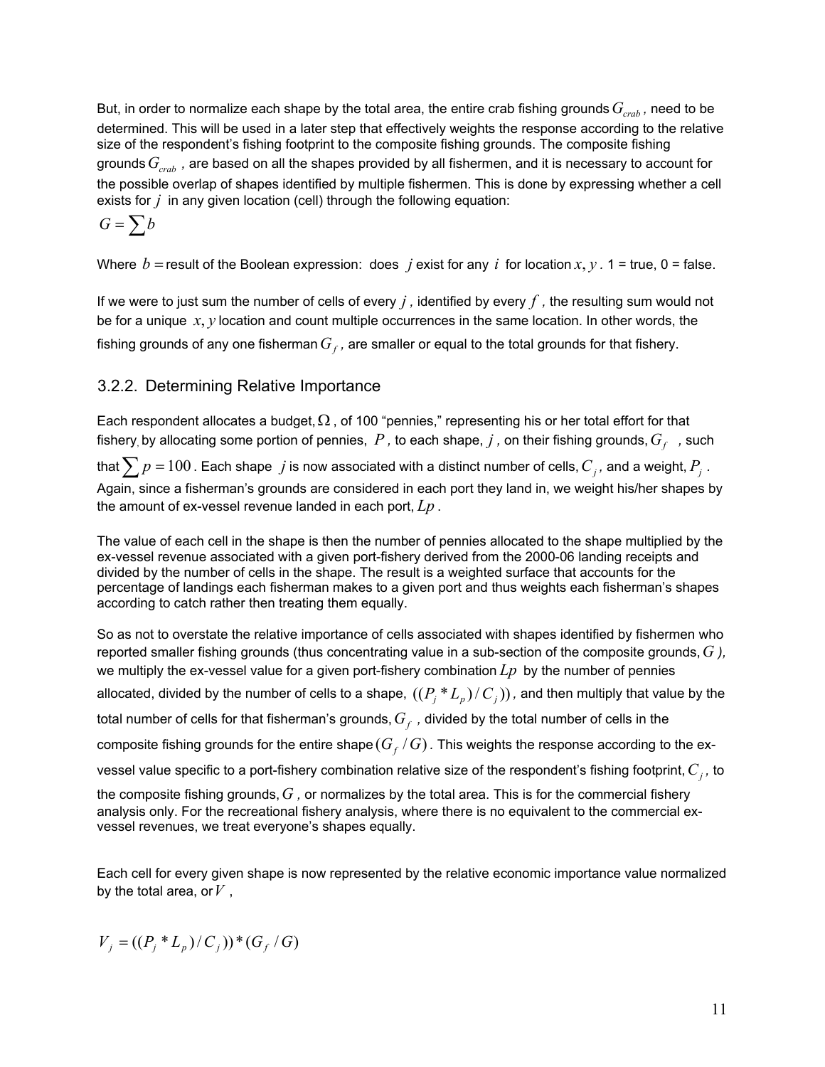But, in order to normalize each shape by the total area, the entire crab fishing grounds $G_{crab}$, need to be determined. This will be used in a later step that effectively weights the response according to the relative size of the respondent's fishing footprint to the composite fishing grounds. The composite fishing grounds $G_{crab}$, are based on all the shapes provided by all fishermen, and it is necessary to account for the possible overlap of shapes identified by multiple fishermen. This is done by expressing whether a cell exists for $j$ in any given location (cell) through the following equation:

$$G = \sum b$$

Where $b =$ result of the Boolean expression: does $j$ exist for any $i$ for location $x, y$. 1 = true, 0 = false.

If we were to just sum the number of cells of every $j$, identified by every $f$, the resulting sum would not be for a unique $x, y$ location and count multiple occurrences in the same location. In other words, the fishing grounds of any one fisherman $G_f$, are smaller or equal to the total grounds for that fishery.

## 3.2.2. Determining Relative Importance

Each respondent allocates a budget, $\Omega$, of 100 "pennies," representing his or her total effort for that fishery, by allocating some portion of pennies, $P$, to each shape, $j$, on their fishing grounds, $G_f$, such that $\sum p = 100$. Each shape $j$ is now associated with a distinct number of cells, $C_j$, and a weight, $P_j$. Again, since a fisherman's grounds are considered in each port they land in, we weight his/her shapes by the amount of ex-vessel revenue landed in each port, $Lp$.

The value of each cell in the shape is then the number of pennies allocated to the shape multiplied by the ex-vessel revenue associated with a given port-fishery derived from the 2000-06 landing receipts and divided by the number of cells in the shape. The result is a weighted surface that accounts for the percentage of landings each fisherman makes to a given port and thus weights each fisherman's shapes according to catch rather then treating them equally.

So as not to overstate the relative importance of cells associated with shapes identified by fishermen who reported smaller fishing grounds (thus concentrating value in a sub-section of the composite grounds, $G$), we multiply the ex-vessel value for a given port-fishery combination $Lp$ by the number of pennies allocated, divided by the number of cells to a shape, $((P_j * L_p)/C_j))$, and then multiply that value by the total number of cells for that fisherman's grounds, $G_f$, divided by the total number of cells in the composite fishing grounds for the entire shape $(G_f / G)$. This weights the response according to the ex-vessel value specific to a port-fishery combination relative size of the respondent's fishing footprint, $C_j$, to the composite fishing grounds, $G$, or normalizes by the total area. This is for the commercial fishery analysis only. For the recreational fishery analysis, where there is no equivalent to the commercial ex-vessel revenues, we treat everyone's shapes equally.

Each cell for every given shape is now represented by the relative economic importance value normalized by the total area, or $V$,

$$V_j = ((P_j * L_p)/C_j)) * (G_f / G)$$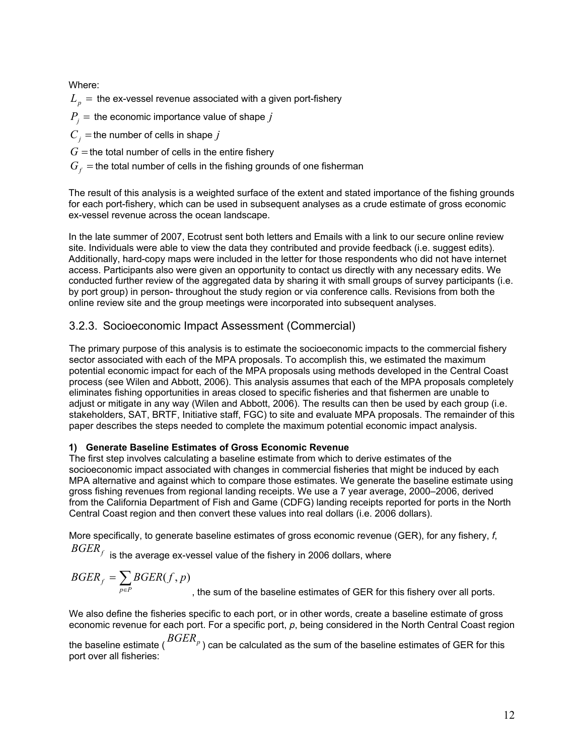Where:

$L_p =$ the ex-vessel revenue associated with a given port-fishery

$P_j =$ the economic importance value of shape $j$

$C_j =$ the number of cells in shape $j$

$G =$ the total number of cells in the entire fishery

$G_f =$ the total number of cells in the fishing grounds of one fisherman

The result of this analysis is a weighted surface of the extent and stated importance of the fishing grounds for each port-fishery, which can be used in subsequent analyses as a crude estimate of gross economic ex-vessel revenue across the ocean landscape.

In the late summer of 2007, Ecotrust sent both letters and Emails with a link to our secure online review site. Individuals were able to view the data they contributed and provide feedback (i.e. suggest edits). Additionally, hard-copy maps were included in the letter for those respondents who did not have internet access. Participants also were given an opportunity to contact us directly with any necessary edits. We conducted further review of the aggregated data by sharing it with small groups of survey participants (i.e. by port group) in person- throughout the study region or via conference calls. Revisions from both the online review site and the group meetings were incorporated into subsequent analyses.

## 3.2.3. Socioeconomic Impact Assessment (Commercial)

The primary purpose of this analysis is to estimate the socioeconomic impacts to the commercial fishery sector associated with each of the MPA proposals. To accomplish this, we estimated the maximum potential economic impact for each of the MPA proposals using methods developed in the Central Coast process (see Wilen and Abbott, 2006). This analysis assumes that each of the MPA proposals completely eliminates fishing opportunities in areas closed to specific fisheries and that fishermen are unable to adjust or mitigate in any way (Wilen and Abbott, 2006). The results can then be used by each group (i.e. stakeholders, SAT, BRTF, Initiative staff, FGC) to site and evaluate MPA proposals. The remainder of this paper describes the steps needed to complete the maximum potential economic impact analysis.

**1) Generate Baseline Estimates of Gross Economic Revenue**

The first step involves calculating a baseline estimate from which to derive estimates of the socioeconomic impact associated with changes in commercial fisheries that might be induced by each MPA alternative and against which to compare those estimates. We generate the baseline estimate using gross fishing revenues from regional landing receipts. We use a 7 year average, 2000–2006, derived from the California Department of Fish and Game (CDFG) landing receipts reported for ports in the North Central Coast region and then convert these values into real dollars (i.e. 2006 dollars).

More specifically, to generate baseline estimates of gross economic revenue (GER), for any fishery, *f*, $BGER_f$ is the average ex-vessel value of the fishery in 2006 dollars, where

$$BGER_f = \sum_{p \in P} BGER(f, p)$$

, the sum of the baseline estimates of GER for this fishery over all ports.

We also define the fisheries specific to each port, or in other words, create a baseline estimate of gross economic revenue for each port. For a specific port, *p*, being considered in the North Central Coast region the baseline estimate ($BGER_p$) can be calculated as the sum of the baseline estimates of GER for this port over all fisheries: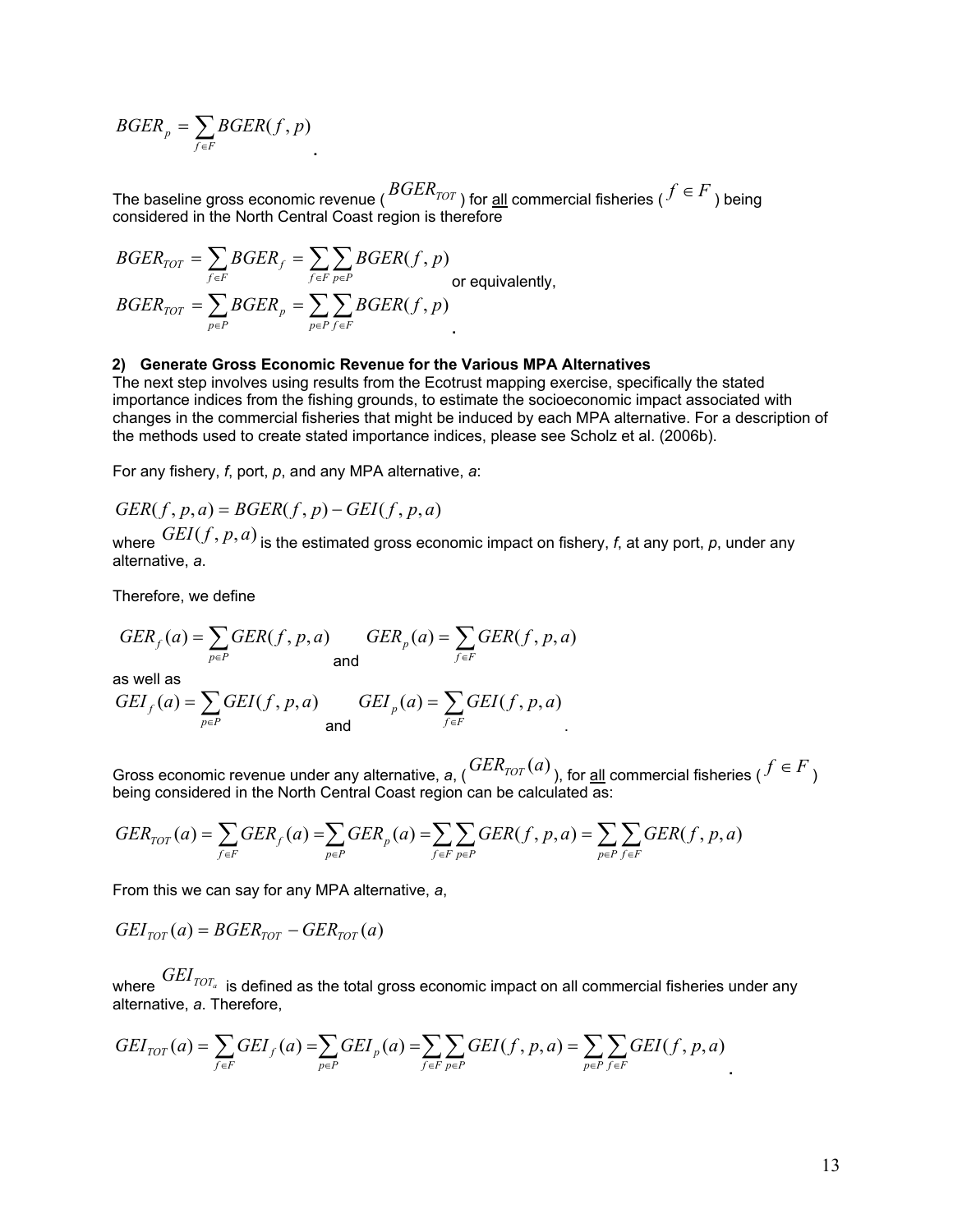$$BGER_p = \sum_{f \in F} BGER(f, p)$$

The baseline gross economic revenue ( $BGER_{TOT}$ ) for all commercial fisheries ( $f \in F$ ) being considered in the North Central Coast region is therefore

$$BGER_{TOT} = \sum_{f \in F} BGER_f = \sum_{f \in F} \sum_{p \in P} BGER(f, p)$$

or equivalently,

$$BGER_{TOT} = \sum_{p \in P} BGER_p = \sum_{p \in P} \sum_{f \in F} BGER(f, p)$$

**2) Generate Gross Economic Revenue for the Various MPA Alternatives**

The next step involves using results from the Ecotrust mapping exercise, specifically the stated importance indices from the fishing grounds, to estimate the socioeconomic impact associated with changes in the commercial fisheries that might be induced by each MPA alternative. For a description of the methods used to create stated importance indices, please see Scholz et al. (2006b).

For any fishery, *f*, port, *p*, and any MPA alternative, *a*:

$$GER(f, p, a) = BGER(f, p) - GEI(f, p, a)$$

where $GEI(f, p, a)$ is the estimated gross economic impact on fishery, *f*, at any port, *p*, under any alternative, *a*.

Therefore, we define

$$GER_f(a) = \sum_{p \in P} GER(f, p, a) \quad \text{and} \quad GER_p(a) = \sum_{f \in F} GER(f, p, a)$$

as well as

$$GEI_f(a) = \sum_{p \in P} GEI(f, p, a) \quad \text{and} \quad GEI_p(a) = \sum_{f \in F} GEI(f, p, a)$$

Gross economic revenue under any alternative, *a*, ( $GER_{TOT}(a)$ ), for all commercial fisheries ( $f \in F$ ) being considered in the North Central Coast region can be calculated as:

$$GER_{TOT}(a) = \sum_{f \in F} GER_f(a) = \sum_{p \in P} GER_p(a) = \sum_{f \in F} \sum_{p \in P} GER(f, p, a) = \sum_{p \in P} \sum_{f \in F} GER(f, p, a)$$

From this we can say for any MPA alternative, *a*,

$$GEI_{TOT}(a) = BGER_{TOT} - GER_{TOT}(a)$$

where $GEI_{TOT_a}$ is defined as the total gross economic impact on all commercial fisheries under any alternative, *a*. Therefore,

$$GEI_{TOT}(a) = \sum_{f \in F} GEI_f(a) = \sum_{p \in P} GEI_p(a) = \sum_{f \in F} \sum_{p \in P} GEI(f, p, a) = \sum_{p \in P} \sum_{f \in F} GEI(f, p, a)$$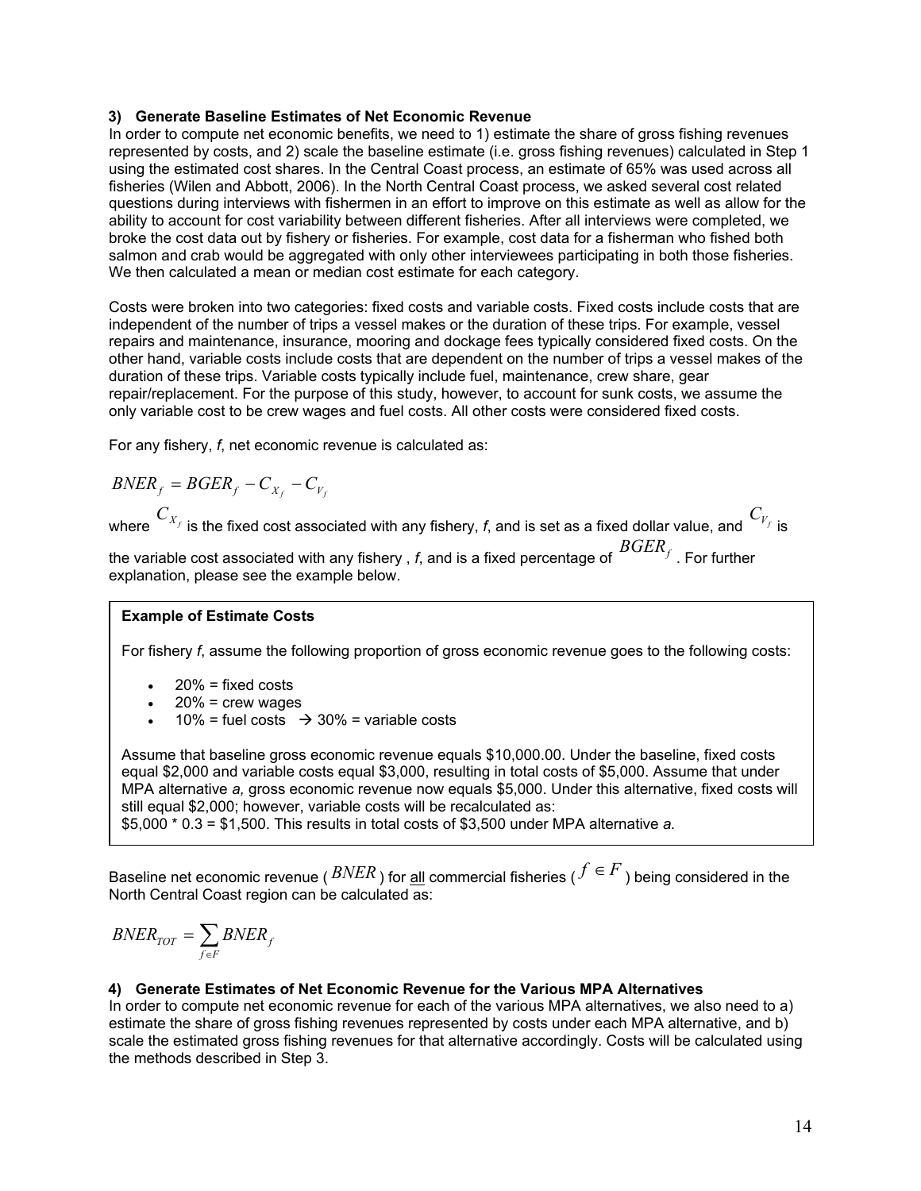**3) Generate Baseline Estimates of Net Economic Revenue**

In order to compute net economic benefits, we need to 1) estimate the share of gross fishing revenues represented by costs, and 2) scale the baseline estimate (i.e. gross fishing revenues) calculated in Step 1 using the estimated cost shares. In the Central Coast process, an estimate of 65% was used across all fisheries (Wilen and Abbott, 2006). In the North Central Coast process, we asked several cost related questions during interviews with fishermen in an effort to improve on this estimate as well as allow for the ability to account for cost variability between different fisheries. After all interviews were completed, we broke the cost data out by fishery or fisheries. For example, cost data for a fisherman who fished both salmon and crab would be aggregated with only other interviewees participating in both those fisheries. We then calculated a mean or median cost estimate for each category.

Costs were broken into two categories: fixed costs and variable costs. Fixed costs include costs that are independent of the number of trips a vessel makes or the duration of these trips. For example, vessel repairs and maintenance, insurance, mooring and dockage fees typically considered fixed costs. On the other hand, variable costs include costs that are dependent on the number of trips a vessel makes of the duration of these trips. Variable costs typically include fuel, maintenance, crew share, gear repair/replacement. For the purpose of this study, however, to account for sunk costs, we assume the only variable cost to be crew wages and fuel costs. All other costs were considered fixed costs.

For any fishery, *f*, net economic revenue is calculated as:

$$BNER_f = BGER_f - C_{X_f} - C_{V_f}$$

where $C_{X_f}$ is the fixed cost associated with any fishery, *f*, and is set as a fixed dollar value, and $C_{V_f}$ is the variable cost associated with any fishery , *f*, and is a fixed percentage of $BGER_f$. For further explanation, please see the example below.

> **Example of Estimate Costs**
>
> For fishery *f*, assume the following proportion of gross economic revenue goes to the following costs:
>
> - 20% = fixed costs
> - 20% = crew wages
> - 10% = fuel costs → 30% = variable costs
>
> Assume that baseline gross economic revenue equals $10,000.00. Under the baseline, fixed costs equal $2,000 and variable costs equal $3,000, resulting in total costs of $5,000. Assume that under MPA alternative *a,* gross economic revenue now equals $5,000. Under this alternative, fixed costs will still equal $2,000; however, variable costs will be recalculated as:
> $5,000 * 0.3 = $1,500. This results in total costs of $3,500 under MPA alternative *a.*

Baseline net economic revenue ($BNER$) for all commercial fisheries ($f \in F$) being considered in the North Central Coast region can be calculated as:

$$BNER_{TOT} = \sum_{f \in F} BNER_f$$

**4) Generate Estimates of Net Economic Revenue for the Various MPA Alternatives**

In order to compute net economic revenue for each of the various MPA alternatives, we also need to a) estimate the share of gross fishing revenues represented by costs under each MPA alternative, and b) scale the estimated gross fishing revenues for that alternative accordingly. Costs will be calculated using the methods described in Step 3.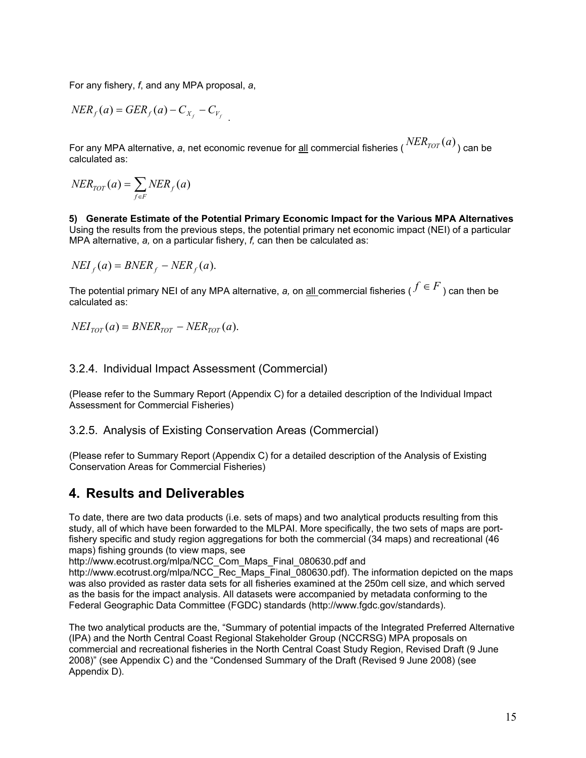For any fishery, *f*, and any MPA proposal, *a*,

$$NER_f(a) = GER_f(a) - C_{X_f} - C_{V_f}$$

For any MPA alternative, *a*, net economic revenue for all commercial fisheries ( $NER_{TOT}(a)$ ) can be calculated as:

$$NER_{TOT}(a) = \sum_{f \in F} NER_f(a)$$

**5) Generate Estimate of the Potential Primary Economic Impact for the Various MPA Alternatives**
Using the results from the previous steps, the potential primary net economic impact (NEI) of a particular MPA alternative, *a,* on a particular fishery, *f,* can then be calculated as:

$$NEI_f(a) = BNER_f - NER_f(a).$$

The potential primary NEI of any MPA alternative, *a,* on all commercial fisheries ( $f \in F$ ) can then be calculated as:

$$NEI_{TOT}(a) = BNER_{TOT} - NER_{TOT}(a).$$

### 3.2.4. Individual Impact Assessment (Commercial)

(Please refer to the Summary Report (Appendix C) for a detailed description of the Individual Impact Assessment for Commercial Fisheries)

### 3.2.5. Analysis of Existing Conservation Areas (Commercial)

(Please refer to Summary Report (Appendix C) for a detailed description of the Analysis of Existing Conservation Areas for Commercial Fisheries)

## 4. Results and Deliverables

To date, there are two data products (i.e. sets of maps) and two analytical products resulting from this study, all of which have been forwarded to the MLPAI. More specifically, the two sets of maps are port-fishery specific and study region aggregations for both the commercial (34 maps) and recreational (46 maps) fishing grounds (to view maps, see
http://www.ecotrust.org/mlpa/NCC_Com_Maps_Final_080630.pdf and
http://www.ecotrust.org/mlpa/NCC_Rec_Maps_Final_080630.pdf). The information depicted on the maps was also provided as raster data sets for all fisheries examined at the 250m cell size, and which served as the basis for the impact analysis. All datasets were accompanied by metadata conforming to the Federal Geographic Data Committee (FGDC) standards (http://www.fgdc.gov/standards).

The two analytical products are the, "Summary of potential impacts of the Integrated Preferred Alternative (IPA) and the North Central Coast Regional Stakeholder Group (NCCRSG) MPA proposals on commercial and recreational fisheries in the North Central Coast Study Region, Revised Draft (9 June 2008)" (see Appendix C) and the "Condensed Summary of the Draft (Revised 9 June 2008) (see Appendix D).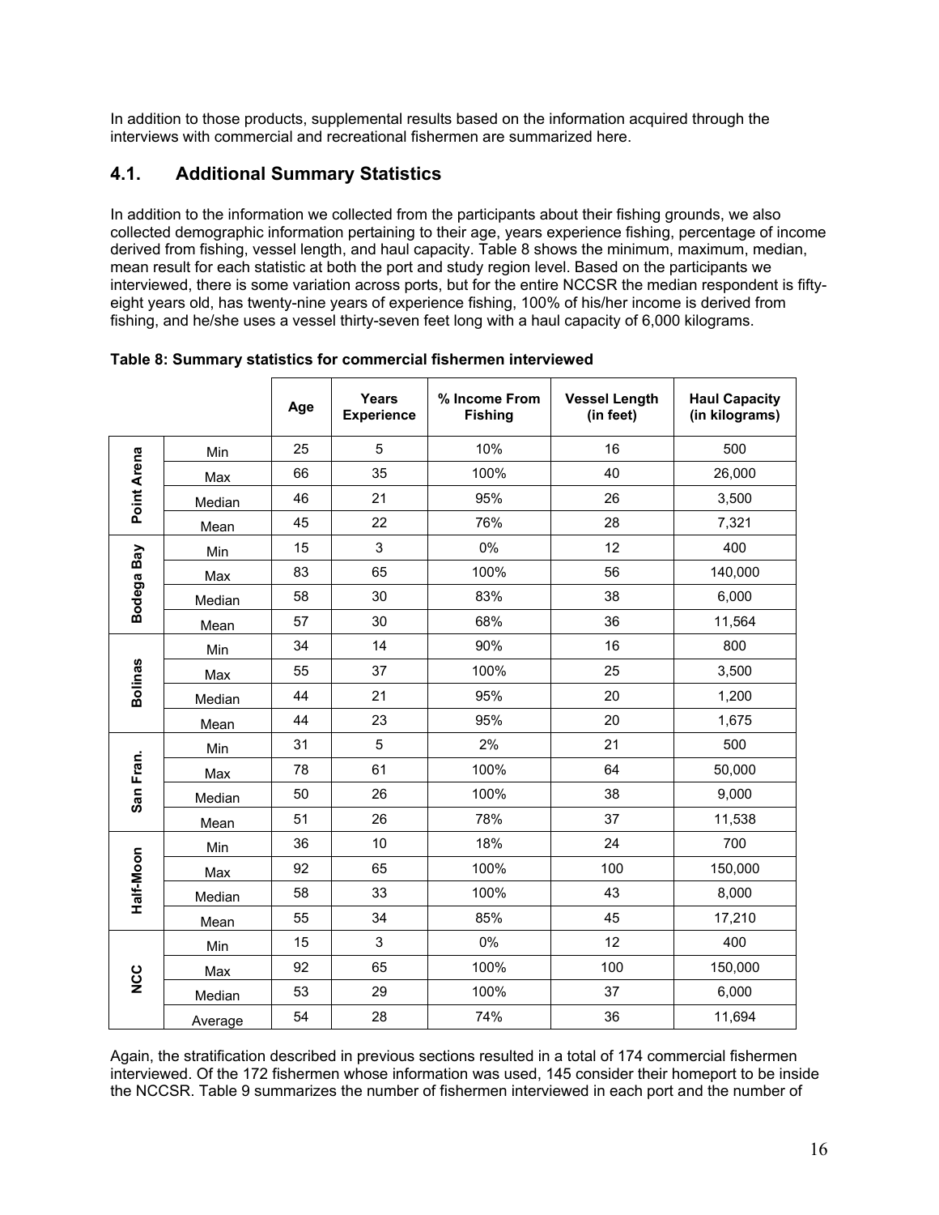In addition to those products, supplemental results based on the information acquired through the interviews with commercial and recreational fishermen are summarized here.

## 4.1. Additional Summary Statistics

In addition to the information we collected from the participants about their fishing grounds, we also collected demographic information pertaining to their age, years experience fishing, percentage of income derived from fishing, vessel length, and haul capacity. Table 8 shows the minimum, maximum, median, mean result for each statistic at both the port and study region level. Based on the participants we interviewed, there is some variation across ports, but for the entire NCCSR the median respondent is fifty-eight years old, has twenty-nine years of experience fishing, 100% of his/her income is derived from fishing, and he/she uses a vessel thirty-seven feet long with a haul capacity of 6,000 kilograms.

**Table 8: Summary statistics for commercial fishermen interviewed**

| | | Age | Years Experience | % Income From Fishing | Vessel Length (in feet) | Haul Capacity (in kilograms) |
|---|---|---|---|---|---|---|
| Point Arena | Min | 25 | 5 | 10% | 16 | 500 |
| | Max | 66 | 35 | 100% | 40 | 26,000 |
| | Median | 46 | 21 | 95% | 26 | 3,500 |
| | Mean | 45 | 22 | 76% | 28 | 7,321 |
| Bodega Bay | Min | 15 | 3 | 0% | 12 | 400 |
| | Max | 83 | 65 | 100% | 56 | 140,000 |
| | Median | 58 | 30 | 83% | 38 | 6,000 |
| | Mean | 57 | 30 | 68% | 36 | 11,564 |
| Bolinas | Min | 34 | 14 | 90% | 16 | 800 |
| | Max | 55 | 37 | 100% | 25 | 3,500 |
| | Median | 44 | 21 | 95% | 20 | 1,200 |
| | Mean | 44 | 23 | 95% | 20 | 1,675 |
| San Fran. | Min | 31 | 5 | 2% | 21 | 500 |
| | Max | 78 | 61 | 100% | 64 | 50,000 |
| | Median | 50 | 26 | 100% | 38 | 9,000 |
| | Mean | 51 | 26 | 78% | 37 | 11,538 |
| Half-Moon | Min | 36 | 10 | 18% | 24 | 700 |
| | Max | 92 | 65 | 100% | 100 | 150,000 |
| | Median | 58 | 33 | 100% | 43 | 8,000 |
| | Mean | 55 | 34 | 85% | 45 | 17,210 |
| NCC | Min | 15 | 3 | 0% | 12 | 400 |
| | Max | 92 | 65 | 100% | 100 | 150,000 |
| | Median | 53 | 29 | 100% | 37 | 6,000 |
| | Average | 54 | 28 | 74% | 36 | 11,694 |

Again, the stratification described in previous sections resulted in a total of 174 commercial fishermen interviewed. Of the 172 fishermen whose information was used, 145 consider their homeport to be inside the NCCSR. Table 9 summarizes the number of fishermen interviewed in each port and the number of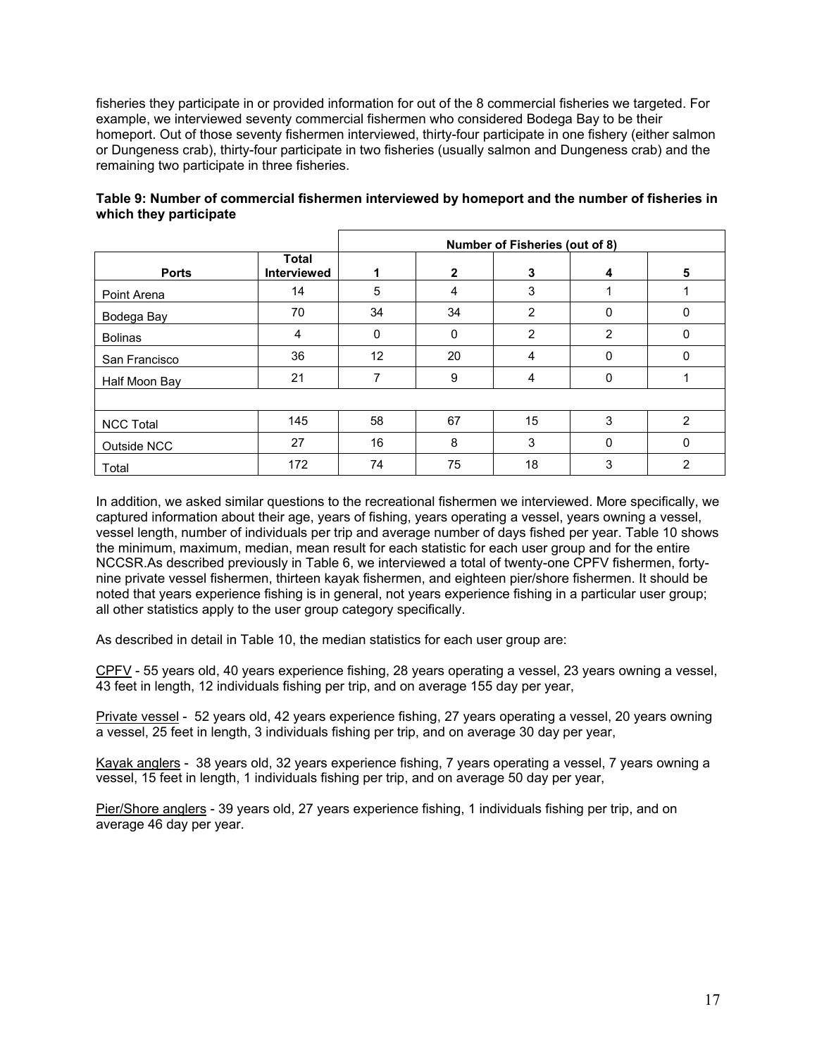fisheries they participate in or provided information for out of the 8 commercial fisheries we targeted. For example, we interviewed seventy commercial fishermen who considered Bodega Bay to be their homeport. Out of those seventy fishermen interviewed, thirty-four participate in one fishery (either salmon or Dungeness crab), thirty-four participate in two fisheries (usually salmon and Dungeness crab) and the remaining two participate in three fisheries.

**Table 9: Number of commercial fishermen interviewed by homeport and the number of fisheries in which they participate**

| | | Number of Fisheries (out of 8) | | | | |
|---|---|---|---|---|---|---|
| **Ports** | **Total Interviewed** | **1** | **2** | **3** | **4** | **5** |
| Point Arena | 14 | 5 | 4 | 3 | 1 | 1 |
| Bodega Bay | 70 | 34 | 34 | 2 | 0 | 0 |
| Bolinas | 4 | 0 | 0 | 2 | 2 | 0 |
| San Francisco | 36 | 12 | 20 | 4 | 0 | 0 |
| Half Moon Bay | 21 | 7 | 9 | 4 | 0 | 1 |
| | | | | | | |
| NCC Total | 145 | 58 | 67 | 15 | 3 | 2 |
| Outside NCC | 27 | 16 | 8 | 3 | 0 | 0 |
| Total | 172 | 74 | 75 | 18 | 3 | 2 |

In addition, we asked similar questions to the recreational fishermen we interviewed. More specifically, we captured information about their age, years of fishing, years operating a vessel, years owning a vessel, vessel length, number of individuals per trip and average number of days fished per year. Table 10 shows the minimum, maximum, median, mean result for each statistic for each user group and for the entire NCCSR.As described previously in Table 6, we interviewed a total of twenty-one CPFV fishermen, forty-nine private vessel fishermen, thirteen kayak fishermen, and eighteen pier/shore fishermen. It should be noted that years experience fishing is in general, not years experience fishing in a particular user group; all other statistics apply to the user group category specifically.

As described in detail in Table 10, the median statistics for each user group are:

CPFV - 55 years old, 40 years experience fishing, 28 years operating a vessel, 23 years owning a vessel, 43 feet in length, 12 individuals fishing per trip, and on average 155 day per year,

Private vessel - 52 years old, 42 years experience fishing, 27 years operating a vessel, 20 years owning a vessel, 25 feet in length, 3 individuals fishing per trip, and on average 30 day per year,

Kayak anglers - 38 years old, 32 years experience fishing, 7 years operating a vessel, 7 years owning a vessel, 15 feet in length, 1 individuals fishing per trip, and on average 50 day per year,

Pier/Shore anglers - 39 years old, 27 years experience fishing, 1 individuals fishing per trip, and on average 46 day per year.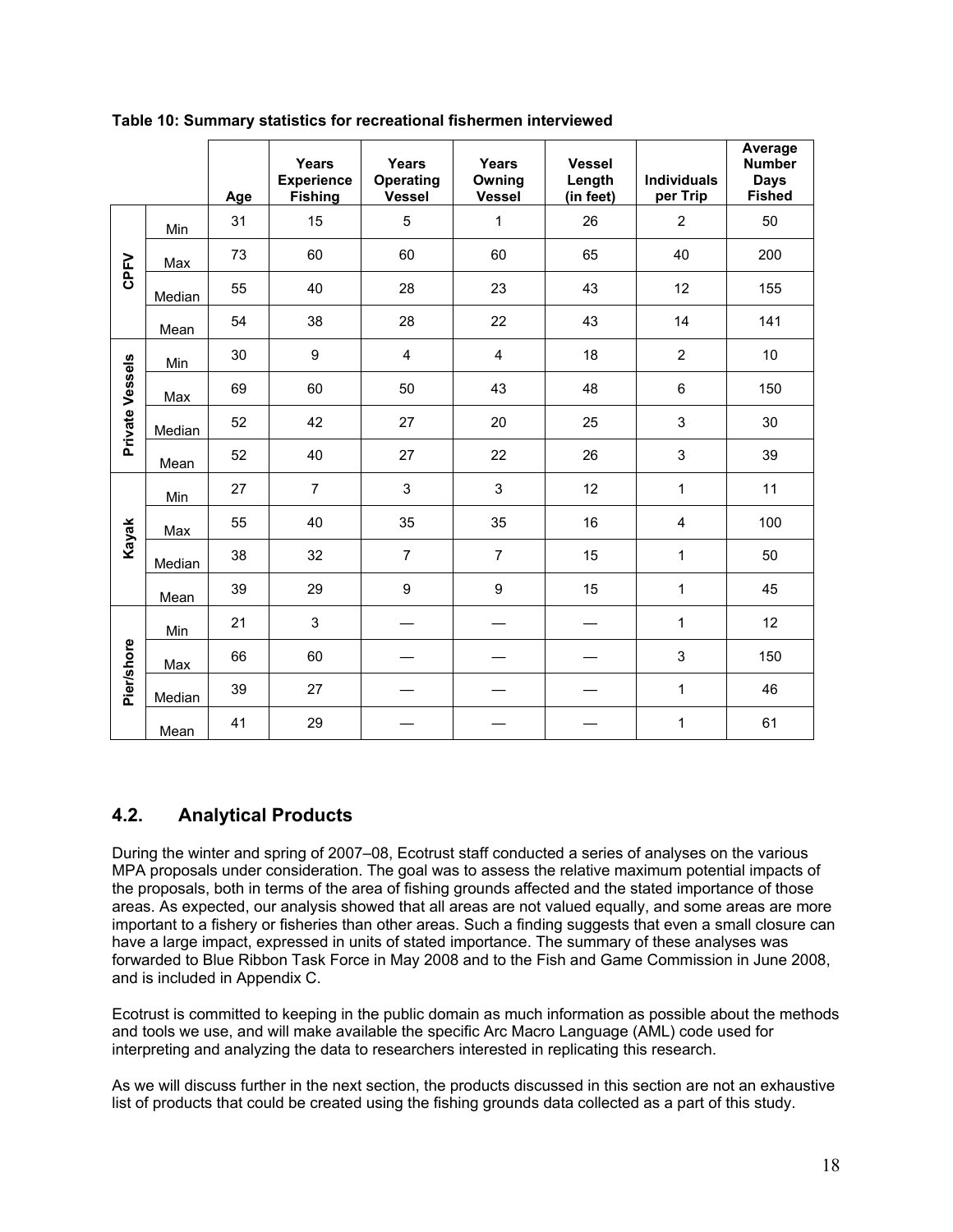**Table 10: Summary statistics for recreational fishermen interviewed**

| | | Age | Years Experience Fishing | Years Operating Vessel | Years Owning Vessel | Vessel Length (in feet) | Individuals per Trip | Average Number Days Fished |
|---|---|---|---|---|---|---|---|---|
| CPFV | Min | 31 | 15 | 5 | 1 | 26 | 2 | 50 |
| | Max | 73 | 60 | 60 | 60 | 65 | 40 | 200 |
| | Median | 55 | 40 | 28 | 23 | 43 | 12 | 155 |
| | Mean | 54 | 38 | 28 | 22 | 43 | 14 | 141 |
| Private Vessels | Min | 30 | 9 | 4 | 4 | 18 | 2 | 10 |
| | Max | 69 | 60 | 50 | 43 | 48 | 6 | 150 |
| | Median | 52 | 42 | 27 | 20 | 25 | 3 | 30 |
| | Mean | 52 | 40 | 27 | 22 | 26 | 3 | 39 |
| Kayak | Min | 27 | 7 | 3 | 3 | 12 | 1 | 11 |
| | Max | 55 | 40 | 35 | 35 | 16 | 4 | 100 |
| | Median | 38 | 32 | 7 | 7 | 15 | 1 | 50 |
| | Mean | 39 | 29 | 9 | 9 | 15 | 1 | 45 |
| Pier/shore | Min | 21 | 3 | — | — | — | 1 | 12 |
| | Max | 66 | 60 | — | — | — | 3 | 150 |
| | Median | 39 | 27 | — | — | — | 1 | 46 |
| | Mean | 41 | 29 | — | — | — | 1 | 61 |

## 4.2. Analytical Products

During the winter and spring of 2007–08, Ecotrust staff conducted a series of analyses on the various MPA proposals under consideration. The goal was to assess the relative maximum potential impacts of the proposals, both in terms of the area of fishing grounds affected and the stated importance of those areas. As expected, our analysis showed that all areas are not valued equally, and some areas are more important to a fishery or fisheries than other areas. Such a finding suggests that even a small closure can have a large impact, expressed in units of stated importance. The summary of these analyses was forwarded to Blue Ribbon Task Force in May 2008 and to the Fish and Game Commission in June 2008, and is included in Appendix C.

Ecotrust is committed to keeping in the public domain as much information as possible about the methods and tools we use, and will make available the specific Arc Macro Language (AML) code used for interpreting and analyzing the data to researchers interested in replicating this research.

As we will discuss further in the next section, the products discussed in this section are not an exhaustive list of products that could be created using the fishing grounds data collected as a part of this study.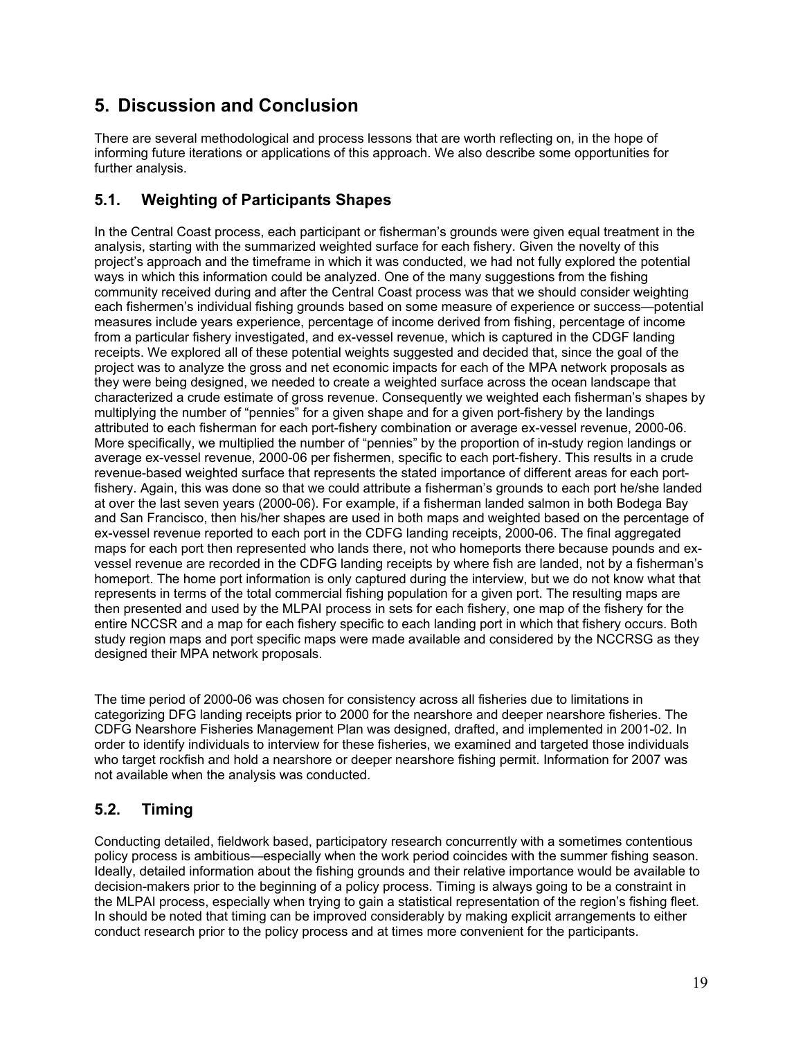# 5. Discussion and Conclusion

There are several methodological and process lessons that are worth reflecting on, in the hope of informing future iterations or applications of this approach. We also describe some opportunities for further analysis.

## 5.1. Weighting of Participants Shapes

In the Central Coast process, each participant or fisherman's grounds were given equal treatment in the analysis, starting with the summarized weighted surface for each fishery. Given the novelty of this project's approach and the timeframe in which it was conducted, we had not fully explored the potential ways in which this information could be analyzed. One of the many suggestions from the fishing community received during and after the Central Coast process was that we should consider weighting each fishermen's individual fishing grounds based on some measure of experience or success—potential measures include years experience, percentage of income derived from fishing, percentage of income from a particular fishery investigated, and ex-vessel revenue, which is captured in the CDGF landing receipts. We explored all of these potential weights suggested and decided that, since the goal of the project was to analyze the gross and net economic impacts for each of the MPA network proposals as they were being designed, we needed to create a weighted surface across the ocean landscape that characterized a crude estimate of gross revenue. Consequently we weighted each fisherman's shapes by multiplying the number of "pennies" for a given shape and for a given port-fishery by the landings attributed to each fisherman for each port-fishery combination or average ex-vessel revenue, 2000-06. More specifically, we multiplied the number of "pennies" by the proportion of in-study region landings or average ex-vessel revenue, 2000-06 per fishermen, specific to each port-fishery. This results in a crude revenue-based weighted surface that represents the stated importance of different areas for each port-fishery. Again, this was done so that we could attribute a fisherman's grounds to each port he/she landed at over the last seven years (2000-06). For example, if a fisherman landed salmon in both Bodega Bay and San Francisco, then his/her shapes are used in both maps and weighted based on the percentage of ex-vessel revenue reported to each port in the CDFG landing receipts, 2000-06. The final aggregated maps for each port then represented who lands there, not who homeports there because pounds and ex-vessel revenue are recorded in the CDFG landing receipts by where fish are landed, not by a fisherman's homeport. The home port information is only captured during the interview, but we do not know what that represents in terms of the total commercial fishing population for a given port. The resulting maps are then presented and used by the MLPAI process in sets for each fishery, one map of the fishery for the entire NCCSR and a map for each fishery specific to each landing port in which that fishery occurs. Both study region maps and port specific maps were made available and considered by the NCCRSG as they designed their MPA network proposals.

The time period of 2000-06 was chosen for consistency across all fisheries due to limitations in categorizing DFG landing receipts prior to 2000 for the nearshore and deeper nearshore fisheries. The CDFG Nearshore Fisheries Management Plan was designed, drafted, and implemented in 2001-02. In order to identify individuals to interview for these fisheries, we examined and targeted those individuals who target rockfish and hold a nearshore or deeper nearshore fishing permit. Information for 2007 was not available when the analysis was conducted.

## 5.2. Timing

Conducting detailed, fieldwork based, participatory research concurrently with a sometimes contentious policy process is ambitious—especially when the work period coincides with the summer fishing season. Ideally, detailed information about the fishing grounds and their relative importance would be available to decision-makers prior to the beginning of a policy process. Timing is always going to be a constraint in the MLPAI process, especially when trying to gain a statistical representation of the region's fishing fleet. In should be noted that timing can be improved considerably by making explicit arrangements to either conduct research prior to the policy process and at times more convenient for the participants.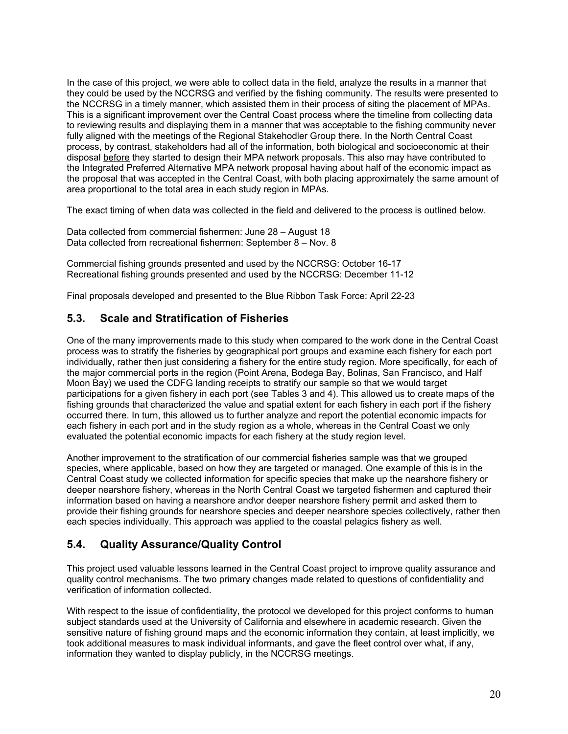In the case of this project, we were able to collect data in the field, analyze the results in a manner that they could be used by the NCCRSG and verified by the fishing community. The results were presented to the NCCRSG in a timely manner, which assisted them in their process of siting the placement of MPAs. This is a significant improvement over the Central Coast process where the timeline from collecting data to reviewing results and displaying them in a manner that was acceptable to the fishing community never fully aligned with the meetings of the Regional Stakehodler Group there. In the North Central Coast process, by contrast, stakeholders had all of the information, both biological and socioeconomic at their disposal <u>before</u> they started to design their MPA network proposals. This also may have contributed to the Integrated Preferred Alternative MPA network proposal having about half of the economic impact as the proposal that was accepted in the Central Coast, with both placing approximately the same amount of area proportional to the total area in each study region in MPAs.

The exact timing of when data was collected in the field and delivered to the process is outlined below.

Data collected from commercial fishermen: June 28 – August 18
Data collected from recreational fishermen: September 8 – Nov. 8

Commercial fishing grounds presented and used by the NCCRSG: October 16-17
Recreational fishing grounds presented and used by the NCCRSG: December 11-12

Final proposals developed and presented to the Blue Ribbon Task Force: April 22-23

## 5.3. Scale and Stratification of Fisheries

One of the many improvements made to this study when compared to the work done in the Central Coast process was to stratify the fisheries by geographical port groups and examine each fishery for each port individually, rather then just considering a fishery for the entire study region. More specifically, for each of the major commercial ports in the region (Point Arena, Bodega Bay, Bolinas, San Francisco, and Half Moon Bay) we used the CDFG landing receipts to stratify our sample so that we would target participations for a given fishery in each port (see Tables 3 and 4). This allowed us to create maps of the fishing grounds that characterized the value and spatial extent for each fishery in each port if the fishery occurred there. In turn, this allowed us to further analyze and report the potential economic impacts for each fishery in each port and in the study region as a whole, whereas in the Central Coast we only evaluated the potential economic impacts for each fishery at the study region level.

Another improvement to the stratification of our commercial fisheries sample was that we grouped species, where applicable, based on how they are targeted or managed. One example of this is in the Central Coast study we collected information for specific species that make up the nearshore fishery or deeper nearshore fishery, whereas in the North Central Coast we targeted fishermen and captured their information based on having a nearshore and\or deeper nearshore fishery permit and asked them to provide their fishing grounds for nearshore species and deeper nearshore species collectively, rather then each species individually. This approach was applied to the coastal pelagics fishery as well.

## 5.4. Quality Assurance/Quality Control

This project used valuable lessons learned in the Central Coast project to improve quality assurance and quality control mechanisms. The two primary changes made related to questions of confidentiality and verification of information collected.

With respect to the issue of confidentiality, the protocol we developed for this project conforms to human subject standards used at the University of California and elsewhere in academic research. Given the sensitive nature of fishing ground maps and the economic information they contain, at least implicitly, we took additional measures to mask individual informants, and gave the fleet control over what, if any, information they wanted to display publicly, in the NCCRSG meetings.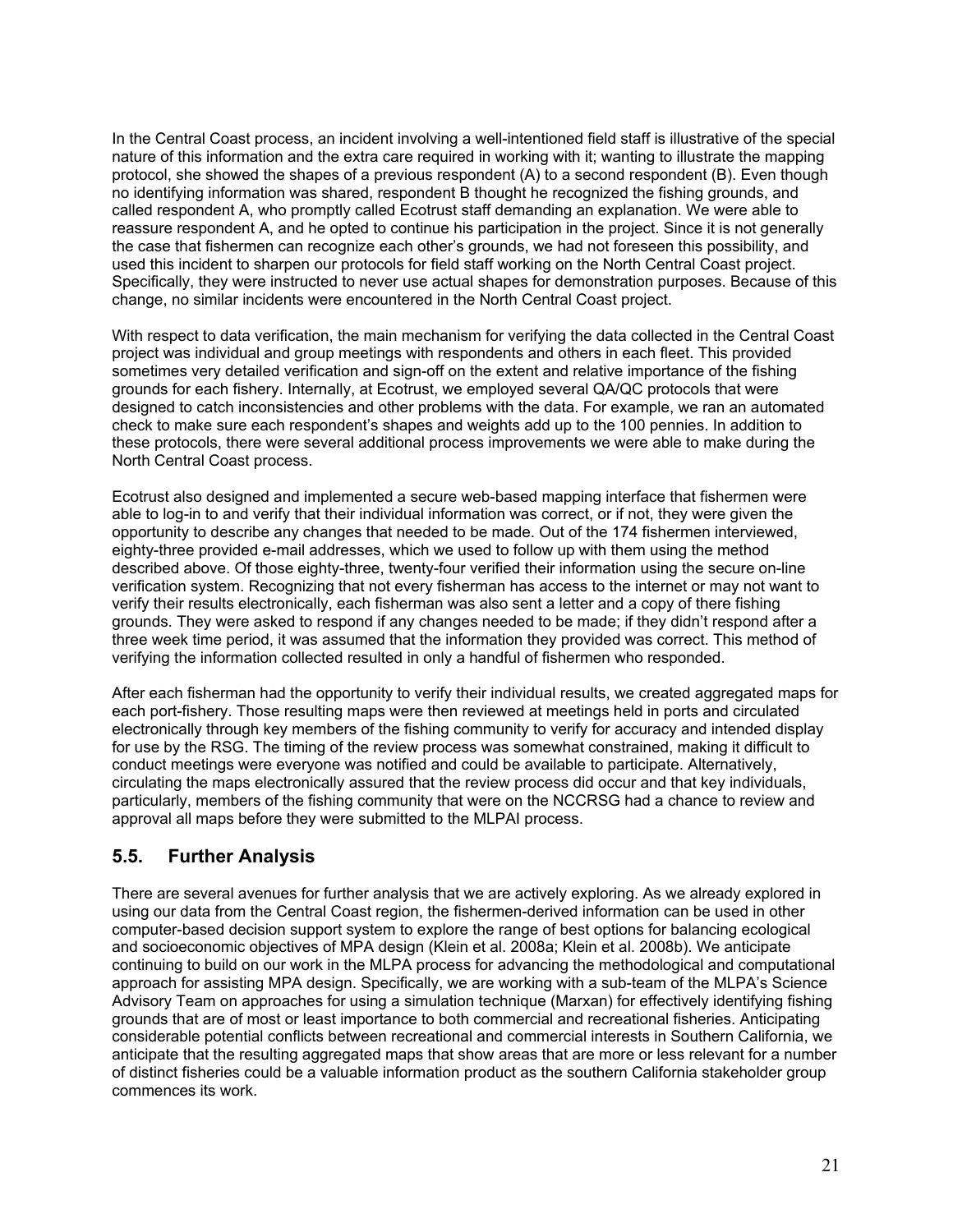In the Central Coast process, an incident involving a well-intentioned field staff is illustrative of the special nature of this information and the extra care required in working with it; wanting to illustrate the mapping protocol, she showed the shapes of a previous respondent (A) to a second respondent (B). Even though no identifying information was shared, respondent B thought he recognized the fishing grounds, and called respondent A, who promptly called Ecotrust staff demanding an explanation. We were able to reassure respondent A, and he opted to continue his participation in the project. Since it is not generally the case that fishermen can recognize each other's grounds, we had not foreseen this possibility, and used this incident to sharpen our protocols for field staff working on the North Central Coast project. Specifically, they were instructed to never use actual shapes for demonstration purposes. Because of this change, no similar incidents were encountered in the North Central Coast project.

With respect to data verification, the main mechanism for verifying the data collected in the Central Coast project was individual and group meetings with respondents and others in each fleet. This provided sometimes very detailed verification and sign-off on the extent and relative importance of the fishing grounds for each fishery. Internally, at Ecotrust, we employed several QA/QC protocols that were designed to catch inconsistencies and other problems with the data. For example, we ran an automated check to make sure each respondent's shapes and weights add up to the 100 pennies. In addition to these protocols, there were several additional process improvements we were able to make during the North Central Coast process.

Ecotrust also designed and implemented a secure web-based mapping interface that fishermen were able to log-in to and verify that their individual information was correct, or if not, they were given the opportunity to describe any changes that needed to be made. Out of the 174 fishermen interviewed, eighty-three provided e-mail addresses, which we used to follow up with them using the method described above. Of those eighty-three, twenty-four verified their information using the secure on-line verification system. Recognizing that not every fisherman has access to the internet or may not want to verify their results electronically, each fisherman was also sent a letter and a copy of there fishing grounds. They were asked to respond if any changes needed to be made; if they didn't respond after a three week time period, it was assumed that the information they provided was correct. This method of verifying the information collected resulted in only a handful of fishermen who responded.

After each fisherman had the opportunity to verify their individual results, we created aggregated maps for each port-fishery. Those resulting maps were then reviewed at meetings held in ports and circulated electronically through key members of the fishing community to verify for accuracy and intended display for use by the RSG. The timing of the review process was somewhat constrained, making it difficult to conduct meetings were everyone was notified and could be available to participate. Alternatively, circulating the maps electronically assured that the review process did occur and that key individuals, particularly, members of the fishing community that were on the NCCRSG had a chance to review and approval all maps before they were submitted to the MLPAI process.

## 5.5. Further Analysis

There are several avenues for further analysis that we are actively exploring. As we already explored in using our data from the Central Coast region, the fishermen-derived information can be used in other computer-based decision support system to explore the range of best options for balancing ecological and socioeconomic objectives of MPA design (Klein et al. 2008a; Klein et al. 2008b). We anticipate continuing to build on our work in the MLPA process for advancing the methodological and computational approach for assisting MPA design. Specifically, we are working with a sub-team of the MLPA's Science Advisory Team on approaches for using a simulation technique (Marxan) for effectively identifying fishing grounds that are of most or least importance to both commercial and recreational fisheries. Anticipating considerable potential conflicts between recreational and commercial interests in Southern California, we anticipate that the resulting aggregated maps that show areas that are more or less relevant for a number of distinct fisheries could be a valuable information product as the southern California stakeholder group commences its work.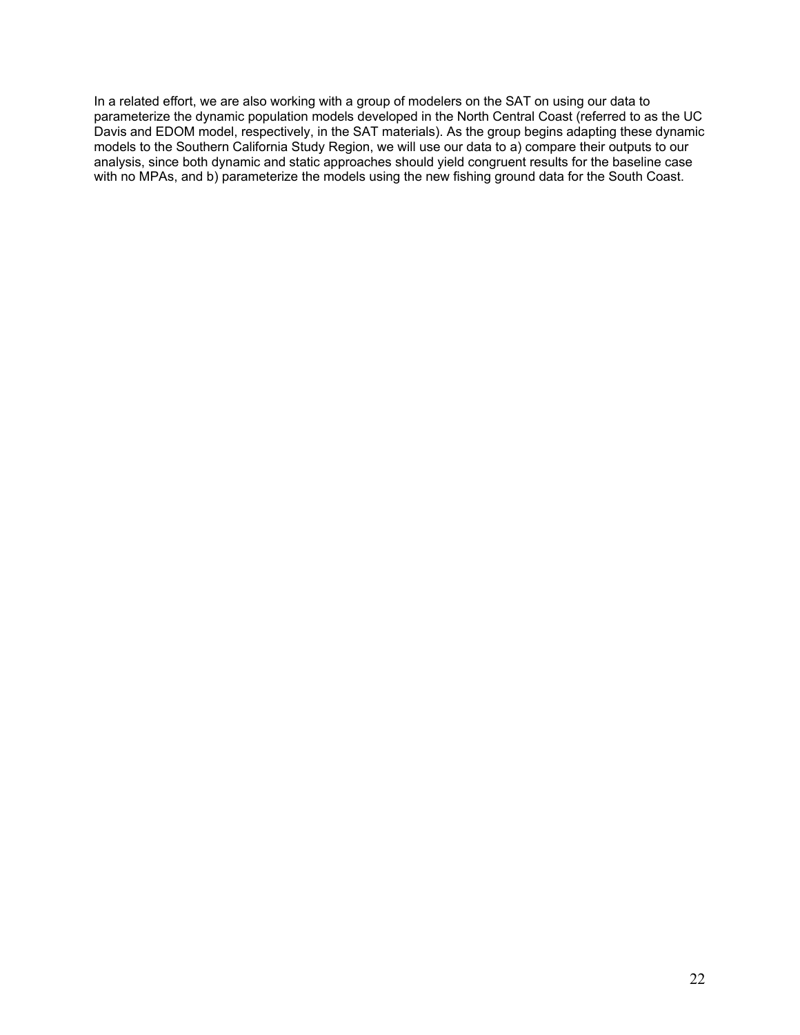In a related effort, we are also working with a group of modelers on the SAT on using our data to parameterize the dynamic population models developed in the North Central Coast (referred to as the UC Davis and EDOM model, respectively, in the SAT materials). As the group begins adapting these dynamic models to the Southern California Study Region, we will use our data to a) compare their outputs to our analysis, since both dynamic and static approaches should yield congruent results for the baseline case with no MPAs, and b) parameterize the models using the new fishing ground data for the South Coast.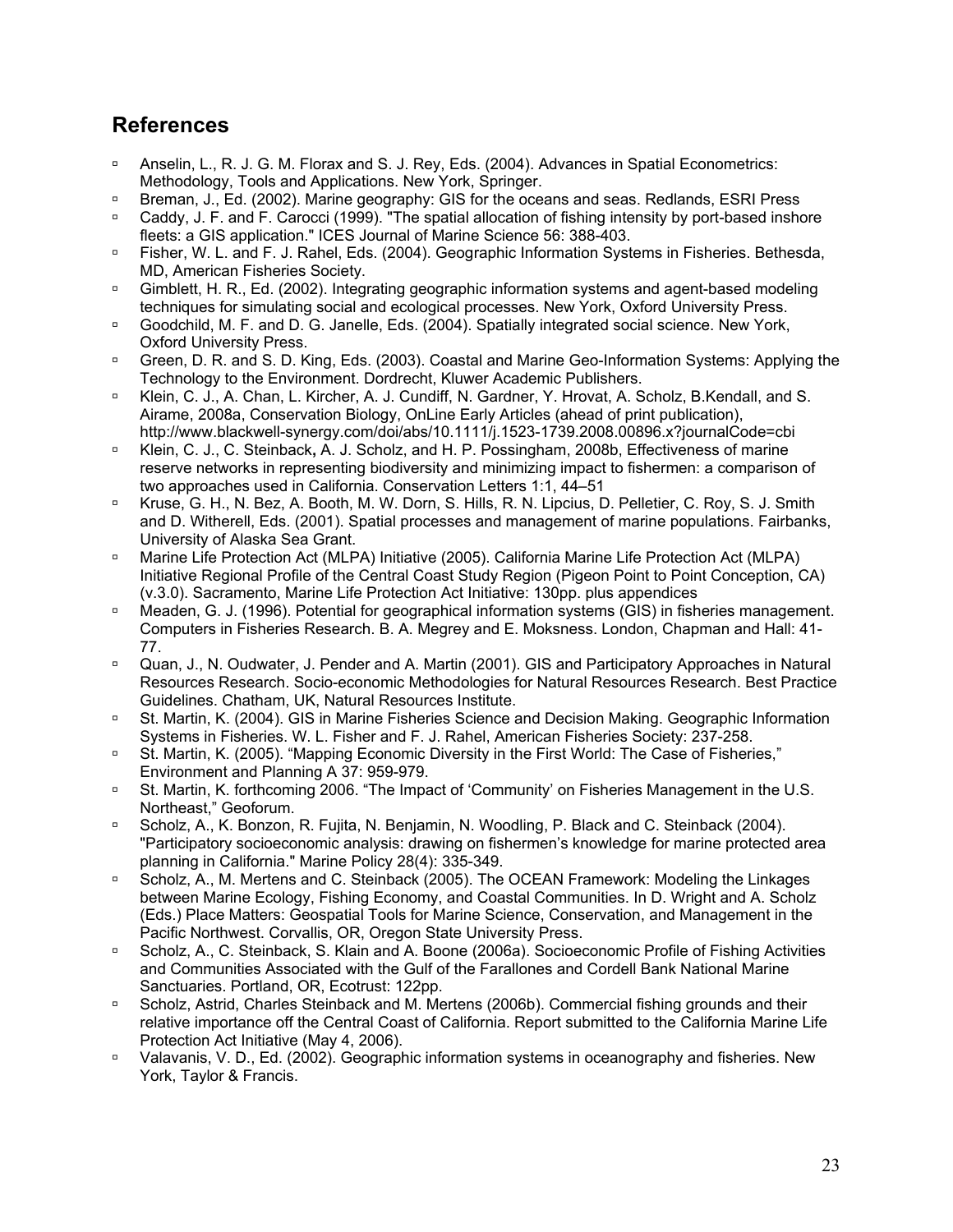## References

- Anselin, L., R. J. G. M. Florax and S. J. Rey, Eds. (2004). Advances in Spatial Econometrics: Methodology, Tools and Applications. New York, Springer.
- Breman, J., Ed. (2002). Marine geography: GIS for the oceans and seas. Redlands, ESRI Press
- Caddy, J. F. and F. Carocci (1999). "The spatial allocation of fishing intensity by port-based inshore fleets: a GIS application." ICES Journal of Marine Science 56: 388-403.
- Fisher, W. L. and F. J. Rahel, Eds. (2004). Geographic Information Systems in Fisheries. Bethesda, MD, American Fisheries Society.
- Gimblett, H. R., Ed. (2002). Integrating geographic information systems and agent-based modeling techniques for simulating social and ecological processes. New York, Oxford University Press.
- Goodchild, M. F. and D. G. Janelle, Eds. (2004). Spatially integrated social science. New York, Oxford University Press.
- Green, D. R. and S. D. King, Eds. (2003). Coastal and Marine Geo-Information Systems: Applying the Technology to the Environment. Dordrecht, Kluwer Academic Publishers.
- Klein, C. J., A. Chan, L. Kircher, A. J. Cundiff, N. Gardner, Y. Hrovat, A. Scholz, B.Kendall, and S. Airame, 2008a, Conservation Biology, OnLine Early Articles (ahead of print publication), http://www.blackwell-synergy.com/doi/abs/10.1111/j.1523-1739.2008.00896.x?journalCode=cbi
- Klein, C. J., C. Steinback**,** A. J. Scholz, and H. P. Possingham, 2008b, Effectiveness of marine reserve networks in representing biodiversity and minimizing impact to fishermen: a comparison of two approaches used in California. Conservation Letters 1:1, 44–51
- Kruse, G. H., N. Bez, A. Booth, M. W. Dorn, S. Hills, R. N. Lipcius, D. Pelletier, C. Roy, S. J. Smith and D. Witherell, Eds. (2001). Spatial processes and management of marine populations. Fairbanks, University of Alaska Sea Grant.
- Marine Life Protection Act (MLPA) Initiative (2005). California Marine Life Protection Act (MLPA) Initiative Regional Profile of the Central Coast Study Region (Pigeon Point to Point Conception, CA) (v.3.0). Sacramento, Marine Life Protection Act Initiative: 130pp. plus appendices
- Meaden, G. J. (1996). Potential for geographical information systems (GIS) in fisheries management. Computers in Fisheries Research. B. A. Megrey and E. Moksness. London, Chapman and Hall: 41-77.
- Quan, J., N. Oudwater, J. Pender and A. Martin (2001). GIS and Participatory Approaches in Natural Resources Research. Socio-economic Methodologies for Natural Resources Research. Best Practice Guidelines. Chatham, UK, Natural Resources Institute.
- St. Martin, K. (2004). GIS in Marine Fisheries Science and Decision Making. Geographic Information Systems in Fisheries. W. L. Fisher and F. J. Rahel, American Fisheries Society: 237-258.
- St. Martin, K. (2005). "Mapping Economic Diversity in the First World: The Case of Fisheries," Environment and Planning A 37: 959-979.
- St. Martin, K. forthcoming 2006. "The Impact of 'Community' on Fisheries Management in the U.S. Northeast," Geoforum.
- Scholz, A., K. Bonzon, R. Fujita, N. Benjamin, N. Woodling, P. Black and C. Steinback (2004). "Participatory socioeconomic analysis: drawing on fishermen's knowledge for marine protected area planning in California." Marine Policy 28(4): 335-349.
- Scholz, A., M. Mertens and C. Steinback (2005). The OCEAN Framework: Modeling the Linkages between Marine Ecology, Fishing Economy, and Coastal Communities. In D. Wright and A. Scholz (Eds.) Place Matters: Geospatial Tools for Marine Science, Conservation, and Management in the Pacific Northwest. Corvallis, OR, Oregon State University Press.
- Scholz, A., C. Steinback, S. Klain and A. Boone (2006a). Socioeconomic Profile of Fishing Activities and Communities Associated with the Gulf of the Farallones and Cordell Bank National Marine Sanctuaries. Portland, OR, Ecotrust: 122pp.
- Scholz, Astrid, Charles Steinback and M. Mertens (2006b). Commercial fishing grounds and their relative importance off the Central Coast of California. Report submitted to the California Marine Life Protection Act Initiative (May 4, 2006).
- Valavanis, V. D., Ed. (2002). Geographic information systems in oceanography and fisheries. New York, Taylor & Francis.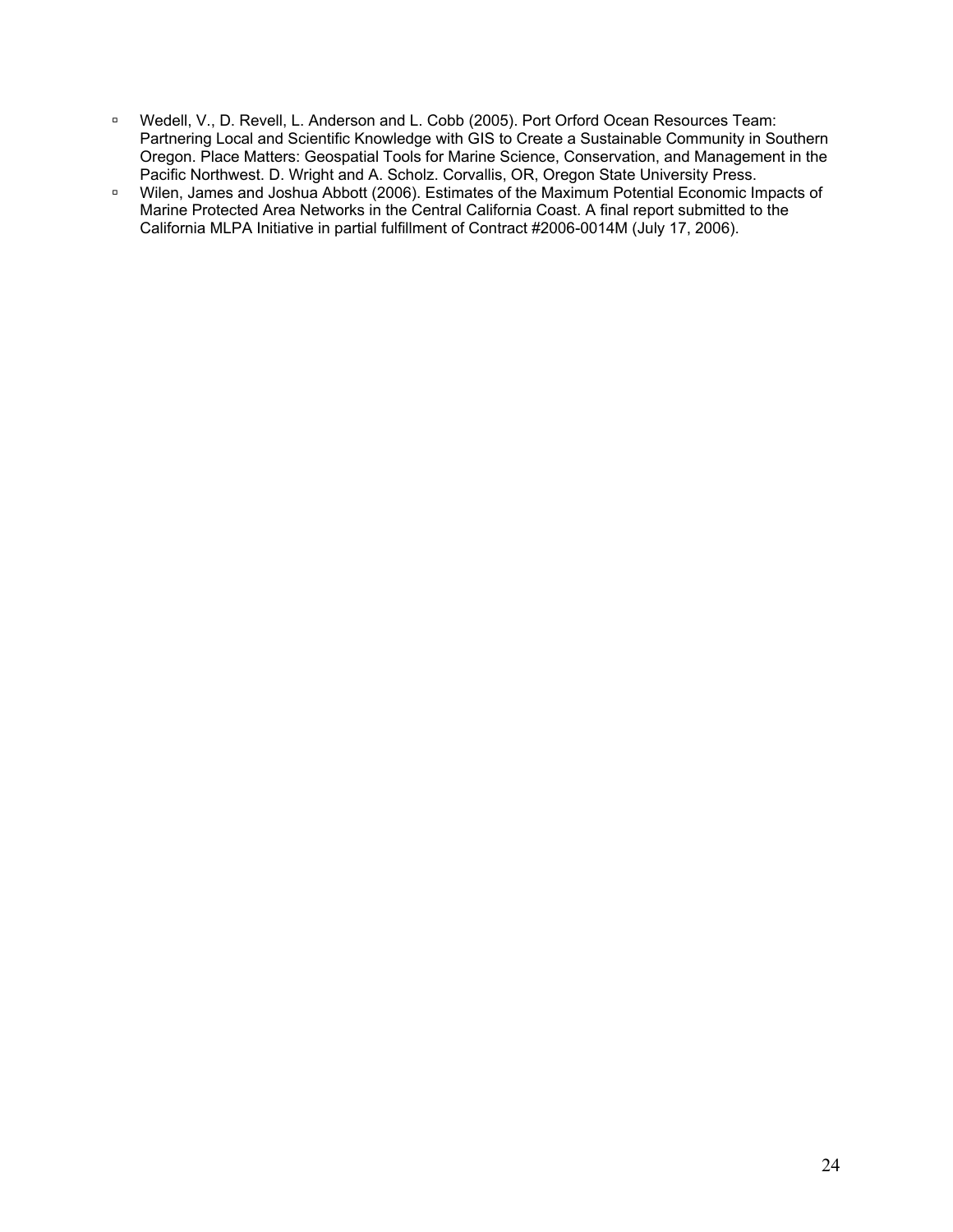- Wedell, V., D. Revell, L. Anderson and L. Cobb (2005). Port Orford Ocean Resources Team: Partnering Local and Scientific Knowledge with GIS to Create a Sustainable Community in Southern Oregon. Place Matters: Geospatial Tools for Marine Science, Conservation, and Management in the Pacific Northwest. D. Wright and A. Scholz. Corvallis, OR, Oregon State University Press.
- Wilen, James and Joshua Abbott (2006). Estimates of the Maximum Potential Economic Impacts of Marine Protected Area Networks in the Central California Coast. A final report submitted to the California MLPA Initiative in partial fulfillment of Contract #2006-0014M (July 17, 2006).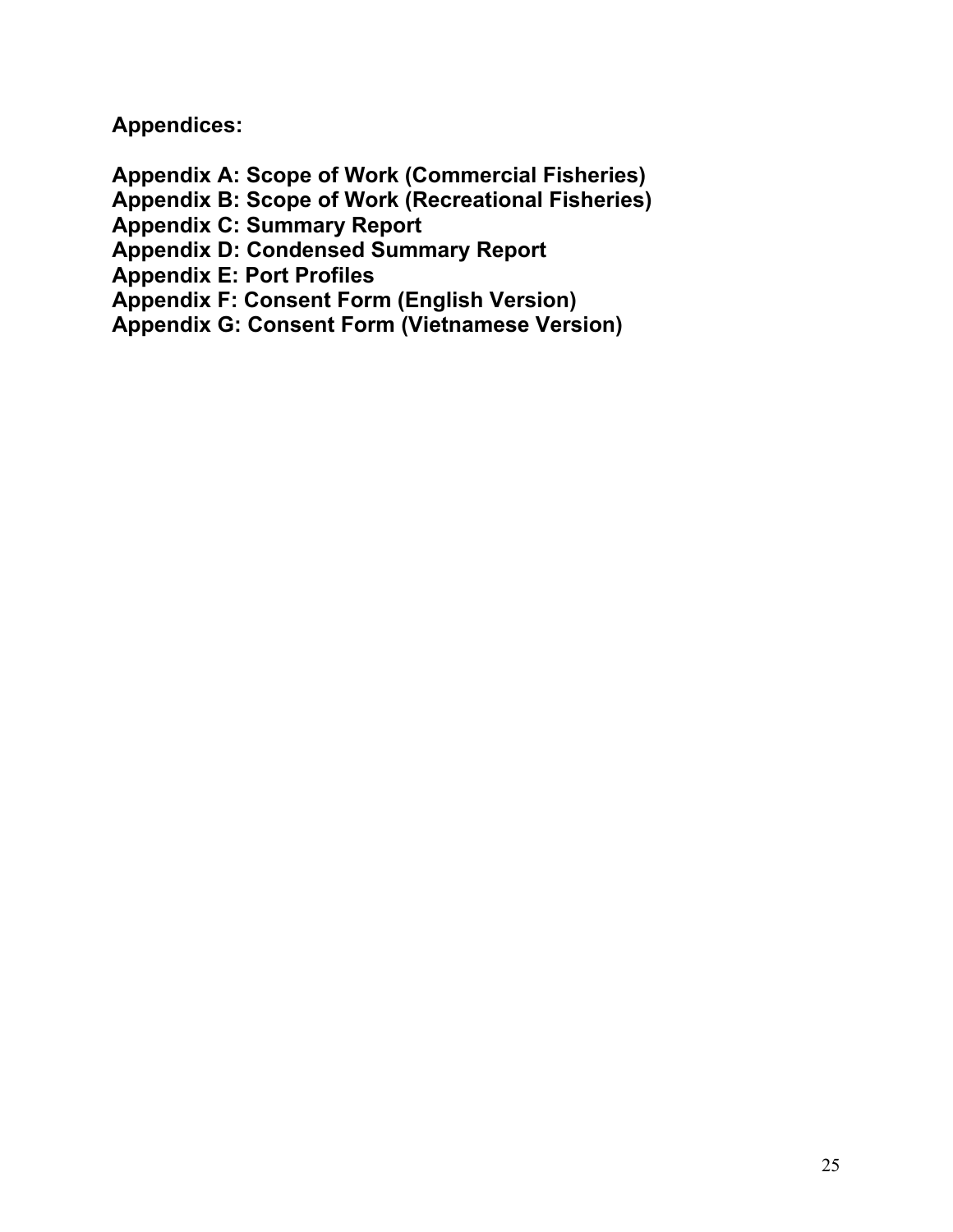**Appendices:**

**Appendix A: Scope of Work (Commercial Fisheries)**
**Appendix B: Scope of Work (Recreational Fisheries)**
**Appendix C: Summary Report**
**Appendix D: Condensed Summary Report**
**Appendix E: Port Profiles**
**Appendix F: Consent Form (English Version)**
**Appendix G: Consent Form (Vietnamese Version)**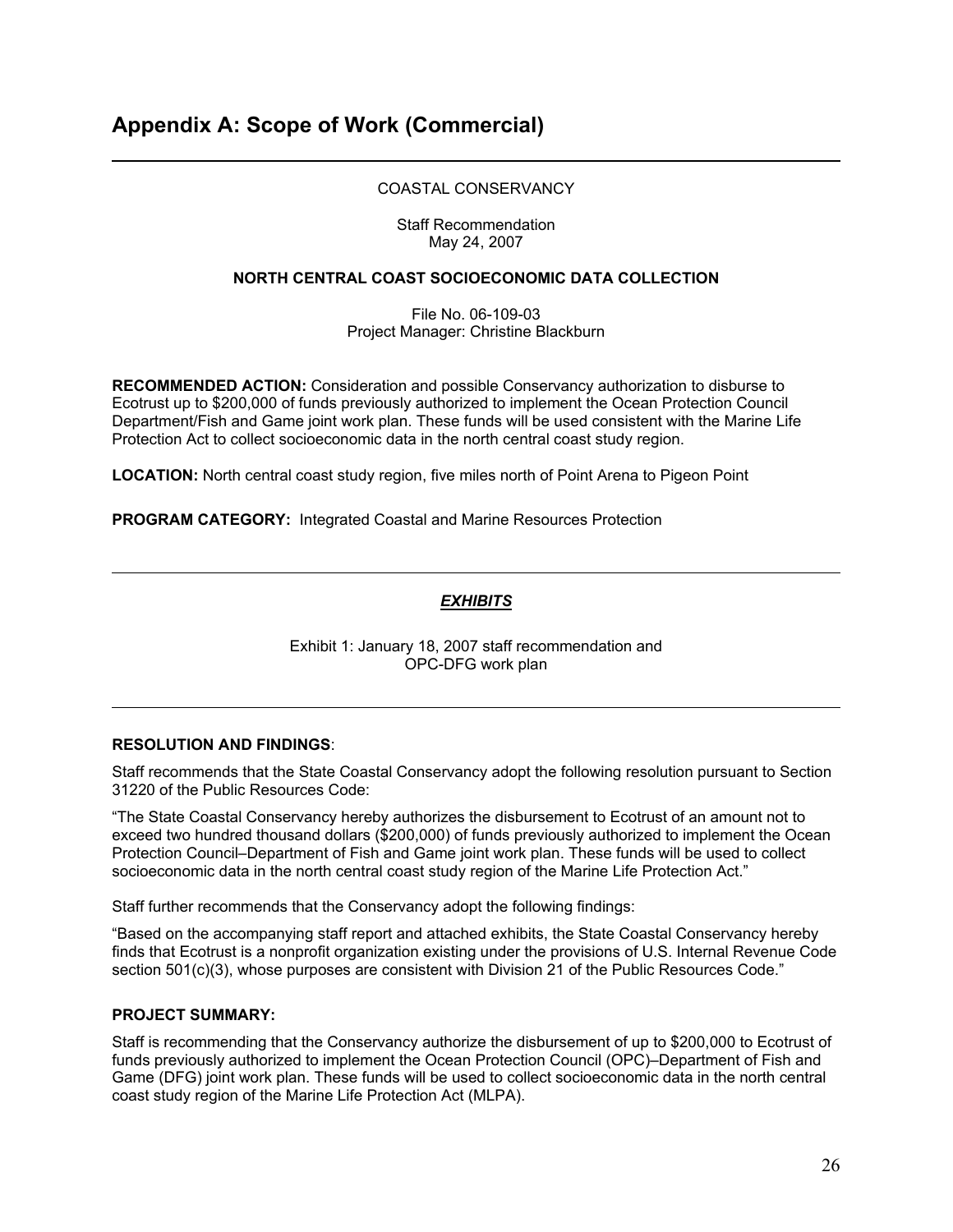# Appendix A: Scope of Work (Commercial)

---

COASTAL CONSERVANCY

Staff Recommendation
May 24, 2007

**NORTH CENTRAL COAST SOCIOECONOMIC DATA COLLECTION**

File No. 06-109-03
Project Manager: Christine Blackburn

**RECOMMENDED ACTION:** Consideration and possible Conservancy authorization to disburse to Ecotrust up to $200,000 of funds previously authorized to implement the Ocean Protection Council Department/Fish and Game joint work plan. These funds will be used consistent with the Marine Life Protection Act to collect socioeconomic data in the north central coast study region.

**LOCATION:** North central coast study region, five miles north of Point Arena to Pigeon Point

**PROGRAM CATEGORY:** Integrated Coastal and Marine Resources Protection

---

***EXHIBITS***

Exhibit 1: January 18, 2007 staff recommendation and OPC-DFG work plan

---

**RESOLUTION AND FINDINGS**:

Staff recommends that the State Coastal Conservancy adopt the following resolution pursuant to Section 31220 of the Public Resources Code:

"The State Coastal Conservancy hereby authorizes the disbursement to Ecotrust of an amount not to exceed two hundred thousand dollars ($200,000) of funds previously authorized to implement the Ocean Protection Council–Department of Fish and Game joint work plan. These funds will be used to collect socioeconomic data in the north central coast study region of the Marine Life Protection Act."

Staff further recommends that the Conservancy adopt the following findings:

"Based on the accompanying staff report and attached exhibits, the State Coastal Conservancy hereby finds that Ecotrust is a nonprofit organization existing under the provisions of U.S. Internal Revenue Code section 501(c)(3), whose purposes are consistent with Division 21 of the Public Resources Code."

**PROJECT SUMMARY:**

Staff is recommending that the Conservancy authorize the disbursement of up to $200,000 to Ecotrust of funds previously authorized to implement the Ocean Protection Council (OPC)–Department of Fish and Game (DFG) joint work plan. These funds will be used to collect socioeconomic data in the north central coast study region of the Marine Life Protection Act (MLPA).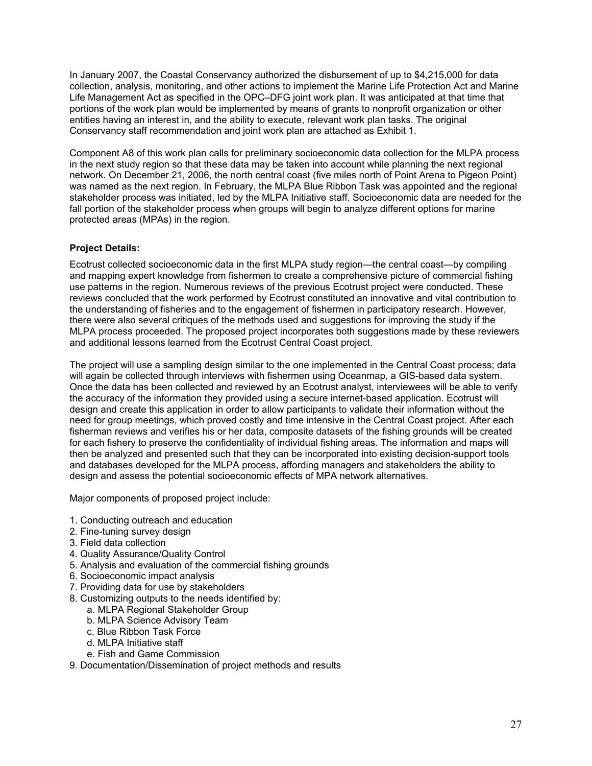In January 2007, the Coastal Conservancy authorized the disbursement of up to $4,215,000 for data collection, analysis, monitoring, and other actions to implement the Marine Life Protection Act and Marine Life Management Act as specified in the OPC–DFG joint work plan. It was anticipated at that time that portions of the work plan would be implemented by means of grants to nonprofit organization or other entities having an interest in, and the ability to execute, relevant work plan tasks. The original Conservancy staff recommendation and joint work plan are attached as Exhibit 1.

Component A8 of this work plan calls for preliminary socioeconomic data collection for the MLPA process in the next study region so that these data may be taken into account while planning the next regional network. On December 21, 2006, the north central coast (five miles north of Point Arena to Pigeon Point) was named as the next region. In February, the MLPA Blue Ribbon Task was appointed and the regional stakeholder process was initiated, led by the MLPA Initiative staff. Socioeconomic data are needed for the fall portion of the stakeholder process when groups will begin to analyze different options for marine protected areas (MPAs) in the region.

**Project Details:**

Ecotrust collected socioeconomic data in the first MLPA study region—the central coast—by compiling and mapping expert knowledge from fishermen to create a comprehensive picture of commercial fishing use patterns in the region. Numerous reviews of the previous Ecotrust project were conducted. These reviews concluded that the work performed by Ecotrust constituted an innovative and vital contribution to the understanding of fisheries and to the engagement of fishermen in participatory research. However, there were also several critiques of the methods used and suggestions for improving the study if the MLPA process proceeded. The proposed project incorporates both suggestions made by these reviewers and additional lessons learned from the Ecotrust Central Coast project.

The project will use a sampling design similar to the one implemented in the Central Coast process; data will again be collected through interviews with fishermen using Oceanmap, a GIS-based data system. Once the data has been collected and reviewed by an Ecotrust analyst, interviewees will be able to verify the accuracy of the information they provided using a secure internet-based application. Ecotrust will design and create this application in order to allow participants to validate their information without the need for group meetings, which proved costly and time intensive in the Central Coast project. After each fisherman reviews and verifies his or her data, composite datasets of the fishing grounds will be created for each fishery to preserve the confidentiality of individual fishing areas. The information and maps will then be analyzed and presented such that they can be incorporated into existing decision-support tools and databases developed for the MLPA process, affording managers and stakeholders the ability to design and assess the potential socioeconomic effects of MPA network alternatives.

Major components of proposed project include:

1. Conducting outreach and education
2. Fine-tuning survey design
3. Field data collection
4. Quality Assurance/Quality Control
5. Analysis and evaluation of the commercial fishing grounds
6. Socioeconomic impact analysis
7. Providing data for use by stakeholders
8. Customizing outputs to the needs identified by:
    a. MLPA Regional Stakeholder Group
    b. MLPA Science Advisory Team
    c. Blue Ribbon Task Force
    d. MLPA Initiative staff
    e. Fish and Game Commission
9. Documentation/Dissemination of project methods and results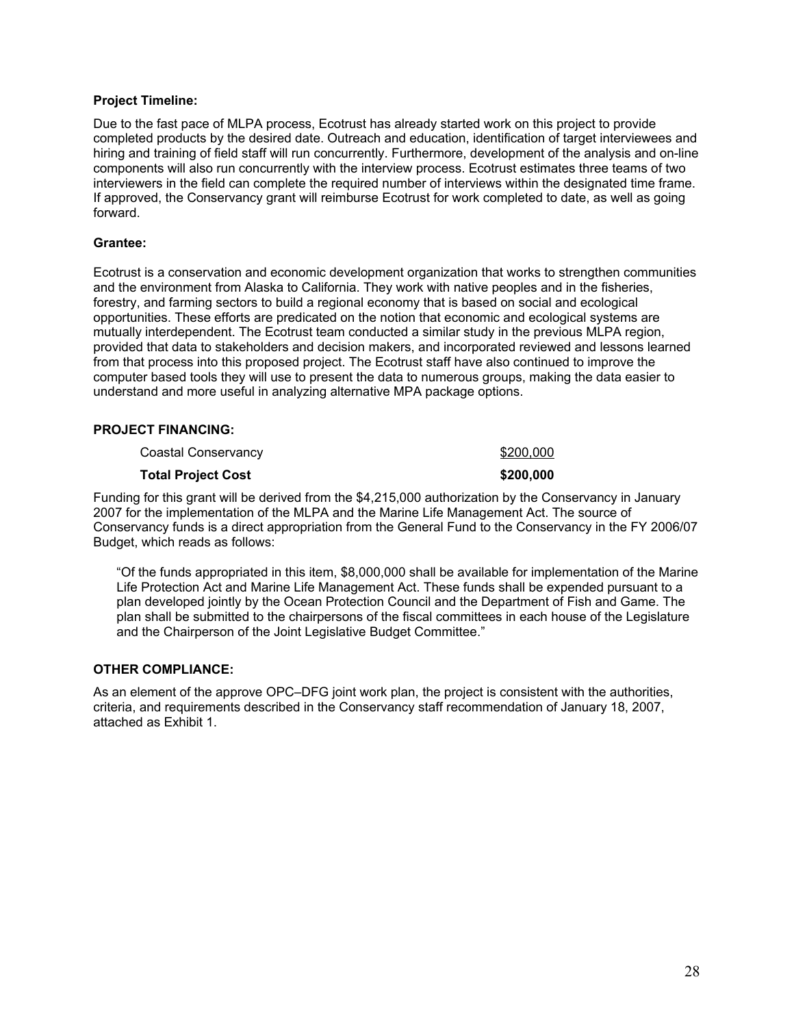**Project Timeline:**

Due to the fast pace of MLPA process, Ecotrust has already started work on this project to provide completed products by the desired date. Outreach and education, identification of target interviewees and hiring and training of field staff will run concurrently. Furthermore, development of the analysis and on-line components will also run concurrently with the interview process. Ecotrust estimates three teams of two interviewers in the field can complete the required number of interviews within the designated time frame. If approved, the Conservancy grant will reimburse Ecotrust for work completed to date, as well as going forward.

**Grantee:**

Ecotrust is a conservation and economic development organization that works to strengthen communities and the environment from Alaska to California. They work with native peoples and in the fisheries, forestry, and farming sectors to build a regional economy that is based on social and ecological opportunities. These efforts are predicated on the notion that economic and ecological systems are mutually interdependent. The Ecotrust team conducted a similar study in the previous MLPA region, provided that data to stakeholders and decision makers, and incorporated reviewed and lessons learned from that process into this proposed project. The Ecotrust staff have also continued to improve the computer based tools they will use to present the data to numerous groups, making the data easier to understand and more useful in analyzing alternative MPA package options.

**PROJECT FINANCING:**

| | |
|---|---|
| Coastal Conservancy | $200,000 |
| **Total Project Cost** | **$200,000** |

Funding for this grant will be derived from the $4,215,000 authorization by the Conservancy in January 2007 for the implementation of the MLPA and the Marine Life Management Act. The source of Conservancy funds is a direct appropriation from the General Fund to the Conservancy in the FY 2006/07 Budget, which reads as follows:

> "Of the funds appropriated in this item, $8,000,000 shall be available for implementation of the Marine Life Protection Act and Marine Life Management Act. These funds shall be expended pursuant to a plan developed jointly by the Ocean Protection Council and the Department of Fish and Game. The plan shall be submitted to the chairpersons of the fiscal committees in each house of the Legislature and the Chairperson of the Joint Legislative Budget Committee."

**OTHER COMPLIANCE:**

As an element of the approve OPC–DFG joint work plan, the project is consistent with the authorities, criteria, and requirements described in the Conservancy staff recommendation of January 18, 2007, attached as Exhibit 1.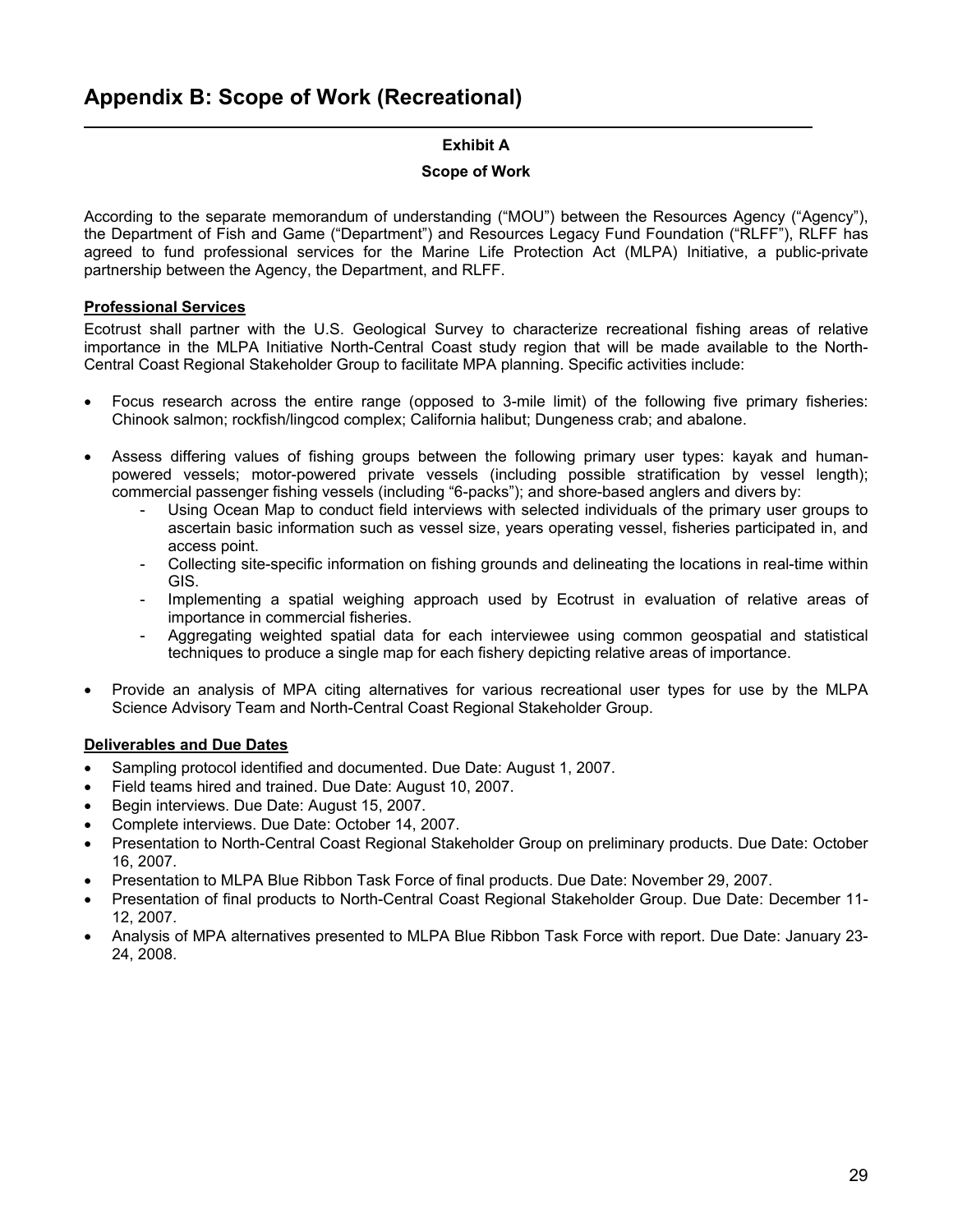# Appendix B: Scope of Work (Recreational)

**Exhibit A**

**Scope of Work**

According to the separate memorandum of understanding ("MOU") between the Resources Agency ("Agency"), the Department of Fish and Game ("Department") and Resources Legacy Fund Foundation ("RLFF"), RLFF has agreed to fund professional services for the Marine Life Protection Act (MLPA) Initiative, a public-private partnership between the Agency, the Department, and RLFF.

**Professional Services**

Ecotrust shall partner with the U.S. Geological Survey to characterize recreational fishing areas of relative importance in the MLPA Initiative North-Central Coast study region that will be made available to the North-Central Coast Regional Stakeholder Group to facilitate MPA planning. Specific activities include:

- Focus research across the entire range (opposed to 3-mile limit) of the following five primary fisheries: Chinook salmon; rockfish/lingcod complex; California halibut; Dungeness crab; and abalone.
- Assess differing values of fishing groups between the following primary user types: kayak and human-powered vessels; motor-powered private vessels (including possible stratification by vessel length); commercial passenger fishing vessels (including "6-packs"); and shore-based anglers and divers by:
    - Using Ocean Map to conduct field interviews with selected individuals of the primary user groups to ascertain basic information such as vessel size, years operating vessel, fisheries participated in, and access point.
    - Collecting site-specific information on fishing grounds and delineating the locations in real-time within GIS.
    - Implementing a spatial weighing approach used by Ecotrust in evaluation of relative areas of importance in commercial fisheries.
    - Aggregating weighted spatial data for each interviewee using common geospatial and statistical techniques to produce a single map for each fishery depicting relative areas of importance.
- Provide an analysis of MPA citing alternatives for various recreational user types for use by the MLPA Science Advisory Team and North-Central Coast Regional Stakeholder Group.

**Deliverables and Due Dates**

- Sampling protocol identified and documented. Due Date: August 1, 2007.
- Field teams hired and trained. Due Date: August 10, 2007.
- Begin interviews. Due Date: August 15, 2007.
- Complete interviews. Due Date: October 14, 2007.
- Presentation to North-Central Coast Regional Stakeholder Group on preliminary products. Due Date: October 16, 2007.
- Presentation to MLPA Blue Ribbon Task Force of final products. Due Date: November 29, 2007.
- Presentation of final products to North-Central Coast Regional Stakeholder Group. Due Date: December 11-12, 2007.
- Analysis of MPA alternatives presented to MLPA Blue Ribbon Task Force with report. Due Date: January 23-24, 2008.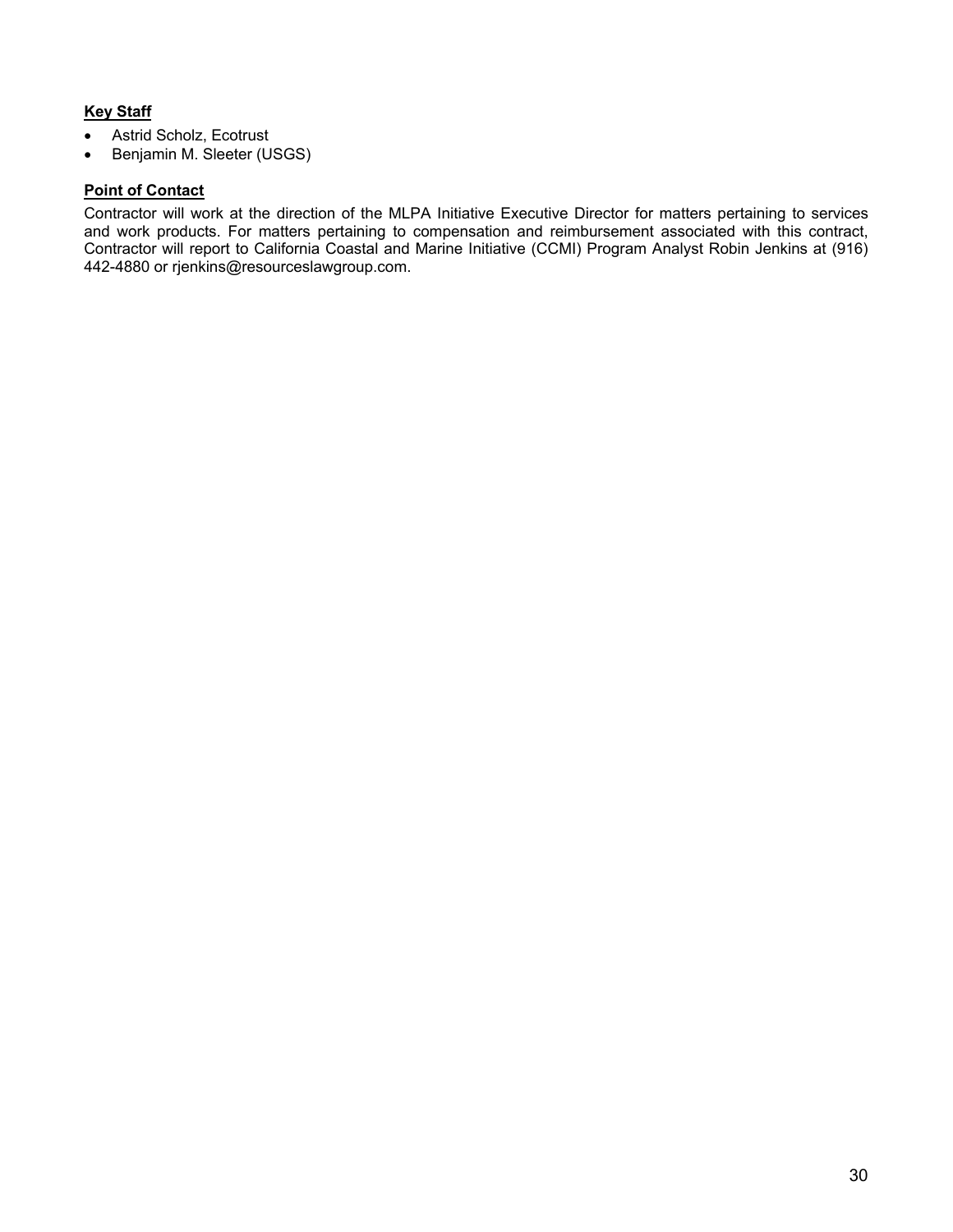**Key Staff**

- Astrid Scholz, Ecotrust
- Benjamin M. Sleeter (USGS)

**Point of Contact**

Contractor will work at the direction of the MLPA Initiative Executive Director for matters pertaining to services and work products. For matters pertaining to compensation and reimbursement associated with this contract, Contractor will report to California Coastal and Marine Initiative (CCMI) Program Analyst Robin Jenkins at (916) 442-4880 or rjenkins@resourceslawgroup.com.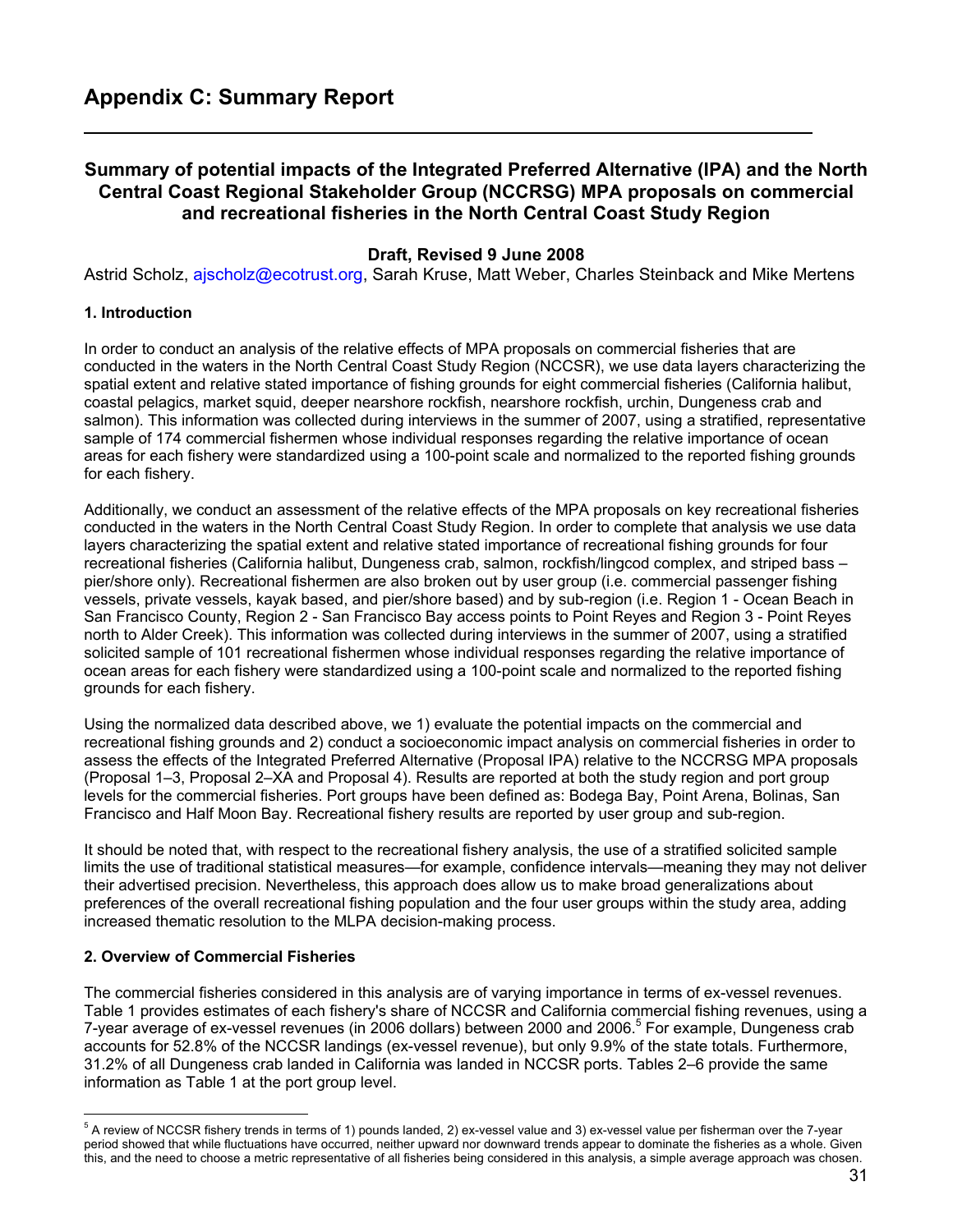# Appendix C: Summary Report

## Summary of potential impacts of the Integrated Preferred Alternative (IPA) and the North Central Coast Regional Stakeholder Group (NCCRSG) MPA proposals on commercial and recreational fisheries in the North Central Coast Study Region

**Draft, Revised 9 June 2008**

Astrid Scholz, ajscholz@ecotrust.org, Sarah Kruse, Matt Weber, Charles Steinback and Mike Mertens

### 1. Introduction

In order to conduct an analysis of the relative effects of MPA proposals on commercial fisheries that are conducted in the waters in the North Central Coast Study Region (NCCSR), we use data layers characterizing the spatial extent and relative stated importance of fishing grounds for eight commercial fisheries (California halibut, coastal pelagics, market squid, deeper nearshore rockfish, nearshore rockfish, urchin, Dungeness crab and salmon). This information was collected during interviews in the summer of 2007, using a stratified, representative sample of 174 commercial fishermen whose individual responses regarding the relative importance of ocean areas for each fishery were standardized using a 100-point scale and normalized to the reported fishing grounds for each fishery.

Additionally, we conduct an assessment of the relative effects of the MPA proposals on key recreational fisheries conducted in the waters in the North Central Coast Study Region. In order to complete that analysis we use data layers characterizing the spatial extent and relative stated importance of recreational fishing grounds for four recreational fisheries (California halibut, Dungeness crab, salmon, rockfish/lingcod complex, and striped bass – pier/shore only). Recreational fishermen are also broken out by user group (i.e. commercial passenger fishing vessels, private vessels, kayak based, and pier/shore based) and by sub-region (i.e. Region 1 - Ocean Beach in San Francisco County, Region 2 - San Francisco Bay access points to Point Reyes and Region 3 - Point Reyes north to Alder Creek). This information was collected during interviews in the summer of 2007, using a stratified solicited sample of 101 recreational fishermen whose individual responses regarding the relative importance of ocean areas for each fishery were standardized using a 100-point scale and normalized to the reported fishing grounds for each fishery.

Using the normalized data described above, we 1) evaluate the potential impacts on the commercial and recreational fishing grounds and 2) conduct a socioeconomic impact analysis on commercial fisheries in order to assess the effects of the Integrated Preferred Alternative (Proposal IPA) relative to the NCCRSG MPA proposals (Proposal 1–3, Proposal 2–XA and Proposal 4). Results are reported at both the study region and port group levels for the commercial fisheries. Port groups have been defined as: Bodega Bay, Point Arena, Bolinas, San Francisco and Half Moon Bay. Recreational fishery results are reported by user group and sub-region.

It should be noted that, with respect to the recreational fishery analysis, the use of a stratified solicited sample limits the use of traditional statistical measures—for example, confidence intervals—meaning they may not deliver their advertised precision. Nevertheless, this approach does allow us to make broad generalizations about preferences of the overall recreational fishing population and the four user groups within the study area, adding increased thematic resolution to the MLPA decision-making process.

### 2. Overview of Commercial Fisheries

The commercial fisheries considered in this analysis are of varying importance in terms of ex-vessel revenues. Table 1 provides estimates of each fishery's share of NCCSR and California commercial fishing revenues, using a 7-year average of ex-vessel revenues (in 2006 dollars) between 2000 and 2006.[5] For example, Dungeness crab accounts for 52.8% of the NCCSR landings (ex-vessel revenue), but only 9.9% of the state totals. Furthermore, 31.2% of all Dungeness crab landed in California was landed in NCCSR ports. Tables 2–6 provide the same information as Table 1 at the port group level.

[5] A review of NCCSR fishery trends in terms of 1) pounds landed, 2) ex-vessel value and 3) ex-vessel value per fisherman over the 7-year period showed that while fluctuations have occurred, neither upward nor downward trends appear to dominate the fisheries as a whole. Given this, and the need to choose a metric representative of all fisheries being considered in this analysis, a simple average approach was chosen.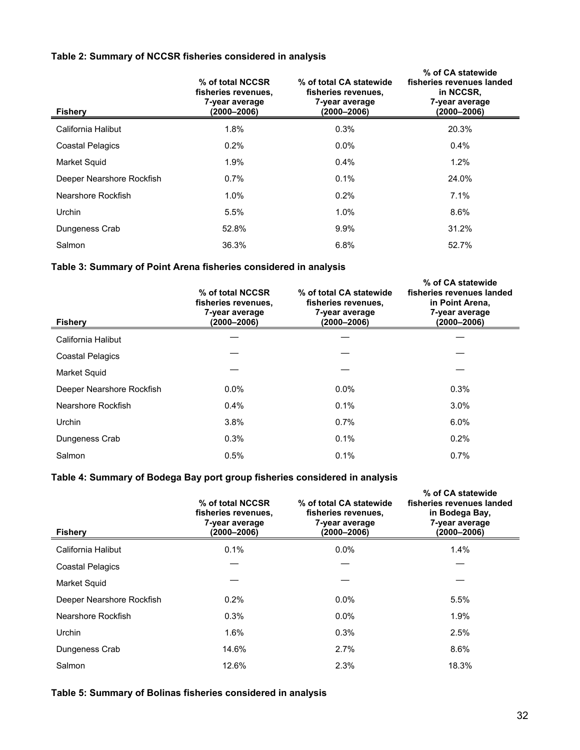**Table 2: Summary of NCCSR fisheries considered in analysis**

| Fishery | % of total NCCSR fisheries revenues, 7-year average (2000–2006) | % of total CA statewide fisheries revenues, 7-year average (2000–2006) | % of CA statewide fisheries revenues landed in NCCSR, 7-year average (2000–2006) |
|---|---|---|---|
| California Halibut | 1.8% | 0.3% | 20.3% |
| Coastal Pelagics | 0.2% | 0.0% | 0.4% |
| Market Squid | 1.9% | 0.4% | 1.2% |
| Deeper Nearshore Rockfish | 0.7% | 0.1% | 24.0% |
| Nearshore Rockfish | 1.0% | 0.2% | 7.1% |
| Urchin | 5.5% | 1.0% | 8.6% |
| Dungeness Crab | 52.8% | 9.9% | 31.2% |
| Salmon | 36.3% | 6.8% | 52.7% |

**Table 3: Summary of Point Arena fisheries considered in analysis**

| Fishery | % of total NCCSR fisheries revenues, 7-year average (2000–2006) | % of total CA statewide fisheries revenues, 7-year average (2000–2006) | % of CA statewide fisheries revenues landed in Point Arena, 7-year average (2000–2006) |
|---|---|---|---|
| California Halibut | — | — | — |
| Coastal Pelagics | — | — | — |
| Market Squid | — | — | — |
| Deeper Nearshore Rockfish | 0.0% | 0.0% | 0.3% |
| Nearshore Rockfish | 0.4% | 0.1% | 3.0% |
| Urchin | 3.8% | 0.7% | 6.0% |
| Dungeness Crab | 0.3% | 0.1% | 0.2% |
| Salmon | 0.5% | 0.1% | 0.7% |

**Table 4: Summary of Bodega Bay port group fisheries considered in analysis**

| Fishery | % of total NCCSR fisheries revenues, 7-year average (2000–2006) | % of total CA statewide fisheries revenues, 7-year average (2000–2006) | % of CA statewide fisheries revenues landed in Bodega Bay, 7-year average (2000–2006) |
|---|---|---|---|
| California Halibut | 0.1% | 0.0% | 1.4% |
| Coastal Pelagics | — | — | — |
| Market Squid | — | — | — |
| Deeper Nearshore Rockfish | 0.2% | 0.0% | 5.5% |
| Nearshore Rockfish | 0.3% | 0.0% | 1.9% |
| Urchin | 1.6% | 0.3% | 2.5% |
| Dungeness Crab | 14.6% | 2.7% | 8.6% |
| Salmon | 12.6% | 2.3% | 18.3% |

**Table 5: Summary of Bolinas fisheries considered in analysis**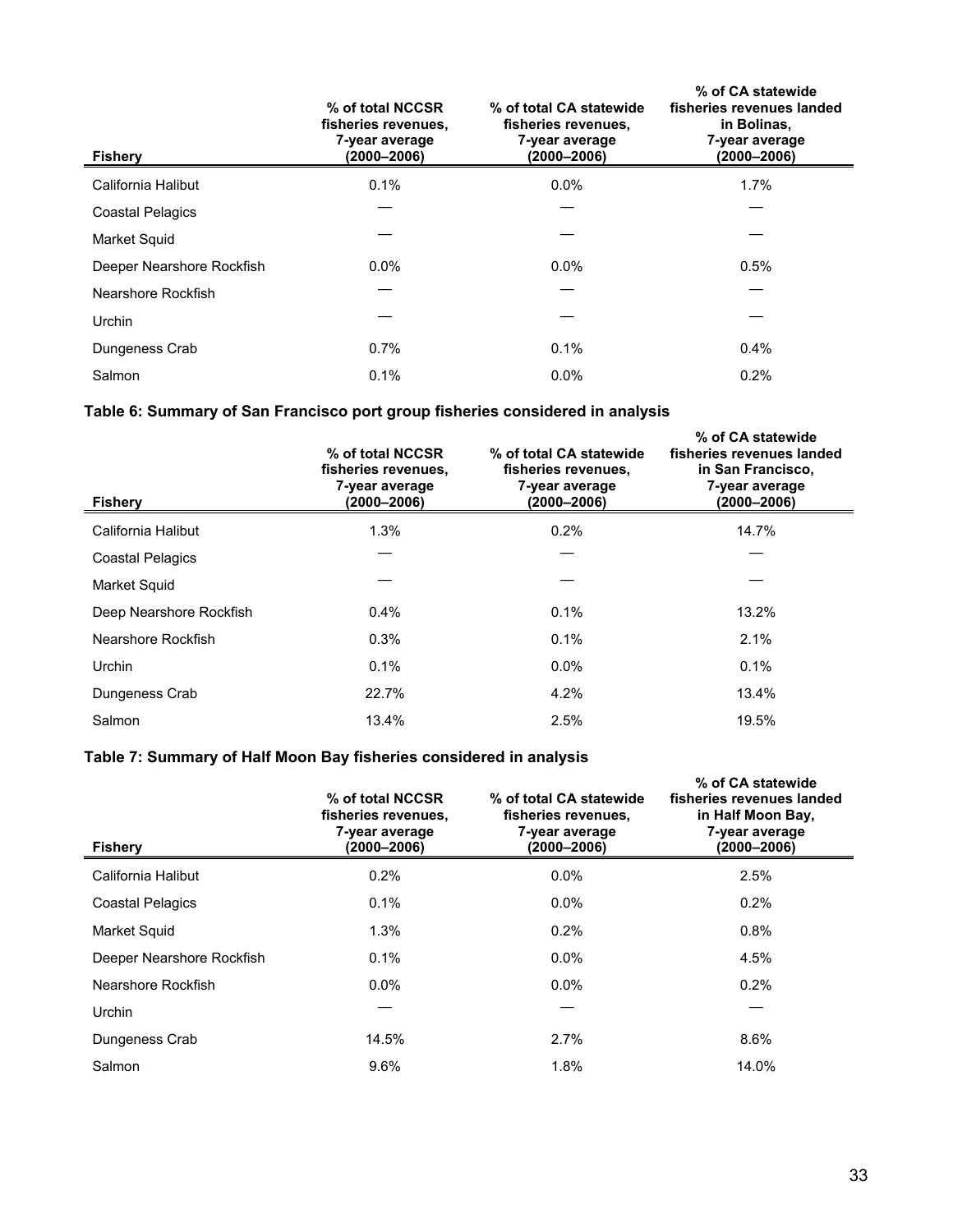| Fishery | % of total NCCSR fisheries revenues, 7-year average (2000–2006) | % of total CA statewide fisheries revenues, 7-year average (2000–2006) | % of CA statewide fisheries revenues landed in Bolinas, 7-year average (2000–2006) |
|---|---|---|---|
| California Halibut | 0.1% | 0.0% | 1.7% |
| Coastal Pelagics | — | — | — |
| Market Squid | — | — | — |
| Deeper Nearshore Rockfish | 0.0% | 0.0% | 0.5% |
| Nearshore Rockfish | — | — | — |
| Urchin | — | — | — |
| Dungeness Crab | 0.7% | 0.1% | 0.4% |
| Salmon | 0.1% | 0.0% | 0.2% |

**Table 6: Summary of San Francisco port group fisheries considered in analysis**

| Fishery | % of total NCCSR fisheries revenues, 7-year average (2000–2006) | % of total CA statewide fisheries revenues, 7-year average (2000–2006) | % of CA statewide fisheries revenues landed in San Francisco, 7-year average (2000–2006) |
|---|---|---|---|
| California Halibut | 1.3% | 0.2% | 14.7% |
| Coastal Pelagics | — | — | — |
| Market Squid | — | — | — |
| Deep Nearshore Rockfish | 0.4% | 0.1% | 13.2% |
| Nearshore Rockfish | 0.3% | 0.1% | 2.1% |
| Urchin | 0.1% | 0.0% | 0.1% |
| Dungeness Crab | 22.7% | 4.2% | 13.4% |
| Salmon | 13.4% | 2.5% | 19.5% |

**Table 7: Summary of Half Moon Bay fisheries considered in analysis**

| Fishery | % of total NCCSR fisheries revenues, 7-year average (2000–2006) | % of total CA statewide fisheries revenues, 7-year average (2000–2006) | % of CA statewide fisheries revenues landed in Half Moon Bay, 7-year average (2000–2006) |
|---|---|---|---|
| California Halibut | 0.2% | 0.0% | 2.5% |
| Coastal Pelagics | 0.1% | 0.0% | 0.2% |
| Market Squid | 1.3% | 0.2% | 0.8% |
| Deeper Nearshore Rockfish | 0.1% | 0.0% | 4.5% |
| Nearshore Rockfish | 0.0% | 0.0% | 0.2% |
| Urchin | — | — | — |
| Dungeness Crab | 14.5% | 2.7% | 8.6% |
| Salmon | 9.6% | 1.8% | 14.0% |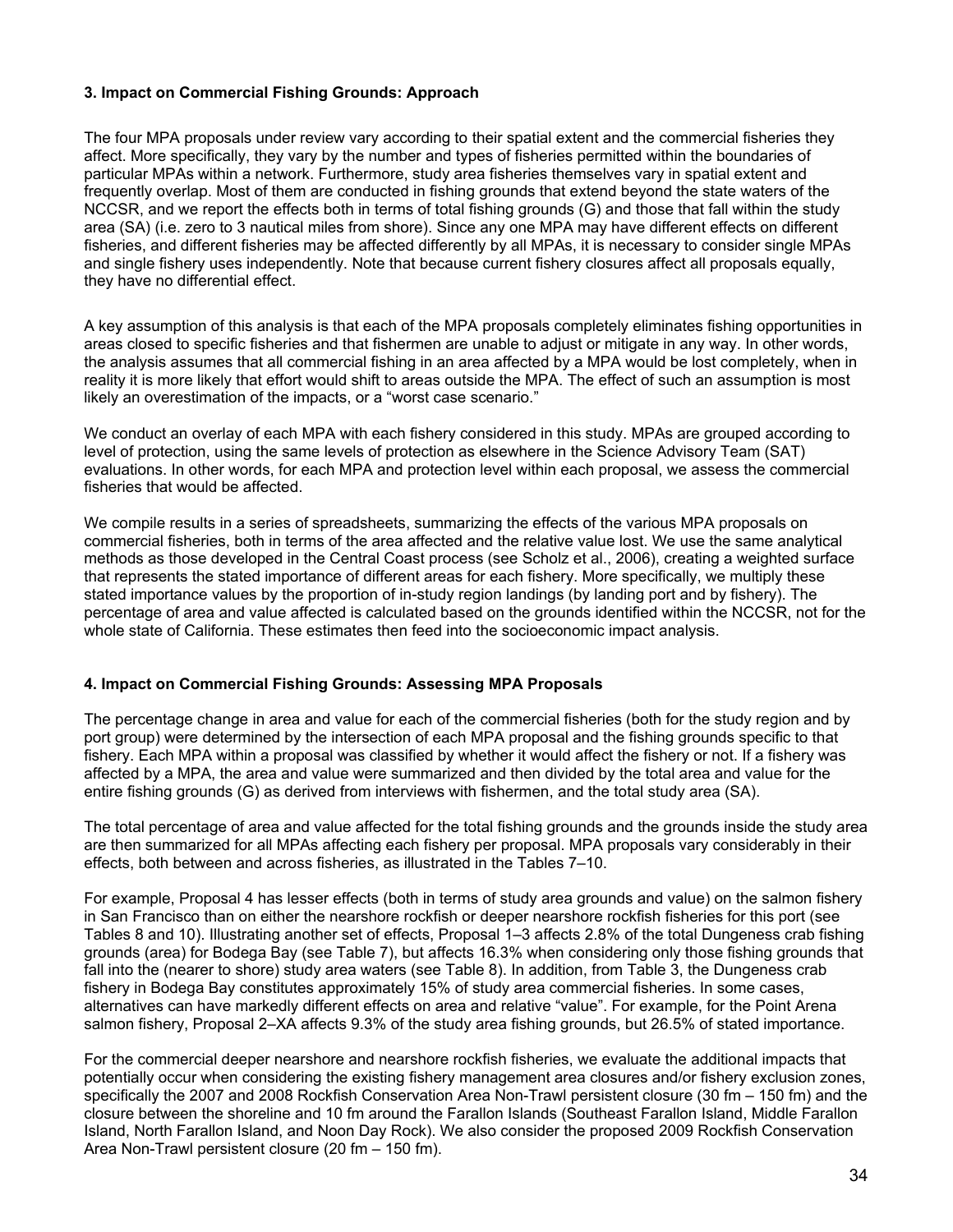### 3. Impact on Commercial Fishing Grounds: Approach

The four MPA proposals under review vary according to their spatial extent and the commercial fisheries they affect. More specifically, they vary by the number and types of fisheries permitted within the boundaries of particular MPAs within a network. Furthermore, study area fisheries themselves vary in spatial extent and frequently overlap. Most of them are conducted in fishing grounds that extend beyond the state waters of the NCCSR, and we report the effects both in terms of total fishing grounds (G) and those that fall within the study area (SA) (i.e. zero to 3 nautical miles from shore). Since any one MPA may have different effects on different fisheries, and different fisheries may be affected differently by all MPAs, it is necessary to consider single MPAs and single fishery uses independently. Note that because current fishery closures affect all proposals equally, they have no differential effect.

A key assumption of this analysis is that each of the MPA proposals completely eliminates fishing opportunities in areas closed to specific fisheries and that fishermen are unable to adjust or mitigate in any way. In other words, the analysis assumes that all commercial fishing in an area affected by a MPA would be lost completely, when in reality it is more likely that effort would shift to areas outside the MPA. The effect of such an assumption is most likely an overestimation of the impacts, or a "worst case scenario."

We conduct an overlay of each MPA with each fishery considered in this study. MPAs are grouped according to level of protection, using the same levels of protection as elsewhere in the Science Advisory Team (SAT) evaluations. In other words, for each MPA and protection level within each proposal, we assess the commercial fisheries that would be affected.

We compile results in a series of spreadsheets, summarizing the effects of the various MPA proposals on commercial fisheries, both in terms of the area affected and the relative value lost. We use the same analytical methods as those developed in the Central Coast process (see Scholz et al., 2006), creating a weighted surface that represents the stated importance of different areas for each fishery. More specifically, we multiply these stated importance values by the proportion of in-study region landings (by landing port and by fishery). The percentage of area and value affected is calculated based on the grounds identified within the NCCSR, not for the whole state of California. These estimates then feed into the socioeconomic impact analysis.

### 4. Impact on Commercial Fishing Grounds: Assessing MPA Proposals

The percentage change in area and value for each of the commercial fisheries (both for the study region and by port group) were determined by the intersection of each MPA proposal and the fishing grounds specific to that fishery. Each MPA within a proposal was classified by whether it would affect the fishery or not. If a fishery was affected by a MPA, the area and value were summarized and then divided by the total area and value for the entire fishing grounds (G) as derived from interviews with fishermen, and the total study area (SA).

The total percentage of area and value affected for the total fishing grounds and the grounds inside the study area are then summarized for all MPAs affecting each fishery per proposal. MPA proposals vary considerably in their effects, both between and across fisheries, as illustrated in the Tables 7–10.

For example, Proposal 4 has lesser effects (both in terms of study area grounds and value) on the salmon fishery in San Francisco than on either the nearshore rockfish or deeper nearshore rockfish fisheries for this port (see Tables 8 and 10). Illustrating another set of effects, Proposal 1–3 affects 2.8% of the total Dungeness crab fishing grounds (area) for Bodega Bay (see Table 7), but affects 16.3% when considering only those fishing grounds that fall into the (nearer to shore) study area waters (see Table 8). In addition, from Table 3, the Dungeness crab fishery in Bodega Bay constitutes approximately 15% of study area commercial fisheries. In some cases, alternatives can have markedly different effects on area and relative "value". For example, for the Point Arena salmon fishery, Proposal 2–XA affects 9.3% of the study area fishing grounds, but 26.5% of stated importance.

For the commercial deeper nearshore and nearshore rockfish fisheries, we evaluate the additional impacts that potentially occur when considering the existing fishery management area closures and/or fishery exclusion zones, specifically the 2007 and 2008 Rockfish Conservation Area Non-Trawl persistent closure (30 fm – 150 fm) and the closure between the shoreline and 10 fm around the Farallon Islands (Southeast Farallon Island, Middle Farallon Island, North Farallon Island, and Noon Day Rock). We also consider the proposed 2009 Rockfish Conservation Area Non-Trawl persistent closure (20 fm – 150 fm).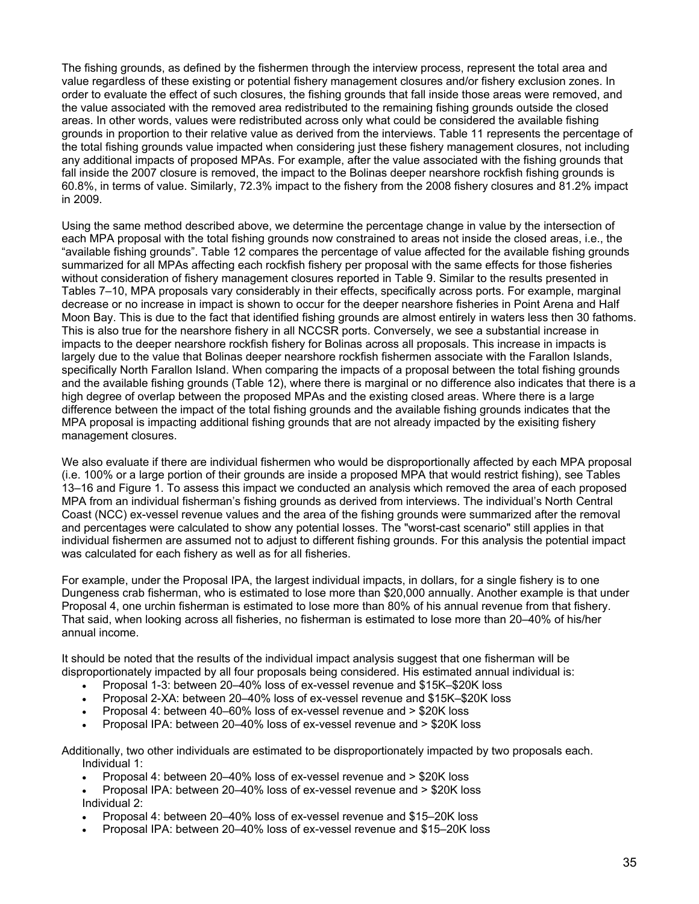The fishing grounds, as defined by the fishermen through the interview process, represent the total area and value regardless of these existing or potential fishery management closures and/or fishery exclusion zones. In order to evaluate the effect of such closures, the fishing grounds that fall inside those areas were removed, and the value associated with the removed area redistributed to the remaining fishing grounds outside the closed areas. In other words, values were redistributed across only what could be considered the available fishing grounds in proportion to their relative value as derived from the interviews. Table 11 represents the percentage of the total fishing grounds value impacted when considering just these fishery management closures, not including any additional impacts of proposed MPAs. For example, after the value associated with the fishing grounds that fall inside the 2007 closure is removed, the impact to the Bolinas deeper nearshore rockfish fishing grounds is 60.8%, in terms of value. Similarly, 72.3% impact to the fishery from the 2008 fishery closures and 81.2% impact in 2009.

Using the same method described above, we determine the percentage change in value by the intersection of each MPA proposal with the total fishing grounds now constrained to areas not inside the closed areas, i.e., the "available fishing grounds". Table 12 compares the percentage of value affected for the available fishing grounds summarized for all MPAs affecting each rockfish fishery per proposal with the same effects for those fisheries without consideration of fishery management closures reported in Table 9. Similar to the results presented in Tables 7–10, MPA proposals vary considerably in their effects, specifically across ports. For example, marginal decrease or no increase in impact is shown to occur for the deeper nearshore fisheries in Point Arena and Half Moon Bay. This is due to the fact that identified fishing grounds are almost entirely in waters less then 30 fathoms. This is also true for the nearshore fishery in all NCCSR ports. Conversely, we see a substantial increase in impacts to the deeper nearshore rockfish fishery for Bolinas across all proposals. This increase in impacts is largely due to the value that Bolinas deeper nearshore rockfish fishermen associate with the Farallon Islands, specifically North Farallon Island. When comparing the impacts of a proposal between the total fishing grounds and the available fishing grounds (Table 12), where there is marginal or no difference also indicates that there is a high degree of overlap between the proposed MPAs and the existing closed areas. Where there is a large difference between the impact of the total fishing grounds and the available fishing grounds indicates that the MPA proposal is impacting additional fishing grounds that are not already impacted by the exisiting fishery management closures.

We also evaluate if there are individual fishermen who would be disproportionally affected by each MPA proposal (i.e. 100% or a large portion of their grounds are inside a proposed MPA that would restrict fishing), see Tables 13–16 and Figure 1. To assess this impact we conducted an analysis which removed the area of each proposed MPA from an individual fisherman's fishing grounds as derived from interviews. The individual's North Central Coast (NCC) ex-vessel revenue values and the area of the fishing grounds were summarized after the removal and percentages were calculated to show any potential losses. The "worst-cast scenario" still applies in that individual fishermen are assumed not to adjust to different fishing grounds. For this analysis the potential impact was calculated for each fishery as well as for all fisheries.

For example, under the Proposal IPA, the largest individual impacts, in dollars, for a single fishery is to one Dungeness crab fisherman, who is estimated to lose more than $20,000 annually. Another example is that under Proposal 4, one urchin fisherman is estimated to lose more than 80% of his annual revenue from that fishery. That said, when looking across all fisheries, no fisherman is estimated to lose more than 20–40% of his/her annual income.

It should be noted that the results of the individual impact analysis suggest that one fisherman will be disproportionately impacted by all four proposals being considered. His estimated annual individual is:

- Proposal 1-3: between 20–40% loss of ex-vessel revenue and $15K–$20K loss
- Proposal 2-XA: between 20–40% loss of ex-vessel revenue and $15K–$20K loss
- Proposal 4: between 40–60% loss of ex-vessel revenue and > $20K loss
- Proposal IPA: between 20–40% loss of ex-vessel revenue and > $20K loss

Additionally, two other individuals are estimated to be disproportionately impacted by two proposals each.

Individual 1:

- Proposal 4: between 20–40% loss of ex-vessel revenue and > $20K loss
- Proposal IPA: between 20–40% loss of ex-vessel revenue and > $20K loss

Individual 2:

- Proposal 4: between 20–40% loss of ex-vessel revenue and $15–20K loss
- Proposal IPA: between 20–40% loss of ex-vessel revenue and $15–20K loss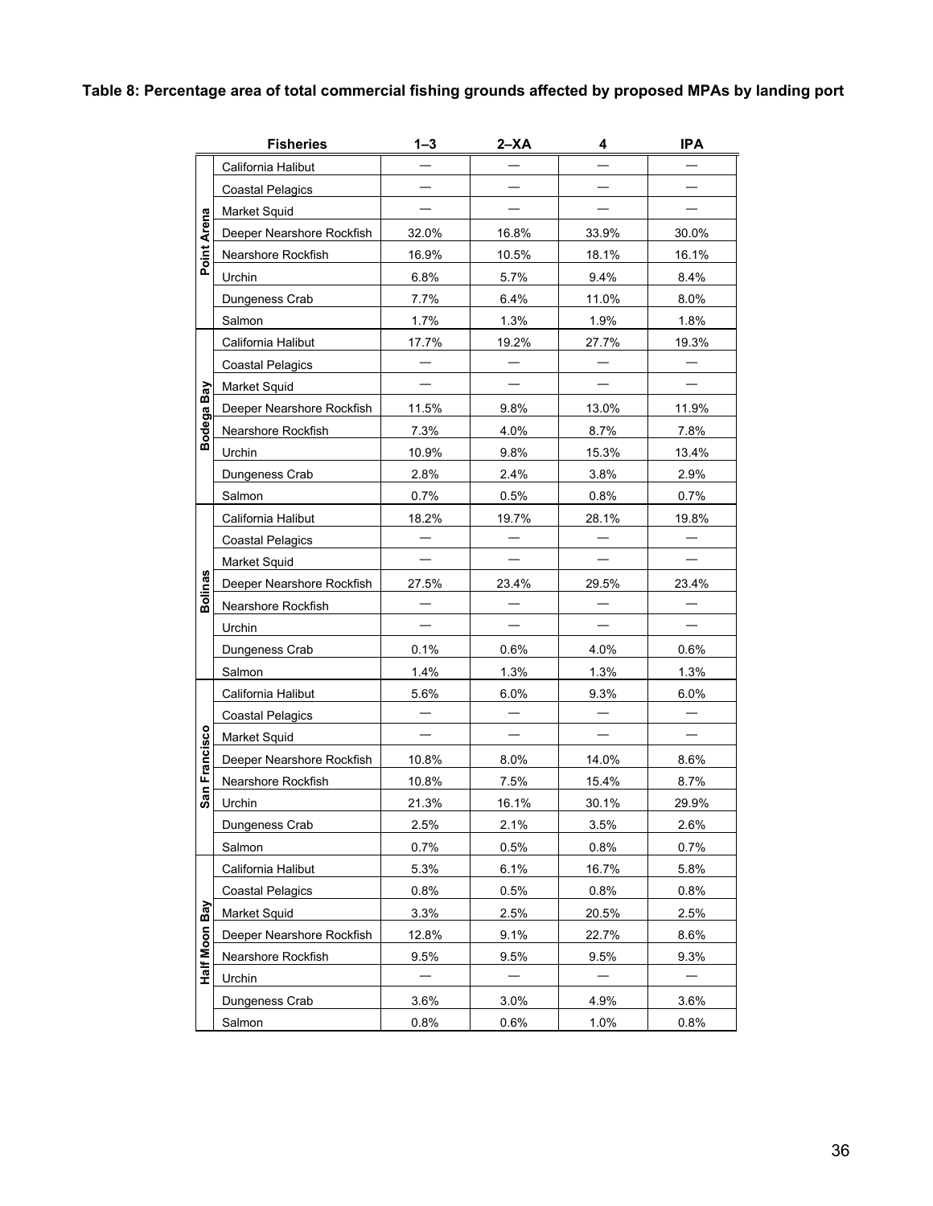**Table 8: Percentage area of total commercial fishing grounds affected by proposed MPAs by landing port**

| | Fisheries | 1–3 | 2–XA | 4 | IPA |
|---|---|---|---|---|---|
| Point Arena | California Halibut | — | — | — | — |
| | Coastal Pelagics | — | — | — | — |
| | Market Squid | — | — | — | — |
| | Deeper Nearshore Rockfish | 32.0% | 16.8% | 33.9% | 30.0% |
| | Nearshore Rockfish | 16.9% | 10.5% | 18.1% | 16.1% |
| | Urchin | 6.8% | 5.7% | 9.4% | 8.4% |
| | Dungeness Crab | 7.7% | 6.4% | 11.0% | 8.0% |
| | Salmon | 1.7% | 1.3% | 1.9% | 1.8% |
| Bodega Bay | California Halibut | 17.7% | 19.2% | 27.7% | 19.3% |
| | Coastal Pelagics | — | — | — | — |
| | Market Squid | — | — | — | — |
| | Deeper Nearshore Rockfish | 11.5% | 9.8% | 13.0% | 11.9% |
| | Nearshore Rockfish | 7.3% | 4.0% | 8.7% | 7.8% |
| | Urchin | 10.9% | 9.8% | 15.3% | 13.4% |
| | Dungeness Crab | 2.8% | 2.4% | 3.8% | 2.9% |
| | Salmon | 0.7% | 0.5% | 0.8% | 0.7% |
| Bolinas | California Halibut | 18.2% | 19.7% | 28.1% | 19.8% |
| | Coastal Pelagics | — | — | — | — |
| | Market Squid | — | — | — | — |
| | Deeper Nearshore Rockfish | 27.5% | 23.4% | 29.5% | 23.4% |
| | Nearshore Rockfish | — | — | — | — |
| | Urchin | — | — | — | — |
| | Dungeness Crab | 0.1% | 0.6% | 4.0% | 0.6% |
| | Salmon | 1.4% | 1.3% | 1.3% | 1.3% |
| San Francisco | California Halibut | 5.6% | 6.0% | 9.3% | 6.0% |
| | Coastal Pelagics | — | — | — | — |
| | Market Squid | — | — | — | — |
| | Deeper Nearshore Rockfish | 10.8% | 8.0% | 14.0% | 8.6% |
| | Nearshore Rockfish | 10.8% | 7.5% | 15.4% | 8.7% |
| | Urchin | 21.3% | 16.1% | 30.1% | 29.9% |
| | Dungeness Crab | 2.5% | 2.1% | 3.5% | 2.6% |
| | Salmon | 0.7% | 0.5% | 0.8% | 0.7% |
| Half Moon Bay | California Halibut | 5.3% | 6.1% | 16.7% | 5.8% |
| | Coastal Pelagics | 0.8% | 0.5% | 0.8% | 0.8% |
| | Market Squid | 3.3% | 2.5% | 20.5% | 2.5% |
| | Deeper Nearshore Rockfish | 12.8% | 9.1% | 22.7% | 8.6% |
| | Nearshore Rockfish | 9.5% | 9.5% | 9.5% | 9.3% |
| | Urchin | — | — | — | — |
| | Dungeness Crab | 3.6% | 3.0% | 4.9% | 3.6% |
| | Salmon | 0.8% | 0.6% | 1.0% | 0.8% |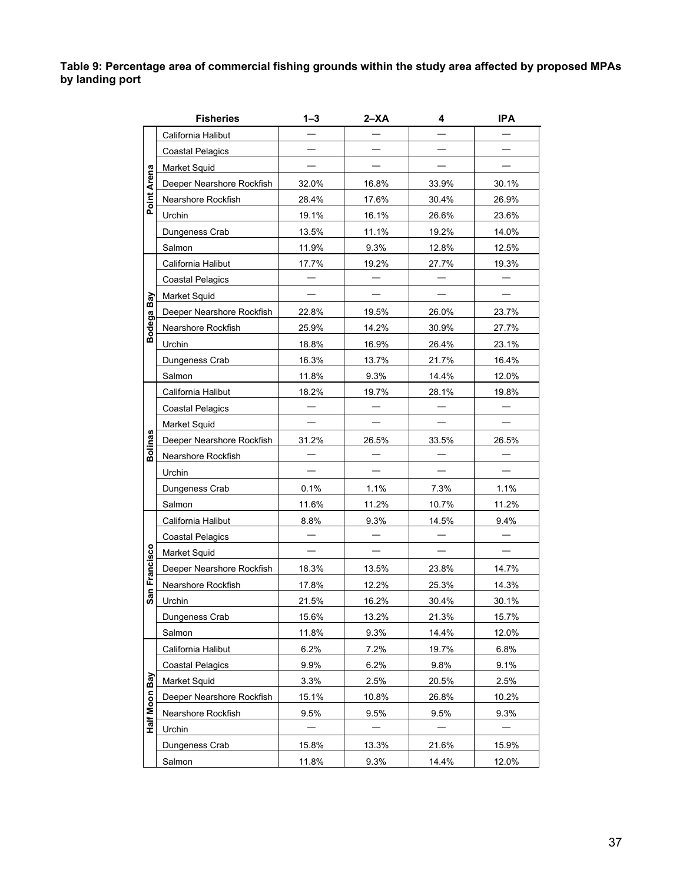**Table 9: Percentage area of commercial fishing grounds within the study area affected by proposed MPAs by landing port**

| | Fisheries | 1–3 | 2–XA | 4 | IPA |
|---|---|---|---|---|---|
| Point Arena | California Halibut | — | — | — | — |
| | Coastal Pelagics | — | — | — | — |
| | Market Squid | — | — | — | — |
| | Deeper Nearshore Rockfish | 32.0% | 16.8% | 33.9% | 30.1% |
| | Nearshore Rockfish | 28.4% | 17.6% | 30.4% | 26.9% |
| | Urchin | 19.1% | 16.1% | 26.6% | 23.6% |
| | Dungeness Crab | 13.5% | 11.1% | 19.2% | 14.0% |
| | Salmon | 11.9% | 9.3% | 12.8% | 12.5% |
| Bodega Bay | California Halibut | 17.7% | 19.2% | 27.7% | 19.3% |
| | Coastal Pelagics | — | — | — | — |
| | Market Squid | — | — | — | — |
| | Deeper Nearshore Rockfish | 22.8% | 19.5% | 26.0% | 23.7% |
| | Nearshore Rockfish | 25.9% | 14.2% | 30.9% | 27.7% |
| | Urchin | 18.8% | 16.9% | 26.4% | 23.1% |
| | Dungeness Crab | 16.3% | 13.7% | 21.7% | 16.4% |
| | Salmon | 11.8% | 9.3% | 14.4% | 12.0% |
| Bolinas | California Halibut | 18.2% | 19.7% | 28.1% | 19.8% |
| | Coastal Pelagics | — | — | — | — |
| | Market Squid | — | — | — | — |
| | Deeper Nearshore Rockfish | 31.2% | 26.5% | 33.5% | 26.5% |
| | Nearshore Rockfish | — | — | — | — |
| | Urchin | — | — | — | — |
| | Dungeness Crab | 0.1% | 1.1% | 7.3% | 1.1% |
| | Salmon | 11.6% | 11.2% | 10.7% | 11.2% |
| San Francisco | California Halibut | 8.8% | 9.3% | 14.5% | 9.4% |
| | Coastal Pelagics | — | — | — | — |
| | Market Squid | — | — | — | — |
| | Deeper Nearshore Rockfish | 18.3% | 13.5% | 23.8% | 14.7% |
| | Nearshore Rockfish | 17.8% | 12.2% | 25.3% | 14.3% |
| | Urchin | 21.5% | 16.2% | 30.4% | 30.1% |
| | Dungeness Crab | 15.6% | 13.2% | 21.3% | 15.7% |
| | Salmon | 11.8% | 9.3% | 14.4% | 12.0% |
| Half Moon Bay | California Halibut | 6.2% | 7.2% | 19.7% | 6.8% |
| | Coastal Pelagics | 9.9% | 6.2% | 9.8% | 9.1% |
| | Market Squid | 3.3% | 2.5% | 20.5% | 2.5% |
| | Deeper Nearshore Rockfish | 15.1% | 10.8% | 26.8% | 10.2% |
| | Nearshore Rockfish | 9.5% | 9.5% | 9.5% | 9.3% |
| | Urchin | — | — | — | — |
| | Dungeness Crab | 15.8% | 13.3% | 21.6% | 15.9% |
| | Salmon | 11.8% | 9.3% | 14.4% | 12.0% |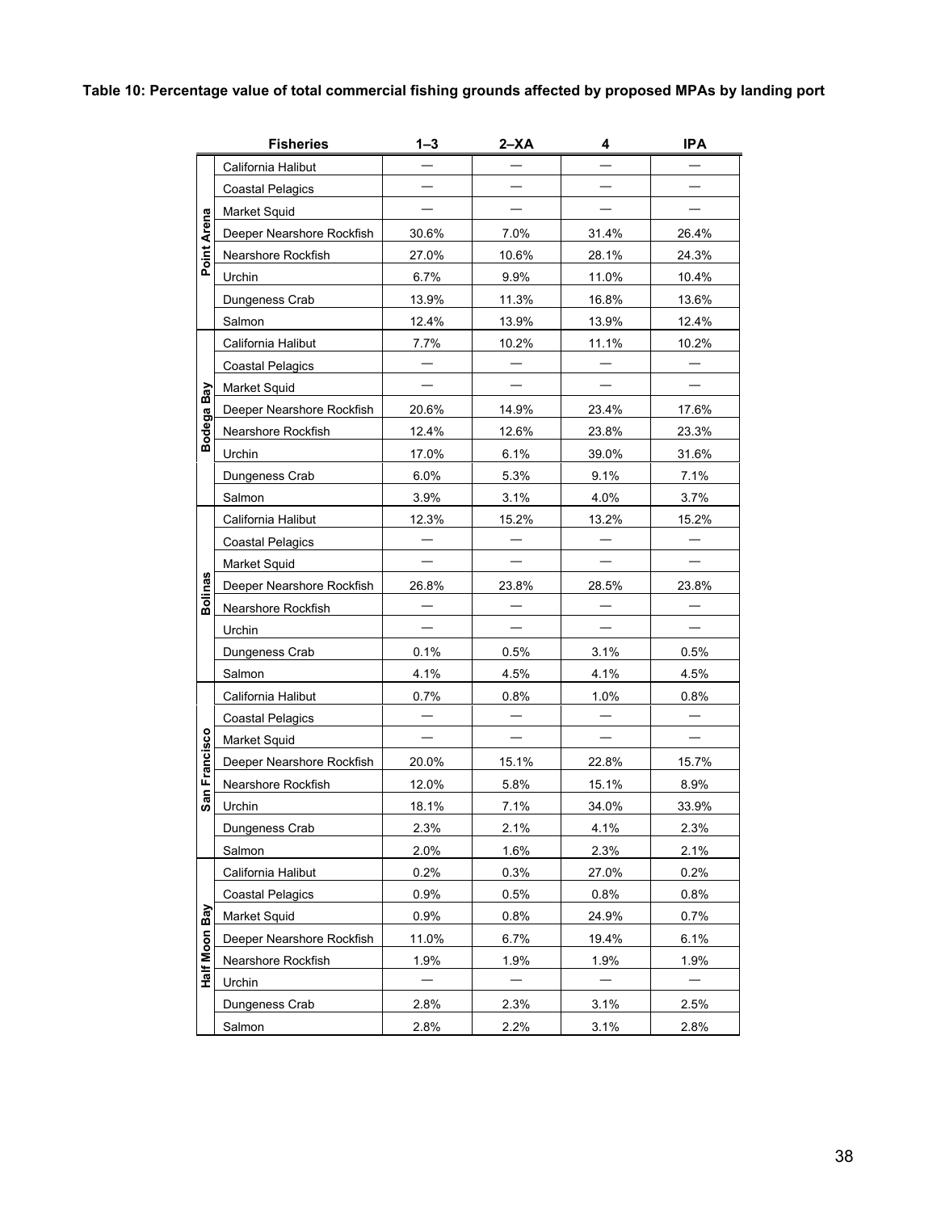**Table 10: Percentage value of total commercial fishing grounds affected by proposed MPAs by landing port**

| | Fisheries | 1–3 | 2–XA | 4 | IPA |
|---|---|---|---|---|---|
| Point Arena | California Halibut | — | — | — | — |
| | Coastal Pelagics | — | — | — | — |
| | Market Squid | — | — | — | — |
| | Deeper Nearshore Rockfish | 30.6% | 7.0% | 31.4% | 26.4% |
| | Nearshore Rockfish | 27.0% | 10.6% | 28.1% | 24.3% |
| | Urchin | 6.7% | 9.9% | 11.0% | 10.4% |
| | Dungeness Crab | 13.9% | 11.3% | 16.8% | 13.6% |
| | Salmon | 12.4% | 13.9% | 13.9% | 12.4% |
| Bodega Bay | California Halibut | 7.7% | 10.2% | 11.1% | 10.2% |
| | Coastal Pelagics | — | — | — | — |
| | Market Squid | — | — | — | — |
| | Deeper Nearshore Rockfish | 20.6% | 14.9% | 23.4% | 17.6% |
| | Nearshore Rockfish | 12.4% | 12.6% | 23.8% | 23.3% |
| | Urchin | 17.0% | 6.1% | 39.0% | 31.6% |
| | Dungeness Crab | 6.0% | 5.3% | 9.1% | 7.1% |
| | Salmon | 3.9% | 3.1% | 4.0% | 3.7% |
| Bolinas | California Halibut | 12.3% | 15.2% | 13.2% | 15.2% |
| | Coastal Pelagics | — | — | — | — |
| | Market Squid | — | — | — | — |
| | Deeper Nearshore Rockfish | 26.8% | 23.8% | 28.5% | 23.8% |
| | Nearshore Rockfish | — | — | — | — |
| | Urchin | — | — | — | — |
| | Dungeness Crab | 0.1% | 0.5% | 3.1% | 0.5% |
| | Salmon | 4.1% | 4.5% | 4.1% | 4.5% |
| San Francisco | California Halibut | 0.7% | 0.8% | 1.0% | 0.8% |
| | Coastal Pelagics | — | — | — | — |
| | Market Squid | — | — | — | — |
| | Deeper Nearshore Rockfish | 20.0% | 15.1% | 22.8% | 15.7% |
| | Nearshore Rockfish | 12.0% | 5.8% | 15.1% | 8.9% |
| | Urchin | 18.1% | 7.1% | 34.0% | 33.9% |
| | Dungeness Crab | 2.3% | 2.1% | 4.1% | 2.3% |
| | Salmon | 2.0% | 1.6% | 2.3% | 2.1% |
| Half Moon Bay | California Halibut | 0.2% | 0.3% | 27.0% | 0.2% |
| | Coastal Pelagics | 0.9% | 0.5% | 0.8% | 0.8% |
| | Market Squid | 0.9% | 0.8% | 24.9% | 0.7% |
| | Deeper Nearshore Rockfish | 11.0% | 6.7% | 19.4% | 6.1% |
| | Nearshore Rockfish | 1.9% | 1.9% | 1.9% | 1.9% |
| | Urchin | — | — | — | — |
| | Dungeness Crab | 2.8% | 2.3% | 3.1% | 2.5% |
| | Salmon | 2.8% | 2.2% | 3.1% | 2.8% |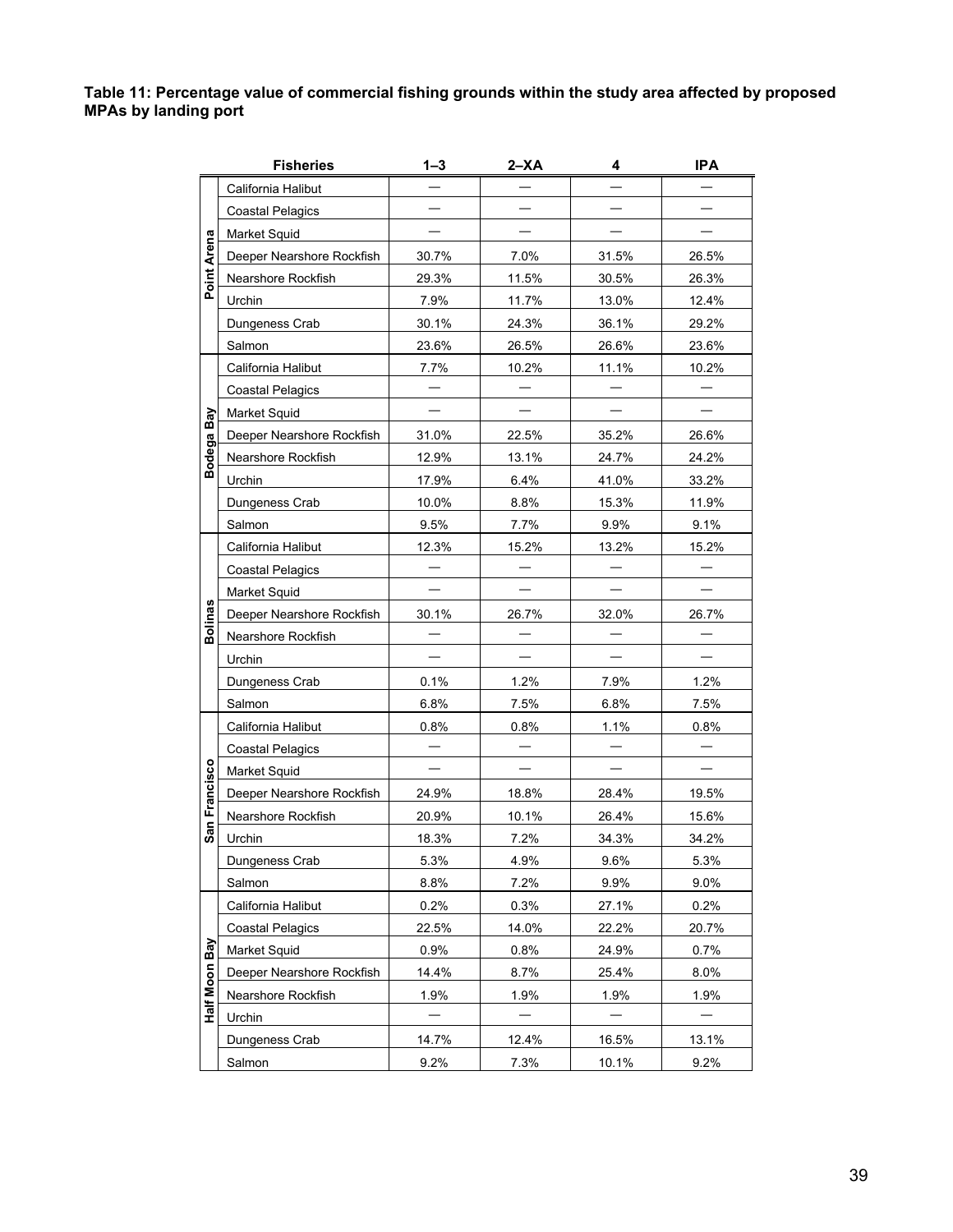**Table 11: Percentage value of commercial fishing grounds within the study area affected by proposed MPAs by landing port**

| | Fisheries | 1–3 | 2–XA | 4 | IPA |
|---|---|---|---|---|---|
| Point Arena | California Halibut | — | — | — | — |
| | Coastal Pelagics | — | — | — | — |
| | Market Squid | — | — | — | — |
| | Deeper Nearshore Rockfish | 30.7% | 7.0% | 31.5% | 26.5% |
| | Nearshore Rockfish | 29.3% | 11.5% | 30.5% | 26.3% |
| | Urchin | 7.9% | 11.7% | 13.0% | 12.4% |
| | Dungeness Crab | 30.1% | 24.3% | 36.1% | 29.2% |
| | Salmon | 23.6% | 26.5% | 26.6% | 23.6% |
| Bodega Bay | California Halibut | 7.7% | 10.2% | 11.1% | 10.2% |
| | Coastal Pelagics | — | — | — | — |
| | Market Squid | — | — | — | — |
| | Deeper Nearshore Rockfish | 31.0% | 22.5% | 35.2% | 26.6% |
| | Nearshore Rockfish | 12.9% | 13.1% | 24.7% | 24.2% |
| | Urchin | 17.9% | 6.4% | 41.0% | 33.2% |
| | Dungeness Crab | 10.0% | 8.8% | 15.3% | 11.9% |
| | Salmon | 9.5% | 7.7% | 9.9% | 9.1% |
| Bolinas | California Halibut | 12.3% | 15.2% | 13.2% | 15.2% |
| | Coastal Pelagics | — | — | — | — |
| | Market Squid | — | — | — | — |
| | Deeper Nearshore Rockfish | 30.1% | 26.7% | 32.0% | 26.7% |
| | Nearshore Rockfish | — | — | — | — |
| | Urchin | — | — | — | — |
| | Dungeness Crab | 0.1% | 1.2% | 7.9% | 1.2% |
| | Salmon | 6.8% | 7.5% | 6.8% | 7.5% |
| San Francisco | California Halibut | 0.8% | 0.8% | 1.1% | 0.8% |
| | Coastal Pelagics | — | — | — | — |
| | Market Squid | — | — | — | — |
| | Deeper Nearshore Rockfish | 24.9% | 18.8% | 28.4% | 19.5% |
| | Nearshore Rockfish | 20.9% | 10.1% | 26.4% | 15.6% |
| | Urchin | 18.3% | 7.2% | 34.3% | 34.2% |
| | Dungeness Crab | 5.3% | 4.9% | 9.6% | 5.3% |
| | Salmon | 8.8% | 7.2% | 9.9% | 9.0% |
| Half Moon Bay | California Halibut | 0.2% | 0.3% | 27.1% | 0.2% |
| | Coastal Pelagics | 22.5% | 14.0% | 22.2% | 20.7% |
| | Market Squid | 0.9% | 0.8% | 24.9% | 0.7% |
| | Deeper Nearshore Rockfish | 14.4% | 8.7% | 25.4% | 8.0% |
| | Nearshore Rockfish | 1.9% | 1.9% | 1.9% | 1.9% |
| | Urchin | — | — | — | — |
| | Dungeness Crab | 14.7% | 12.4% | 16.5% | 13.1% |
| | Salmon | 9.2% | 7.3% | 10.1% | 9.2% |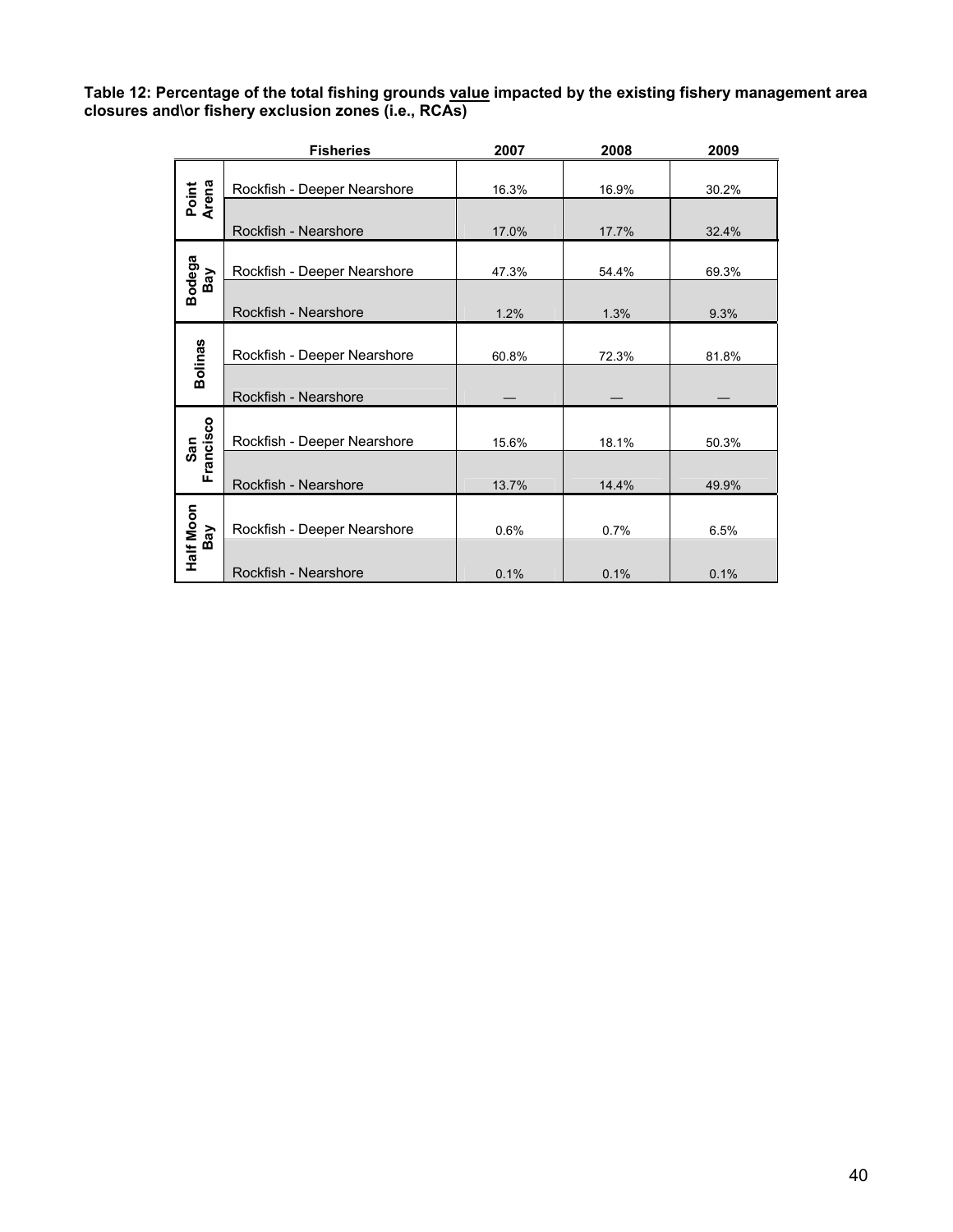**Table 12: Percentage of the total fishing grounds <u>value</u> impacted by the existing fishery management area closures and\or fishery exclusion zones (i.e., RCAs)**

| | Fisheries | 2007 | 2008 | 2009 |
|---|---|---|---|---|
| Point Arena | Rockfish - Deeper Nearshore | 16.3% | 16.9% | 30.2% |
| | Rockfish - Nearshore | 17.0% | 17.7% | 32.4% |
| Bodega Bay | Rockfish - Deeper Nearshore | 47.3% | 54.4% | 69.3% |
| | Rockfish - Nearshore | 1.2% | 1.3% | 9.3% |
| Bolinas | Rockfish - Deeper Nearshore | 60.8% | 72.3% | 81.8% |
| | Rockfish - Nearshore | — | — | — |
| San Francisco | Rockfish - Deeper Nearshore | 15.6% | 18.1% | 50.3% |
| | Rockfish - Nearshore | 13.7% | 14.4% | 49.9% |
| Half Moon Bay | Rockfish - Deeper Nearshore | 0.6% | 0.7% | 6.5% |
| | Rockfish - Nearshore | 0.1% | 0.1% | 0.1% |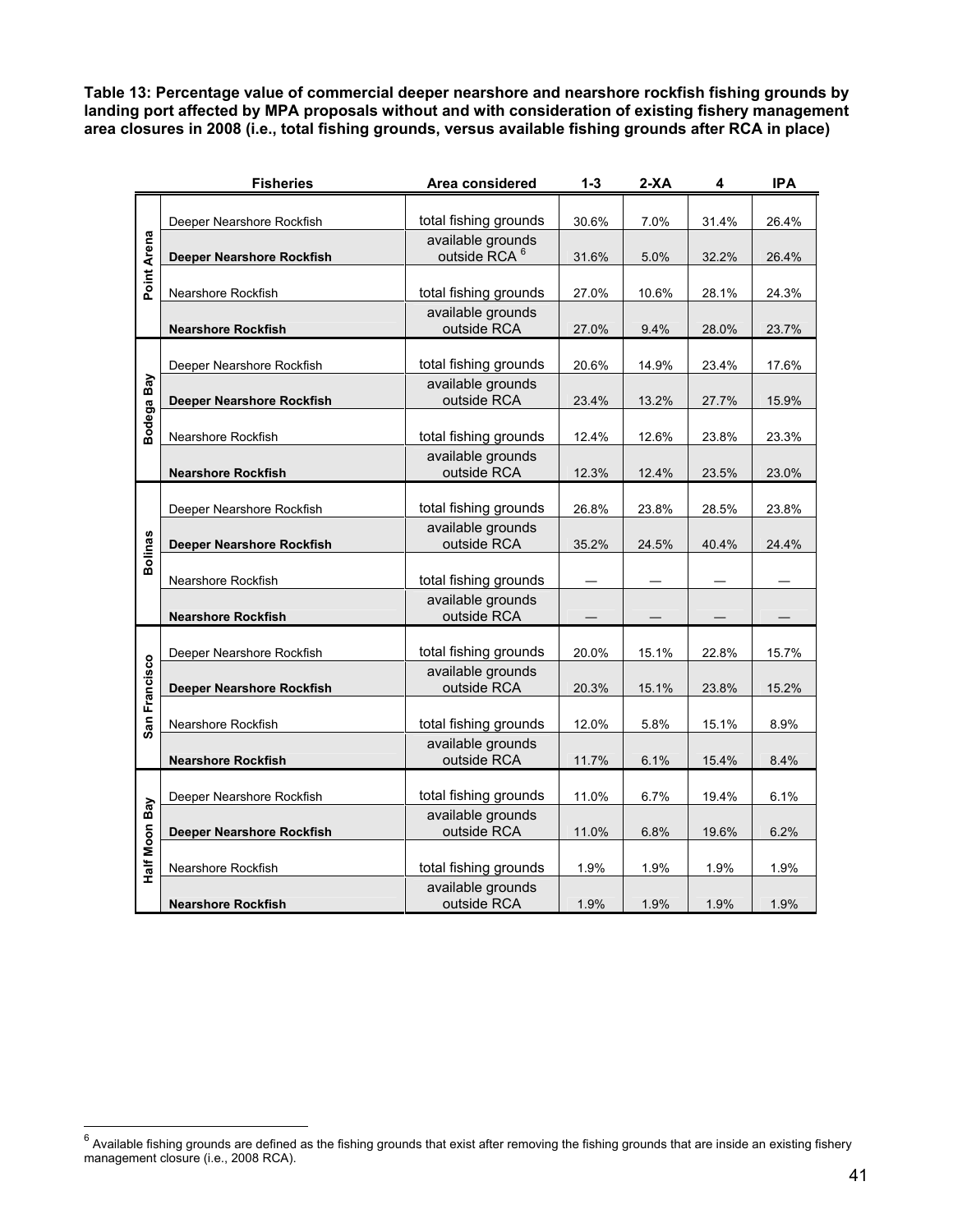**Table 13: Percentage value of commercial deeper nearshore and nearshore rockfish fishing grounds by landing port affected by MPA proposals without and with consideration of existing fishery management area closures in 2008 (i.e., total fishing grounds, versus available fishing grounds after RCA in place)**

| | Fisheries | Area considered | 1-3 | 2-XA | 4 | IPA |
|---|---|---|---|---|---|---|
| Point Arena | Deeper Nearshore Rockfish | total fishing grounds | 30.6% | 7.0% | 31.4% | 26.4% |
| | **Deeper Nearshore Rockfish** | available grounds outside RCA [6] | 31.6% | 5.0% | 32.2% | 26.4% |
| | Nearshore Rockfish | total fishing grounds | 27.0% | 10.6% | 28.1% | 24.3% |
| | **Nearshore Rockfish** | available grounds outside RCA | 27.0% | 9.4% | 28.0% | 23.7% |
| Bodega Bay | Deeper Nearshore Rockfish | total fishing grounds | 20.6% | 14.9% | 23.4% | 17.6% |
| | **Deeper Nearshore Rockfish** | available grounds outside RCA | 23.4% | 13.2% | 27.7% | 15.9% |
| | Nearshore Rockfish | total fishing grounds | 12.4% | 12.6% | 23.8% | 23.3% |
| | **Nearshore Rockfish** | available grounds outside RCA | 12.3% | 12.4% | 23.5% | 23.0% |
| Bolinas | Deeper Nearshore Rockfish | total fishing grounds | 26.8% | 23.8% | 28.5% | 23.8% |
| | **Deeper Nearshore Rockfish** | available grounds outside RCA | 35.2% | 24.5% | 40.4% | 24.4% |
| | Nearshore Rockfish | total fishing grounds | — | — | — | — |
| | **Nearshore Rockfish** | available grounds outside RCA | — | — | — | — |
| San Francisco | Deeper Nearshore Rockfish | total fishing grounds | 20.0% | 15.1% | 22.8% | 15.7% |
| | **Deeper Nearshore Rockfish** | available grounds outside RCA | 20.3% | 15.1% | 23.8% | 15.2% |
| | Nearshore Rockfish | total fishing grounds | 12.0% | 5.8% | 15.1% | 8.9% |
| | **Nearshore Rockfish** | available grounds outside RCA | 11.7% | 6.1% | 15.4% | 8.4% |
| Half Moon Bay | Deeper Nearshore Rockfish | total fishing grounds | 11.0% | 6.7% | 19.4% | 6.1% |
| | **Deeper Nearshore Rockfish** | available grounds outside RCA | 11.0% | 6.8% | 19.6% | 6.2% |
| | Nearshore Rockfish | total fishing grounds | 1.9% | 1.9% | 1.9% | 1.9% |
| | **Nearshore Rockfish** | available grounds outside RCA | 1.9% | 1.9% | 1.9% | 1.9% |

[6] Available fishing grounds are defined as the fishing grounds that exist after removing the fishing grounds that are inside an existing fishery management closure (i.e., 2008 RCA).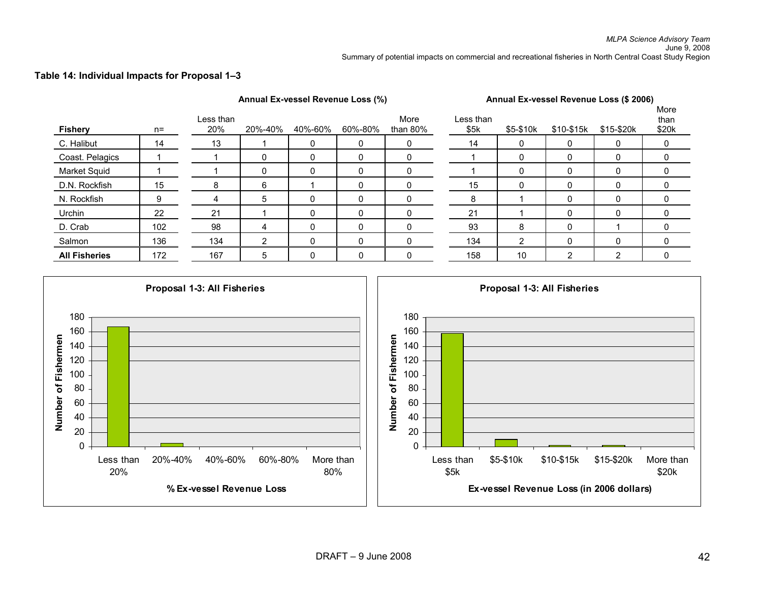**Table 14: Individual Impacts for Proposal 1–3**

| Fishery | n= | Annual Ex-vessel Revenue Loss (%) | | | | | Annual Ex-vessel Revenue Loss ($ 2006) | | | | |
|---|---|---|---|---|---|---|---|---|---|---|---|
| | | Less than 20% | 20%-40% | 40%-60% | 60%-80% | More than 80% | Less than $5k | $5-$10k | $10-$15k | $15-$20k | More than $20k |
| C. Halibut | 14 | 13 | 1 | 0 | 0 | 0 | 14 | 0 | 0 | 0 | 0 |
| Coast. Pelagics | 1 | 1 | 0 | 0 | 0 | 0 | 1 | 0 | 0 | 0 | 0 |
| Market Squid | 1 | 1 | 0 | 0 | 0 | 0 | 1 | 0 | 0 | 0 | 0 |
| D.N. Rockfish | 15 | 8 | 6 | 1 | 0 | 0 | 15 | 0 | 0 | 0 | 0 |
| N. Rockfish | 9 | 4 | 5 | 0 | 0 | 0 | 8 | 1 | 0 | 0 | 0 |
| Urchin | 22 | 21 | 1 | 0 | 0 | 0 | 21 | 1 | 0 | 0 | 0 |
| D. Crab | 102 | 98 | 4 | 0 | 0 | 0 | 93 | 8 | 0 | 1 | 0 |
| Salmon | 136 | 134 | 2 | 0 | 0 | 0 | 134 | 2 | 0 | 0 | 0 |
| **All Fisheries** | 172 | 167 | 5 | 0 | 0 | 0 | 158 | 10 | 2 | 2 | 0 |

**Proposal 1-3: All Fisheries**

| % Ex-vessel Revenue Loss | Number of Fishermen |
|---|---|
| Less than 20% | 167 |
| 20%-40% | 5 |
| 40%-60% | 0 |
| 60%-80% | 0 |
| More than 80% | 0 |

**Proposal 1-3: All Fisheries**

| Ex-vessel Revenue Loss (in 2006 dollars) | Number of Fishermen |
|---|---|
| Less than $5k | 158 |
| $5-$10k | 10 |
| $10-$15k | 2 |
| $15-$20k | 2 |
| More than $20k | 0 |

DRAFT – 9 June 2008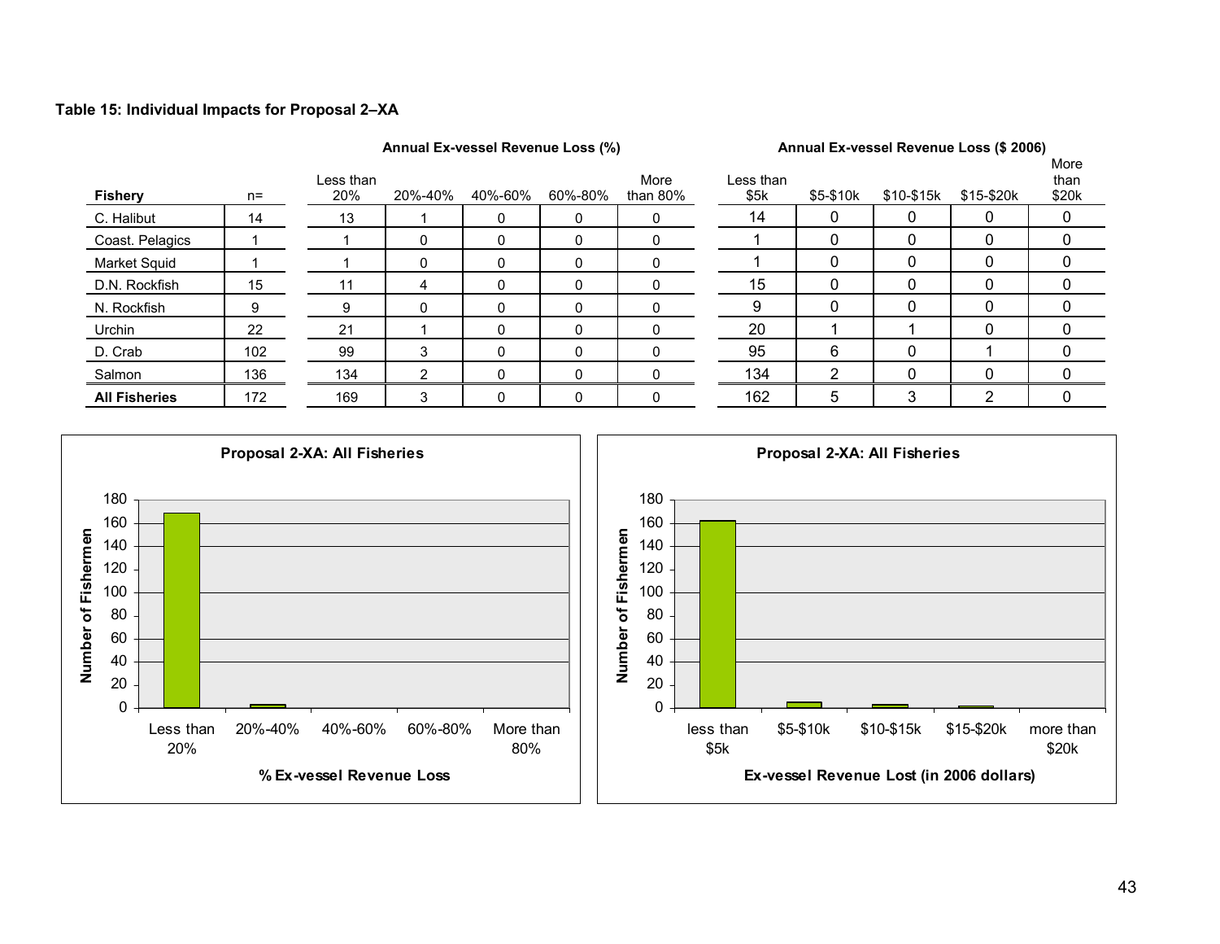**Table 15: Individual Impacts for Proposal 2–XA**

| Fishery | n= | Annual Ex-vessel Revenue Loss (%) | | | | | Annual Ex-vessel Revenue Loss ($ 2006) | | | | |
|---|---|---|---|---|---|---|---|---|---|---|---|
| | | Less than 20% | 20%-40% | 40%-60% | 60%-80% | More than 80% | Less than $5k | $5-$10k | $10-$15k | $15-$20k | More than $20k |
| C. Halibut | 14 | 13 | 1 | 0 | 0 | 0 | 14 | 0 | 0 | 0 | 0 |
| Coast. Pelagics | 1 | 1 | 0 | 0 | 0 | 0 | 1 | 0 | 0 | 0 | 0 |
| Market Squid | 1 | 1 | 0 | 0 | 0 | 0 | 1 | 0 | 0 | 0 | 0 |
| D.N. Rockfish | 15 | 11 | 4 | 0 | 0 | 0 | 15 | 0 | 0 | 0 | 0 |
| N. Rockfish | 9 | 9 | 0 | 0 | 0 | 0 | 9 | 0 | 0 | 0 | 0 |
| Urchin | 22 | 21 | 1 | 0 | 0 | 0 | 20 | 1 | 1 | 0 | 0 |
| D. Crab | 102 | 99 | 3 | 0 | 0 | 0 | 95 | 6 | 0 | 1 | 0 |
| Salmon | 136 | 134 | 2 | 0 | 0 | 0 | 134 | 2 | 0 | 0 | 0 |
| **All Fisheries** | 172 | 169 | 3 | 0 | 0 | 0 | 162 | 5 | 3 | 2 | 0 |

**Proposal 2-XA: All Fisheries**

| % Ex-vessel Revenue Loss | Number of Fishermen |
|---|---|
| Less than 20% | 169 |
| 20%-40% | 3 |
| 40%-60% | 0 |
| 60%-80% | 0 |
| More than 80% | 0 |

**Proposal 2-XA: All Fisheries**

| Ex-vessel Revenue Lost (in 2006 dollars) | Number of Fishermen |
|---|---|
| less than $5k | 162 |
| $5-$10k | 5 |
| $10-$15k | 3 |
| $15-$20k | 2 |
| more than $20k | 0 |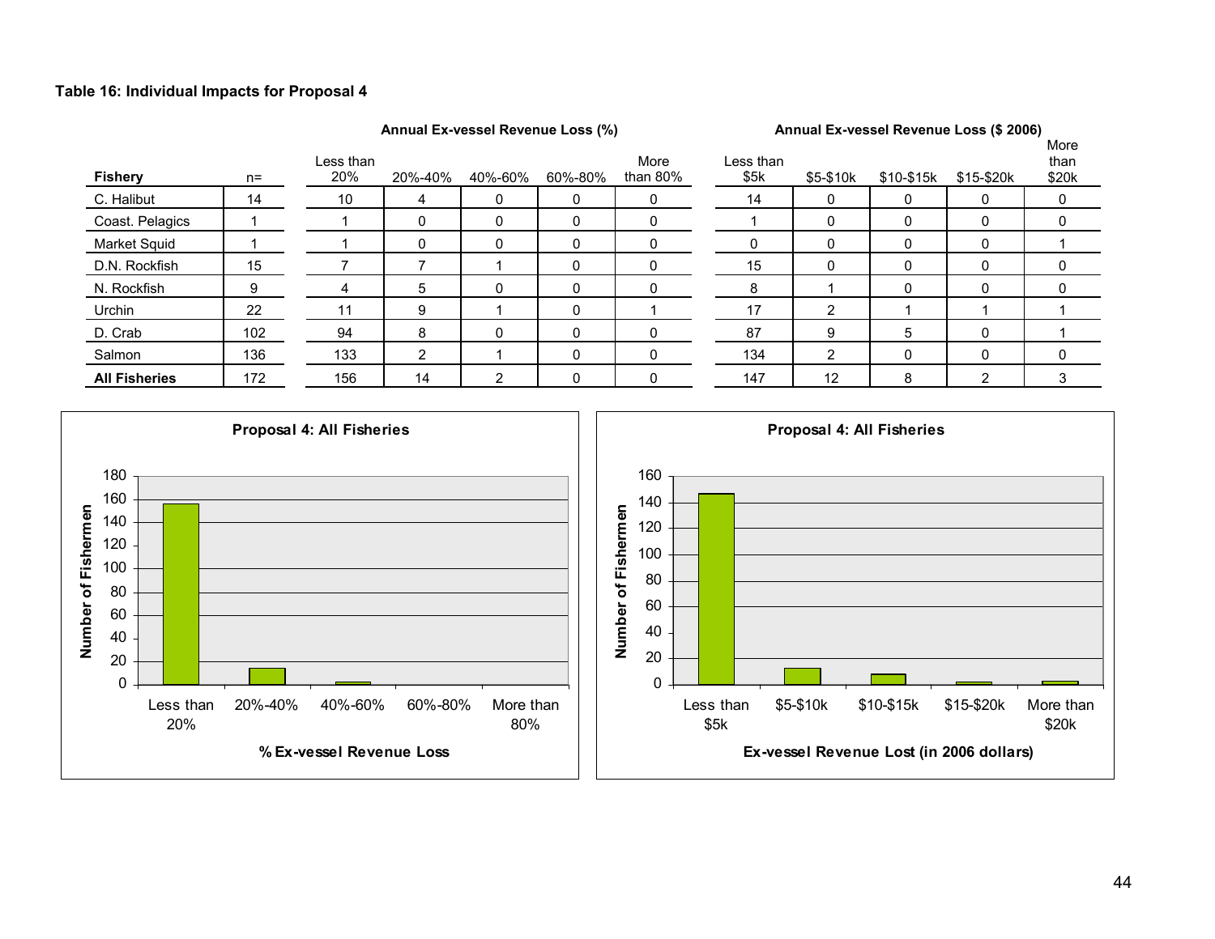**Table 16: Individual Impacts for Proposal 4**

| Fishery | n= | Annual Ex-vessel Revenue Loss (%) | | | | | Annual Ex-vessel Revenue Loss ($ 2006) | | | | |
|---|---|---|---|---|---|---|---|---|---|---|---|
| | | Less than 20% | 20%-40% | 40%-60% | 60%-80% | More than 80% | Less than $5k | $5-$10k | $10-$15k | $15-$20k | More than $20k |
| C. Halibut | 14 | 10 | 4 | 0 | 0 | 0 | 14 | 0 | 0 | 0 | 0 |
| Coast. Pelagics | 1 | 1 | 0 | 0 | 0 | 0 | 1 | 0 | 0 | 0 | 0 |
| Market Squid | 1 | 1 | 0 | 0 | 0 | 0 | 0 | 0 | 0 | 0 | 1 |
| D.N. Rockfish | 15 | 7 | 7 | 1 | 0 | 0 | 15 | 0 | 0 | 0 | 0 |
| N. Rockfish | 9 | 4 | 5 | 0 | 0 | 0 | 8 | 1 | 0 | 0 | 0 |
| Urchin | 22 | 11 | 9 | 1 | 0 | 1 | 17 | 2 | 1 | 1 | 1 |
| D. Crab | 102 | 94 | 8 | 0 | 0 | 0 | 87 | 9 | 5 | 0 | 1 |
| Salmon | 136 | 133 | 2 | 1 | 0 | 0 | 134 | 2 | 0 | 0 | 0 |
| **All Fisheries** | 172 | 156 | 14 | 2 | 0 | 0 | 147 | 12 | 8 | 2 | 3 |

**Proposal 4: All Fisheries**

| % Ex-vessel Revenue Loss | Number of Fishermen |
|---|---|
| Less than 20% | 156 |
| 20%-40% | 14 |
| 40%-60% | 2 |
| 60%-80% | 0 |
| More than 80% | 0 |

**Proposal 4: All Fisheries**

| Ex-vessel Revenue Lost (in 2006 dollars) | Number of Fishermen |
|---|---|
| Less than $5k | 147 |
| $5-$10k | 12 |
| $10-$15k | 8 |
| $15-$20k | 2 |
| More than $20k | 3 |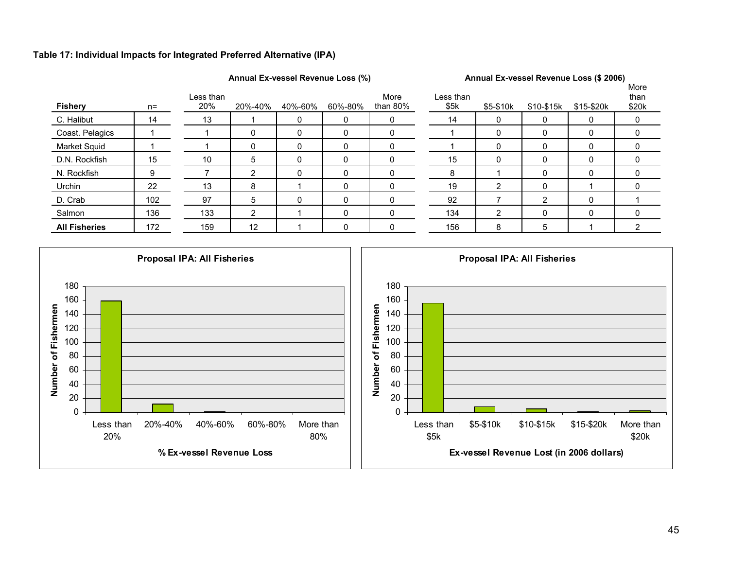**Table 17: Individual Impacts for Integrated Preferred Alternative (IPA)**

| Fishery | n= | Annual Ex-vessel Revenue Loss (%) | | | | | Annual Ex-vessel Revenue Loss ($ 2006) | | | | |
|---|---|---|---|---|---|---|---|---|---|---|---|
| | | Less than 20% | 20%-40% | 40%-60% | 60%-80% | More than 80% | Less than $5k | $5-$10k | $10-$15k | $15-$20k | More than $20k |
| C. Halibut | 14 | 13 | 1 | 0 | 0 | 0 | 14 | 0 | 0 | 0 | 0 |
| Coast. Pelagics | 1 | 1 | 0 | 0 | 0 | 0 | 1 | 0 | 0 | 0 | 0 |
| Market Squid | 1 | 1 | 0 | 0 | 0 | 0 | 1 | 0 | 0 | 0 | 0 |
| D.N. Rockfish | 15 | 10 | 5 | 0 | 0 | 0 | 15 | 0 | 0 | 0 | 0 |
| N. Rockfish | 9 | 7 | 2 | 0 | 0 | 0 | 8 | 1 | 0 | 0 | 0 |
| Urchin | 22 | 13 | 8 | 1 | 0 | 0 | 19 | 2 | 0 | 1 | 0 |
| D. Crab | 102 | 97 | 5 | 0 | 0 | 0 | 92 | 7 | 2 | 0 | 1 |
| Salmon | 136 | 133 | 2 | 1 | 0 | 0 | 134 | 2 | 0 | 0 | 0 |
| **All Fisheries** | 172 | 159 | 12 | 1 | 0 | 0 | 156 | 8 | 5 | 1 | 2 |

**Proposal IPA: All Fisheries**

Number of Fishermen vs. % Ex-vessel Revenue Loss (Less than 20%, 20%-40%, 40%-60%, 60%-80%, More than 80%)

**Proposal IPA: All Fisheries**

Number of Fishermen vs. Ex-vessel Revenue Lost (in 2006 dollars) (Less than $5k, $5-$10k, $10-$15k, $15-$20k, More than $20k)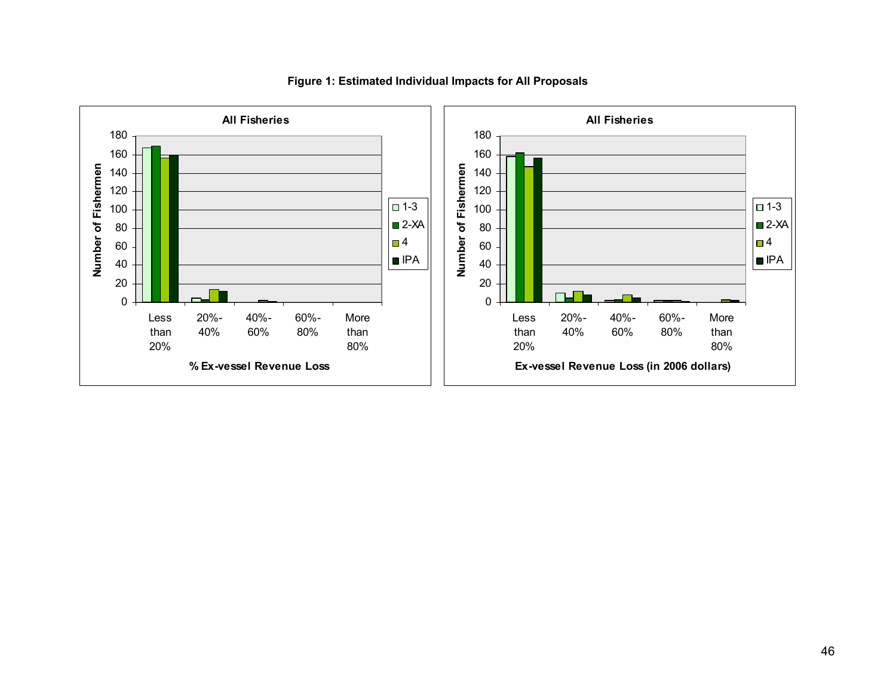**Figure 1: Estimated Individual Impacts for All Proposals**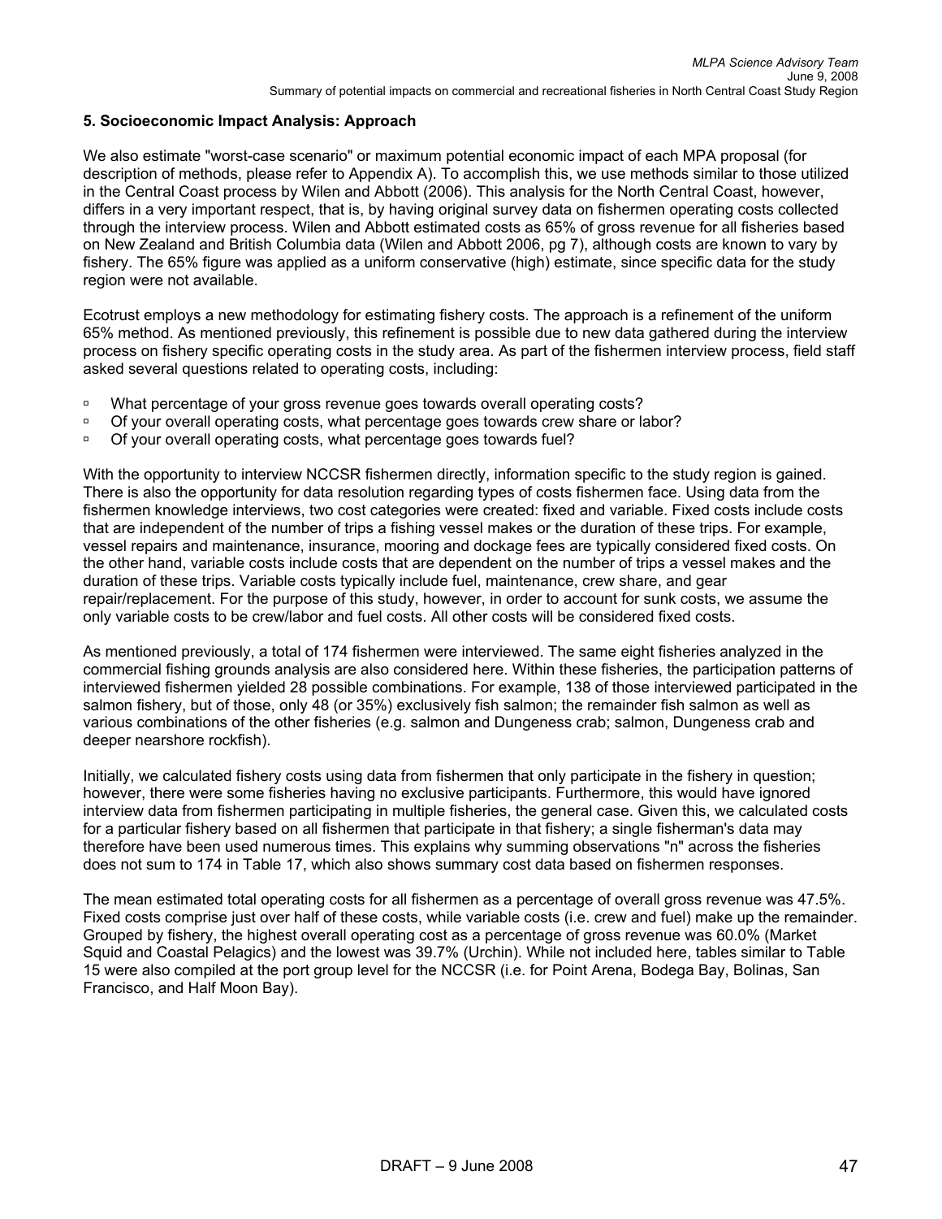## 5. Socioeconomic Impact Analysis: Approach

We also estimate "worst-case scenario" or maximum potential economic impact of each MPA proposal (for description of methods, please refer to Appendix A). To accomplish this, we use methods similar to those utilized in the Central Coast process by Wilen and Abbott (2006). This analysis for the North Central Coast, however, differs in a very important respect, that is, by having original survey data on fishermen operating costs collected through the interview process. Wilen and Abbott estimated costs as 65% of gross revenue for all fisheries based on New Zealand and British Columbia data (Wilen and Abbott 2006, pg 7), although costs are known to vary by fishery. The 65% figure was applied as a uniform conservative (high) estimate, since specific data for the study region were not available.

Ecotrust employs a new methodology for estimating fishery costs. The approach is a refinement of the uniform 65% method. As mentioned previously, this refinement is possible due to new data gathered during the interview process on fishery specific operating costs in the study area. As part of the fishermen interview process, field staff asked several questions related to operating costs, including:

- What percentage of your gross revenue goes towards overall operating costs?
- Of your overall operating costs, what percentage goes towards crew share or labor?
- Of your overall operating costs, what percentage goes towards fuel?

With the opportunity to interview NCCSR fishermen directly, information specific to the study region is gained. There is also the opportunity for data resolution regarding types of costs fishermen face. Using data from the fishermen knowledge interviews, two cost categories were created: fixed and variable. Fixed costs include costs that are independent of the number of trips a fishing vessel makes or the duration of these trips. For example, vessel repairs and maintenance, insurance, mooring and dockage fees are typically considered fixed costs. On the other hand, variable costs include costs that are dependent on the number of trips a vessel makes and the duration of these trips. Variable costs typically include fuel, maintenance, crew share, and gear repair/replacement. For the purpose of this study, however, in order to account for sunk costs, we assume the only variable costs to be crew/labor and fuel costs. All other costs will be considered fixed costs.

As mentioned previously, a total of 174 fishermen were interviewed. The same eight fisheries analyzed in the commercial fishing grounds analysis are also considered here. Within these fisheries, the participation patterns of interviewed fishermen yielded 28 possible combinations. For example, 138 of those interviewed participated in the salmon fishery, but of those, only 48 (or 35%) exclusively fish salmon; the remainder fish salmon as well as various combinations of the other fisheries (e.g. salmon and Dungeness crab; salmon, Dungeness crab and deeper nearshore rockfish).

Initially, we calculated fishery costs using data from fishermen that only participate in the fishery in question; however, there were some fisheries having no exclusive participants. Furthermore, this would have ignored interview data from fishermen participating in multiple fisheries, the general case. Given this, we calculated costs for a particular fishery based on all fishermen that participate in that fishery; a single fisherman's data may therefore have been used numerous times. This explains why summing observations "n" across the fisheries does not sum to 174 in Table 17, which also shows summary cost data based on fishermen responses.

The mean estimated total operating costs for all fishermen as a percentage of overall gross revenue was 47.5%. Fixed costs comprise just over half of these costs, while variable costs (i.e. crew and fuel) make up the remainder. Grouped by fishery, the highest overall operating cost as a percentage of gross revenue was 60.0% (Market Squid and Coastal Pelagics) and the lowest was 39.7% (Urchin). While not included here, tables similar to Table 15 were also compiled at the port group level for the NCCSR (i.e. for Point Arena, Bodega Bay, Bolinas, San Francisco, and Half Moon Bay).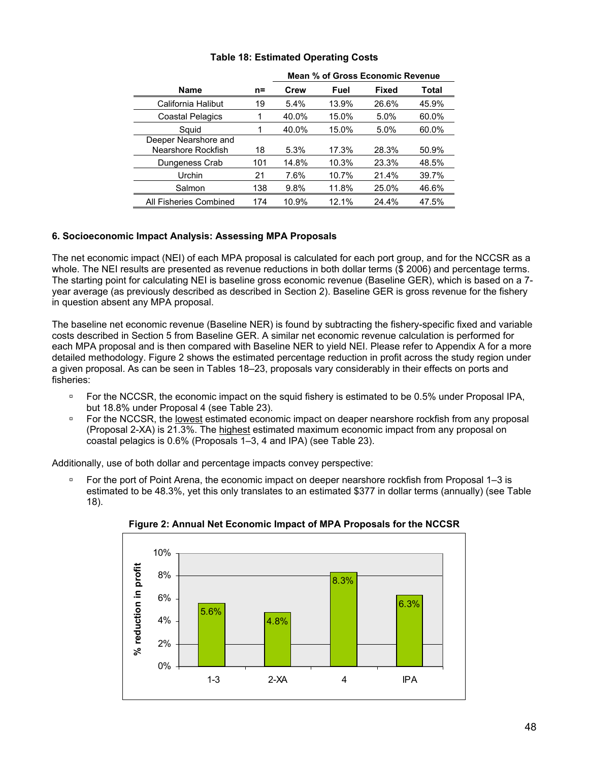**Table 18: Estimated Operating Costs**

| Name | n= | Mean % of Gross Economic Revenue | | | |
|---|---|---|---|---|---|
| | | Crew | Fuel | Fixed | Total |
| California Halibut | 19 | 5.4% | 13.9% | 26.6% | 45.9% |
| Coastal Pelagics | 1 | 40.0% | 15.0% | 5.0% | 60.0% |
| Squid | 1 | 40.0% | 15.0% | 5.0% | 60.0% |
| Deeper Nearshore and Nearshore Rockfish | 18 | 5.3% | 17.3% | 28.3% | 50.9% |
| Dungeness Crab | 101 | 14.8% | 10.3% | 23.3% | 48.5% |
| Urchin | 21 | 7.6% | 10.7% | 21.4% | 39.7% |
| Salmon | 138 | 9.8% | 11.8% | 25.0% | 46.6% |
| All Fisheries Combined | 174 | 10.9% | 12.1% | 24.4% | 47.5% |

### 6. Socioeconomic Impact Analysis: Assessing MPA Proposals

The net economic impact (NEI) of each MPA proposal is calculated for each port group, and for the NCCSR as a whole. The NEI results are presented as revenue reductions in both dollar terms ($ 2006) and percentage terms. The starting point for calculating NEI is baseline gross economic revenue (Baseline GER), which is based on a 7-year average (as previously described as described in Section 2). Baseline GER is gross revenue for the fishery in question absent any MPA proposal.

The baseline net economic revenue (Baseline NER) is found by subtracting the fishery-specific fixed and variable costs described in Section 5 from Baseline GER. A similar net economic revenue calculation is performed for each MPA proposal and is then compared with Baseline NER to yield NEI. Please refer to Appendix A for a more detailed methodology. Figure 2 shows the estimated percentage reduction in profit across the study region under a given proposal. As can be seen in Tables 18–23, proposals vary considerably in their effects on ports and fisheries:

- For the NCCSR, the economic impact on the squid fishery is estimated to be 0.5% under Proposal IPA, but 18.8% under Proposal 4 (see Table 23).
- For the NCCSR, the lowest estimated economic impact on deaper nearshore rockfish from any proposal (Proposal 2-XA) is 21.3%. The highest estimated maximum economic impact from any proposal on coastal pelagics is 0.6% (Proposals 1–3, 4 and IPA) (see Table 23).

Additionally, use of both dollar and percentage impacts convey perspective:

- For the port of Point Arena, the economic impact on deeper nearshore rockfish from Proposal 1–3 is estimated to be 48.3%, yet this only translates to an estimated $377 in dollar terms (annually) (see Table 18).

**Figure 2: Annual Net Economic Impact of MPA Proposals for the NCCSR**

| Proposal | % reduction in profit |
|---|---|
| 1-3 | 5.6% |
| 2-XA | 4.8% |
| 4 | 8.3% |
| IPA | 6.3% |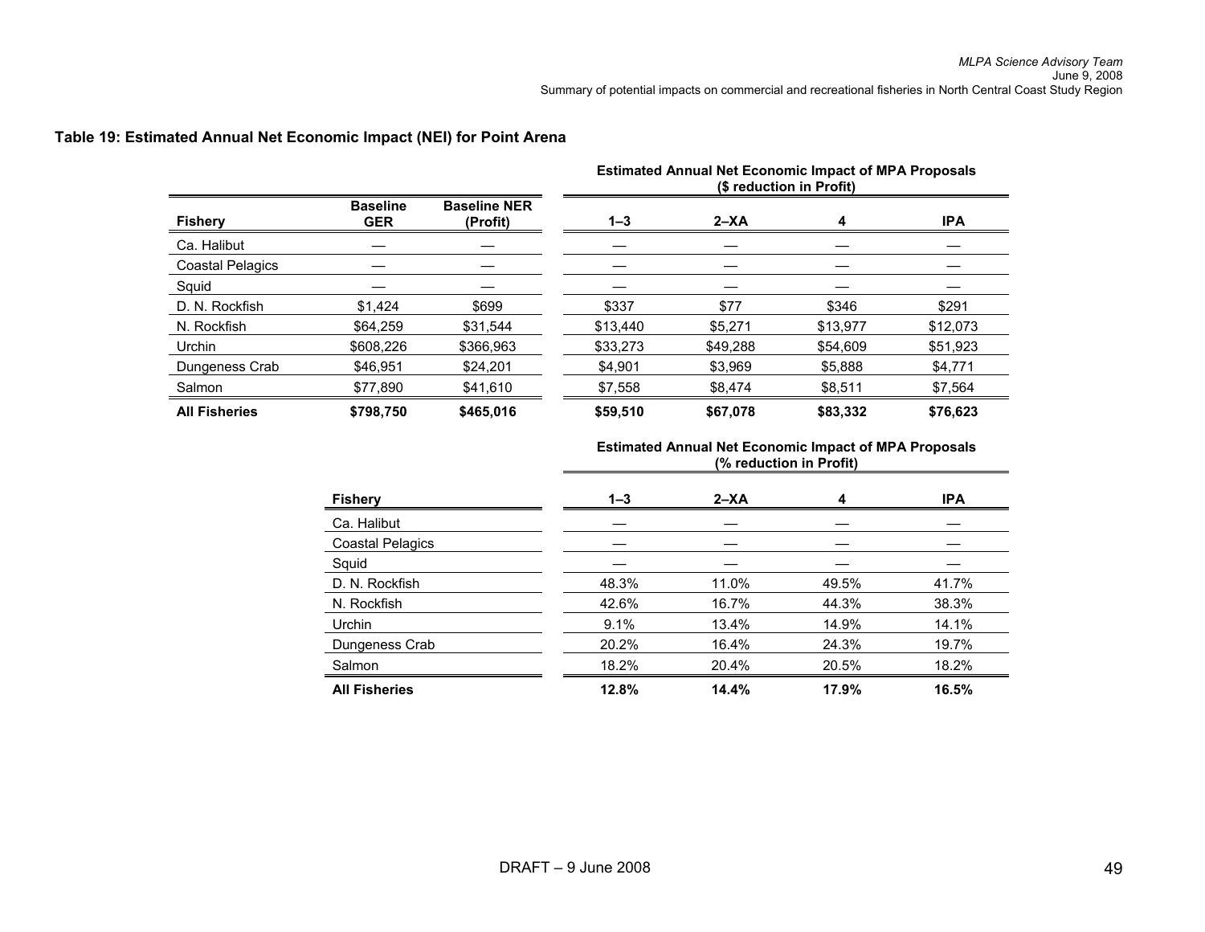**Table 19: Estimated Annual Net Economic Impact (NEI) for Point Arena**

| Fishery | Baseline GER | Baseline NER (Profit) | Estimated Annual Net Economic Impact of MPA Proposals ($ reduction in Profit) 1–3 | 2–XA | 4 | IPA |
|---|---|---|---|---|---|---|
| Ca. Halibut | — | — | — | — | — | — |
| Coastal Pelagics | — | — | — | — | — | — |
| Squid | — | — | — | — | — | — |
| D. N. Rockfish | $1,424 | $699 | $337 | $77 | $346 | $291 |
| N. Rockfish | $64,259 | $31,544 | $13,440 | $5,271 | $13,977 | $12,073 |
| Urchin | $608,226 | $366,963 | $33,273 | $49,288 | $54,609 | $51,923 |
| Dungeness Crab | $46,951 | $24,201 | $4,901 | $3,969 | $5,888 | $4,771 |
| Salmon | $77,890 | $41,610 | $7,558 | $8,474 | $8,511 | $7,564 |
| **All Fisheries** | **$798,750** | **$465,016** | **$59,510** | **$67,078** | **$83,332** | **$76,623** |

| Fishery | Estimated Annual Net Economic Impact of MPA Proposals (% reduction in Profit) 1–3 | 2–XA | 4 | IPA |
|---|---|---|---|---|
| Ca. Halibut | — | — | — | — |
| Coastal Pelagics | — | — | — | — |
| Squid | — | — | — | — |
| D. N. Rockfish | 48.3% | 11.0% | 49.5% | 41.7% |
| N. Rockfish | 42.6% | 16.7% | 44.3% | 38.3% |
| Urchin | 9.1% | 13.4% | 14.9% | 14.1% |
| Dungeness Crab | 20.2% | 16.4% | 24.3% | 19.7% |
| Salmon | 18.2% | 20.4% | 20.5% | 18.2% |
| **All Fisheries** | **12.8%** | **14.4%** | **17.9%** | **16.5%** |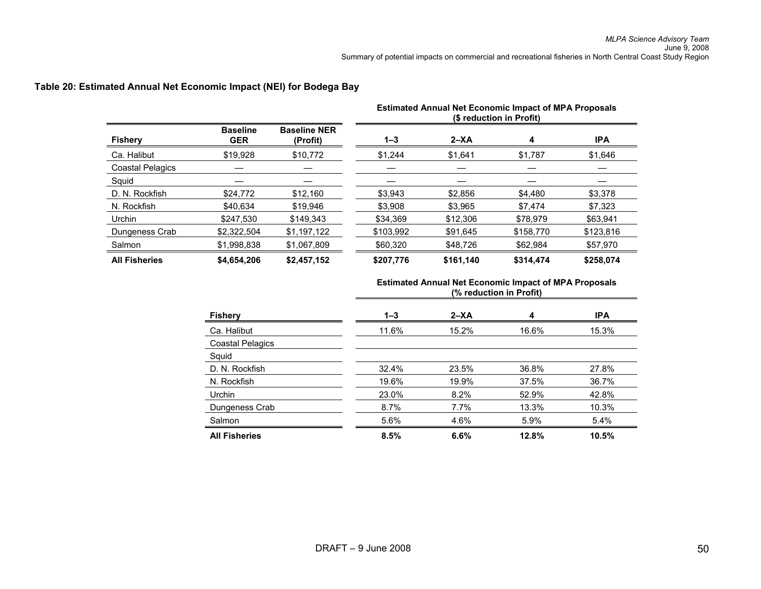**Table 20: Estimated Annual Net Economic Impact (NEI) for Bodega Bay**

| | | | Estimated Annual Net Economic Impact of MPA Proposals ($ reduction in Profit) | | | |
|---|---|---|---|---|---|---|
| **Fishery** | **Baseline GER** | **Baseline NER (Profit)** | **1–3** | **2–XA** | **4** | **IPA** |
| Ca. Halibut | $19,928 | $10,772 | $1,244 | $1,641 | $1,787 | $1,646 |
| Coastal Pelagics | — | — | — | — | — | — |
| Squid | — | — | — | — | — | — |
| D. N. Rockfish | $24,772 | $12,160 | $3,943 | $2,856 | $4,480 | $3,378 |
| N. Rockfish | $40,634 | $19,946 | $3,908 | $3,965 | $7,474 | $7,323 |
| Urchin | $247,530 | $149,343 | $34,369 | $12,306 | $78,979 | $63,941 |
| Dungeness Crab | $2,322,504 | $1,197,122 | $103,992 | $91,645 | $158,770 | $123,816 |
| Salmon | $1,998,838 | $1,067,809 | $60,320 | $48,726 | $62,984 | $57,970 |
| **All Fisheries** | **$4,654,206** | **$2,457,152** | **$207,776** | **$161,140** | **$314,474** | **$258,074** |

| | Estimated Annual Net Economic Impact of MPA Proposals (% reduction in Profit) | | | |
|---|---|---|---|---|
| **Fishery** | **1–3** | **2–XA** | **4** | **IPA** |
| Ca. Halibut | 11.6% | 15.2% | 16.6% | 15.3% |
| Coastal Pelagics | | | | |
| Squid | | | | |
| D. N. Rockfish | 32.4% | 23.5% | 36.8% | 27.8% |
| N. Rockfish | 19.6% | 19.9% | 37.5% | 36.7% |
| Urchin | 23.0% | 8.2% | 52.9% | 42.8% |
| Dungeness Crab | 8.7% | 7.7% | 13.3% | 10.3% |
| Salmon | 5.6% | 4.6% | 5.9% | 5.4% |
| **All Fisheries** | **8.5%** | **6.6%** | **12.8%** | **10.5%** |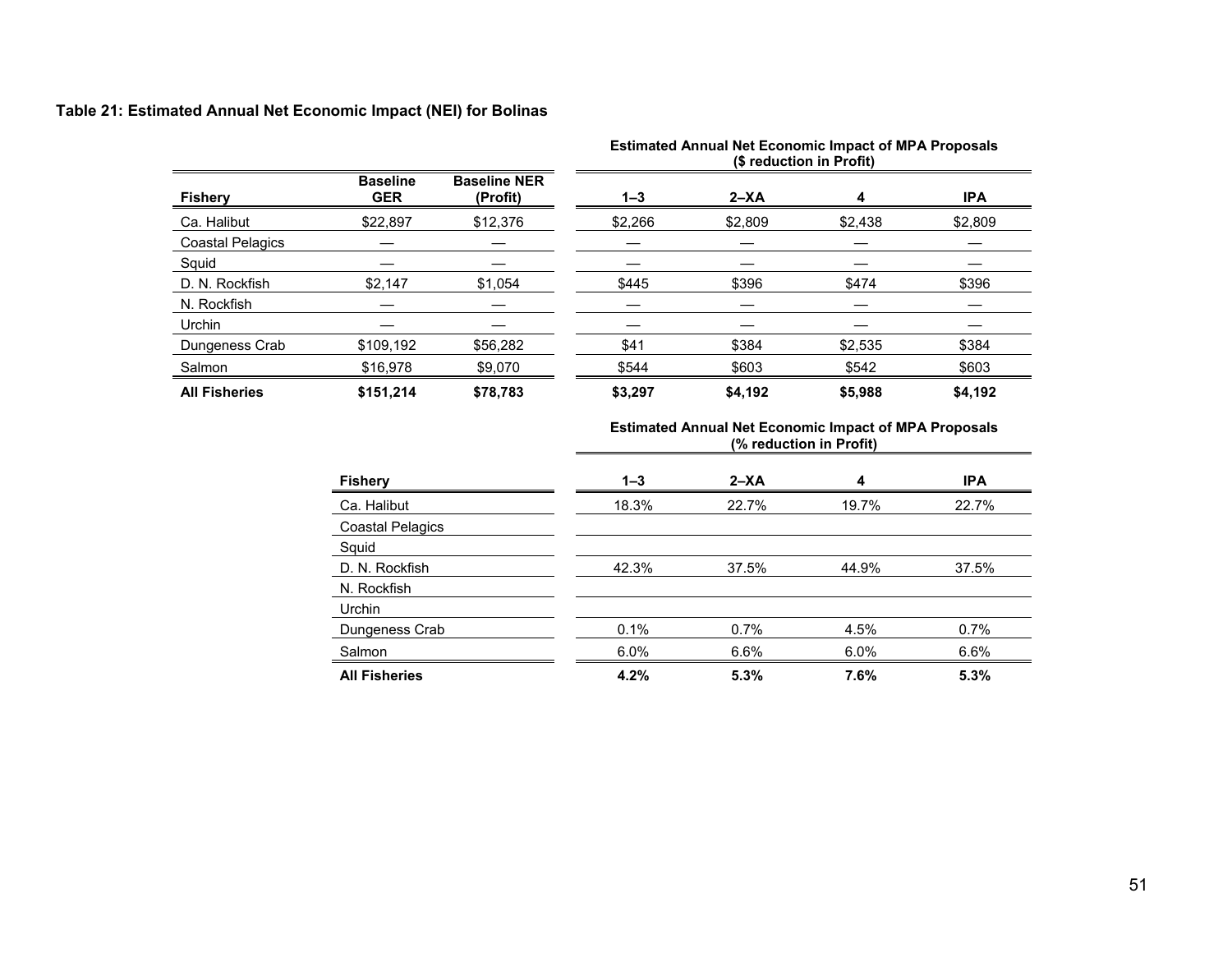**Table 21: Estimated Annual Net Economic Impact (NEI) for Bolinas**

| | | | Estimated Annual Net Economic Impact of MPA Proposals ($ reduction in Profit) | | | |
|---|---|---|---|---|---|---|
| **Fishery** | **Baseline GER** | **Baseline NER (Profit)** | **1–3** | **2–XA** | **4** | **IPA** |
| Ca. Halibut | $22,897 | $12,376 | $2,266 | $2,809 | $2,438 | $2,809 |
| Coastal Pelagics | — | — | — | — | — | — |
| Squid | — | — | — | — | — | — |
| D. N. Rockfish | $2,147 | $1,054 | $445 | $396 | $474 | $396 |
| N. Rockfish | — | — | — | — | — | — |
| Urchin | — | — | — | — | — | — |
| Dungeness Crab | $109,192 | $56,282 | $41 | $384 | $2,535 | $384 |
| Salmon | $16,978 | $9,070 | $544 | $603 | $542 | $603 |
| **All Fisheries** | **$151,214** | **$78,783** | **$3,297** | **$4,192** | **$5,988** | **$4,192** |

| | Estimated Annual Net Economic Impact of MPA Proposals (% reduction in Profit) | | | |
|---|---|---|---|---|
| **Fishery** | **1–3** | **2–XA** | **4** | **IPA** |
| Ca. Halibut | 18.3% | 22.7% | 19.7% | 22.7% |
| Coastal Pelagics | | | | |
| Squid | | | | |
| D. N. Rockfish | 42.3% | 37.5% | 44.9% | 37.5% |
| N. Rockfish | | | | |
| Urchin | | | | |
| Dungeness Crab | 0.1% | 0.7% | 4.5% | 0.7% |
| Salmon | 6.0% | 6.6% | 6.0% | 6.6% |
| **All Fisheries** | **4.2%** | **5.3%** | **7.6%** | **5.3%** |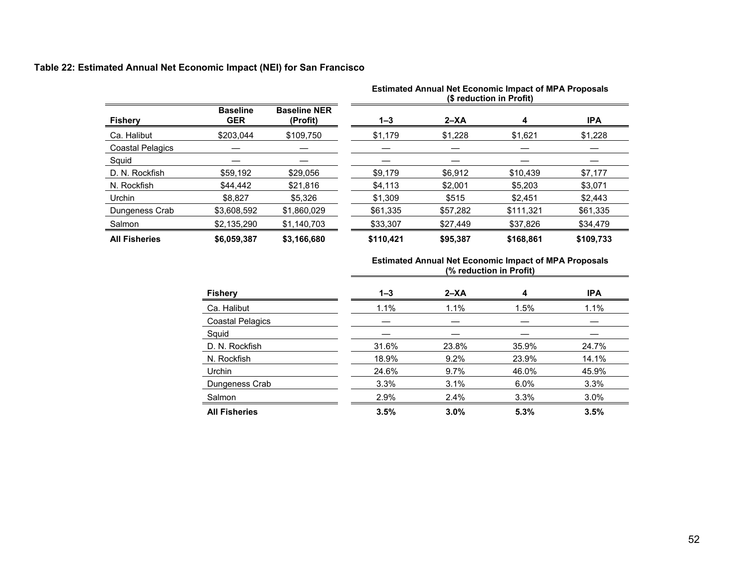**Table 22: Estimated Annual Net Economic Impact (NEI) for San Francisco**

| Fishery | Baseline GER | Baseline NER (Profit) | Estimated Annual Net Economic Impact of MPA Proposals ($ reduction in Profit) 1–3 | 2–XA | 4 | IPA |
|---|---|---|---|---|---|---|
| Ca. Halibut | $203,044 | $109,750 | $1,179 | $1,228 | $1,621 | $1,228 |
| Coastal Pelagics | — | — | — | — | — | — |
| Squid | — | — | — | — | — | — |
| D. N. Rockfish | $59,192 | $29,056 | $9,179 | $6,912 | $10,439 | $7,177 |
| N. Rockfish | $44,442 | $21,816 | $4,113 | $2,001 | $5,203 | $3,071 |
| Urchin | $8,827 | $5,326 | $1,309 | $515 | $2,451 | $2,443 |
| Dungeness Crab | $3,608,592 | $1,860,029 | $61,335 | $57,282 | $111,321 | $61,335 |
| Salmon | $2,135,290 | $1,140,703 | $33,307 | $27,449 | $37,826 | $34,479 |
| **All Fisheries** | **$6,059,387** | **$3,166,680** | **$110,421** | **$95,387** | **$168,861** | **$109,733** |

| Fishery | Estimated Annual Net Economic Impact of MPA Proposals (% reduction in Profit) 1–3 | 2–XA | 4 | IPA |
|---|---|---|---|---|
| Ca. Halibut | 1.1% | 1.1% | 1.5% | 1.1% |
| Coastal Pelagics | — | — | — | — |
| Squid | — | — | — | — |
| D. N. Rockfish | 31.6% | 23.8% | 35.9% | 24.7% |
| N. Rockfish | 18.9% | 9.2% | 23.9% | 14.1% |
| Urchin | 24.6% | 9.7% | 46.0% | 45.9% |
| Dungeness Crab | 3.3% | 3.1% | 6.0% | 3.3% |
| Salmon | 2.9% | 2.4% | 3.3% | 3.0% |
| **All Fisheries** | **3.5%** | **3.0%** | **5.3%** | **3.5%** |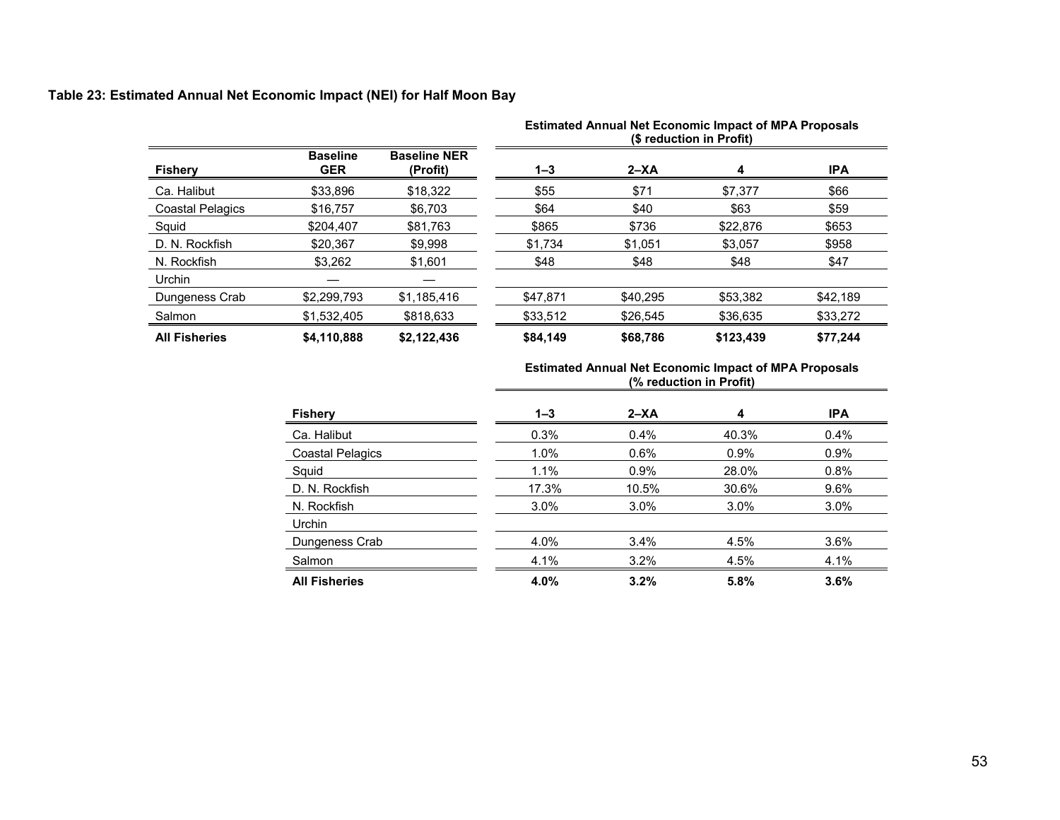**Table 23: Estimated Annual Net Economic Impact (NEI) for Half Moon Bay**

| Fishery | Baseline GER | Baseline NER (Profit) | Estimated Annual Net Economic Impact of MPA Proposals ($ reduction in Profit) | | | |
|---|---|---|---|---|---|---|
| | | | 1–3 | 2–XA | 4 | IPA |
| Ca. Halibut | $33,896 | $18,322 | $55 | $71 | $7,377 | $66 |
| Coastal Pelagics | $16,757 | $6,703 | $64 | $40 | $63 | $59 |
| Squid | $204,407 | $81,763 | $865 | $736 | $22,876 | $653 |
| D. N. Rockfish | $20,367 | $9,998 | $1,734 | $1,051 | $3,057 | $958 |
| N. Rockfish | $3,262 | $1,601 | $48 | $48 | $48 | $47 |
| Urchin | — | — | | | | |
| Dungeness Crab | $2,299,793 | $1,185,416 | $47,871 | $40,295 | $53,382 | $42,189 |
| Salmon | $1,532,405 | $818,633 | $33,512 | $26,545 | $36,635 | $33,272 |
| **All Fisheries** | **$4,110,888** | **$2,122,436** | **$84,149** | **$68,786** | **$123,439** | **$77,244** |

| Fishery | Estimated Annual Net Economic Impact of MPA Proposals (% reduction in Profit) | | | |
|---|---|---|---|---|
| | 1–3 | 2–XA | 4 | IPA |
| Ca. Halibut | 0.3% | 0.4% | 40.3% | 0.4% |
| Coastal Pelagics | 1.0% | 0.6% | 0.9% | 0.9% |
| Squid | 1.1% | 0.9% | 28.0% | 0.8% |
| D. N. Rockfish | 17.3% | 10.5% | 30.6% | 9.6% |
| N. Rockfish | 3.0% | 3.0% | 3.0% | 3.0% |
| Urchin | | | | |
| Dungeness Crab | 4.0% | 3.4% | 4.5% | 3.6% |
| Salmon | 4.1% | 3.2% | 4.5% | 4.1% |
| **All Fisheries** | **4.0%** | **3.2%** | **5.8%** | **3.6%** |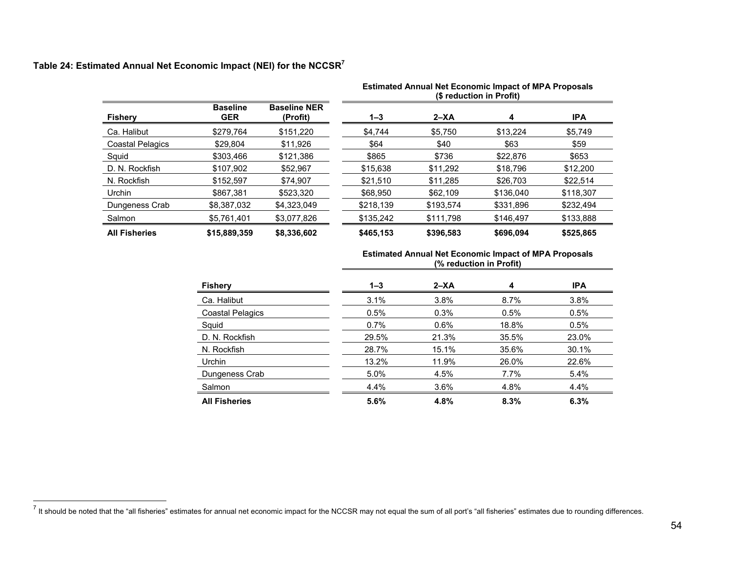**Table 24: Estimated Annual Net Economic Impact (NEI) for the NCCSR[7]**

| | | | Estimated Annual Net Economic Impact of MPA Proposals ($ reduction in Profit) | | | |
|---|---|---|---|---|---|---|
| **Fishery** | **Baseline GER** | **Baseline NER (Profit)** | **1–3** | **2–XA** | **4** | **IPA** |
| Ca. Halibut | $279,764 | $151,220 | $4,744 | $5,750 | $13,224 | $5,749 |
| Coastal Pelagics | $29,804 | $11,926 | $64 | $40 | $63 | $59 |
| Squid | $303,466 | $121,386 | $865 | $736 | $22,876 | $653 |
| D. N. Rockfish | $107,902 | $52,967 | $15,638 | $11,292 | $18,796 | $12,200 |
| N. Rockfish | $152,597 | $74,907 | $21,510 | $11,285 | $26,703 | $22,514 |
| Urchin | $867,381 | $523,320 | $68,950 | $62,109 | $136,040 | $118,307 |
| Dungeness Crab | $8,387,032 | $4,323,049 | $218,139 | $193,574 | $331,896 | $232,494 |
| Salmon | $5,761,401 | $3,077,826 | $135,242 | $111,798 | $146,497 | $133,888 |
| **All Fisheries** | **$15,889,359** | **$8,336,602** | **$465,153** | **$396,583** | **$696,094** | **$525,865** |

| | Estimated Annual Net Economic Impact of MPA Proposals (% reduction in Profit) | | | |
|---|---|---|---|---|
| **Fishery** | **1–3** | **2–XA** | **4** | **IPA** |
| Ca. Halibut | 3.1% | 3.8% | 8.7% | 3.8% |
| Coastal Pelagics | 0.5% | 0.3% | 0.5% | 0.5% |
| Squid | 0.7% | 0.6% | 18.8% | 0.5% |
| D. N. Rockfish | 29.5% | 21.3% | 35.5% | 23.0% |
| N. Rockfish | 28.7% | 15.1% | 35.6% | 30.1% |
| Urchin | 13.2% | 11.9% | 26.0% | 22.6% |
| Dungeness Crab | 5.0% | 4.5% | 7.7% | 5.4% |
| Salmon | 4.4% | 3.6% | 4.8% | 4.4% |
| **All Fisheries** | **5.6%** | **4.8%** | **8.3%** | **6.3%** |

[7] It should be noted that the "all fisheries" estimates for annual net economic impact for the NCCSR may not equal the sum of all port's "all fisheries" estimates due to rounding differences.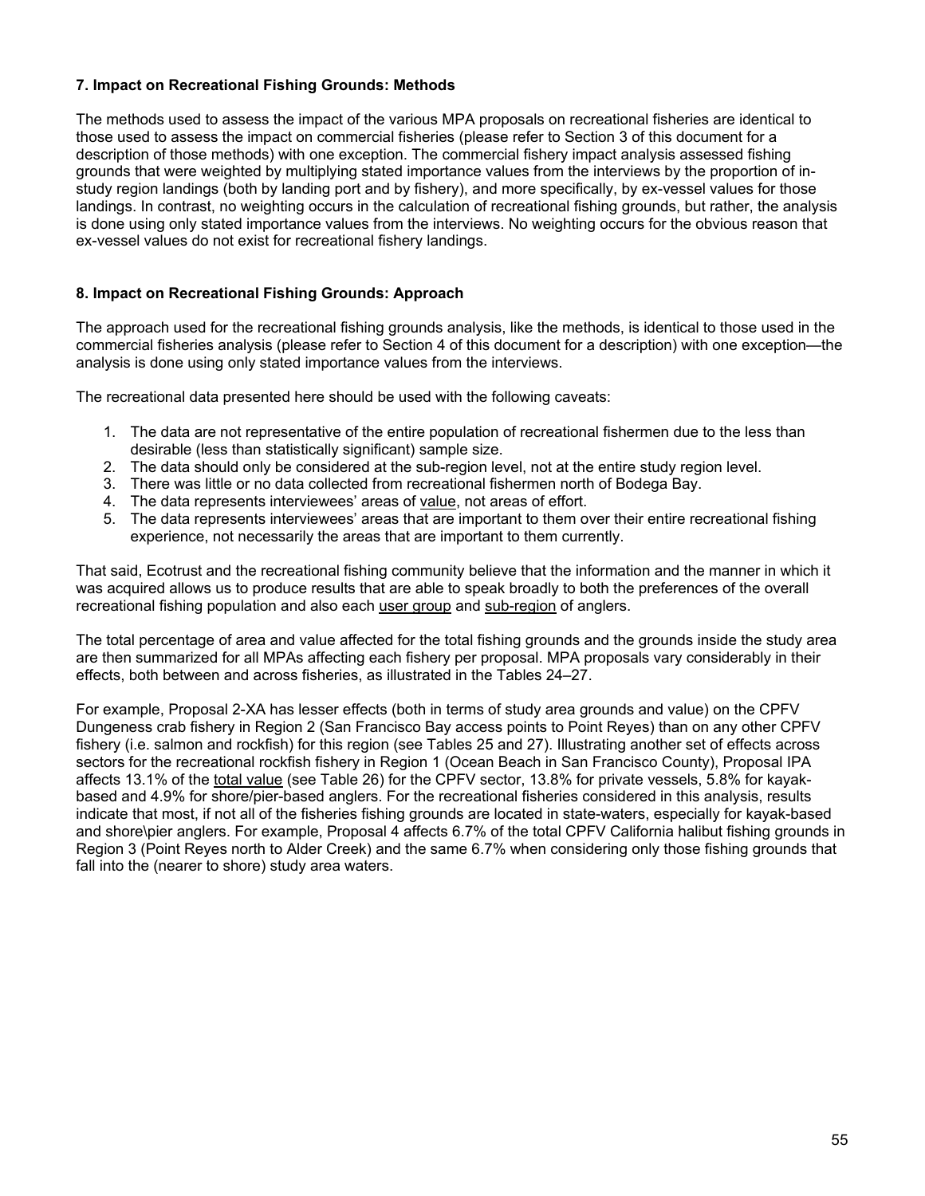### 7. Impact on Recreational Fishing Grounds: Methods

The methods used to assess the impact of the various MPA proposals on recreational fisheries are identical to those used to assess the impact on commercial fisheries (please refer to Section 3 of this document for a description of those methods) with one exception. The commercial fishery impact analysis assessed fishing grounds that were weighted by multiplying stated importance values from the interviews by the proportion of in-study region landings (both by landing port and by fishery), and more specifically, by ex-vessel values for those landings. In contrast, no weighting occurs in the calculation of recreational fishing grounds, but rather, the analysis is done using only stated importance values from the interviews. No weighting occurs for the obvious reason that ex-vessel values do not exist for recreational fishery landings.

### 8. Impact on Recreational Fishing Grounds: Approach

The approach used for the recreational fishing grounds analysis, like the methods, is identical to those used in the commercial fisheries analysis (please refer to Section 4 of this document for a description) with one exception—the analysis is done using only stated importance values from the interviews.

The recreational data presented here should be used with the following caveats:

1. The data are not representative of the entire population of recreational fishermen due to the less than desirable (less than statistically significant) sample size.
2. The data should only be considered at the sub-region level, not at the entire study region level.
3. There was little or no data collected from recreational fishermen north of Bodega Bay.
4. The data represents interviewees' areas of value, not areas of effort.
5. The data represents interviewees' areas that are important to them over their entire recreational fishing experience, not necessarily the areas that are important to them currently.

That said, Ecotrust and the recreational fishing community believe that the information and the manner in which it was acquired allows us to produce results that are able to speak broadly to both the preferences of the overall recreational fishing population and also each user group and sub-region of anglers.

The total percentage of area and value affected for the total fishing grounds and the grounds inside the study area are then summarized for all MPAs affecting each fishery per proposal. MPA proposals vary considerably in their effects, both between and across fisheries, as illustrated in the Tables 24–27.

For example, Proposal 2-XA has lesser effects (both in terms of study area grounds and value) on the CPFV Dungeness crab fishery in Region 2 (San Francisco Bay access points to Point Reyes) than on any other CPFV fishery (i.e. salmon and rockfish) for this region (see Tables 25 and 27). Illustrating another set of effects across sectors for the recreational rockfish fishery in Region 1 (Ocean Beach in San Francisco County), Proposal IPA affects 13.1% of the total value (see Table 26) for the CPFV sector, 13.8% for private vessels, 5.8% for kayak-based and 4.9% for shore/pier-based anglers. For the recreational fisheries considered in this analysis, results indicate that most, if not all of the fisheries fishing grounds are located in state-waters, especially for kayak-based and shore\pier anglers. For example, Proposal 4 affects 6.7% of the total CPFV California halibut fishing grounds in Region 3 (Point Reyes north to Alder Creek) and the same 6.7% when considering only those fishing grounds that fall into the (nearer to shore) study area waters.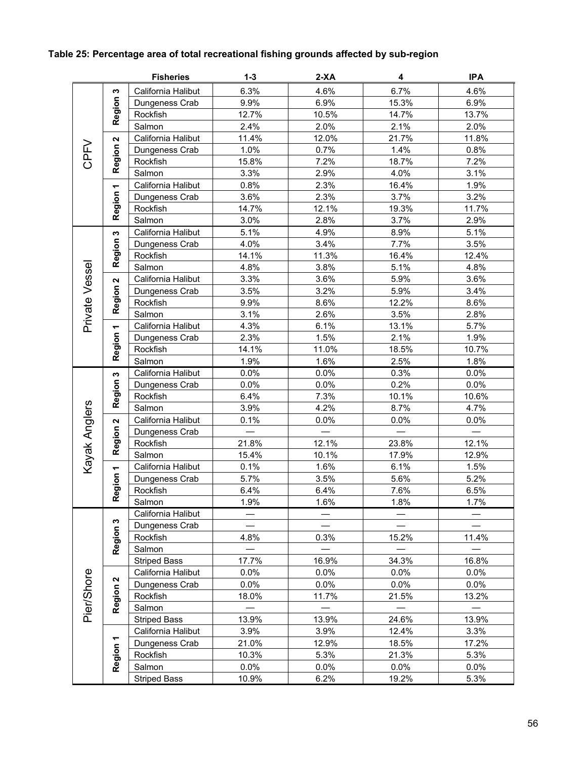**Table 25: Percentage area of total recreational fishing grounds affected by sub-region**

| | | Fisheries | 1-3 | 2-XA | 4 | IPA |
|---|---|---|---|---|---|---|
| CPFV | Region 3 | California Halibut | 6.3% | 4.6% | 6.7% | 4.6% |
| | | Dungeness Crab | 9.9% | 6.9% | 15.3% | 6.9% |
| | | Rockfish | 12.7% | 10.5% | 14.7% | 13.7% |
| | | Salmon | 2.4% | 2.0% | 2.1% | 2.0% |
| | Region 2 | California Halibut | 11.4% | 12.0% | 21.7% | 11.8% |
| | | Dungeness Crab | 1.0% | 0.7% | 1.4% | 0.8% |
| | | Rockfish | 15.8% | 7.2% | 18.7% | 7.2% |
| | | Salmon | 3.3% | 2.9% | 4.0% | 3.1% |
| | Region 1 | California Halibut | 0.8% | 2.3% | 16.4% | 1.9% |
| | | Dungeness Crab | 3.6% | 2.3% | 3.7% | 3.2% |
| | | Rockfish | 14.7% | 12.1% | 19.3% | 11.7% |
| | | Salmon | 3.0% | 2.8% | 3.7% | 2.9% |
| Private Vessel | Region 3 | California Halibut | 5.1% | 4.9% | 8.9% | 5.1% |
| | | Dungeness Crab | 4.0% | 3.4% | 7.7% | 3.5% |
| | | Rockfish | 14.1% | 11.3% | 16.4% | 12.4% |
| | | Salmon | 4.8% | 3.8% | 5.1% | 4.8% |
| | Region 2 | California Halibut | 3.3% | 3.6% | 5.9% | 3.6% |
| | | Dungeness Crab | 3.5% | 3.2% | 5.9% | 3.4% |
| | | Rockfish | 9.9% | 8.6% | 12.2% | 8.6% |
| | | Salmon | 3.1% | 2.6% | 3.5% | 2.8% |
| | Region 1 | California Halibut | 4.3% | 6.1% | 13.1% | 5.7% |
| | | Dungeness Crab | 2.3% | 1.5% | 2.1% | 1.9% |
| | | Rockfish | 14.1% | 11.0% | 18.5% | 10.7% |
| | | Salmon | 1.9% | 1.6% | 2.5% | 1.8% |
| Kayak Anglers | Region 3 | California Halibut | 0.0% | 0.0% | 0.3% | 0.0% |
| | | Dungeness Crab | 0.0% | 0.0% | 0.2% | 0.0% |
| | | Rockfish | 6.4% | 7.3% | 10.1% | 10.6% |
| | | Salmon | 3.9% | 4.2% | 8.7% | 4.7% |
| | Region 2 | California Halibut | 0.1% | 0.0% | 0.0% | 0.0% |
| | | Dungeness Crab | — | — | — | — |
| | | Rockfish | 21.8% | 12.1% | 23.8% | 12.1% |
| | | Salmon | 15.4% | 10.1% | 17.9% | 12.9% |
| | Region 1 | California Halibut | 0.1% | 1.6% | 6.1% | 1.5% |
| | | Dungeness Crab | 5.7% | 3.5% | 5.6% | 5.2% |
| | | Rockfish | 6.4% | 6.4% | 7.6% | 6.5% |
| | | Salmon | 1.9% | 1.6% | 1.8% | 1.7% |
| Pier/Shore | Region 3 | California Halibut | — | — | — | — |
| | | Dungeness Crab | — | — | — | — |
| | | Rockfish | 4.8% | 0.3% | 15.2% | 11.4% |
| | | Salmon | — | — | — | — |
| | | Striped Bass | 17.7% | 16.9% | 34.3% | 16.8% |
| | Region 2 | California Halibut | 0.0% | 0.0% | 0.0% | 0.0% |
| | | Dungeness Crab | 0.0% | 0.0% | 0.0% | 0.0% |
| | | Rockfish | 18.0% | 11.7% | 21.5% | 13.2% |
| | | Salmon | — | — | — | — |
| | | Striped Bass | 13.9% | 13.9% | 24.6% | 13.9% |
| | Region 1 | California Halibut | 3.9% | 3.9% | 12.4% | 3.3% |
| | | Dungeness Crab | 21.0% | 12.9% | 18.5% | 17.2% |
| | | Rockfish | 10.3% | 5.3% | 21.3% | 5.3% |
| | | Salmon | 0.0% | 0.0% | 0.0% | 0.0% |
| | | Striped Bass | 10.9% | 6.2% | 19.2% | 5.3% |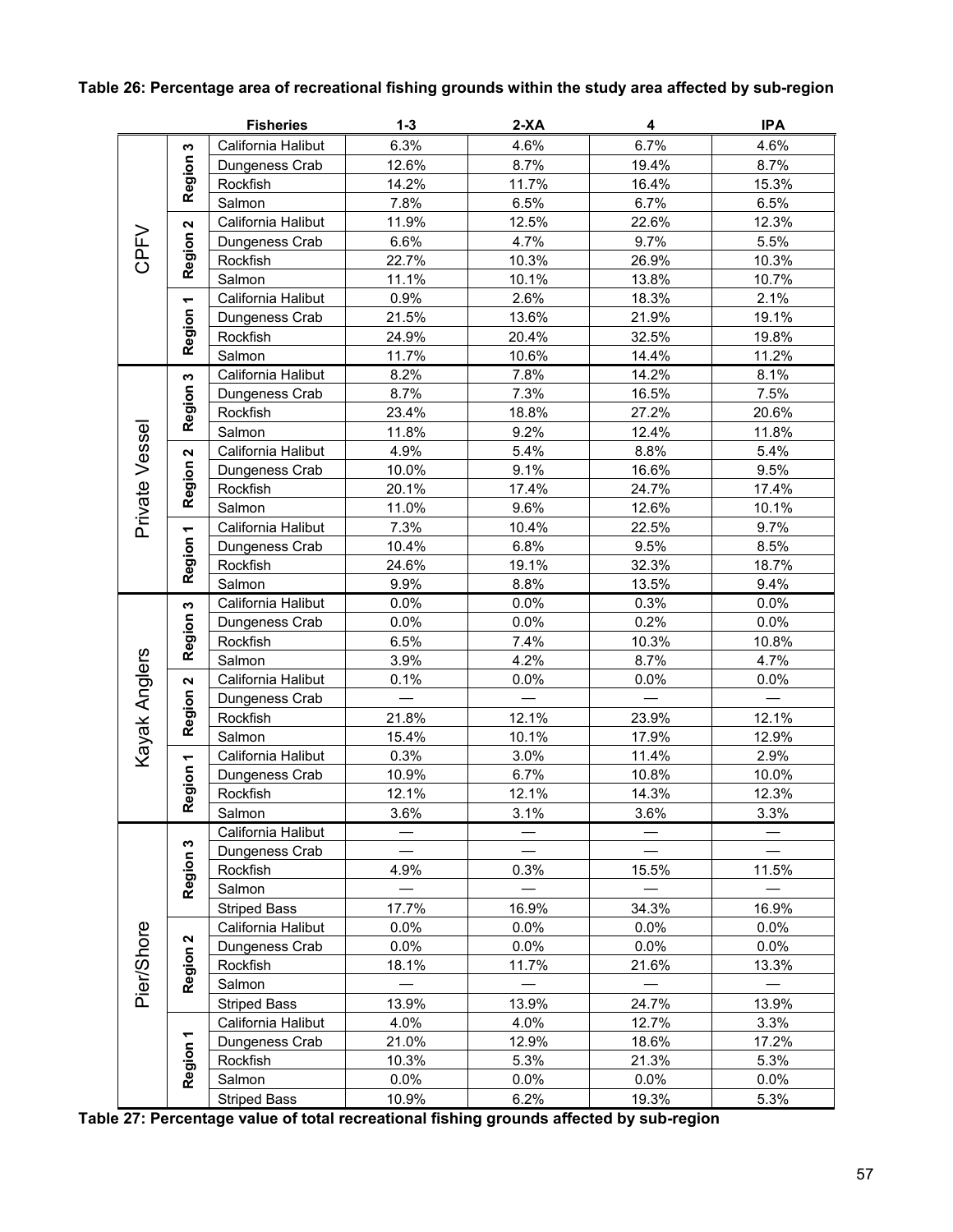**Table 26: Percentage area of recreational fishing grounds within the study area affected by sub-region**

| | | Fisheries | 1-3 | 2-XA | 4 | IPA |
|---|---|---|---|---|---|---|
| CPFV | Region 3 | California Halibut | 6.3% | 4.6% | 6.7% | 4.6% |
| | | Dungeness Crab | 12.6% | 8.7% | 19.4% | 8.7% |
| | | Rockfish | 14.2% | 11.7% | 16.4% | 15.3% |
| | | Salmon | 7.8% | 6.5% | 6.7% | 6.5% |
| | Region 2 | California Halibut | 11.9% | 12.5% | 22.6% | 12.3% |
| | | Dungeness Crab | 6.6% | 4.7% | 9.7% | 5.5% |
| | | Rockfish | 22.7% | 10.3% | 26.9% | 10.3% |
| | | Salmon | 11.1% | 10.1% | 13.8% | 10.7% |
| | Region 1 | California Halibut | 0.9% | 2.6% | 18.3% | 2.1% |
| | | Dungeness Crab | 21.5% | 13.6% | 21.9% | 19.1% |
| | | Rockfish | 24.9% | 20.4% | 32.5% | 19.8% |
| | | Salmon | 11.7% | 10.6% | 14.4% | 11.2% |
| Private Vessel | Region 3 | California Halibut | 8.2% | 7.8% | 14.2% | 8.1% |
| | | Dungeness Crab | 8.7% | 7.3% | 16.5% | 7.5% |
| | | Rockfish | 23.4% | 18.8% | 27.2% | 20.6% |
| | | Salmon | 11.8% | 9.2% | 12.4% | 11.8% |
| | Region 2 | California Halibut | 4.9% | 5.4% | 8.8% | 5.4% |
| | | Dungeness Crab | 10.0% | 9.1% | 16.6% | 9.5% |
| | | Rockfish | 20.1% | 17.4% | 24.7% | 17.4% |
| | | Salmon | 11.0% | 9.6% | 12.6% | 10.1% |
| | Region 1 | California Halibut | 7.3% | 10.4% | 22.5% | 9.7% |
| | | Dungeness Crab | 10.4% | 6.8% | 9.5% | 8.5% |
| | | Rockfish | 24.6% | 19.1% | 32.3% | 18.7% |
| | | Salmon | 9.9% | 8.8% | 13.5% | 9.4% |
| Kayak Anglers | Region 3 | California Halibut | 0.0% | 0.0% | 0.3% | 0.0% |
| | | Dungeness Crab | 0.0% | 0.0% | 0.2% | 0.0% |
| | | Rockfish | 6.5% | 7.4% | 10.3% | 10.8% |
| | | Salmon | 3.9% | 4.2% | 8.7% | 4.7% |
| | Region 2 | California Halibut | 0.1% | 0.0% | 0.0% | 0.0% |
| | | Dungeness Crab | — | — | — | — |
| | | Rockfish | 21.8% | 12.1% | 23.9% | 12.1% |
| | | Salmon | 15.4% | 10.1% | 17.9% | 12.9% |
| | Region 1 | California Halibut | 0.3% | 3.0% | 11.4% | 2.9% |
| | | Dungeness Crab | 10.9% | 6.7% | 10.8% | 10.0% |
| | | Rockfish | 12.1% | 12.1% | 14.3% | 12.3% |
| | | Salmon | 3.6% | 3.1% | 3.6% | 3.3% |
| Pier/Shore | Region 3 | California Halibut | — | — | — | — |
| | | Dungeness Crab | — | — | — | — |
| | | Rockfish | 4.9% | 0.3% | 15.5% | 11.5% |
| | | Salmon | — | — | — | — |
| | | Striped Bass | 17.7% | 16.9% | 34.3% | 16.9% |
| | Region 2 | California Halibut | 0.0% | 0.0% | 0.0% | 0.0% |
| | | Dungeness Crab | 0.0% | 0.0% | 0.0% | 0.0% |
| | | Rockfish | 18.1% | 11.7% | 21.6% | 13.3% |
| | | Salmon | — | — | — | — |
| | | Striped Bass | 13.9% | 13.9% | 24.7% | 13.9% |
| | Region 1 | California Halibut | 4.0% | 4.0% | 12.7% | 3.3% |
| | | Dungeness Crab | 21.0% | 12.9% | 18.6% | 17.2% |
| | | Rockfish | 10.3% | 5.3% | 21.3% | 5.3% |
| | | Salmon | 0.0% | 0.0% | 0.0% | 0.0% |
| | | Striped Bass | 10.9% | 6.2% | 19.3% | 5.3% |

**Table 27: Percentage value of total recreational fishing grounds affected by sub-region**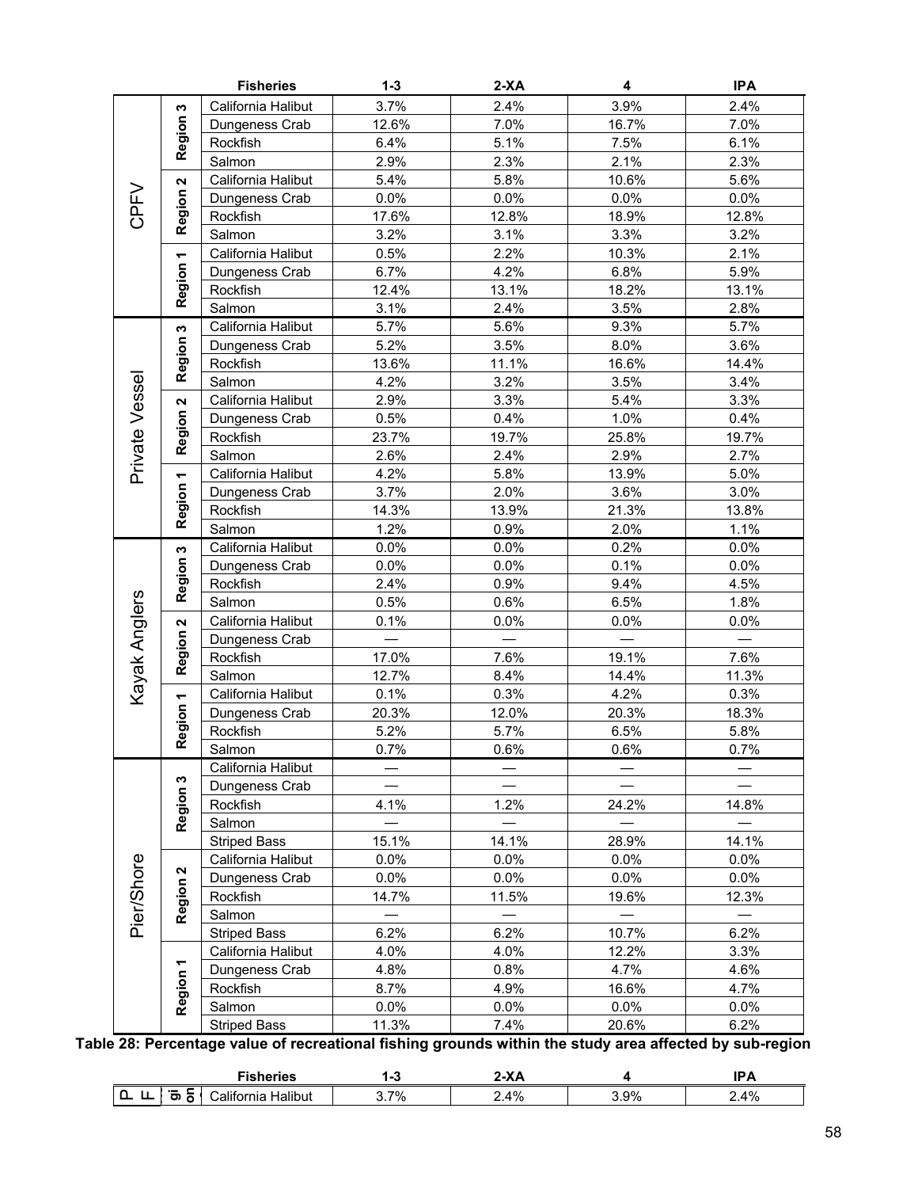| | | Fisheries | 1-3 | 2-XA | 4 | IPA |
|---|---|---|---|---|---|---|
| CPFV | Region 3 | California Halibut | 3.7% | 2.4% | 3.9% | 2.4% |
| | | Dungeness Crab | 12.6% | 7.0% | 16.7% | 7.0% |
| | | Rockfish | 6.4% | 5.1% | 7.5% | 6.1% |
| | | Salmon | 2.9% | 2.3% | 2.1% | 2.3% |
| | Region 2 | California Halibut | 5.4% | 5.8% | 10.6% | 5.6% |
| | | Dungeness Crab | 0.0% | 0.0% | 0.0% | 0.0% |
| | | Rockfish | 17.6% | 12.8% | 18.9% | 12.8% |
| | | Salmon | 3.2% | 3.1% | 3.3% | 3.2% |
| | Region 1 | California Halibut | 0.5% | 2.2% | 10.3% | 2.1% |
| | | Dungeness Crab | 6.7% | 4.2% | 6.8% | 5.9% |
| | | Rockfish | 12.4% | 13.1% | 18.2% | 13.1% |
| | | Salmon | 3.1% | 2.4% | 3.5% | 2.8% |
| Private Vessel | Region 3 | California Halibut | 5.7% | 5.6% | 9.3% | 5.7% |
| | | Dungeness Crab | 5.2% | 3.5% | 8.0% | 3.6% |
| | | Rockfish | 13.6% | 11.1% | 16.6% | 14.4% |
| | | Salmon | 4.2% | 3.2% | 3.5% | 3.4% |
| | Region 2 | California Halibut | 2.9% | 3.3% | 5.4% | 3.3% |
| | | Dungeness Crab | 0.5% | 0.4% | 1.0% | 0.4% |
| | | Rockfish | 23.7% | 19.7% | 25.8% | 19.7% |
| | | Salmon | 2.6% | 2.4% | 2.9% | 2.7% |
| | Region 1 | California Halibut | 4.2% | 5.8% | 13.9% | 5.0% |
| | | Dungeness Crab | 3.7% | 2.0% | 3.6% | 3.0% |
| | | Rockfish | 14.3% | 13.9% | 21.3% | 13.8% |
| | | Salmon | 1.2% | 0.9% | 2.0% | 1.1% |
| Kayak Anglers | Region 3 | California Halibut | 0.0% | 0.0% | 0.2% | 0.0% |
| | | Dungeness Crab | 0.0% | 0.0% | 0.1% | 0.0% |
| | | Rockfish | 2.4% | 0.9% | 9.4% | 4.5% |
| | | Salmon | 0.5% | 0.6% | 6.5% | 1.8% |
| | Region 2 | California Halibut | 0.1% | 0.0% | 0.0% | 0.0% |
| | | Dungeness Crab | — | — | — | — |
| | | Rockfish | 17.0% | 7.6% | 19.1% | 7.6% |
| | | Salmon | 12.7% | 8.4% | 14.4% | 11.3% |
| | Region 1 | California Halibut | 0.1% | 0.3% | 4.2% | 0.3% |
| | | Dungeness Crab | 20.3% | 12.0% | 20.3% | 18.3% |
| | | Rockfish | 5.2% | 5.7% | 6.5% | 5.8% |
| | | Salmon | 0.7% | 0.6% | 0.6% | 0.7% |
| Pier/Shore | Region 3 | California Halibut | — | — | — | — |
| | | Dungeness Crab | — | — | — | — |
| | | Rockfish | 4.1% | 1.2% | 24.2% | 14.8% |
| | | Salmon | — | — | — | — |
| | | Striped Bass | 15.1% | 14.1% | 28.9% | 14.1% |
| | Region 2 | California Halibut | 0.0% | 0.0% | 0.0% | 0.0% |
| | | Dungeness Crab | 0.0% | 0.0% | 0.0% | 0.0% |
| | | Rockfish | 14.7% | 11.5% | 19.6% | 12.3% |
| | | Salmon | — | — | — | — |
| | | Striped Bass | 6.2% | 6.2% | 10.7% | 6.2% |
| | Region 1 | California Halibut | 4.0% | 4.0% | 12.2% | 3.3% |
| | | Dungeness Crab | 4.8% | 0.8% | 4.7% | 4.6% |
| | | Rockfish | 8.7% | 4.9% | 16.6% | 4.7% |
| | | Salmon | 0.0% | 0.0% | 0.0% | 0.0% |
| | | Striped Bass | 11.3% | 7.4% | 20.6% | 6.2% |

**Table 28: Percentage value of recreational fishing grounds within the study area affected by sub-region**

| | | Fisheries | 1-3 | 2-XA | 4 | IPA |
|---|---|---|---|---|---|---|
| | | California Halibut | 3.7% | 2.4% | 3.9% | 2.4% |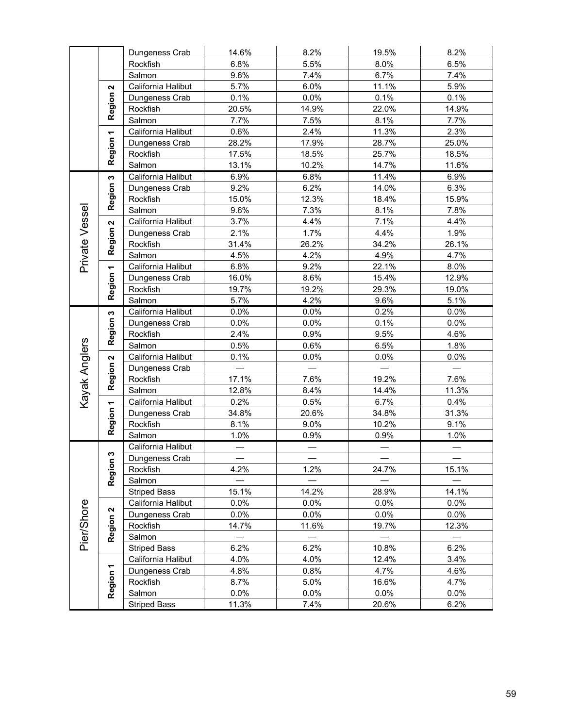| | | | | | | |
|---|---|---|---|---|---|---|
| | | Dungeness Crab | 14.6% | 8.2% | 19.5% | 8.2% |
| | | Rockfish | 6.8% | 5.5% | 8.0% | 6.5% |
| | | Salmon | 9.6% | 7.4% | 6.7% | 7.4% |
| | Region 2 | California Halibut | 5.7% | 6.0% | 11.1% | 5.9% |
| | | Dungeness Crab | 0.1% | 0.0% | 0.1% | 0.1% |
| | | Rockfish | 20.5% | 14.9% | 22.0% | 14.9% |
| | | Salmon | 7.7% | 7.5% | 8.1% | 7.7% |
| | Region 1 | California Halibut | 0.6% | 2.4% | 11.3% | 2.3% |
| | | Dungeness Crab | 28.2% | 17.9% | 28.7% | 25.0% |
| | | Rockfish | 17.5% | 18.5% | 25.7% | 18.5% |
| | | Salmon | 13.1% | 10.2% | 14.7% | 11.6% |
| Private Vessel | Region 3 | California Halibut | 6.9% | 6.8% | 11.4% | 6.9% |
| | | Dungeness Crab | 9.2% | 6.2% | 14.0% | 6.3% |
| | | Rockfish | 15.0% | 12.3% | 18.4% | 15.9% |
| | | Salmon | 9.6% | 7.3% | 8.1% | 7.8% |
| | Region 2 | California Halibut | 3.7% | 4.4% | 7.1% | 4.4% |
| | | Dungeness Crab | 2.1% | 1.7% | 4.4% | 1.9% |
| | | Rockfish | 31.4% | 26.2% | 34.2% | 26.1% |
| | | Salmon | 4.5% | 4.2% | 4.9% | 4.7% |
| | Region 1 | California Halibut | 6.8% | 9.2% | 22.1% | 8.0% |
| | | Dungeness Crab | 16.0% | 8.6% | 15.4% | 12.9% |
| | | Rockfish | 19.7% | 19.2% | 29.3% | 19.0% |
| | | Salmon | 5.7% | 4.2% | 9.6% | 5.1% |
| Kayak Anglers | Region 3 | California Halibut | 0.0% | 0.0% | 0.2% | 0.0% |
| | | Dungeness Crab | 0.0% | 0.0% | 0.1% | 0.0% |
| | | Rockfish | 2.4% | 0.9% | 9.5% | 4.6% |
| | | Salmon | 0.5% | 0.6% | 6.5% | 1.8% |
| | Region 2 | California Halibut | 0.1% | 0.0% | 0.0% | 0.0% |
| | | Dungeness Crab | — | — | — | — |
| | | Rockfish | 17.1% | 7.6% | 19.2% | 7.6% |
| | | Salmon | 12.8% | 8.4% | 14.4% | 11.3% |
| | Region 1 | California Halibut | 0.2% | 0.5% | 6.7% | 0.4% |
| | | Dungeness Crab | 34.8% | 20.6% | 34.8% | 31.3% |
| | | Rockfish | 8.1% | 9.0% | 10.2% | 9.1% |
| | | Salmon | 1.0% | 0.9% | 0.9% | 1.0% |
| Pier/Shore | Region 3 | California Halibut | — | — | — | — |
| | | Dungeness Crab | — | — | — | — |
| | | Rockfish | 4.2% | 1.2% | 24.7% | 15.1% |
| | | Salmon | — | — | — | — |
| | | Striped Bass | 15.1% | 14.2% | 28.9% | 14.1% |
| | Region 2 | California Halibut | 0.0% | 0.0% | 0.0% | 0.0% |
| | | Dungeness Crab | 0.0% | 0.0% | 0.0% | 0.0% |
| | | Rockfish | 14.7% | 11.6% | 19.7% | 12.3% |
| | | Salmon | — | — | — | — |
| | | Striped Bass | 6.2% | 6.2% | 10.8% | 6.2% |
| | Region 1 | California Halibut | 4.0% | 4.0% | 12.4% | 3.4% |
| | | Dungeness Crab | 4.8% | 0.8% | 4.7% | 4.6% |
| | | Rockfish | 8.7% | 5.0% | 16.6% | 4.7% |
| | | Salmon | 0.0% | 0.0% | 0.0% | 0.0% |
| | | Striped Bass | 11.3% | 7.4% | 20.6% | 6.2% |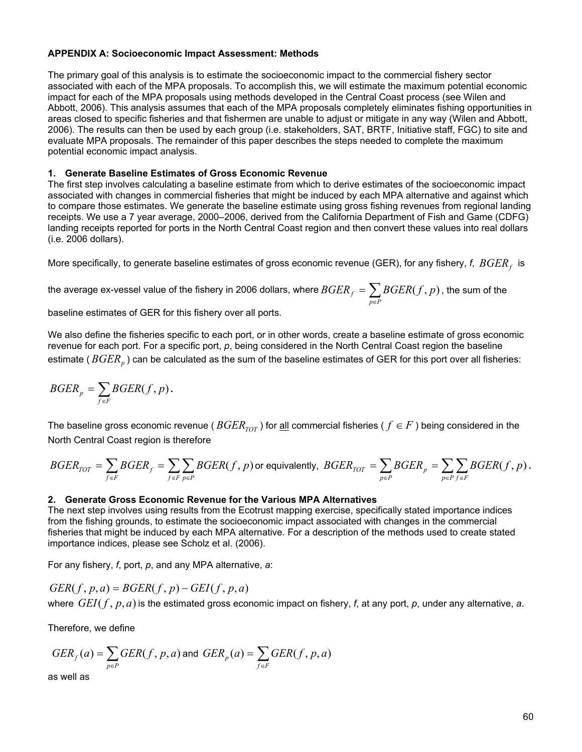**APPENDIX A: Socioeconomic Impact Assessment: Methods**

The primary goal of this analysis is to estimate the socioeconomic impact to the commercial fishery sector associated with each of the MPA proposals. To accomplish this, we will estimate the maximum potential economic impact for each of the MPA proposals using methods developed in the Central Coast process (see Wilen and Abbott, 2006). This analysis assumes that each of the MPA proposals completely eliminates fishing opportunities in areas closed to specific fisheries and that fishermen are unable to adjust or mitigate in any way (Wilen and Abbott, 2006). The results can then be used by each group (i.e. stakeholders, SAT, BRTF, Initiative staff, FGC) to site and evaluate MPA proposals. The remainder of this paper describes the steps needed to complete the maximum potential economic impact analysis.

**1. Generate Baseline Estimates of Gross Economic Revenue**

The first step involves calculating a baseline estimate from which to derive estimates of the socioeconomic impact associated with changes in commercial fisheries that might be induced by each MPA alternative and against which to compare those estimates. We generate the baseline estimate using gross fishing revenues from regional landing receipts. We use a 7 year average, 2000–2006, derived from the California Department of Fish and Game (CDFG) landing receipts reported for ports in the North Central Coast region and then convert these values into real dollars (i.e. 2006 dollars).

More specifically, to generate baseline estimates of gross economic revenue (GER), for any fishery, *f*, $BGER_f$ is the average ex-vessel value of the fishery in 2006 dollars, where $BGER_f = \sum_{p \in P} BGER(f,p)$, the sum of the baseline estimates of GER for this fishery over all ports.

We also define the fisheries specific to each port, or in other words, create a baseline estimate of gross economic revenue for each port. For a specific port, *p*, being considered in the North Central Coast region the baseline estimate ( $BGER_p$ ) can be calculated as the sum of the baseline estimates of GER for this port over all fisheries:

$$BGER_p = \sum_{f \in F} BGER(f,p).$$

The baseline gross economic revenue ( $BGER_{TOT}$ ) for all commercial fisheries ( $f \in F$ ) being considered in the North Central Coast region is therefore

$$BGER_{TOT} = \sum_{f \in F} BGER_f = \sum_{f \in F} \sum_{p \in P} BGER(f,p) \text{ or equivalently, } BGER_{TOT} = \sum_{p \in P} BGER_p = \sum_{p \in P} \sum_{f \in F} BGER(f,p).$$

**2. Generate Gross Economic Revenue for the Various MPA Alternatives**

The next step involves using results from the Ecotrust mapping exercise, specifically stated importance indices from the fishing grounds, to estimate the socioeconomic impact associated with changes in the commercial fisheries that might be induced by each MPA alternative. For a description of the methods used to create stated importance indices, please see Scholz et al. (2006).

For any fishery, *f*, port, *p*, and any MPA alternative, *a*:

$$GER(f,p,a) = BGER(f,p) - GEI(f,p,a)$$

where $GEI(f,p,a)$ is the estimated gross economic impact on fishery, *f*, at any port, *p*, under any alternative, *a*.

Therefore, we define

$$GER_f(a) = \sum_{p \in P} GER(f,p,a) \text{ and } GER_p(a) = \sum_{f \in F} GER(f,p,a)$$

as well as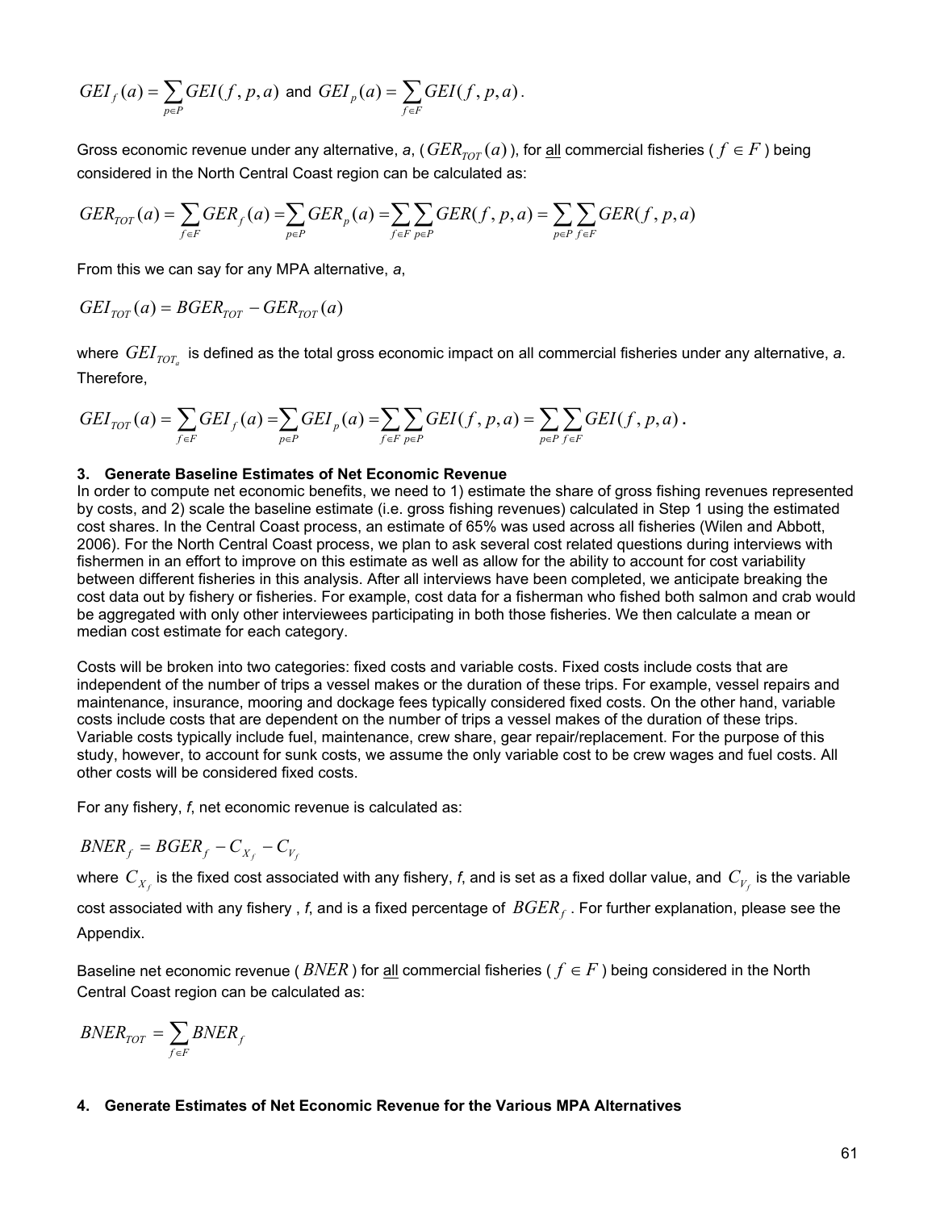$GEI_f(a) = \sum_{p \in P} GEI(f, p, a)$ and $GEI_p(a) = \sum_{f \in F} GEI(f, p, a)$.

Gross economic revenue under any alternative, *a*, ($GER_{TOT}(a)$), for all commercial fisheries ($f \in F$) being considered in the North Central Coast region can be calculated as:

$$GER_{TOT}(a) = \sum_{f \in F} GER_f(a) = \sum_{p \in P} GER_p(a) = \sum_{f \in F} \sum_{p \in P} GER(f, p, a) = \sum_{p \in P} \sum_{f \in F} GER(f, p, a)$$

From this we can say for any MPA alternative, *a*,

$$GEI_{TOT}(a) = BGER_{TOT} - GER_{TOT}(a)$$

where $GEI_{TOT_a}$ is defined as the total gross economic impact on all commercial fisheries under any alternative, *a*. Therefore,

$$GEI_{TOT}(a) = \sum_{f \in F} GEI_f(a) = \sum_{p \in P} GEI_p(a) = \sum_{f \in F} \sum_{p \in P} GEI(f, p, a) = \sum_{p \in P} \sum_{f \in F} GEI(f, p, a).$$

### 3. Generate Baseline Estimates of Net Economic Revenue

In order to compute net economic benefits, we need to 1) estimate the share of gross fishing revenues represented by costs, and 2) scale the baseline estimate (i.e. gross fishing revenues) calculated in Step 1 using the estimated cost shares. In the Central Coast process, an estimate of 65% was used across all fisheries (Wilen and Abbott, 2006). For the North Central Coast process, we plan to ask several cost related questions during interviews with fishermen in an effort to improve on this estimate as well as allow for the ability to account for cost variability between different fisheries in this analysis. After all interviews have been completed, we anticipate breaking the cost data out by fishery or fisheries. For example, cost data for a fisherman who fished both salmon and crab would be aggregated with only other interviewees participating in both those fisheries. We then calculate a mean or median cost estimate for each category.

Costs will be broken into two categories: fixed costs and variable costs. Fixed costs include costs that are independent of the number of trips a vessel makes or the duration of these trips. For example, vessel repairs and maintenance, insurance, mooring and dockage fees typically considered fixed costs. On the other hand, variable costs include costs that are dependent on the number of trips a vessel makes of the duration of these trips. Variable costs typically include fuel, maintenance, crew share, gear repair/replacement. For the purpose of this study, however, to account for sunk costs, we assume the only variable cost to be crew wages and fuel costs. All other costs will be considered fixed costs.

For any fishery, *f*, net economic revenue is calculated as:

$$BNER_f = BGER_f - C_{X_f} - C_{V_f}$$

where $C_{X_f}$ is the fixed cost associated with any fishery, *f*, and is set as a fixed dollar value, and $C_{V_f}$ is the variable cost associated with any fishery , *f*, and is a fixed percentage of $BGER_f$. For further explanation, please see the Appendix.

Baseline net economic revenue ($BNER$) for all commercial fisheries ($f \in F$) being considered in the North Central Coast region can be calculated as:

$$BNER_{TOT} = \sum_{f \in F} BNER_f$$

### 4. Generate Estimates of Net Economic Revenue for the Various MPA Alternatives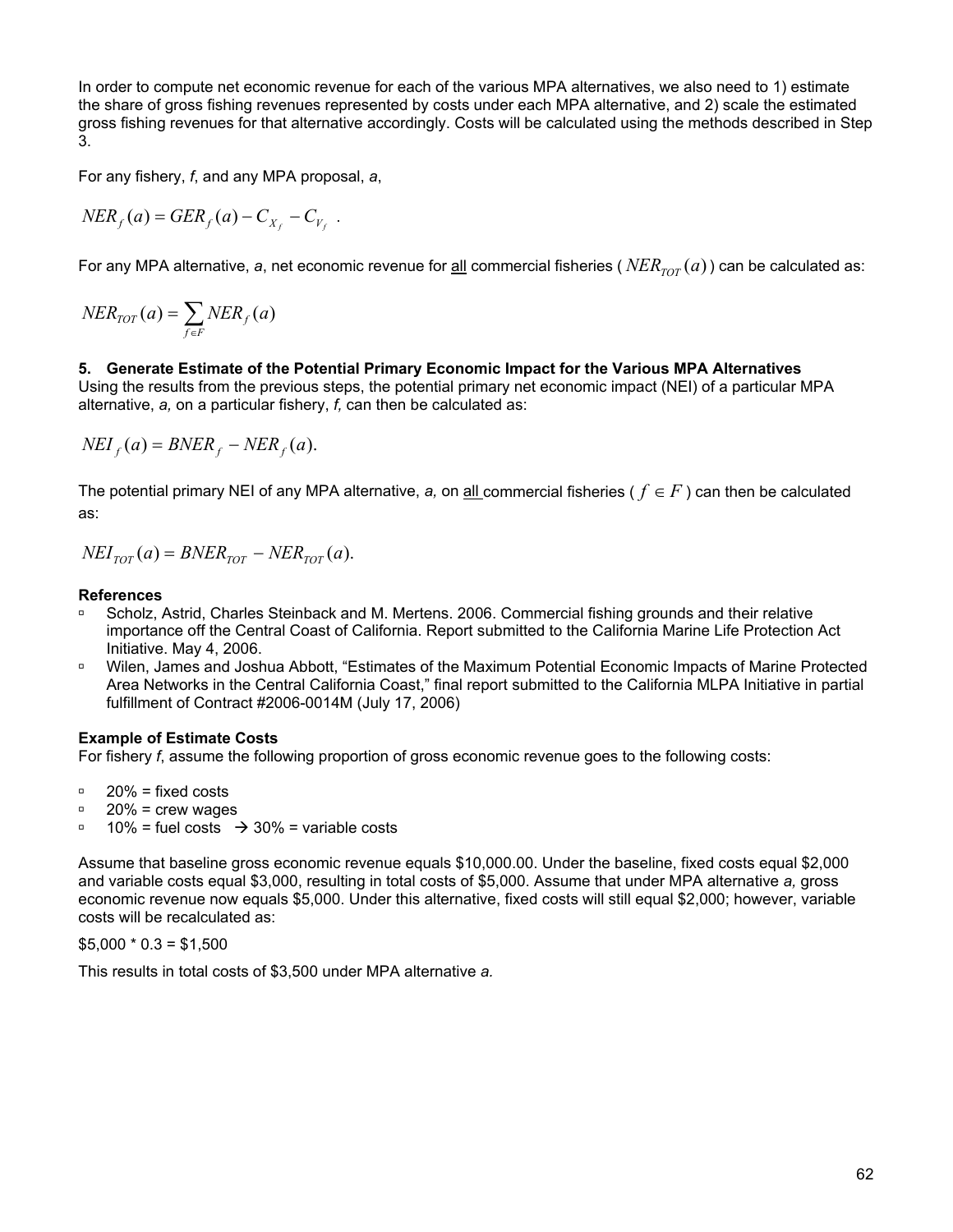In order to compute net economic revenue for each of the various MPA alternatives, we also need to 1) estimate the share of gross fishing revenues represented by costs under each MPA alternative, and 2) scale the estimated gross fishing revenues for that alternative accordingly. Costs will be calculated using the methods described in Step 3.

For any fishery, *f*, and any MPA proposal, *a*,

$$NER_f(a) = GER_f(a) - C_{X_f} - C_{V_f} \ .$$

For any MPA alternative, *a*, net economic revenue for all commercial fisheries ( $NER_{TOT}(a)$ ) can be calculated as:

$$NER_{TOT}(a) = \sum_{f \in F} NER_f(a)$$

**5. Generate Estimate of the Potential Primary Economic Impact for the Various MPA Alternatives**
Using the results from the previous steps, the potential primary net economic impact (NEI) of a particular MPA alternative, *a,* on a particular fishery, *f,* can then be calculated as:

$$NEI_f(a) = BNER_f - NER_f(a).$$

The potential primary NEI of any MPA alternative, *a,* on all commercial fisheries ( $f \in F$ ) can then be calculated as:

$$NEI_{TOT}(a) = BNER_{TOT} - NER_{TOT}(a).$$

**References**

- Scholz, Astrid, Charles Steinback and M. Mertens. 2006. Commercial fishing grounds and their relative importance off the Central Coast of California. Report submitted to the California Marine Life Protection Act Initiative. May 4, 2006.
- Wilen, James and Joshua Abbott, "Estimates of the Maximum Potential Economic Impacts of Marine Protected Area Networks in the Central California Coast," final report submitted to the California MLPA Initiative in partial fulfillment of Contract #2006-0014M (July 17, 2006)

**Example of Estimate Costs**
For fishery *f*, assume the following proportion of gross economic revenue goes to the following costs:

- 20% = fixed costs
- 20% = crew wages
- 10% = fuel costs → 30% = variable costs

Assume that baseline gross economic revenue equals $10,000.00. Under the baseline, fixed costs equal $2,000 and variable costs equal $3,000, resulting in total costs of $5,000. Assume that under MPA alternative *a,* gross economic revenue now equals $5,000. Under this alternative, fixed costs will still equal $2,000; however, variable costs will be recalculated as:

$5,000 * 0.3 = $1,500

This results in total costs of $3,500 under MPA alternative *a.*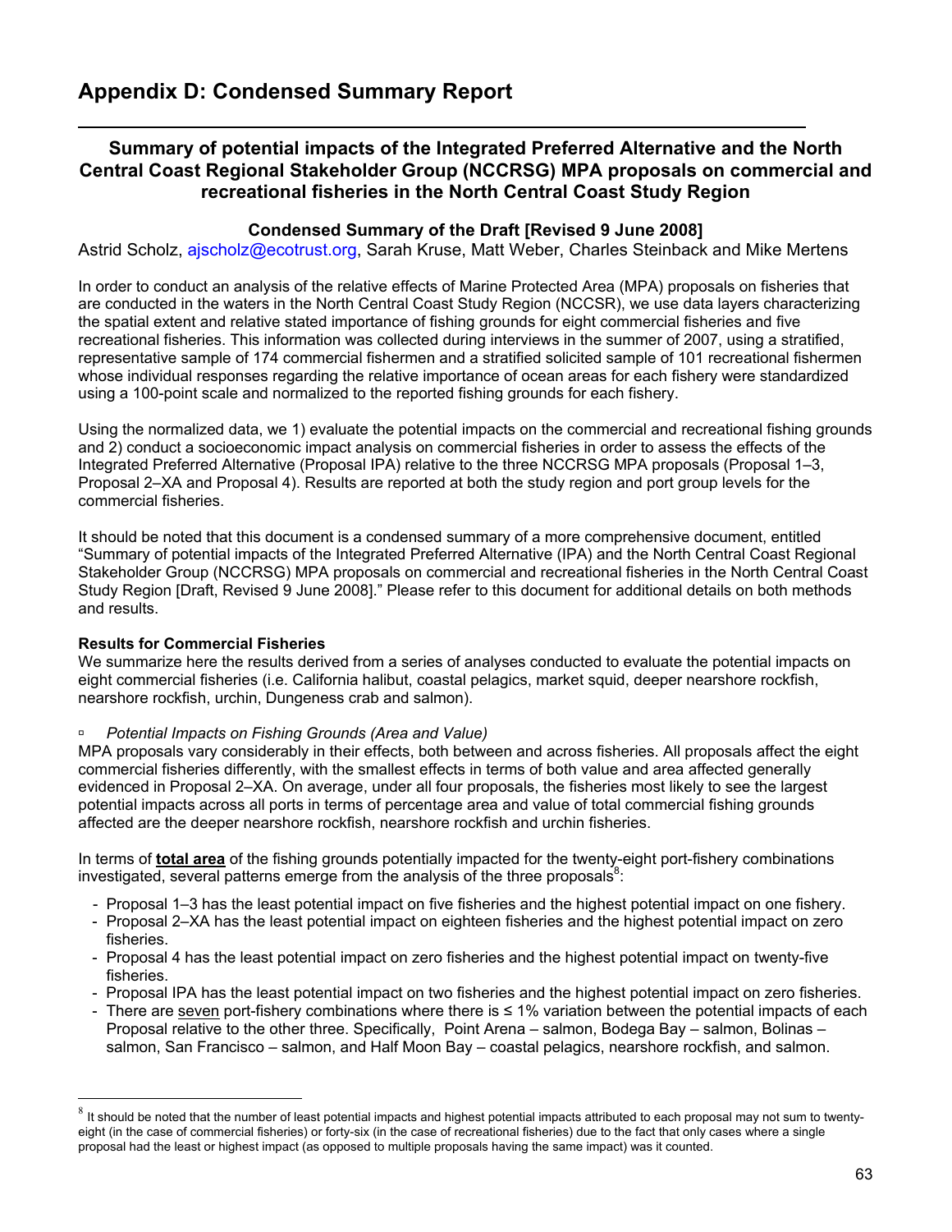# Appendix D: Condensed Summary Report

## Summary of potential impacts of the Integrated Preferred Alternative and the North Central Coast Regional Stakeholder Group (NCCRSG) MPA proposals on commercial and recreational fisheries in the North Central Coast Study Region

### Condensed Summary of the Draft [Revised 9 June 2008]

Astrid Scholz, ajscholz@ecotrust.org, Sarah Kruse, Matt Weber, Charles Steinback and Mike Mertens

In order to conduct an analysis of the relative effects of Marine Protected Area (MPA) proposals on fisheries that are conducted in the waters in the North Central Coast Study Region (NCCSR), we use data layers characterizing the spatial extent and relative stated importance of fishing grounds for eight commercial fisheries and five recreational fisheries. This information was collected during interviews in the summer of 2007, using a stratified, representative sample of 174 commercial fishermen and a stratified solicited sample of 101 recreational fishermen whose individual responses regarding the relative importance of ocean areas for each fishery were standardized using a 100-point scale and normalized to the reported fishing grounds for each fishery.

Using the normalized data, we 1) evaluate the potential impacts on the commercial and recreational fishing grounds and 2) conduct a socioeconomic impact analysis on commercial fisheries in order to assess the effects of the Integrated Preferred Alternative (Proposal IPA) relative to the three NCCRSG MPA proposals (Proposal 1–3, Proposal 2–XA and Proposal 4). Results are reported at both the study region and port group levels for the commercial fisheries.

It should be noted that this document is a condensed summary of a more comprehensive document, entitled "Summary of potential impacts of the Integrated Preferred Alternative (IPA) and the North Central Coast Regional Stakeholder Group (NCCRSG) MPA proposals on commercial and recreational fisheries in the North Central Coast Study Region [Draft, Revised 9 June 2008]." Please refer to this document for additional details on both methods and results.

**Results for Commercial Fisheries**

We summarize here the results derived from a series of analyses conducted to evaluate the potential impacts on eight commercial fisheries (i.e. California halibut, coastal pelagics, market squid, deeper nearshore rockfish, nearshore rockfish, urchin, Dungeness crab and salmon).

- *Potential Impacts on Fishing Grounds (Area and Value)*

MPA proposals vary considerably in their effects, both between and across fisheries. All proposals affect the eight commercial fisheries differently, with the smallest effects in terms of both value and area affected generally evidenced in Proposal 2–XA. On average, under all four proposals, the fisheries most likely to see the largest potential impacts across all ports in terms of percentage area and value of total commercial fishing grounds affected are the deeper nearshore rockfish, nearshore rockfish and urchin fisheries.

In terms of **total area** of the fishing grounds potentially impacted for the twenty-eight port-fishery combinations investigated, several patterns emerge from the analysis of the three proposals[8]:

- Proposal 1–3 has the least potential impact on five fisheries and the highest potential impact on one fishery.
- Proposal 2–XA has the least potential impact on eighteen fisheries and the highest potential impact on zero fisheries.
- Proposal 4 has the least potential impact on zero fisheries and the highest potential impact on twenty-five fisheries.
- Proposal IPA has the least potential impact on two fisheries and the highest potential impact on zero fisheries.
- There are seven port-fishery combinations where there is ≤ 1% variation between the potential impacts of each Proposal relative to the other three. Specifically, Point Arena – salmon, Bodega Bay – salmon, Bolinas – salmon, San Francisco – salmon, and Half Moon Bay – coastal pelagics, nearshore rockfish, and salmon.

[8] It should be noted that the number of least potential impacts and highest potential impacts attributed to each proposal may not sum to twenty-eight (in the case of commercial fisheries) or forty-six (in the case of recreational fisheries) due to the fact that only cases where a single proposal had the least or highest impact (as opposed to multiple proposals having the same impact) was it counted.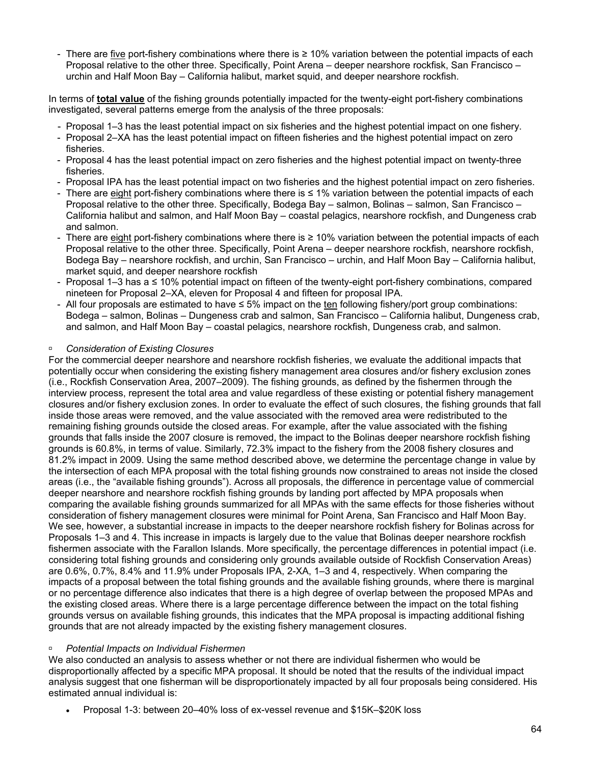- There are five port-fishery combinations where there is ≥ 10% variation between the potential impacts of each Proposal relative to the other three. Specifically, Point Arena – deeper nearshore rockfisk, San Francisco – urchin and Half Moon Bay – California halibut, market squid, and deeper nearshore rockfish.

In terms of **total value** of the fishing grounds potentially impacted for the twenty-eight port-fishery combinations investigated, several patterns emerge from the analysis of the three proposals:

- Proposal 1–3 has the least potential impact on six fisheries and the highest potential impact on one fishery.
- Proposal 2–XA has the least potential impact on fifteen fisheries and the highest potential impact on zero fisheries.
- Proposal 4 has the least potential impact on zero fisheries and the highest potential impact on twenty-three fisheries.
- Proposal IPA has the least potential impact on two fisheries and the highest potential impact on zero fisheries.
- There are eight port-fishery combinations where there is ≤ 1% variation between the potential impacts of each Proposal relative to the other three. Specifically, Bodega Bay – salmon, Bolinas – salmon, San Francisco – California halibut and salmon, and Half Moon Bay – coastal pelagics, nearshore rockfish, and Dungeness crab and salmon.
- There are eight port-fishery combinations where there is ≥ 10% variation between the potential impacts of each Proposal relative to the other three. Specifically, Point Arena – deeper nearshore rockfish, nearshore rockfish, Bodega Bay – nearshore rockfish, and urchin, San Francisco – urchin, and Half Moon Bay – California halibut, market squid, and deeper nearshore rockfish
- Proposal 1–3 has a ≤ 10% potential impact on fifteen of the twenty-eight port-fishery combinations, compared nineteen for Proposal 2–XA, eleven for Proposal 4 and fifteen for proposal IPA.
- All four proposals are estimated to have ≤ 5% impact on the ten following fishery/port group combinations: Bodega – salmon, Bolinas – Dungeness crab and salmon, San Francisco – California halibut, Dungeness crab, and salmon, and Half Moon Bay – coastal pelagics, nearshore rockfish, Dungeness crab, and salmon.

▫ *Consideration of Existing Closures*

For the commercial deeper nearshore and nearshore rockfish fisheries, we evaluate the additional impacts that potentially occur when considering the existing fishery management area closures and/or fishery exclusion zones (i.e., Rockfish Conservation Area, 2007–2009). The fishing grounds, as defined by the fishermen through the interview process, represent the total area and value regardless of these existing or potential fishery management closures and/or fishery exclusion zones. In order to evaluate the effect of such closures, the fishing grounds that fall inside those areas were removed, and the value associated with the removed area were redistributed to the remaining fishing grounds outside the closed areas. For example, after the value associated with the fishing grounds that falls inside the 2007 closure is removed, the impact to the Bolinas deeper nearshore rockfish fishing grounds is 60.8%, in terms of value. Similarly, 72.3% impact to the fishery from the 2008 fishery closures and 81.2% impact in 2009. Using the same method described above, we determine the percentage change in value by the intersection of each MPA proposal with the total fishing grounds now constrained to areas not inside the closed areas (i.e., the "available fishing grounds"). Across all proposals, the difference in percentage value of commercial deeper nearshore and nearshore rockfish fishing grounds by landing port affected by MPA proposals when comparing the available fishing grounds summarized for all MPAs with the same effects for those fisheries without consideration of fishery management closures were minimal for Point Arena, San Francisco and Half Moon Bay. We see, however, a substantial increase in impacts to the deeper nearshore rockfish fishery for Bolinas across for Proposals 1–3 and 4. This increase in impacts is largely due to the value that Bolinas deeper nearshore rockfish fishermen associate with the Farallon Islands. More specifically, the percentage differences in potential impact (i.e. considering total fishing grounds and considering only grounds available outside of Rockfish Conservation Areas) are 0.6%, 0.7%, 8.4% and 11.9% under Proposals IPA, 2-XA, 1–3 and 4, respectively. When comparing the impacts of a proposal between the total fishing grounds and the available fishing grounds, where there is marginal or no percentage difference also indicates that there is a high degree of overlap between the proposed MPAs and the existing closed areas. Where there is a large percentage difference between the impact on the total fishing grounds versus on available fishing grounds, this indicates that the MPA proposal is impacting additional fishing grounds that are not already impacted by the existing fishery management closures.

▫ *Potential Impacts on Individual Fishermen*

We also conducted an analysis to assess whether or not there are individual fishermen who would be disproportionally affected by a specific MPA proposal. It should be noted that the results of the individual impact analysis suggest that one fisherman will be disproportionately impacted by all four proposals being considered. His estimated annual individual is:

- Proposal 1-3: between 20–40% loss of ex-vessel revenue and $15K–$20K loss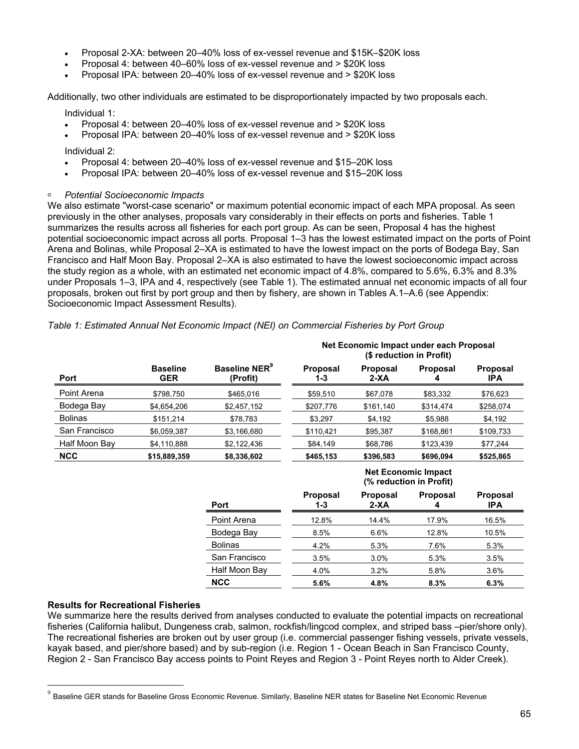- Proposal 2-XA: between 20–40% loss of ex-vessel revenue and $15K–$20K loss
- Proposal 4: between 40–60% loss of ex-vessel revenue and > $20K loss
- Proposal IPA: between 20–40% loss of ex-vessel revenue and > $20K loss

Additionally, two other individuals are estimated to be disproportionately impacted by two proposals each.

Individual 1:

- Proposal 4: between 20–40% loss of ex-vessel revenue and > $20K loss
- Proposal IPA: between 20–40% loss of ex-vessel revenue and > $20K loss

Individual 2:

- Proposal 4: between 20–40% loss of ex-vessel revenue and $15–20K loss
- Proposal IPA: between 20–40% loss of ex-vessel revenue and $15–20K loss

▫ *Potential Socioeconomic Impacts*

We also estimate "worst-case scenario" or maximum potential economic impact of each MPA proposal. As seen previously in the other analyses, proposals vary considerably in their effects on ports and fisheries. Table 1 summarizes the results across all fisheries for each port group. As can be seen, Proposal 4 has the highest potential socioeconomic impact across all ports. Proposal 1–3 has the lowest estimated impact on the ports of Point Arena and Bolinas, while Proposal 2–XA is estimated to have the lowest impact on the ports of Bodega Bay, San Francisco and Half Moon Bay. Proposal 2–XA is also estimated to have the lowest socioeconomic impact across the study region as a whole, with an estimated net economic impact of 4.8%, compared to 5.6%, 6.3% and 8.3% under Proposals 1–3, IPA and 4, respectively (see Table 1). The estimated annual net economic impacts of all four proposals, broken out first by port group and then by fishery, are shown in Tables A.1–A.6 (see Appendix: Socioeconomic Impact Assessment Results).

*Table 1: Estimated Annual Net Economic Impact (NEI) on Commercial Fisheries by Port Group*

| | | | Net Economic Impact under each Proposal ($ reduction in Profit) | | | |
|---|---|---|---|---|---|---|
| **Port** | **Baseline GER** | **Baseline NER[9] (Profit)** | **Proposal 1-3** | **Proposal 2-XA** | **Proposal 4** | **Proposal IPA** |
| Point Arena | $798,750 | $465,016 | $59,510 | $67,078 | $83,332 | $76,623 |
| Bodega Bay | $4,654,206 | $2,457,152 | $207,776 | $161,140 | $314,474 | $258,074 |
| Bolinas | $151,214 | $78,783 | $3,297 | $4,192 | $5,988 | $4,192 |
| San Francisco | $6,059,387 | $3,166,680 | $110,421 | $95,387 | $168,861 | $109,733 |
| Half Moon Bay | $4,110,888 | $2,122,436 | $84,149 | $68,786 | $123,439 | $77,244 |
| **NCC** | **$15,889,359** | **$8,336,602** | **$465,153** | **$396,583** | **$696,094** | **$525,865** |

| | Net Economic Impact (% reduction in Profit) | | | |
|---|---|---|---|---|
| **Port** | **Proposal 1-3** | **Proposal 2-XA** | **Proposal 4** | **Proposal IPA** |
| Point Arena | 12.8% | 14.4% | 17.9% | 16.5% |
| Bodega Bay | 8.5% | 6.6% | 12.8% | 10.5% |
| Bolinas | 4.2% | 5.3% | 7.6% | 5.3% |
| San Francisco | 3.5% | 3.0% | 5.3% | 3.5% |
| Half Moon Bay | 4.0% | 3.2% | 5.8% | 3.6% |
| **NCC** | **5.6%** | **4.8%** | **8.3%** | **6.3%** |

**Results for Recreational Fisheries**

We summarize here the results derived from analyses conducted to evaluate the potential impacts on recreational fisheries (California halibut, Dungeness crab, salmon, rockfish/lingcod complex, and striped bass –pier/shore only). The recreational fisheries are broken out by user group (i.e. commercial passenger fishing vessels, private vessels, kayak based, and pier/shore based) and by sub-region (i.e. Region 1 - Ocean Beach in San Francisco County, Region 2 - San Francisco Bay access points to Point Reyes and Region 3 - Point Reyes north to Alder Creek).

[9] Baseline GER stands for Baseline Gross Economic Revenue. Similarly, Baseline NER states for Baseline Net Economic Revenue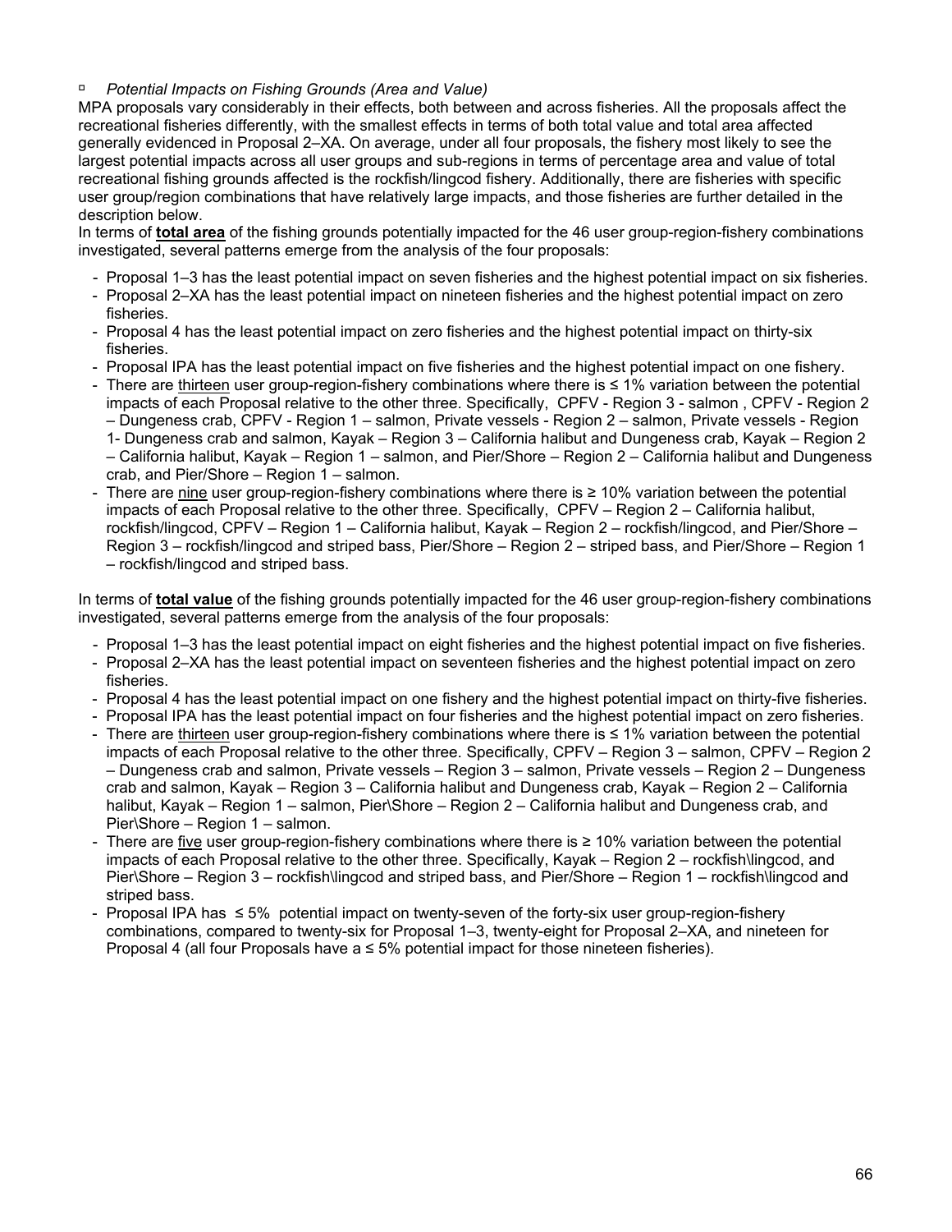- *Potential Impacts on Fishing Grounds (Area and Value)*

MPA proposals vary considerably in their effects, both between and across fisheries. All the proposals affect the recreational fisheries differently, with the smallest effects in terms of both total value and total area affected generally evidenced in Proposal 2–XA. On average, under all four proposals, the fishery most likely to see the largest potential impacts across all user groups and sub-regions in terms of percentage area and value of total recreational fishing grounds affected is the rockfish/lingcod fishery. Additionally, there are fisheries with specific user group/region combinations that have relatively large impacts, and those fisheries are further detailed in the description below.

In terms of **total area** of the fishing grounds potentially impacted for the 46 user group-region-fishery combinations investigated, several patterns emerge from the analysis of the four proposals:

- Proposal 1–3 has the least potential impact on seven fisheries and the highest potential impact on six fisheries.
- Proposal 2–XA has the least potential impact on nineteen fisheries and the highest potential impact on zero fisheries.
- Proposal 4 has the least potential impact on zero fisheries and the highest potential impact on thirty-six fisheries.
- Proposal IPA has the least potential impact on five fisheries and the highest potential impact on one fishery.
- There are thirteen user group-region-fishery combinations where there is ≤ 1% variation between the potential impacts of each Proposal relative to the other three. Specifically, CPFV - Region 3 - salmon , CPFV - Region 2 – Dungeness crab, CPFV - Region 1 – salmon, Private vessels - Region 2 – salmon, Private vessels - Region 1- Dungeness crab and salmon, Kayak – Region 3 – California halibut and Dungeness crab, Kayak – Region 2 – California halibut, Kayak – Region 1 – salmon, and Pier/Shore – Region 2 – California halibut and Dungeness crab, and Pier/Shore – Region 1 – salmon.
- There are nine user group-region-fishery combinations where there is ≥ 10% variation between the potential impacts of each Proposal relative to the other three. Specifically, CPFV – Region 2 – California halibut, rockfish/lingcod, CPFV – Region 1 – California halibut, Kayak – Region 2 – rockfish/lingcod, and Pier/Shore – Region 3 – rockfish/lingcod and striped bass, Pier/Shore – Region 2 – striped bass, and Pier/Shore – Region 1 – rockfish/lingcod and striped bass.

In terms of **total value** of the fishing grounds potentially impacted for the 46 user group-region-fishery combinations investigated, several patterns emerge from the analysis of the four proposals:

- Proposal 1–3 has the least potential impact on eight fisheries and the highest potential impact on five fisheries.
- Proposal 2–XA has the least potential impact on seventeen fisheries and the highest potential impact on zero fisheries.
- Proposal 4 has the least potential impact on one fishery and the highest potential impact on thirty-five fisheries.
- Proposal IPA has the least potential impact on four fisheries and the highest potential impact on zero fisheries.
- There are thirteen user group-region-fishery combinations where there is ≤ 1% variation between the potential impacts of each Proposal relative to the other three. Specifically, CPFV – Region 3 – salmon, CPFV – Region 2 – Dungeness crab and salmon, Private vessels – Region 3 – salmon, Private vessels – Region 2 – Dungeness crab and salmon, Kayak – Region 3 – California halibut and Dungeness crab, Kayak – Region 2 – California halibut, Kayak – Region 1 – salmon, Pier\Shore – Region 2 – California halibut and Dungeness crab, and Pier\Shore – Region 1 – salmon.
- There are five user group-region-fishery combinations where there is ≥ 10% variation between the potential impacts of each Proposal relative to the other three. Specifically, Kayak – Region 2 – rockfish\lingcod, and Pier\Shore – Region 3 – rockfish\lingcod and striped bass, and Pier/Shore – Region 1 – rockfish\lingcod and striped bass.
- Proposal IPA has ≤ 5% potential impact on twenty-seven of the forty-six user group-region-fishery combinations, compared to twenty-six for Proposal 1–3, twenty-eight for Proposal 2–XA, and nineteen for Proposal 4 (all four Proposals have a ≤ 5% potential impact for those nineteen fisheries).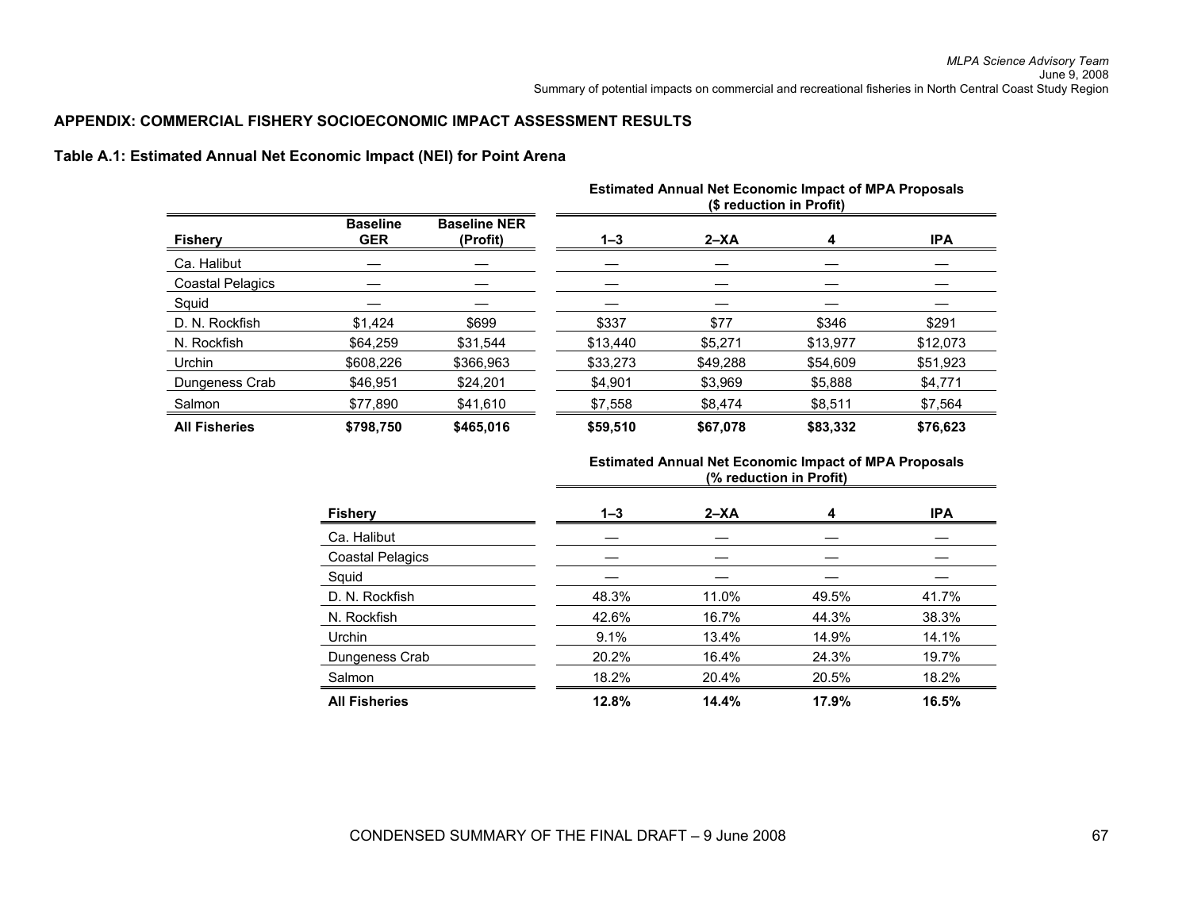## APPENDIX: COMMERCIAL FISHERY SOCIOECONOMIC IMPACT ASSESSMENT RESULTS

### Table A.1: Estimated Annual Net Economic Impact (NEI) for Point Arena

| | | | Estimated Annual Net Economic Impact of MPA Proposals ($ reduction in Profit) | | | |
|---|---|---|---|---|---|---|
| **Fishery** | **Baseline GER** | **Baseline NER (Profit)** | **1–3** | **2–XA** | **4** | **IPA** |
| Ca. Halibut | — | — | — | — | — | — |
| Coastal Pelagics | — | — | — | — | — | — |
| Squid | — | — | — | — | — | — |
| D. N. Rockfish | $1,424 | $699 | $337 | $77 | $346 | $291 |
| N. Rockfish | $64,259 | $31,544 | $13,440 | $5,271 | $13,977 | $12,073 |
| Urchin | $608,226 | $366,963 | $33,273 | $49,288 | $54,609 | $51,923 |
| Dungeness Crab | $46,951 | $24,201 | $4,901 | $3,969 | $5,888 | $4,771 |
| Salmon | $77,890 | $41,610 | $7,558 | $8,474 | $8,511 | $7,564 |
| **All Fisheries** | **$798,750** | **$465,016** | **$59,510** | **$67,078** | **$83,332** | **$76,623** |

| | Estimated Annual Net Economic Impact of MPA Proposals (% reduction in Profit) | | | |
|---|---|---|---|---|
| **Fishery** | **1–3** | **2–XA** | **4** | **IPA** |
| Ca. Halibut | — | — | — | — |
| Coastal Pelagics | — | — | — | — |
| Squid | — | — | — | — |
| D. N. Rockfish | 48.3% | 11.0% | 49.5% | 41.7% |
| N. Rockfish | 42.6% | 16.7% | 44.3% | 38.3% |
| Urchin | 9.1% | 13.4% | 14.9% | 14.1% |
| Dungeness Crab | 20.2% | 16.4% | 24.3% | 19.7% |
| Salmon | 18.2% | 20.4% | 20.5% | 18.2% |
| **All Fisheries** | **12.8%** | **14.4%** | **17.9%** | **16.5%** |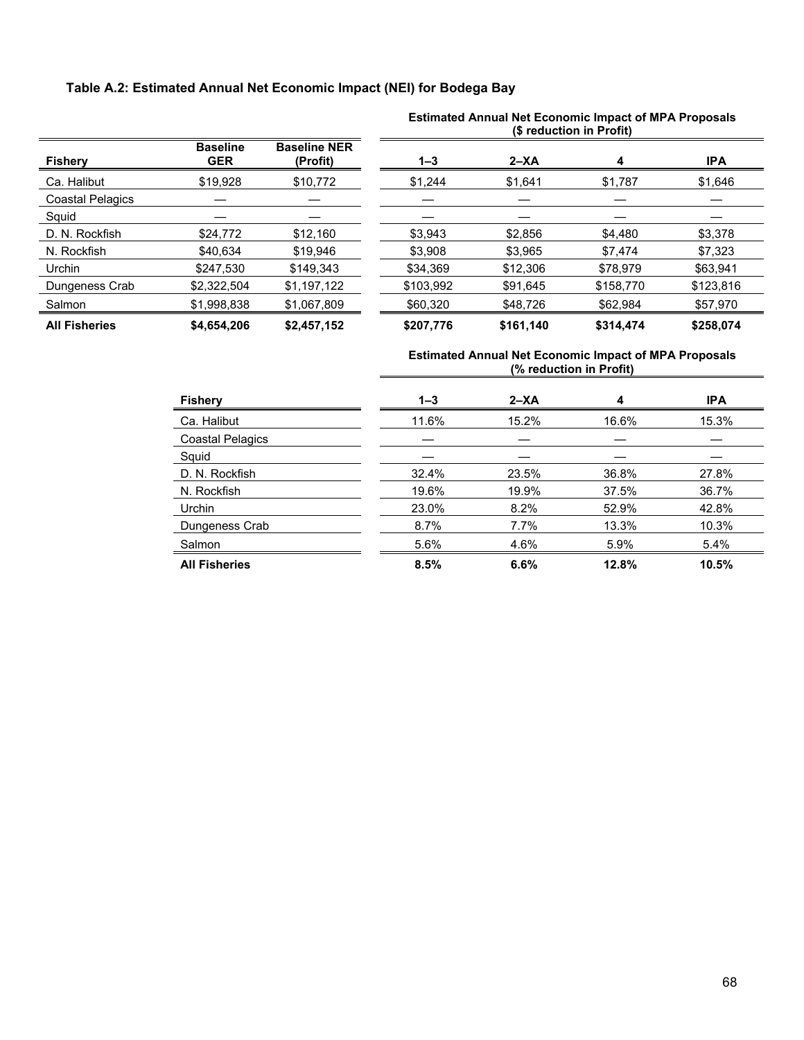**Table A.2: Estimated Annual Net Economic Impact (NEI) for Bodega Bay**

| Fishery | Baseline GER | Baseline NER (Profit) | Estimated Annual Net Economic Impact of MPA Proposals ($ reduction in Profit) | | | |
|---|---|---|---|---|---|---|
| | | | 1–3 | 2–XA | 4 | IPA |
| Ca. Halibut | $19,928 | $10,772 | $1,244 | $1,641 | $1,787 | $1,646 |
| Coastal Pelagics | — | — | — | — | — | — |
| Squid | — | — | — | — | — | — |
| D. N. Rockfish | $24,772 | $12,160 | $3,943 | $2,856 | $4,480 | $3,378 |
| N. Rockfish | $40,634 | $19,946 | $3,908 | $3,965 | $7,474 | $7,323 |
| Urchin | $247,530 | $149,343 | $34,369 | $12,306 | $78,979 | $63,941 |
| Dungeness Crab | $2,322,504 | $1,197,122 | $103,992 | $91,645 | $158,770 | $123,816 |
| Salmon | $1,998,838 | $1,067,809 | $60,320 | $48,726 | $62,984 | $57,970 |
| **All Fisheries** | **$4,654,206** | **$2,457,152** | **$207,776** | **$161,140** | **$314,474** | **$258,074** |

| Fishery | Estimated Annual Net Economic Impact of MPA Proposals (% reduction in Profit) | | | |
|---|---|---|---|---|
| | 1–3 | 2–XA | 4 | IPA |
| Ca. Halibut | 11.6% | 15.2% | 16.6% | 15.3% |
| Coastal Pelagics | — | — | — | — |
| Squid | — | — | — | — |
| D. N. Rockfish | 32.4% | 23.5% | 36.8% | 27.8% |
| N. Rockfish | 19.6% | 19.9% | 37.5% | 36.7% |
| Urchin | 23.0% | 8.2% | 52.9% | 42.8% |
| Dungeness Crab | 8.7% | 7.7% | 13.3% | 10.3% |
| Salmon | 5.6% | 4.6% | 5.9% | 5.4% |
| **All Fisheries** | **8.5%** | **6.6%** | **12.8%** | **10.5%** |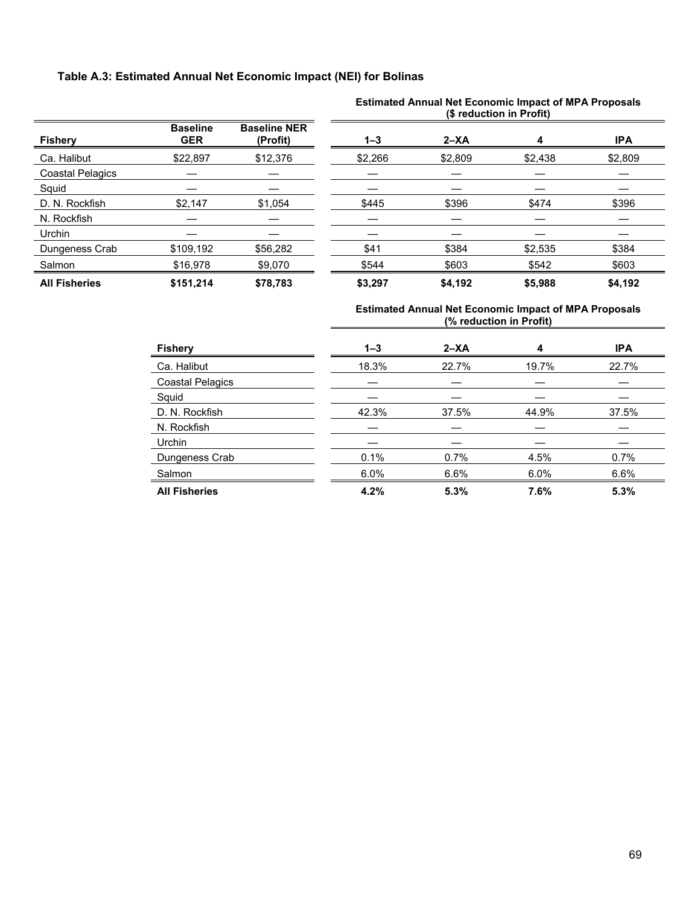**Table A.3: Estimated Annual Net Economic Impact (NEI) for Bolinas**

| Fishery | Baseline GER | Baseline NER (Profit) | Estimated Annual Net Economic Impact of MPA Proposals ($ reduction in Profit) | | | |
|---|---|---|---|---|---|---|
| | | | 1–3 | 2–XA | 4 | IPA |
| Ca. Halibut | $22,897 | $12,376 | $2,266 | $2,809 | $2,438 | $2,809 |
| Coastal Pelagics | — | — | — | — | — | — |
| Squid | — | — | — | — | — | — |
| D. N. Rockfish | $2,147 | $1,054 | $445 | $396 | $474 | $396 |
| N. Rockfish | — | — | — | — | — | — |
| Urchin | — | — | — | — | — | — |
| Dungeness Crab | $109,192 | $56,282 | $41 | $384 | $2,535 | $384 |
| Salmon | $16,978 | $9,070 | $544 | $603 | $542 | $603 |
| **All Fisheries** | **$151,214** | **$78,783** | **$3,297** | **$4,192** | **$5,988** | **$4,192** |

| Fishery | Estimated Annual Net Economic Impact of MPA Proposals (% reduction in Profit) | | | |
|---|---|---|---|---|
| | 1–3 | 2–XA | 4 | IPA |
| Ca. Halibut | 18.3% | 22.7% | 19.7% | 22.7% |
| Coastal Pelagics | — | — | — | — |
| Squid | — | — | — | — |
| D. N. Rockfish | 42.3% | 37.5% | 44.9% | 37.5% |
| N. Rockfish | — | — | — | — |
| Urchin | — | — | — | — |
| Dungeness Crab | 0.1% | 0.7% | 4.5% | 0.7% |
| Salmon | 6.0% | 6.6% | 6.0% | 6.6% |
| **All Fisheries** | **4.2%** | **5.3%** | **7.6%** | **5.3%** |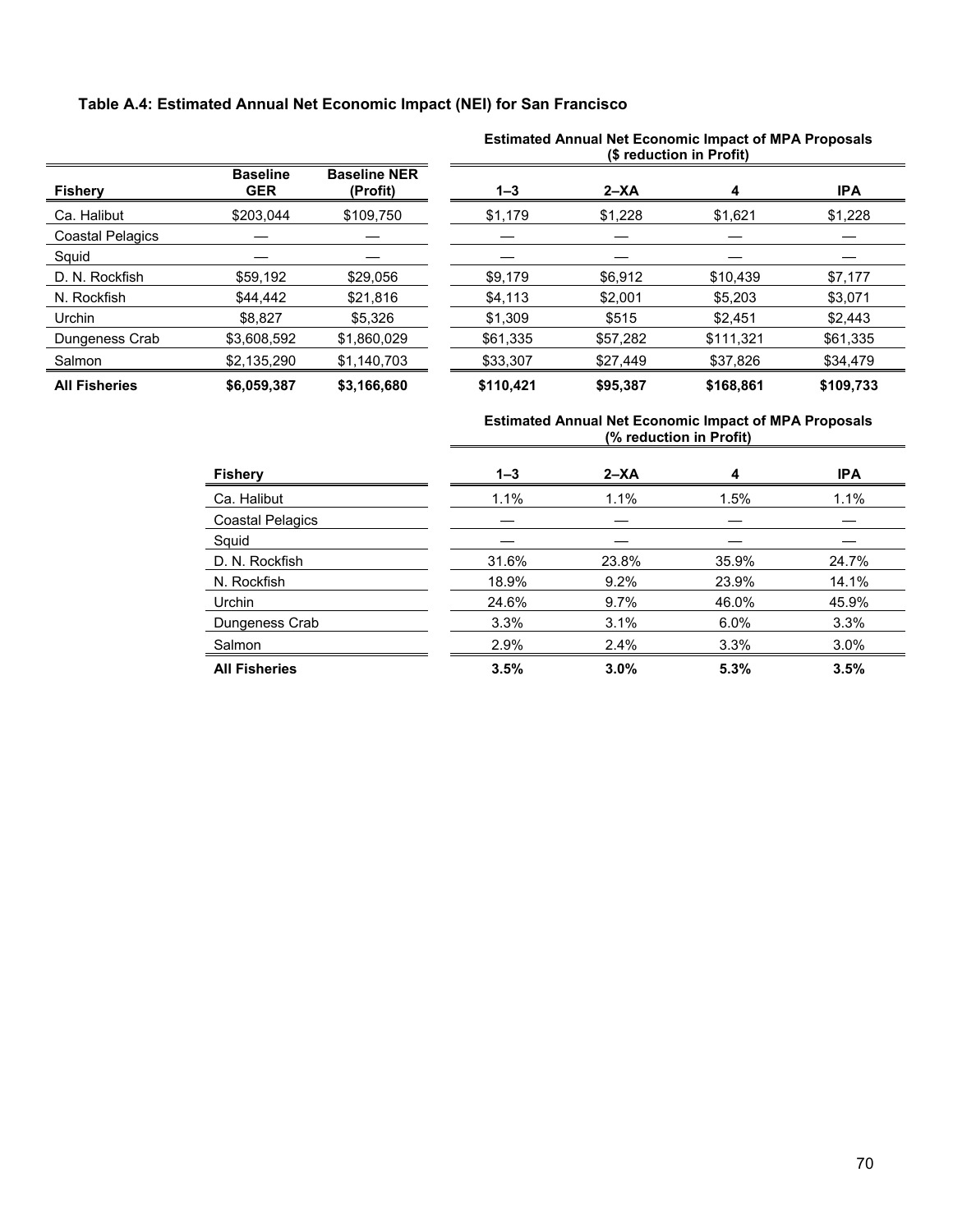**Table A.4: Estimated Annual Net Economic Impact (NEI) for San Francisco**

| | | | Estimated Annual Net Economic Impact of MPA Proposals ($ reduction in Profit) | | | |
|---|---|---|---|---|---|---|
| **Fishery** | **Baseline GER** | **Baseline NER (Profit)** | **1–3** | **2–XA** | **4** | **IPA** |
| Ca. Halibut | $203,044 | $109,750 | $1,179 | $1,228 | $1,621 | $1,228 |
| Coastal Pelagics | — | — | — | — | — | — |
| Squid | — | — | — | — | — | — |
| D. N. Rockfish | $59,192 | $29,056 | $9,179 | $6,912 | $10,439 | $7,177 |
| N. Rockfish | $44,442 | $21,816 | $4,113 | $2,001 | $5,203 | $3,071 |
| Urchin | $8,827 | $5,326 | $1,309 | $515 | $2,451 | $2,443 |
| Dungeness Crab | $3,608,592 | $1,860,029 | $61,335 | $57,282 | $111,321 | $61,335 |
| Salmon | $2,135,290 | $1,140,703 | $33,307 | $27,449 | $37,826 | $34,479 |
| **All Fisheries** | **$6,059,387** | **$3,166,680** | **$110,421** | **$95,387** | **$168,861** | **$109,733** |

| | Estimated Annual Net Economic Impact of MPA Proposals (% reduction in Profit) | | | |
|---|---|---|---|---|
| **Fishery** | **1–3** | **2–XA** | **4** | **IPA** |
| Ca. Halibut | 1.1% | 1.1% | 1.5% | 1.1% |
| Coastal Pelagics | — | — | — | — |
| Squid | — | — | — | — |
| D. N. Rockfish | 31.6% | 23.8% | 35.9% | 24.7% |
| N. Rockfish | 18.9% | 9.2% | 23.9% | 14.1% |
| Urchin | 24.6% | 9.7% | 46.0% | 45.9% |
| Dungeness Crab | 3.3% | 3.1% | 6.0% | 3.3% |
| Salmon | 2.9% | 2.4% | 3.3% | 3.0% |
| **All Fisheries** | **3.5%** | **3.0%** | **5.3%** | **3.5%** |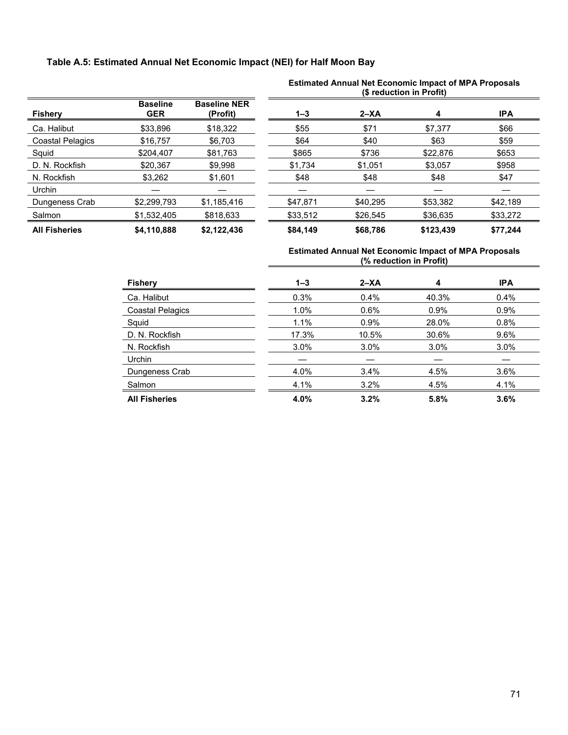**Table A.5: Estimated Annual Net Economic Impact (NEI) for Half Moon Bay**

| Fishery | Baseline GER | Baseline NER (Profit) | Estimated Annual Net Economic Impact of MPA Proposals ($ reduction in Profit) | | | |
|---|---|---|---|---|---|---|
| | | | 1–3 | 2–XA | 4 | IPA |
| Ca. Halibut | $33,896 | $18,322 | $55 | $71 | $7,377 | $66 |
| Coastal Pelagics | $16,757 | $6,703 | $64 | $40 | $63 | $59 |
| Squid | $204,407 | $81,763 | $865 | $736 | $22,876 | $653 |
| D. N. Rockfish | $20,367 | $9,998 | $1,734 | $1,051 | $3,057 | $958 |
| N. Rockfish | $3,262 | $1,601 | $48 | $48 | $48 | $47 |
| Urchin | — | — | — | — | — | — |
| Dungeness Crab | $2,299,793 | $1,185,416 | $47,871 | $40,295 | $53,382 | $42,189 |
| Salmon | $1,532,405 | $818,633 | $33,512 | $26,545 | $36,635 | $33,272 |
| **All Fisheries** | **$4,110,888** | **$2,122,436** | **$84,149** | **$68,786** | **$123,439** | **$77,244** |

| Fishery | Estimated Annual Net Economic Impact of MPA Proposals (% reduction in Profit) | | | |
|---|---|---|---|---|
| | 1–3 | 2–XA | 4 | IPA |
| Ca. Halibut | 0.3% | 0.4% | 40.3% | 0.4% |
| Coastal Pelagics | 1.0% | 0.6% | 0.9% | 0.9% |
| Squid | 1.1% | 0.9% | 28.0% | 0.8% |
| D. N. Rockfish | 17.3% | 10.5% | 30.6% | 9.6% |
| N. Rockfish | 3.0% | 3.0% | 3.0% | 3.0% |
| Urchin | — | — | — | — |
| Dungeness Crab | 4.0% | 3.4% | 4.5% | 3.6% |
| Salmon | 4.1% | 3.2% | 4.5% | 4.1% |
| **All Fisheries** | **4.0%** | **3.2%** | **5.8%** | **3.6%** |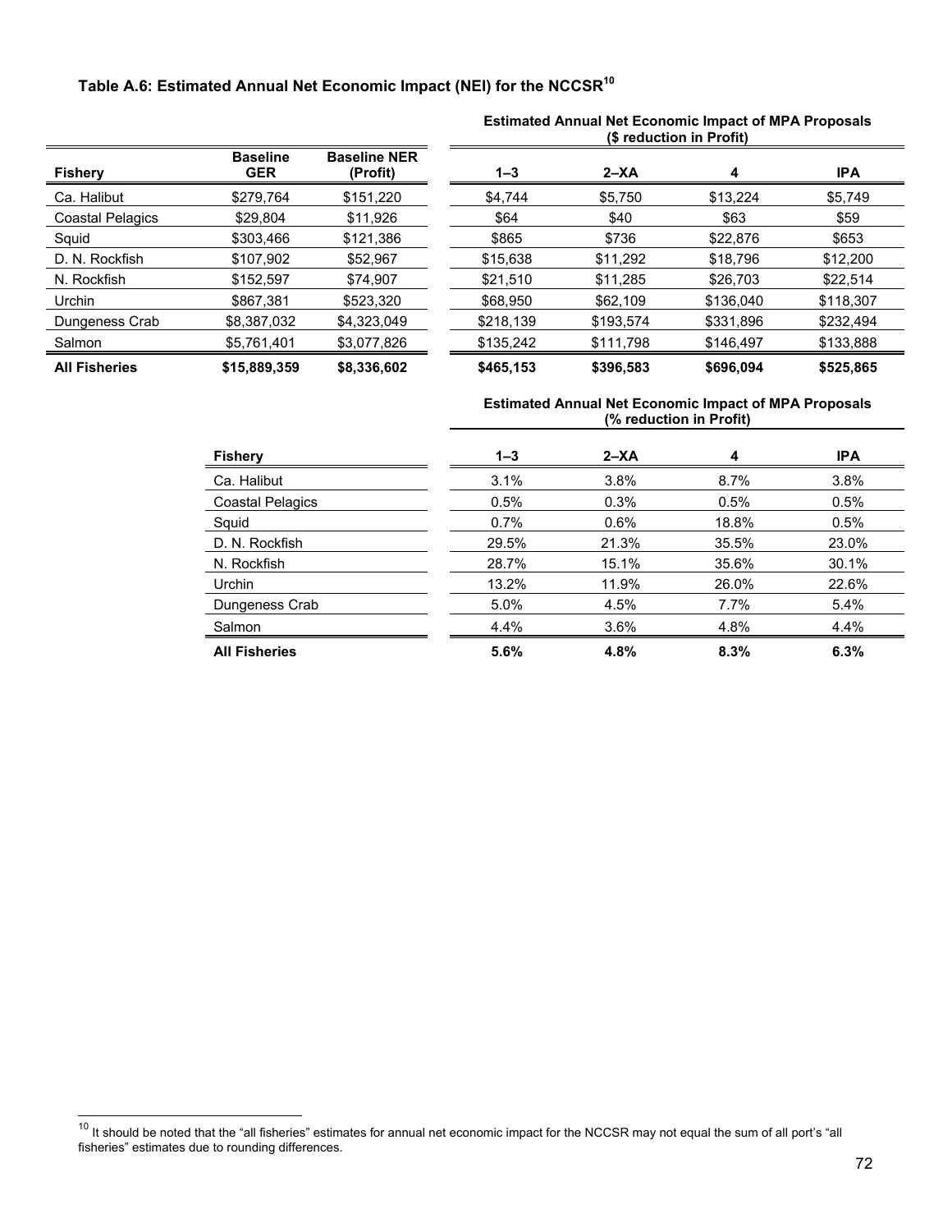### Table A.6: Estimated Annual Net Economic Impact (NEI) for the NCCSR[10]

| Fishery | Baseline GER | Baseline NER (Profit) | Estimated Annual Net Economic Impact of MPA Proposals ($ reduction in Profit) 1–3 | 2–XA | 4 | IPA |
|---|---|---|---|---|---|---|
| Ca. Halibut | $279,764 | $151,220 | $4,744 | $5,750 | $13,224 | $5,749 |
| Coastal Pelagics | $29,804 | $11,926 | $64 | $40 | $63 | $59 |
| Squid | $303,466 | $121,386 | $865 | $736 | $22,876 | $653 |
| D. N. Rockfish | $107,902 | $52,967 | $15,638 | $11,292 | $18,796 | $12,200 |
| N. Rockfish | $152,597 | $74,907 | $21,510 | $11,285 | $26,703 | $22,514 |
| Urchin | $867,381 | $523,320 | $68,950 | $62,109 | $136,040 | $118,307 |
| Dungeness Crab | $8,387,032 | $4,323,049 | $218,139 | $193,574 | $331,896 | $232,494 |
| Salmon | $5,761,401 | $3,077,826 | $135,242 | $111,798 | $146,497 | $133,888 |
| **All Fisheries** | **$15,889,359** | **$8,336,602** | **$465,153** | **$396,583** | **$696,094** | **$525,865** |

| Fishery | Estimated Annual Net Economic Impact of MPA Proposals (% reduction in Profit) 1–3 | 2–XA | 4 | IPA |
|---|---|---|---|---|
| Ca. Halibut | 3.1% | 3.8% | 8.7% | 3.8% |
| Coastal Pelagics | 0.5% | 0.3% | 0.5% | 0.5% |
| Squid | 0.7% | 0.6% | 18.8% | 0.5% |
| D. N. Rockfish | 29.5% | 21.3% | 35.5% | 23.0% |
| N. Rockfish | 28.7% | 15.1% | 35.6% | 30.1% |
| Urchin | 13.2% | 11.9% | 26.0% | 22.6% |
| Dungeness Crab | 5.0% | 4.5% | 7.7% | 5.4% |
| Salmon | 4.4% | 3.6% | 4.8% | 4.4% |
| **All Fisheries** | **5.6%** | **4.8%** | **8.3%** | **6.3%** |

[10] It should be noted that the “all fisheries” estimates for annual net economic impact for the NCCSR may not equal the sum of all port’s “all fisheries” estimates due to rounding differences.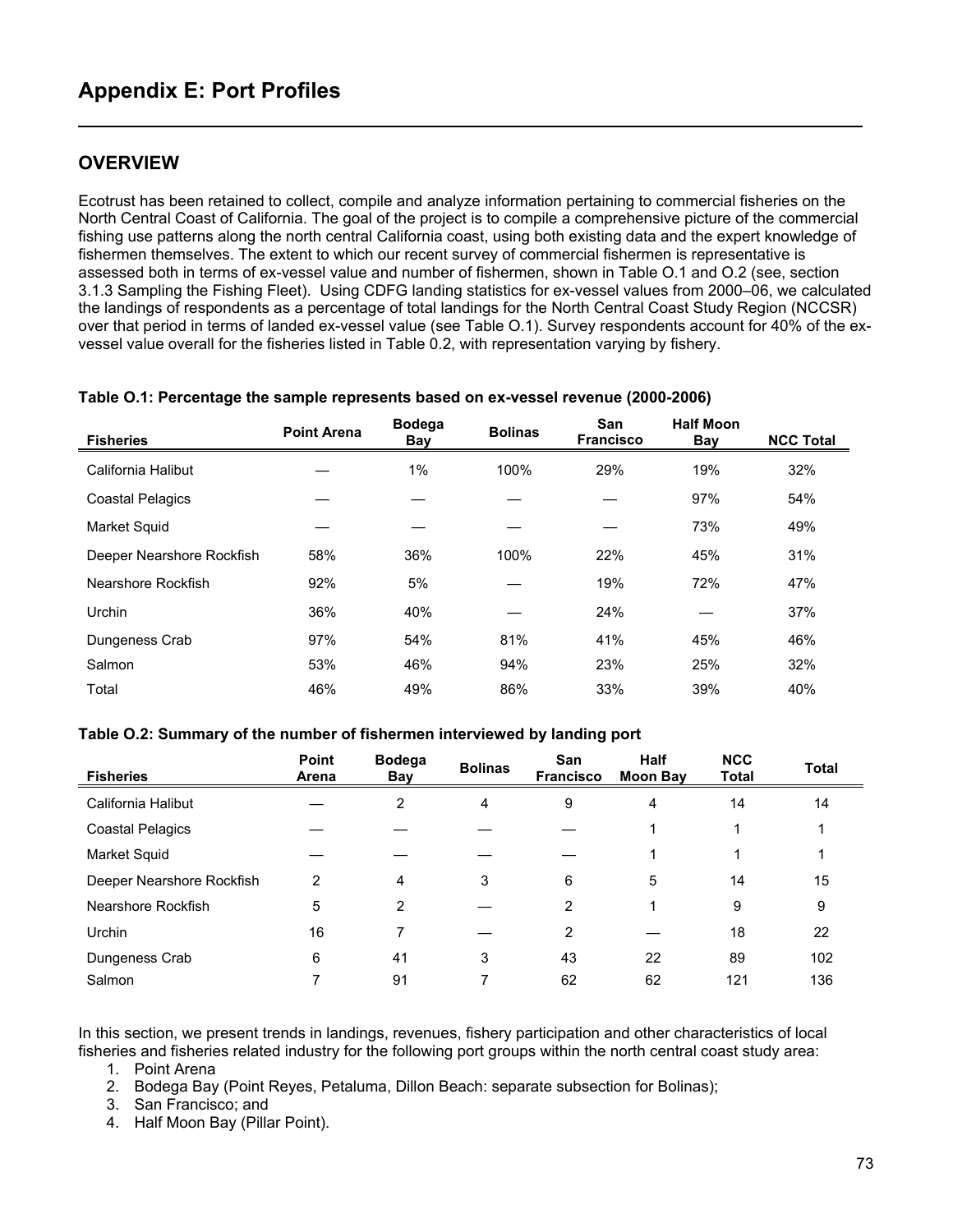# Appendix E: Port Profiles

## OVERVIEW

Ecotrust has been retained to collect, compile and analyze information pertaining to commercial fisheries on the North Central Coast of California. The goal of the project is to compile a comprehensive picture of the commercial fishing use patterns along the north central California coast, using both existing data and the expert knowledge of fishermen themselves. The extent to which our recent survey of commercial fishermen is representative is assessed both in terms of ex-vessel value and number of fishermen, shown in Table O.1 and O.2 (see, section 3.1.3 Sampling the Fishing Fleet). Using CDFG landing statistics for ex-vessel values from 2000–06, we calculated the landings of respondents as a percentage of total landings for the North Central Coast Study Region (NCCSR) over that period in terms of landed ex-vessel value (see Table O.1). Survey respondents account for 40% of the ex-vessel value overall for the fisheries listed in Table 0.2, with representation varying by fishery.

**Table O.1: Percentage the sample represents based on ex-vessel revenue (2000-2006)**

| Fisheries | Point Arena | Bodega Bay | Bolinas | San Francisco | Half Moon Bay | NCC Total |
|---|---|---|---|---|---|---|
| California Halibut | — | 1% | 100% | 29% | 19% | 32% |
| Coastal Pelagics | — | — | — | — | 97% | 54% |
| Market Squid | — | — | — | — | 73% | 49% |
| Deeper Nearshore Rockfish | 58% | 36% | 100% | 22% | 45% | 31% |
| Nearshore Rockfish | 92% | 5% | — | 19% | 72% | 47% |
| Urchin | 36% | 40% | — | 24% | — | 37% |
| Dungeness Crab | 97% | 54% | 81% | 41% | 45% | 46% |
| Salmon | 53% | 46% | 94% | 23% | 25% | 32% |
| Total | 46% | 49% | 86% | 33% | 39% | 40% |

**Table O.2: Summary of the number of fishermen interviewed by landing port**

| Fisheries | Point Arena | Bodega Bay | Bolinas | San Francisco | Half Moon Bay | NCC Total | Total |
|---|---|---|---|---|---|---|---|
| California Halibut | — | 2 | 4 | 9 | 4 | 14 | 14 |
| Coastal Pelagics | — | — | — | — | 1 | 1 | 1 |
| Market Squid | — | — | — | — | 1 | 1 | 1 |
| Deeper Nearshore Rockfish | 2 | 4 | 3 | 6 | 5 | 14 | 15 |
| Nearshore Rockfish | 5 | 2 | — | 2 | 1 | 9 | 9 |
| Urchin | 16 | 7 | — | 2 | — | 18 | 22 |
| Dungeness Crab | 6 | 41 | 3 | 43 | 22 | 89 | 102 |
| Salmon | 7 | 91 | 7 | 62 | 62 | 121 | 136 |

In this section, we present trends in landings, revenues, fishery participation and other characteristics of local fisheries and fisheries related industry for the following port groups within the north central coast study area:

1. Point Arena
2. Bodega Bay (Point Reyes, Petaluma, Dillon Beach: separate subsection for Bolinas);
3. San Francisco; and
4. Half Moon Bay (Pillar Point).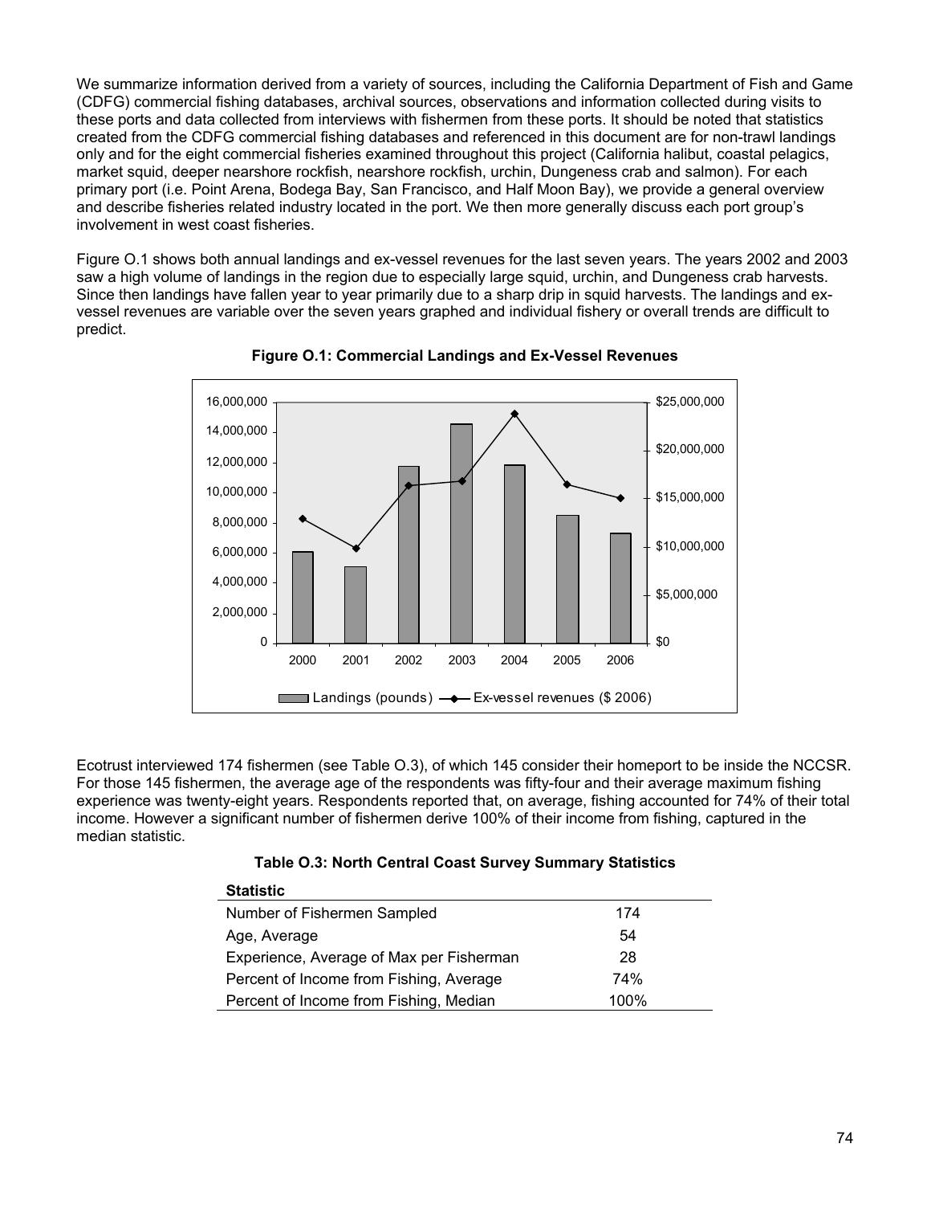We summarize information derived from a variety of sources, including the California Department of Fish and Game (CDFG) commercial fishing databases, archival sources, observations and information collected during visits to these ports and data collected from interviews with fishermen from these ports. It should be noted that statistics created from the CDFG commercial fishing databases and referenced in this document are for non-trawl landings only and for the eight commercial fisheries examined throughout this project (California halibut, coastal pelagics, market squid, deeper nearshore rockfish, nearshore rockfish, urchin, Dungeness crab and salmon). For each primary port (i.e. Point Arena, Bodega Bay, San Francisco, and Half Moon Bay), we provide a general overview and describe fisheries related industry located in the port. We then more generally discuss each port group's involvement in west coast fisheries.

Figure O.1 shows both annual landings and ex-vessel revenues for the last seven years. The years 2002 and 2003 saw a high volume of landings in the region due to especially large squid, urchin, and Dungeness crab harvests. Since then landings have fallen year to year primarily due to a sharp drip in squid harvests. The landings and ex-vessel revenues are variable over the seven years graphed and individual fishery or overall trends are difficult to predict.

**Figure O.1: Commercial Landings and Ex-Vessel Revenues**

Ecotrust interviewed 174 fishermen (see Table O.3), of which 145 consider their homeport to be inside the NCCSR. For those 145 fishermen, the average age of the respondents was fifty-four and their average maximum fishing experience was twenty-eight years. Respondents reported that, on average, fishing accounted for 74% of their total income. However a significant number of fishermen derive 100% of their income from fishing, captured in the median statistic.

**Table O.3: North Central Coast Survey Summary Statistics**

| Statistic | |
|---|---|
| Number of Fishermen Sampled | 174 |
| Age, Average | 54 |
| Experience, Average of Max per Fisherman | 28 |
| Percent of Income from Fishing, Average | 74% |
| Percent of Income from Fishing, Median | 100% |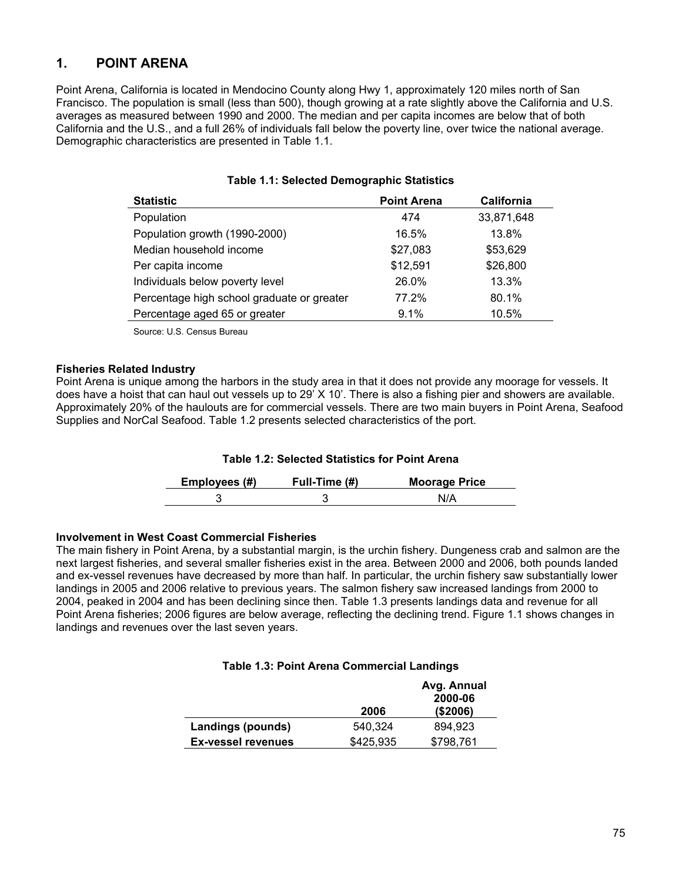# 1. POINT ARENA

Point Arena, California is located in Mendocino County along Hwy 1, approximately 120 miles north of San Francisco. The population is small (less than 500), though growing at a rate slightly above the California and U.S. averages as measured between 1990 and 2000. The median and per capita incomes are below that of both California and the U.S., and a full 26% of individuals fall below the poverty line, over twice the national average. Demographic characteristics are presented in Table 1.1.

**Table 1.1: Selected Demographic Statistics**

| Statistic | Point Arena | California |
|---|---|---|
| Population | 474 | 33,871,648 |
| Population growth (1990-2000) | 16.5% | 13.8% |
| Median household income | $27,083 | $53,629 |
| Per capita income | $12,591 | $26,800 |
| Individuals below poverty level | 26.0% | 13.3% |
| Percentage high school graduate or greater | 77.2% | 80.1% |
| Percentage aged 65 or greater | 9.1% | 10.5% |

Source: U.S. Census Bureau

**Fisheries Related Industry**

Point Arena is unique among the harbors in the study area in that it does not provide any moorage for vessels. It does have a hoist that can haul out vessels up to 29' X 10'. There is also a fishing pier and showers are available. Approximately 20% of the haulouts are for commercial vessels. There are two main buyers in Point Arena, Seafood Supplies and NorCal Seafood. Table 1.2 presents selected characteristics of the port.

**Table 1.2: Selected Statistics for Point Arena**

| Employees (#) | Full-Time (#) | Moorage Price |
|---|---|---|
| 3 | 3 | N/A |

**Involvement in West Coast Commercial Fisheries**

The main fishery in Point Arena, by a substantial margin, is the urchin fishery. Dungeness crab and salmon are the next largest fisheries, and several smaller fisheries exist in the area. Between 2000 and 2006, both pounds landed and ex-vessel revenues have decreased by more than half. In particular, the urchin fishery saw substantially lower landings in 2005 and 2006 relative to previous years. The salmon fishery saw increased landings from 2000 to 2004, peaked in 2004 and has been declining since then. Table 1.3 presents landings data and revenue for all Point Arena fisheries; 2006 figures are below average, reflecting the declining trend. Figure 1.1 shows changes in landings and revenues over the last seven years.

**Table 1.3: Point Arena Commercial Landings**

| | 2006 | Avg. Annual 2000-06 ($2006) |
|---|---|---|
| **Landings (pounds)** | 540,324 | 894,923 |
| **Ex-vessel revenues** | $425,935 | $798,761 |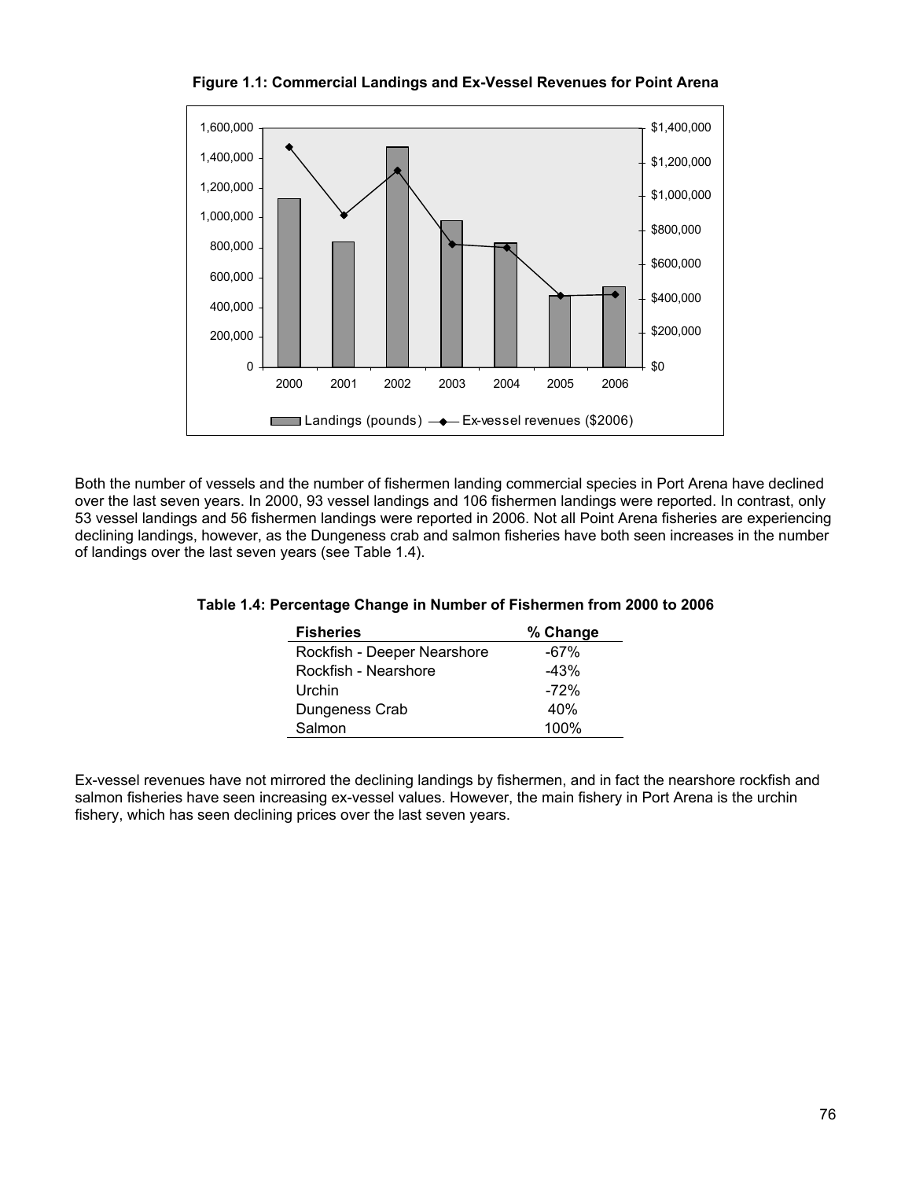**Figure 1.1: Commercial Landings and Ex-Vessel Revenues for Point Arena**

Both the number of vessels and the number of fishermen landing commercial species in Port Arena have declined over the last seven years. In 2000, 93 vessel landings and 106 fishermen landings were reported. In contrast, only 53 vessel landings and 56 fishermen landings were reported in 2006. Not all Point Arena fisheries are experiencing declining landings, however, as the Dungeness crab and salmon fisheries have both seen increases in the number of landings over the last seven years (see Table 1.4).

**Table 1.4: Percentage Change in Number of Fishermen from 2000 to 2006**

| Fisheries | % Change |
|---|---|
| Rockfish - Deeper Nearshore | -67% |
| Rockfish - Nearshore | -43% |
| Urchin | -72% |
| Dungeness Crab | 40% |
| Salmon | 100% |

Ex-vessel revenues have not mirrored the declining landings by fishermen, and in fact the nearshore rockfish and salmon fisheries have seen increasing ex-vessel values. However, the main fishery in Port Arena is the urchin fishery, which has seen declining prices over the last seven years.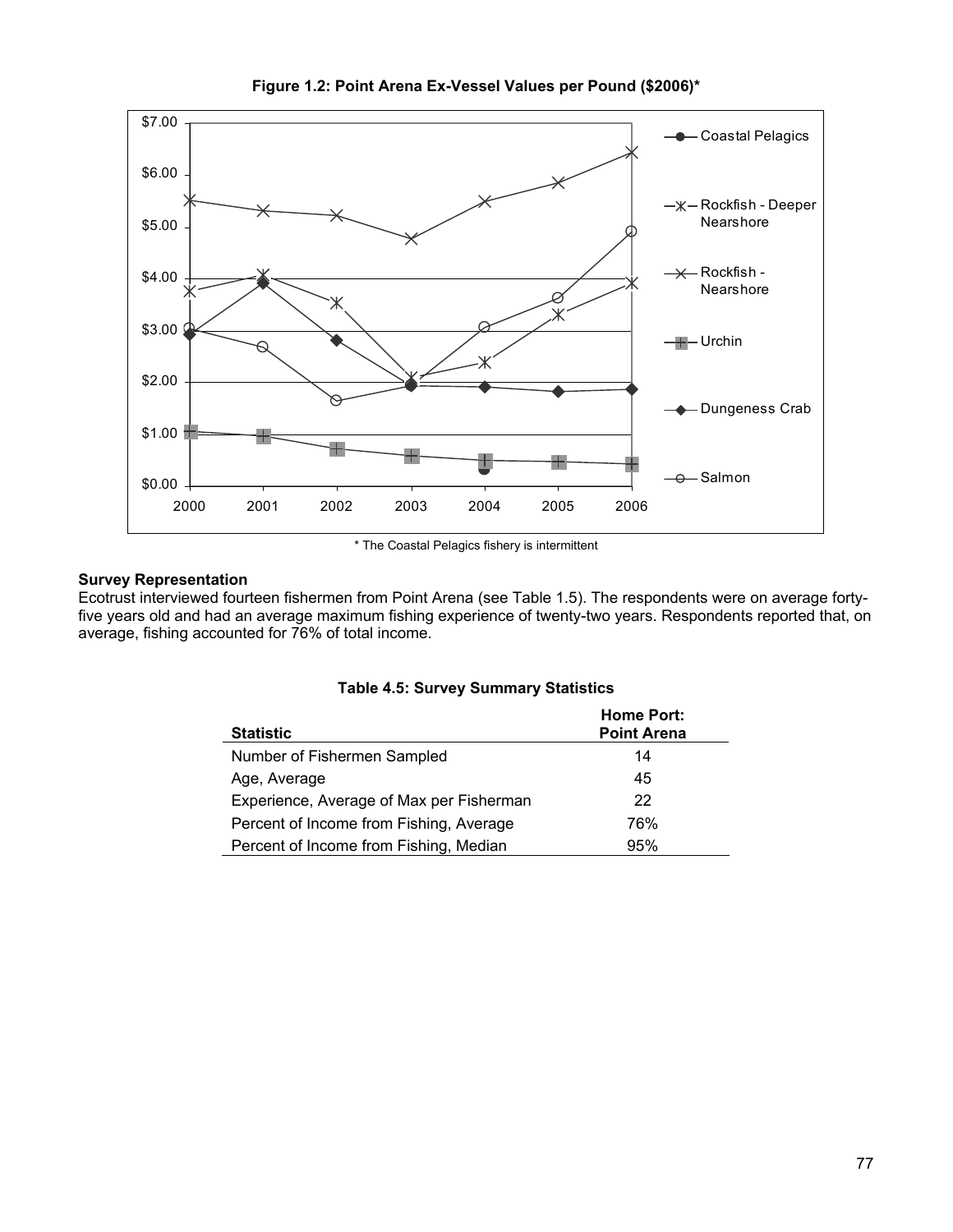**Figure 1.2: Point Arena Ex-Vessel Values per Pound ($2006)***

\* The Coastal Pelagics fishery is intermittent

**Survey Representation**

Ecotrust interviewed fourteen fishermen from Point Arena (see Table 1.5). The respondents were on average forty-five years old and had an average maximum fishing experience of twenty-two years. Respondents reported that, on average, fishing accounted for 76% of total income.

**Table 4.5: Survey Summary Statistics**

| Statistic | Home Port: Point Arena |
|---|---|
| Number of Fishermen Sampled | 14 |
| Age, Average | 45 |
| Experience, Average of Max per Fisherman | 22 |
| Percent of Income from Fishing, Average | 76% |
| Percent of Income from Fishing, Median | 95% |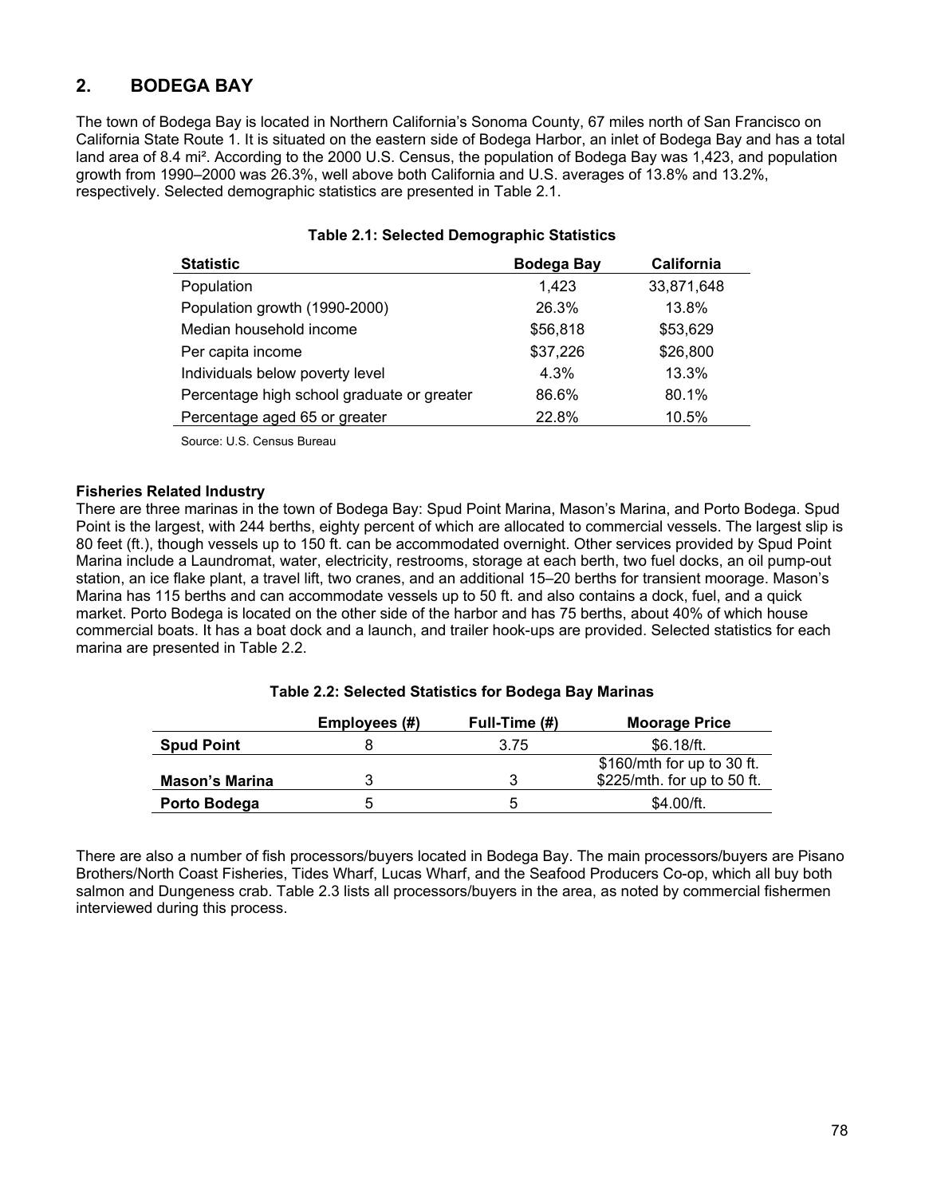## 2. BODEGA BAY

The town of Bodega Bay is located in Northern California's Sonoma County, 67 miles north of San Francisco on California State Route 1. It is situated on the eastern side of Bodega Harbor, an inlet of Bodega Bay and has a total land area of 8.4 mi². According to the 2000 U.S. Census, the population of Bodega Bay was 1,423, and population growth from 1990–2000 was 26.3%, well above both California and U.S. averages of 13.8% and 13.2%, respectively. Selected demographic statistics are presented in Table 2.1.

**Table 2.1: Selected Demographic Statistics**

| Statistic | Bodega Bay | California |
|---|---|---|
| Population | 1,423 | 33,871,648 |
| Population growth (1990-2000) | 26.3% | 13.8% |
| Median household income | $56,818 | $53,629 |
| Per capita income | $37,226 | $26,800 |
| Individuals below poverty level | 4.3% | 13.3% |
| Percentage high school graduate or greater | 86.6% | 80.1% |
| Percentage aged 65 or greater | 22.8% | 10.5% |

Source: U.S. Census Bureau

**Fisheries Related Industry**

There are three marinas in the town of Bodega Bay: Spud Point Marina, Mason's Marina, and Porto Bodega. Spud Point is the largest, with 244 berths, eighty percent of which are allocated to commercial vessels. The largest slip is 80 feet (ft.), though vessels up to 150 ft. can be accommodated overnight. Other services provided by Spud Point Marina include a Laundromat, water, electricity, restrooms, storage at each berth, two fuel docks, an oil pump-out station, an ice flake plant, a travel lift, two cranes, and an additional 15–20 berths for transient moorage. Mason's Marina has 115 berths and can accommodate vessels up to 50 ft. and also contains a dock, fuel, and a quick market. Porto Bodega is located on the other side of the harbor and has 75 berths, about 40% of which house commercial boats. It has a boat dock and a launch, and trailer hook-ups are provided. Selected statistics for each marina are presented in Table 2.2.

**Table 2.2: Selected Statistics for Bodega Bay Marinas**

| | Employees (#) | Full-Time (#) | Moorage Price |
|---|---|---|---|
| **Spud Point** | 8 | 3.75 | $6.18/ft. |
| **Mason's Marina** | 3 | 3 | $160/mth for up to 30 ft.<br>$225/mth. for up to 50 ft. |
| **Porto Bodega** | 5 | 5 | $4.00/ft. |

There are also a number of fish processors/buyers located in Bodega Bay. The main processors/buyers are Pisano Brothers/North Coast Fisheries, Tides Wharf, Lucas Wharf, and the Seafood Producers Co-op, which all buy both salmon and Dungeness crab. Table 2.3 lists all processors/buyers in the area, as noted by commercial fishermen interviewed during this process.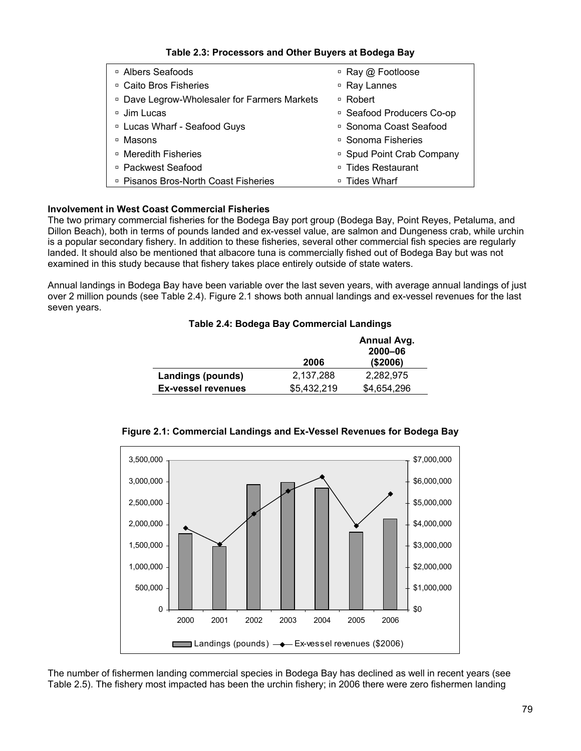**Table 2.3: Processors and Other Buyers at Bodega Bay**

| | |
|---|---|
| Albers Seafoods | Ray @ Footloose |
| Caito Bros Fisheries | Ray Lannes |
| Dave Legrow-Wholesaler for Farmers Markets | Robert |
| Jim Lucas | Seafood Producers Co-op |
| Lucas Wharf - Seafood Guys | Sonoma Coast Seafood |
| Masons | Sonoma Fisheries |
| Meredith Fisheries | Spud Point Crab Company |
| Packwest Seafood | Tides Restaurant |
| Pisanos Bros-North Coast Fisheries | Tides Wharf |

**Involvement in West Coast Commercial Fisheries**

The two primary commercial fisheries for the Bodega Bay port group (Bodega Bay, Point Reyes, Petaluma, and Dillon Beach), both in terms of pounds landed and ex-vessel value, are salmon and Dungeness crab, while urchin is a popular secondary fishery. In addition to these fisheries, several other commercial fish species are regularly landed. It should also be mentioned that albacore tuna is commercially fished out of Bodega Bay but was not examined in this study because that fishery takes place entirely outside of state waters.

Annual landings in Bodega Bay have been variable over the last seven years, with average annual landings of just over 2 million pounds (see Table 2.4). Figure 2.1 shows both annual landings and ex-vessel revenues for the last seven years.

**Table 2.4: Bodega Bay Commercial Landings**

| | 2006 | Annual Avg. 2000–06 ($2006) |
|---|---|---|
| **Landings (pounds)** | 2,137,288 | 2,282,975 |
| **Ex-vessel revenues** | $5,432,219 | $4,654,296 |

**Figure 2.1: Commercial Landings and Ex-Vessel Revenues for Bodega Bay**

The number of fishermen landing commercial species in Bodega Bay has declined as well in recent years (see Table 2.5). The fishery most impacted has been the urchin fishery; in 2006 there were zero fishermen landing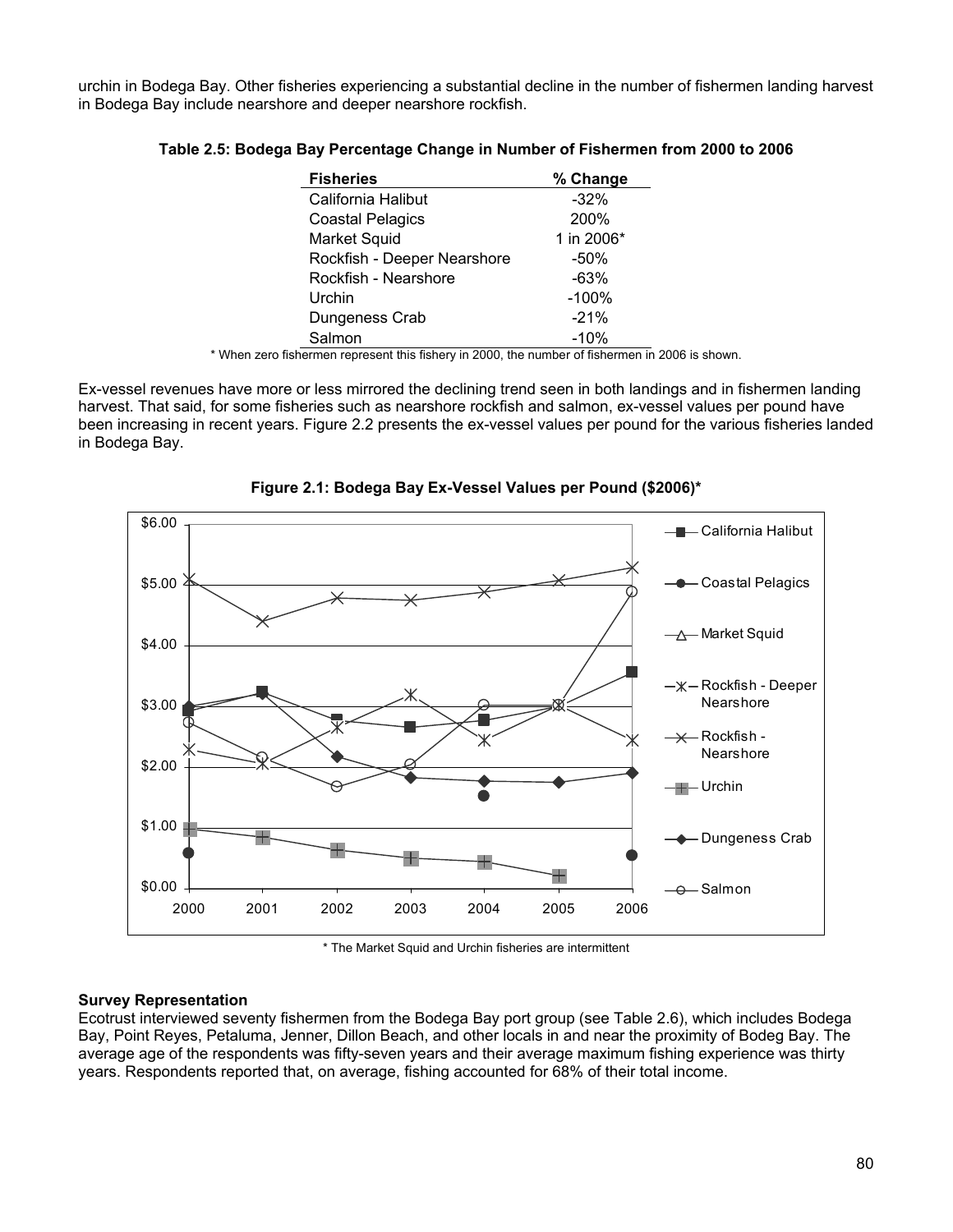urchin in Bodega Bay. Other fisheries experiencing a substantial decline in the number of fishermen landing harvest in Bodega Bay include nearshore and deeper nearshore rockfish.

**Table 2.5: Bodega Bay Percentage Change in Number of Fishermen from 2000 to 2006**

| Fisheries | % Change |
|---|---|
| California Halibut | -32% |
| Coastal Pelagics | 200% |
| Market Squid | 1 in 2006* |
| Rockfish - Deeper Nearshore | -50% |
| Rockfish - Nearshore | -63% |
| Urchin | -100% |
| Dungeness Crab | -21% |
| Salmon | -10% |

* When zero fishermen represent this fishery in 2000, the number of fishermen in 2006 is shown.

Ex-vessel revenues have more or less mirrored the declining trend seen in both landings and in fishermen landing harvest. That said, for some fisheries such as nearshore rockfish and salmon, ex-vessel values per pound have been increasing in recent years. Figure 2.2 presents the ex-vessel values per pound for the various fisheries landed in Bodega Bay.

**Figure 2.1: Bodega Bay Ex-Vessel Values per Pound ($2006)***

* The Market Squid and Urchin fisheries are intermittent

**Survey Representation**

Ecotrust interviewed seventy fishermen from the Bodega Bay port group (see Table 2.6), which includes Bodega Bay, Point Reyes, Petaluma, Jenner, Dillon Beach, and other locals in and near the proximity of Bodeg Bay. The average age of the respondents was fifty-seven years and their average maximum fishing experience was thirty years. Respondents reported that, on average, fishing accounted for 68% of their total income.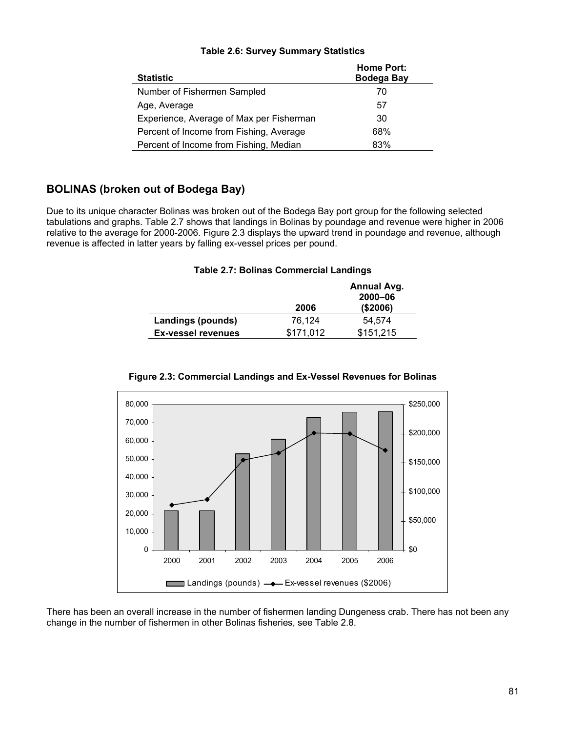**Table 2.6: Survey Summary Statistics**

| Statistic | Home Port: Bodega Bay |
|---|---|
| Number of Fishermen Sampled | 70 |
| Age, Average | 57 |
| Experience, Average of Max per Fisherman | 30 |
| Percent of Income from Fishing, Average | 68% |
| Percent of Income from Fishing, Median | 83% |

## BOLINAS (broken out of Bodega Bay)

Due to its unique character Bolinas was broken out of the Bodega Bay port group for the following selected tabulations and graphs. Table 2.7 shows that landings in Bolinas by poundage and revenue were higher in 2006 relative to the average for 2000-2006. Figure 2.3 displays the upward trend in poundage and revenue, although revenue is affected in latter years by falling ex-vessel prices per pound.

**Table 2.7: Bolinas Commercial Landings**

| | 2006 | Annual Avg. 2000–06 ($2006) |
|---|---|---|
| **Landings (pounds)** | 76,124 | 54,574 |
| **Ex-vessel revenues** | $171,012 | $151,215 |

**Figure 2.3: Commercial Landings and Ex-Vessel Revenues for Bolinas**

There has been an overall increase in the number of fishermen landing Dungeness crab. There has not been any change in the number of fishermen in other Bolinas fisheries, see Table 2.8.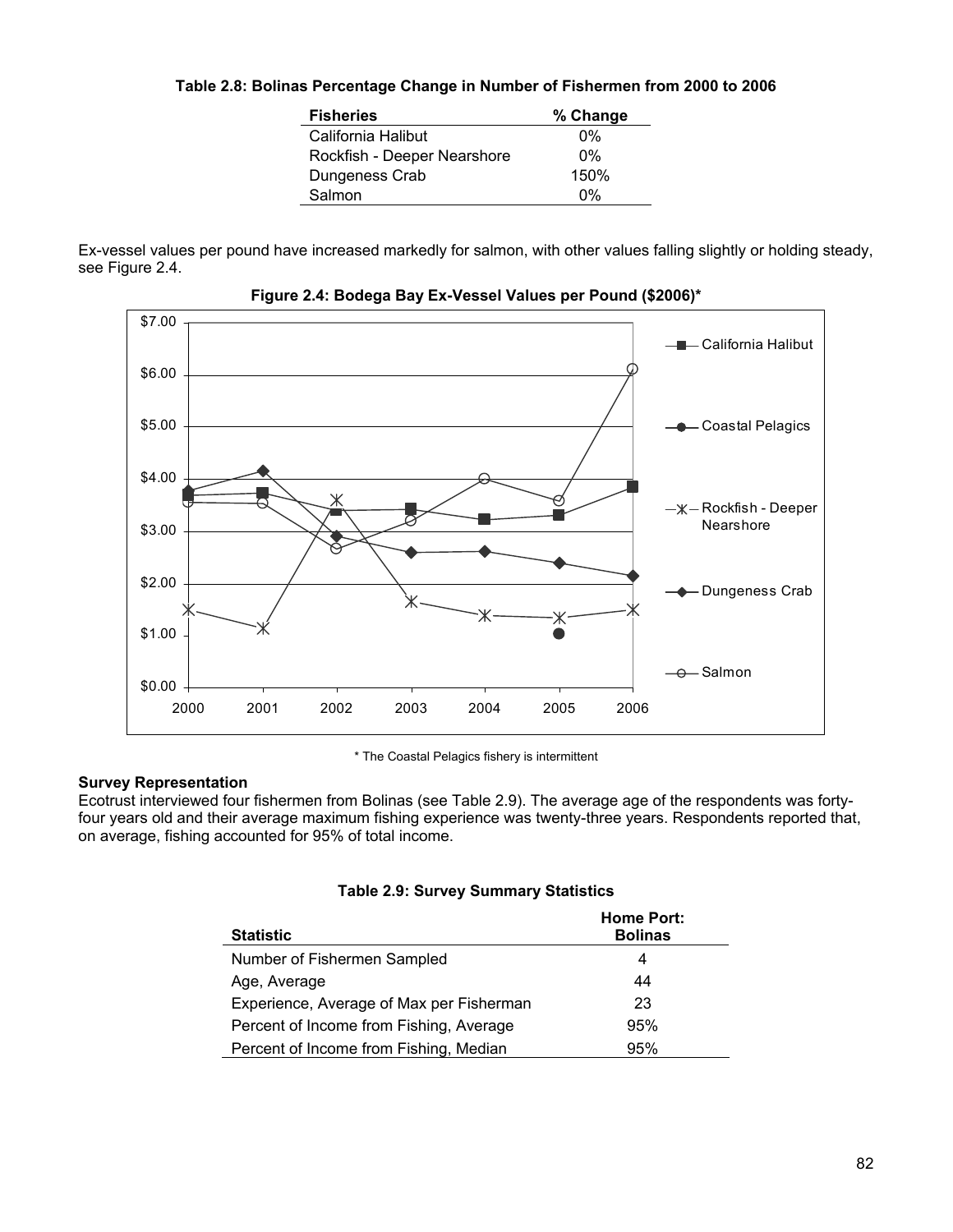**Table 2.8: Bolinas Percentage Change in Number of Fishermen from 2000 to 2006**

| Fisheries | % Change |
|---|---|
| California Halibut | 0% |
| Rockfish - Deeper Nearshore | 0% |
| Dungeness Crab | 150% |
| Salmon | 0% |

Ex-vessel values per pound have increased markedly for salmon, with other values falling slightly or holding steady, see Figure 2.4.

**Figure 2.4: Bodega Bay Ex-Vessel Values per Pound ($2006)***

\* The Coastal Pelagics fishery is intermittent

**Survey Representation**

Ecotrust interviewed four fishermen from Bolinas (see Table 2.9). The average age of the respondents was forty-four years old and their average maximum fishing experience was twenty-three years. Respondents reported that, on average, fishing accounted for 95% of total income.

**Table 2.9: Survey Summary Statistics**

| Statistic | Home Port: Bolinas |
|---|---|
| Number of Fishermen Sampled | 4 |
| Age, Average | 44 |
| Experience, Average of Max per Fisherman | 23 |
| Percent of Income from Fishing, Average | 95% |
| Percent of Income from Fishing, Median | 95% |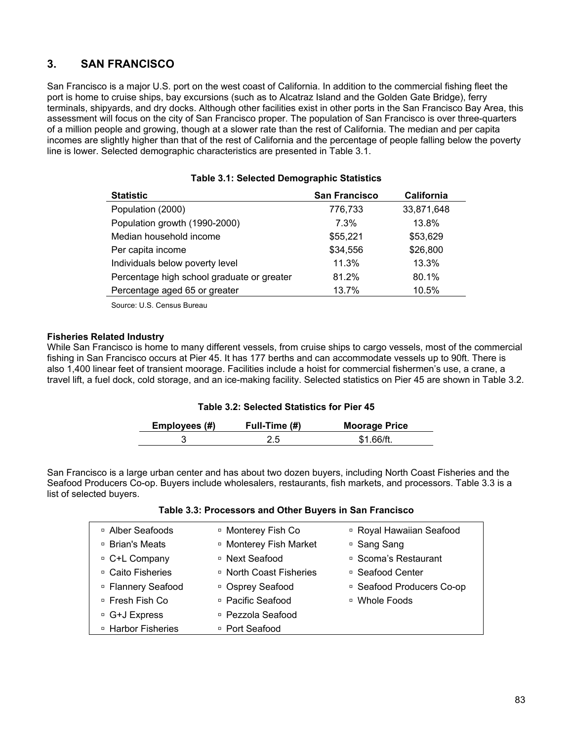## 3. SAN FRANCISCO

San Francisco is a major U.S. port on the west coast of California. In addition to the commercial fishing fleet the port is home to cruise ships, bay excursions (such as to Alcatraz Island and the Golden Gate Bridge), ferry terminals, shipyards, and dry docks. Although other facilities exist in other ports in the San Francisco Bay Area, this assessment will focus on the city of San Francisco proper. The population of San Francisco is over three-quarters of a million people and growing, though at a slower rate than the rest of California. The median and per capita incomes are slightly higher than that of the rest of California and the percentage of people falling below the poverty line is lower. Selected demographic characteristics are presented in Table 3.1.

**Table 3.1: Selected Demographic Statistics**

| Statistic | San Francisco | California |
|---|---|---|
| Population (2000) | 776,733 | 33,871,648 |
| Population growth (1990-2000) | 7.3% | 13.8% |
| Median household income | $55,221 | $53,629 |
| Per capita income | $34,556 | $26,800 |
| Individuals below poverty level | 11.3% | 13.3% |
| Percentage high school graduate or greater | 81.2% | 80.1% |
| Percentage aged 65 or greater | 13.7% | 10.5% |

Source: U.S. Census Bureau

**Fisheries Related Industry**

While San Francisco is home to many different vessels, from cruise ships to cargo vessels, most of the commercial fishing in San Francisco occurs at Pier 45. It has 177 berths and can accommodate vessels up to 90ft. There is also 1,400 linear feet of transient moorage. Facilities include a hoist for commercial fishermen's use, a crane, a travel lift, a fuel dock, cold storage, and an ice-making facility. Selected statistics on Pier 45 are shown in Table 3.2.

**Table 3.2: Selected Statistics for Pier 45**

| Employees (#) | Full-Time (#) | Moorage Price |
|---|---|---|
| 3 | 2.5 | $1.66/ft. |

San Francisco is a large urban center and has about two dozen buyers, including North Coast Fisheries and the Seafood Producers Co-op. Buyers include wholesalers, restaurants, fish markets, and processors. Table 3.3 is a list of selected buyers.

**Table 3.3: Processors and Other Buyers in San Francisco**

- Alber Seafoods
- Brian's Meats
- C+L Company
- Caito Fisheries
- Flannery Seafood
- Fresh Fish Co
- G+J Express
- Harbor Fisheries
- Monterey Fish Co
- Monterey Fish Market
- Next Seafood
- North Coast Fisheries
- Osprey Seafood
- Pacific Seafood
- Pezzola Seafood
- Port Seafood
- Royal Hawaiian Seafood
- Sang Sang
- Scoma's Restaurant
- Seafood Center
- Seafood Producers Co-op
- Whole Foods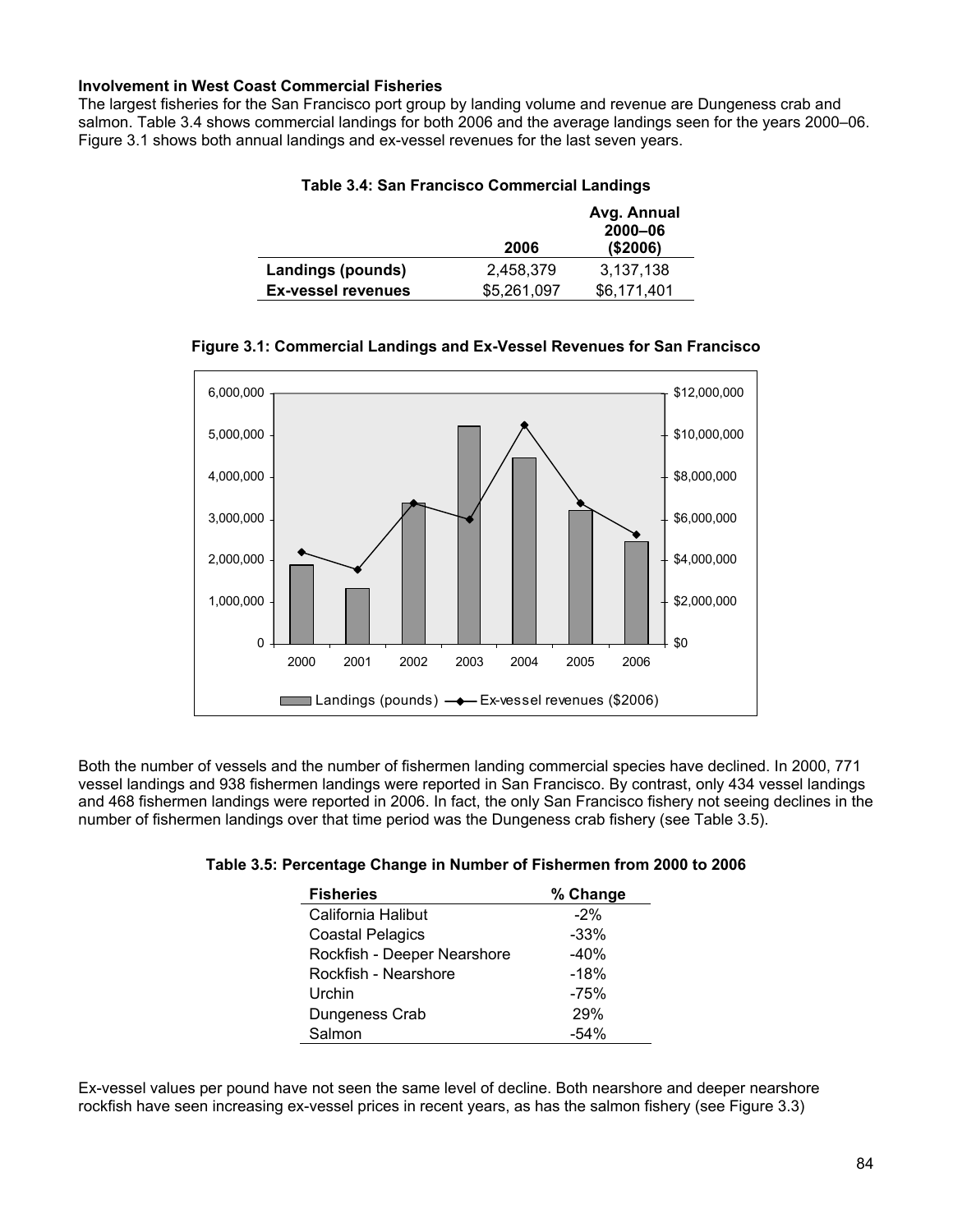### Involvement in West Coast Commercial Fisheries

The largest fisheries for the San Francisco port group by landing volume and revenue are Dungeness crab and salmon. Table 3.4 shows commercial landings for both 2006 and the average landings seen for the years 2000–06. Figure 3.1 shows both annual landings and ex-vessel revenues for the last seven years.

**Table 3.4: San Francisco Commercial Landings**

| | 2006 | Avg. Annual 2000–06 ($2006) |
|---|---|---|
| **Landings (pounds)** | 2,458,379 | 3,137,138 |
| **Ex-vessel revenues** | $5,261,097 | $6,171,401 |

**Figure 3.1: Commercial Landings and Ex-Vessel Revenues for San Francisco**

Both the number of vessels and the number of fishermen landing commercial species have declined. In 2000, 771 vessel landings and 938 fishermen landings were reported in San Francisco. By contrast, only 434 vessel landings and 468 fishermen landings were reported in 2006. In fact, the only San Francisco fishery not seeing declines in the number of fishermen landings over that time period was the Dungeness crab fishery (see Table 3.5).

**Table 3.5: Percentage Change in Number of Fishermen from 2000 to 2006**

| Fisheries | % Change |
|---|---|
| California Halibut | -2% |
| Coastal Pelagics | -33% |
| Rockfish - Deeper Nearshore | -40% |
| Rockfish - Nearshore | -18% |
| Urchin | -75% |
| Dungeness Crab | 29% |
| Salmon | -54% |

Ex-vessel values per pound have not seen the same level of decline. Both nearshore and deeper nearshore rockfish have seen increasing ex-vessel prices in recent years, as has the salmon fishery (see Figure 3.3)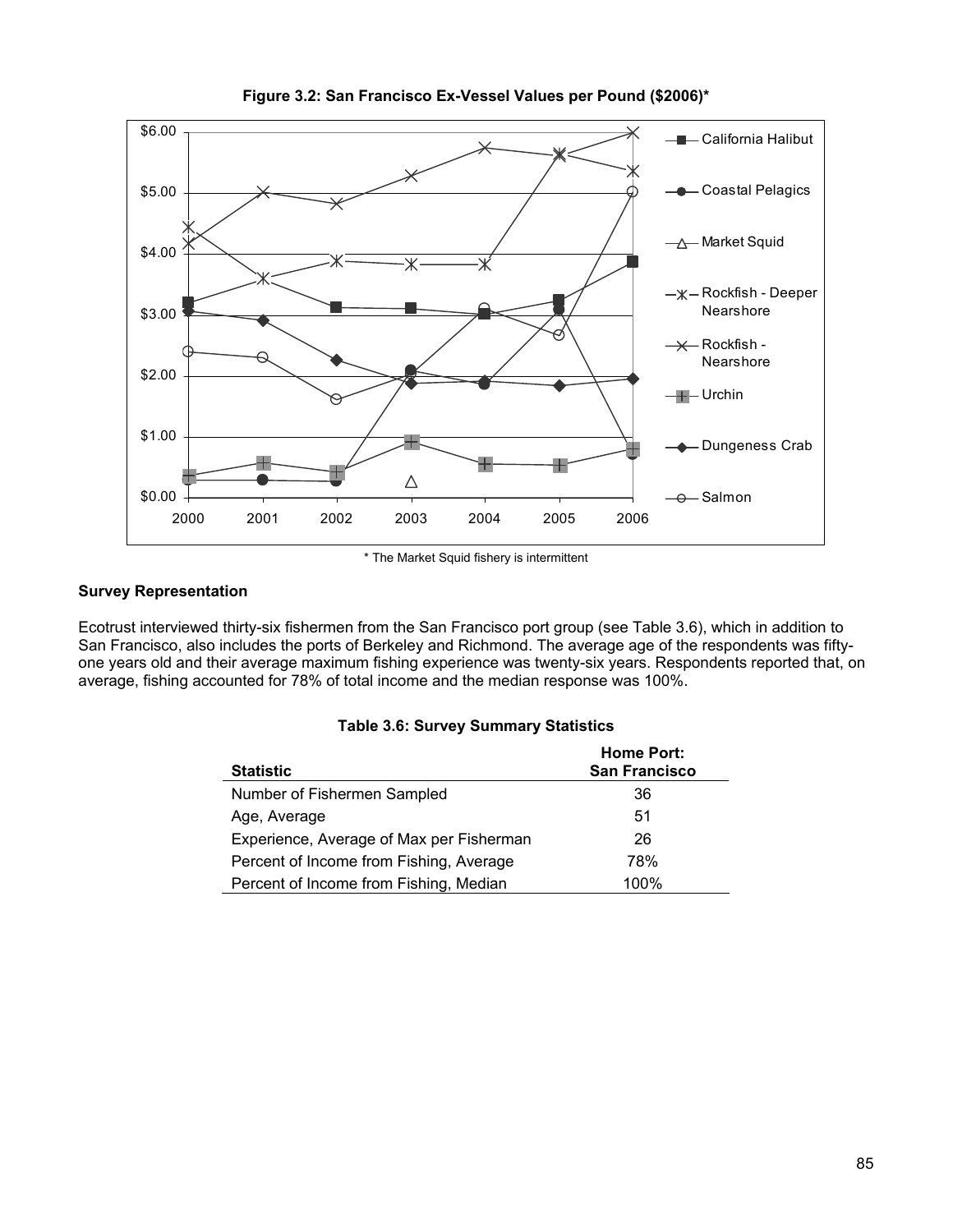**Figure 3.2: San Francisco Ex-Vessel Values per Pound ($2006)***

* The Market Squid fishery is intermittent

### Survey Representation

Ecotrust interviewed thirty-six fishermen from the San Francisco port group (see Table 3.6), which in addition to San Francisco, also includes the ports of Berkeley and Richmond. The average age of the respondents was fifty-one years old and their average maximum fishing experience was twenty-six years. Respondents reported that, on average, fishing accounted for 78% of total income and the median response was 100%.

**Table 3.6: Survey Summary Statistics**

| Statistic | Home Port: San Francisco |
|---|---|
| Number of Fishermen Sampled | 36 |
| Age, Average | 51 |
| Experience, Average of Max per Fisherman | 26 |
| Percent of Income from Fishing, Average | 78% |
| Percent of Income from Fishing, Median | 100% |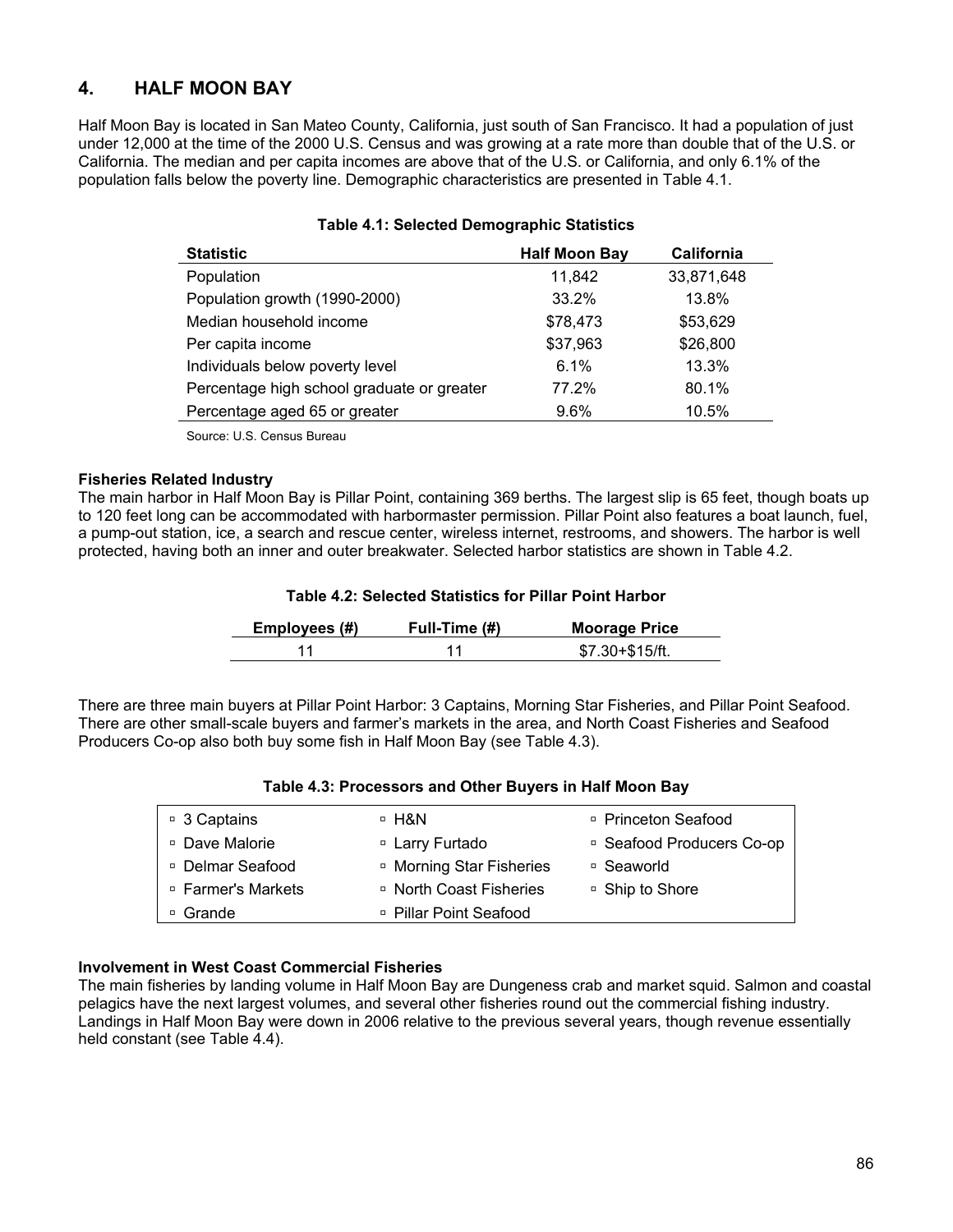## 4. HALF MOON BAY

Half Moon Bay is located in San Mateo County, California, just south of San Francisco. It had a population of just under 12,000 at the time of the 2000 U.S. Census and was growing at a rate more than double that of the U.S. or California. The median and per capita incomes are above that of the U.S. or California, and only 6.1% of the population falls below the poverty line. Demographic characteristics are presented in Table 4.1.

**Table 4.1: Selected Demographic Statistics**

| Statistic | Half Moon Bay | California |
|---|---|---|
| Population | 11,842 | 33,871,648 |
| Population growth (1990-2000) | 33.2% | 13.8% |
| Median household income | $78,473 | $53,629 |
| Per capita income | $37,963 | $26,800 |
| Individuals below poverty level | 6.1% | 13.3% |
| Percentage high school graduate or greater | 77.2% | 80.1% |
| Percentage aged 65 or greater | 9.6% | 10.5% |

Source: U.S. Census Bureau

**Fisheries Related Industry**

The main harbor in Half Moon Bay is Pillar Point, containing 369 berths. The largest slip is 65 feet, though boats up to 120 feet long can be accommodated with harbormaster permission. Pillar Point also features a boat launch, fuel, a pump-out station, ice, a search and rescue center, wireless internet, restrooms, and showers. The harbor is well protected, having both an inner and outer breakwater. Selected harbor statistics are shown in Table 4.2.

**Table 4.2: Selected Statistics for Pillar Point Harbor**

| Employees (#) | Full-Time (#) | Moorage Price |
|---|---|---|
| 11 | 11 | $7.30+$15/ft. |

There are three main buyers at Pillar Point Harbor: 3 Captains, Morning Star Fisheries, and Pillar Point Seafood. There are other small-scale buyers and farmer's markets in the area, and North Coast Fisheries and Seafood Producers Co-op also both buy some fish in Half Moon Bay (see Table 4.3).

**Table 4.3: Processors and Other Buyers in Half Moon Bay**

| | | |
|---|---|---|
| ▫ 3 Captains | ▫ H&N | ▫ Princeton Seafood |
| ▫ Dave Malorie | ▫ Larry Furtado | ▫ Seafood Producers Co-op |
| ▫ Delmar Seafood | ▫ Morning Star Fisheries | ▫ Seaworld |
| ▫ Farmer's Markets | ▫ North Coast Fisheries | ▫ Ship to Shore |
| ▫ Grande | ▫ Pillar Point Seafood | |

**Involvement in West Coast Commercial Fisheries**

The main fisheries by landing volume in Half Moon Bay are Dungeness crab and market squid. Salmon and coastal pelagics have the next largest volumes, and several other fisheries round out the commercial fishing industry. Landings in Half Moon Bay were down in 2006 relative to the previous several years, though revenue essentially held constant (see Table 4.4).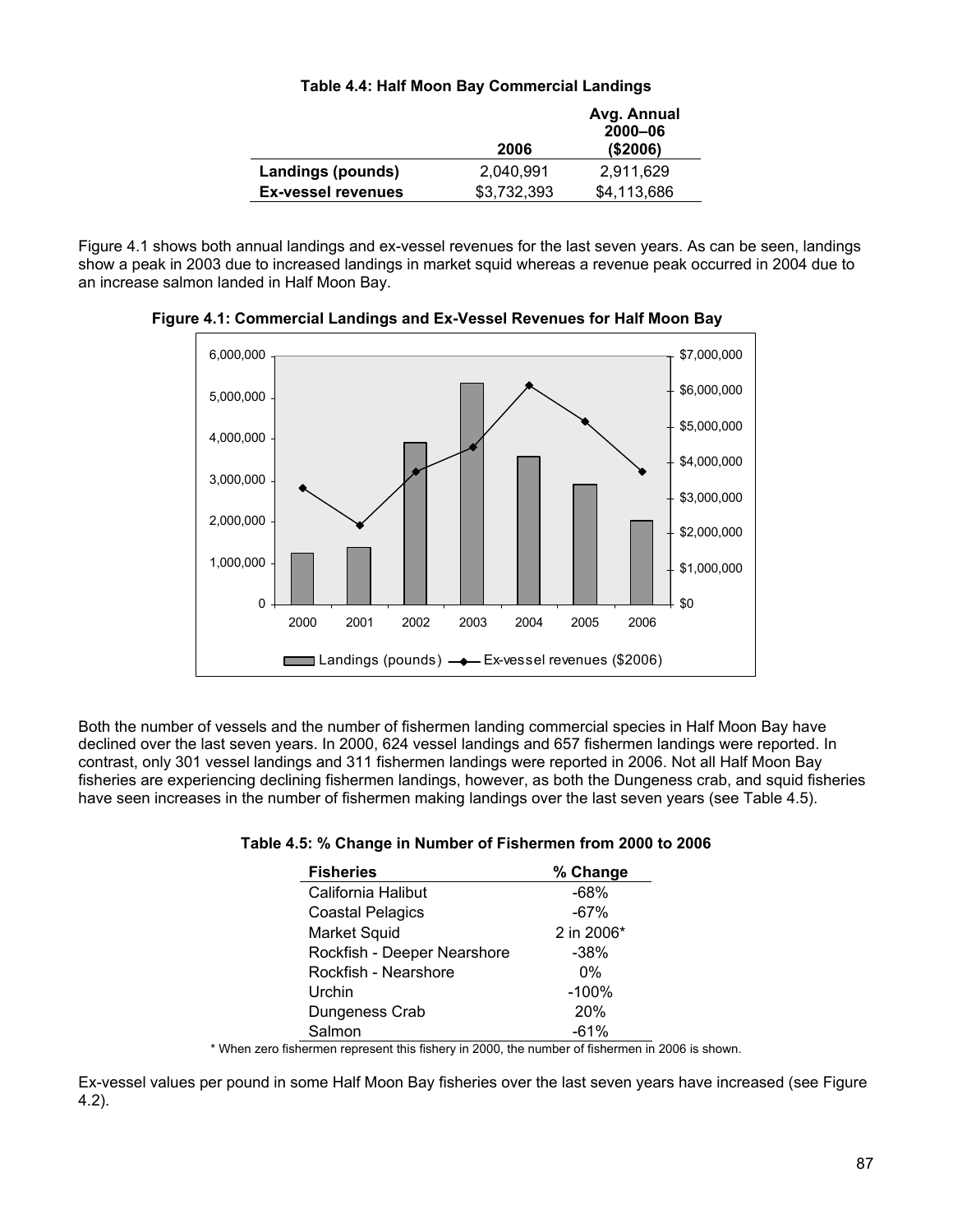**Table 4.4: Half Moon Bay Commercial Landings**

| | 2006 | Avg. Annual 2000–06 ($2006) |
|---|---|---|
| **Landings (pounds)** | 2,040,991 | 2,911,629 |
| **Ex-vessel revenues** | $3,732,393 | $4,113,686 |

Figure 4.1 shows both annual landings and ex-vessel revenues for the last seven years. As can be seen, landings show a peak in 2003 due to increased landings in market squid whereas a revenue peak occurred in 2004 due to an increase salmon landed in Half Moon Bay.

**Figure 4.1: Commercial Landings and Ex-Vessel Revenues for Half Moon Bay**

Both the number of vessels and the number of fishermen landing commercial species in Half Moon Bay have declined over the last seven years. In 2000, 624 vessel landings and 657 fishermen landings were reported. In contrast, only 301 vessel landings and 311 fishermen landings were reported in 2006. Not all Half Moon Bay fisheries are experiencing declining fishermen landings, however, as both the Dungeness crab, and squid fisheries have seen increases in the number of fishermen making landings over the last seven years (see Table 4.5).

**Table 4.5: % Change in Number of Fishermen from 2000 to 2006**

| Fisheries | % Change |
|---|---|
| California Halibut | -68% |
| Coastal Pelagics | -67% |
| Market Squid | 2 in 2006* |
| Rockfish - Deeper Nearshore | -38% |
| Rockfish - Nearshore | 0% |
| Urchin | -100% |
| Dungeness Crab | 20% |
| Salmon | -61% |

* When zero fishermen represent this fishery in 2000, the number of fishermen in 2006 is shown.

Ex-vessel values per pound in some Half Moon Bay fisheries over the last seven years have increased (see Figure 4.2).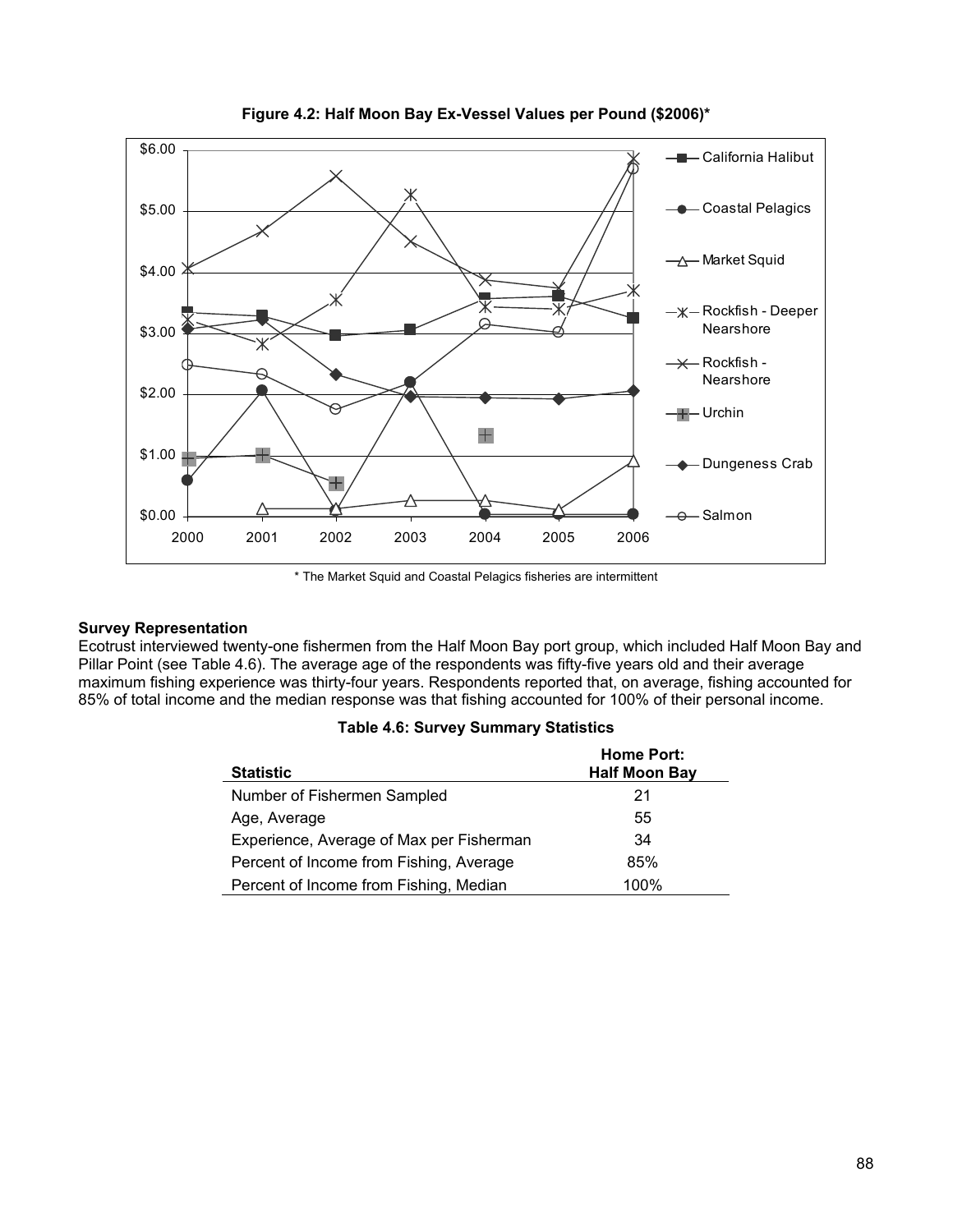**Figure 4.2: Half Moon Bay Ex-Vessel Values per Pound ($2006)***

\* The Market Squid and Coastal Pelagics fisheries are intermittent

**Survey Representation**

Ecotrust interviewed twenty-one fishermen from the Half Moon Bay port group, which included Half Moon Bay and Pillar Point (see Table 4.6). The average age of the respondents was fifty-five years old and their average maximum fishing experience was thirty-four years. Respondents reported that, on average, fishing accounted for 85% of total income and the median response was that fishing accounted for 100% of their personal income.

**Table 4.6: Survey Summary Statistics**

| Statistic | Home Port: Half Moon Bay |
|---|---|
| Number of Fishermen Sampled | 21 |
| Age, Average | 55 |
| Experience, Average of Max per Fisherman | 34 |
| Percent of Income from Fishing, Average | 85% |
| Percent of Income from Fishing, Median | 100% |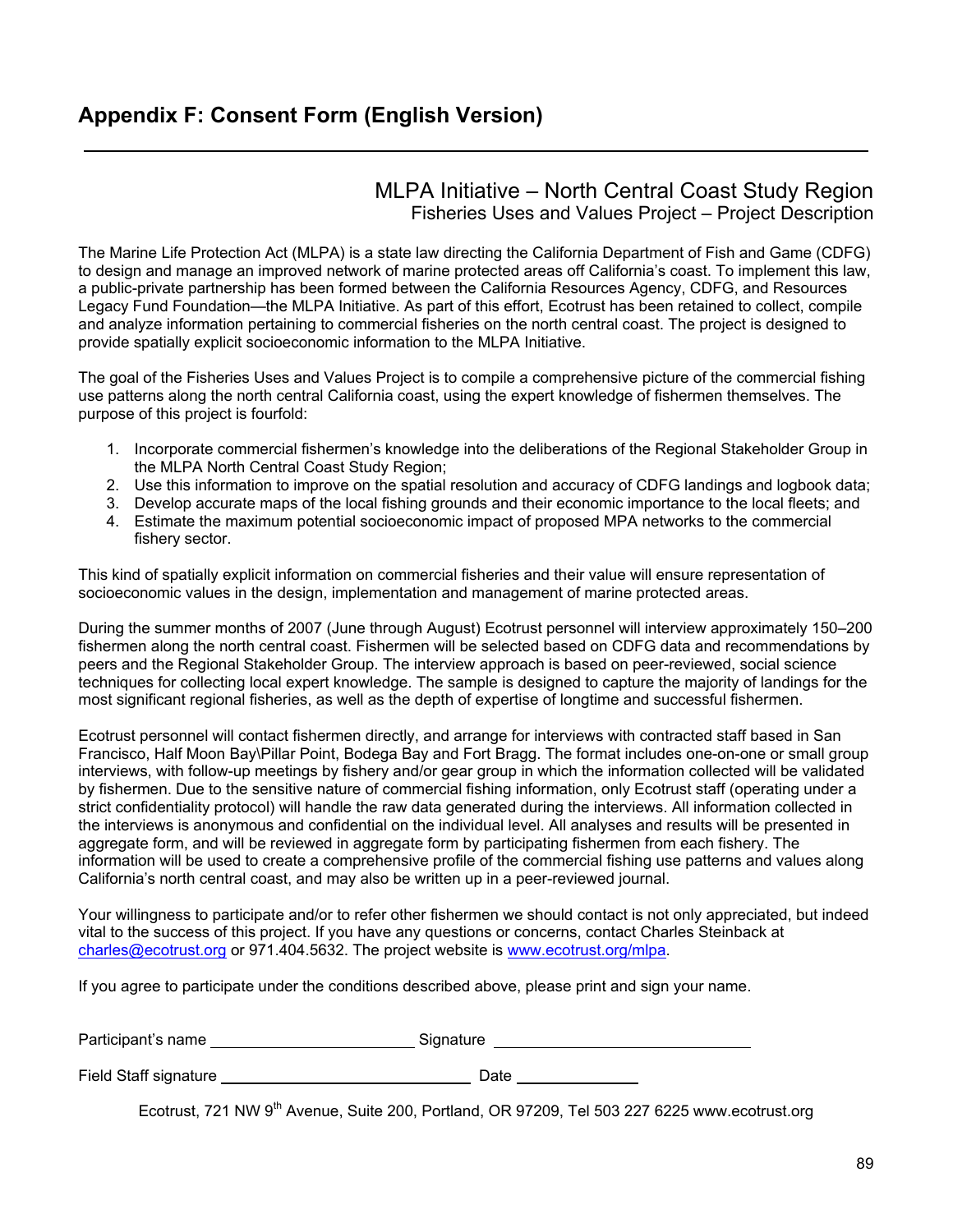# Appendix F: Consent Form (English Version)

---

## MLPA Initiative – North Central Coast Study Region

### Fisheries Uses and Values Project – Project Description

The Marine Life Protection Act (MLPA) is a state law directing the California Department of Fish and Game (CDFG) to design and manage an improved network of marine protected areas off California's coast. To implement this law, a public-private partnership has been formed between the California Resources Agency, CDFG, and Resources Legacy Fund Foundation—the MLPA Initiative. As part of this effort, Ecotrust has been retained to collect, compile and analyze information pertaining to commercial fisheries on the north central coast. The project is designed to provide spatially explicit socioeconomic information to the MLPA Initiative.

The goal of the Fisheries Uses and Values Project is to compile a comprehensive picture of the commercial fishing use patterns along the north central California coast, using the expert knowledge of fishermen themselves. The purpose of this project is fourfold:

1. Incorporate commercial fishermen's knowledge into the deliberations of the Regional Stakeholder Group in the MLPA North Central Coast Study Region;
2. Use this information to improve on the spatial resolution and accuracy of CDFG landings and logbook data;
3. Develop accurate maps of the local fishing grounds and their economic importance to the local fleets; and
4. Estimate the maximum potential socioeconomic impact of proposed MPA networks to the commercial fishery sector.

This kind of spatially explicit information on commercial fisheries and their value will ensure representation of socioeconomic values in the design, implementation and management of marine protected areas.

During the summer months of 2007 (June through August) Ecotrust personnel will interview approximately 150–200 fishermen along the north central coast. Fishermen will be selected based on CDFG data and recommendations by peers and the Regional Stakeholder Group. The interview approach is based on peer-reviewed, social science techniques for collecting local expert knowledge. The sample is designed to capture the majority of landings for the most significant regional fisheries, as well as the depth of expertise of longtime and successful fishermen.

Ecotrust personnel will contact fishermen directly, and arrange for interviews with contracted staff based in San Francisco, Half Moon Bay\Pillar Point, Bodega Bay and Fort Bragg. The format includes one-on-one or small group interviews, with follow-up meetings by fishery and/or gear group in which the information collected will be validated by fishermen. Due to the sensitive nature of commercial fishing information, only Ecotrust staff (operating under a strict confidentiality protocol) will handle the raw data generated during the interviews. All information collected in the interviews is anonymous and confidential on the individual level. All analyses and results will be presented in aggregate form, and will be reviewed in aggregate form by participating fishermen from each fishery. The information will be used to create a comprehensive profile of the commercial fishing use patterns and values along California's north central coast, and may also be written up in a peer-reviewed journal.

Your willingness to participate and/or to refer other fishermen we should contact is not only appreciated, but indeed vital to the success of this project. If you have any questions or concerns, contact Charles Steinback at charles@ecotrust.org or 971.404.5632. The project website is www.ecotrust.org/mlpa.

If you agree to participate under the conditions described above, please print and sign your name.

Participant's name ______________________ Signature ____________________________

Field Staff signature ___________________________ Date _____________

Ecotrust, 721 NW 9th Avenue, Suite 200, Portland, OR 97209, Tel 503 227 6225 www.ecotrust.org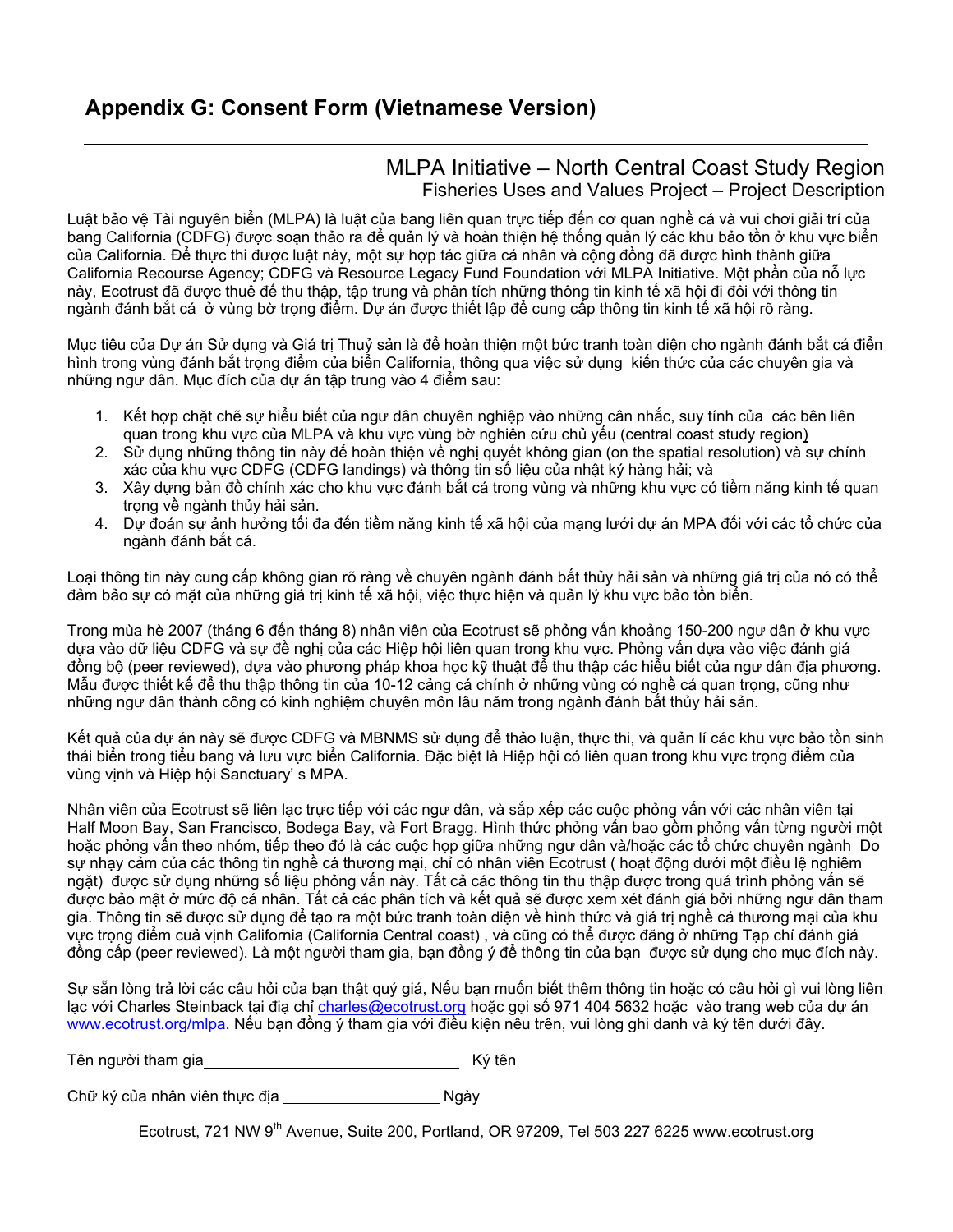## Appendix G: Consent Form (Vietnamese Version)

---

MLPA Initiative – North Central Coast Study Region
Fisheries Uses and Values Project – Project Description

Luật bảo vệ Tài nguyên biển (MLPA) là luật của bang liên quan trực tiếp đến cơ quan nghề cá và vui chơi giải trí của bang California (CDFG) được soạn thảo ra để quản lý và hoàn thiện hệ thống quản lý các khu bảo tồn ở khu vực biển của California. Để thực thi được luật này, một sự hợp tác giữa cá nhân và cộng đồng đã được hình thành giữa California Recourse Agency; CDFG và Resource Legacy Fund Foundation với MLPA Initiative. Một phần của nỗ lực này, Ecotrust đã được thuê để thu thập, tập trung và phân tích những thông tin kinh tế xã hội đi đôi với thông tin ngành đánh bắt cá ở vùng bờ trọng điểm. Dự án được thiết lập để cung cấp thông tin kinh tế xã hội rõ ràng.

Mục tiêu của Dự án Sử dụng và Giá trị Thuỷ sản là để hoàn thiện một bức tranh toàn diện cho ngành đánh bắt cá điển hình trong vùng đánh bắt trọng điểm của biển California, thông qua việc sử dụng kiến thức của các chuyên gia và những ngư dân. Mục đích của dự án tập trung vào 4 điểm sau:

1. Kết hợp chặt chẽ sự hiểu biết của ngư dân chuyên nghiệp vào những cân nhắc, suy tính của các bên liên quan trong khu vực của MLPA và khu vực vùng bờ nghiên cứu chủ yếu (central coast study region)
2. Sử dụng những thông tin này để hoàn thiện về nghị quyết không gian (on the spatial resolution) và sự chính xác của khu vực CDFG (CDFG landings) và thông tin số liệu của nhật ký hàng hải; và
3. Xây dựng bản đồ chính xác cho khu vực đánh bắt cá trong vùng và những khu vực có tiềm năng kinh tế quan trọng về ngành thủy hải sản.
4. Dự đoán sự ảnh hưởng tối đa đến tiềm năng kinh tế xã hội của mạng lưới dự án MPA đối với các tổ chức của ngành đánh bắt cá.

Loại thông tin này cung cấp không gian rõ ràng về chuyên ngành đánh bắt thủy hải sản và những giá trị của nó có thể đảm bảo sự có mặt của những giá trị kinh tế xã hội, việc thực hiện và quản lý khu vực bảo tồn biển.

Trong mùa hè 2007 (tháng 6 đến tháng 8) nhân viên của Ecotrust sẽ phỏng vấn khoảng 150-200 ngư dân ở khu vực dựa vào dữ liệu CDFG và sự đề nghị của các Hiệp hội liên quan trong khu vực. Phỏng vấn dựa vào việc đánh giá đồng bộ (peer reviewed), dựa vào phương pháp khoa học kỹ thuật để thu thập các hiểu biết của ngư dân địa phương. Mẫu được thiết kế để thu thập thông tin của 10-12 cảng cá chính ở những vùng có nghề cá quan trọng, cũng như những ngư dân thành công có kinh nghiệm chuyên môn lâu năm trong ngành đánh bắt thủy hải sản.

Kết quả của dự án này sẽ được CDFG và MBNMS sử dụng để thảo luận, thực thi, và quản lí các khu vực bảo tồn sinh thái biển trong tiểu bang và lưu vực biển California. Đặc biệt là Hiệp hội có liên quan trong khu vực trọng điểm của vùng vịnh và Hiệp hội Sanctuary' s MPA.

Nhân viên của Ecotrust sẽ liên lạc trực tiếp với các ngư dân, và sắp xếp các cuộc phỏng vấn với các nhân viên tại Half Moon Bay, San Francisco, Bodega Bay, và Fort Bragg. Hình thức phỏng vấn bao gồm phỏng vấn từng người một hoặc phỏng vấn theo nhóm, tiếp theo đó là các cuộc họp giữa những ngư dân và/hoặc các tổ chức chuyên ngành Do sự nhạy cảm của các thông tin nghề cá thương mại, chỉ có nhân viên Ecotrust ( hoạt động dưới một điều lệ nghiêm ngặt) được sử dụng những số liệu phỏng vấn này. Tất cả các thông tin thu thập được trong quá trình phỏng vấn sẽ được bảo mật ở mức độ cá nhân. Tất cả các phân tích và kết quả sẽ được xem xét đánh giá bởi những ngư dân tham gia. Thông tin sẽ được sử dụng để tạo ra một bức tranh toàn diện về hình thức và giá trị nghề cá thương mại của khu vực trọng điểm cuả vịnh California (California Central coast) , và cũng có thể được đăng ở những Tạp chí đánh giá đồng cấp (peer reviewed). Là một người tham gia, bạn đồng ý để thông tin của bạn được sử dụng cho mục đích này.

Sự sẵn lòng trả lời các câu hỏi của bạn thật quý giá, Nếu bạn muốn biết thêm thông tin hoặc có câu hỏi gì vui lòng liên lạc với Charles Steinback tại địa chỉ charles@ecotrust.org hoặc gọi số 971 404 5632 hoặc vào trang web của dự án www.ecotrust.org/mlpa. Nếu bạn đồng ý tham gia với điều kiện nêu trên, vui lòng ghi danh và ký tên dưới đây.

Tên người tham gia______________________________ Ký tên

Chữ ký của nhân viên thực địa __________________ Ngày

Ecotrust, 721 NW 9th Avenue, Suite 200, Portland, OR 97209, Tel 503 227 6225 www.ecotrust.org